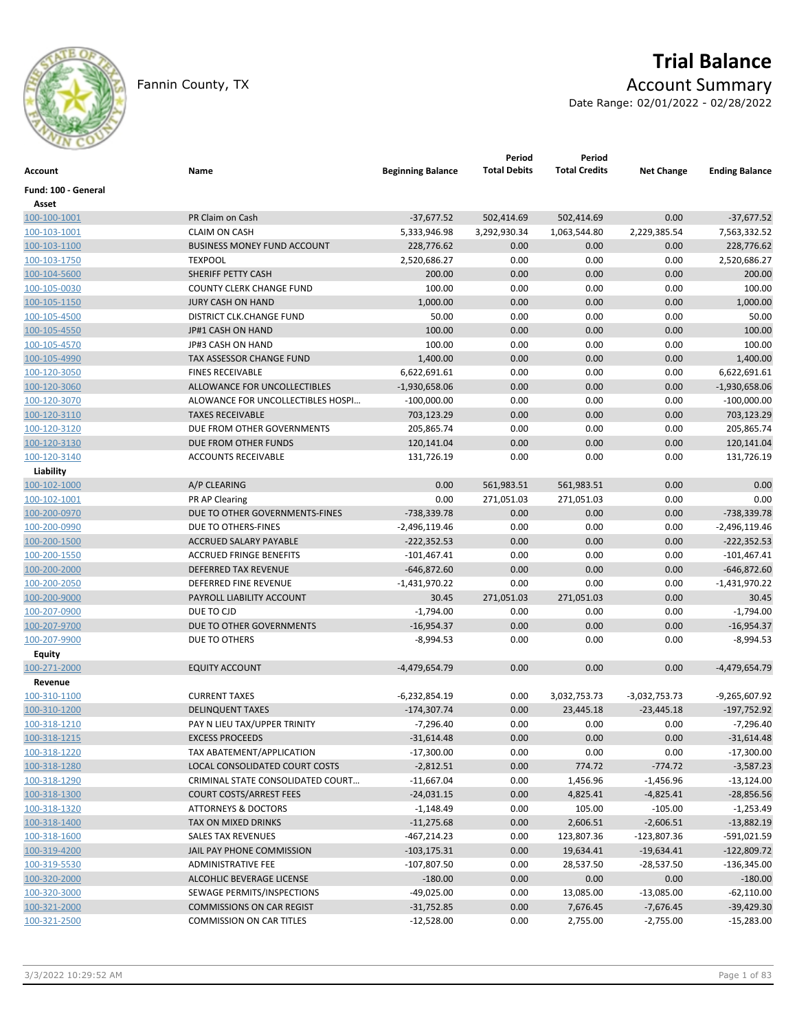# Trial Balance

Fannin County, TX

## Account Summary

Date Range: 02/01/2022 - 02/28/2022

| Account | Name | Beginning Balance | Period Total Debits | Period Total Credits | Net Change | Ending Balance |
|---|---|---|---|---|---|---|
| **Fund: 100 - General** | | | | | | |
| **Asset** | | | | | | |
| 100-100-1001 | PR Claim on Cash | -37,677.52 | 502,414.69 | 502,414.69 | 0.00 | -37,677.52 |
| 100-103-1001 | CLAIM ON CASH | 5,333,946.98 | 3,292,930.34 | 1,063,544.80 | 2,229,385.54 | 7,563,332.52 |
| 100-103-1100 | BUSINESS MONEY FUND ACCOUNT | 228,776.62 | 0.00 | 0.00 | 0.00 | 228,776.62 |
| 100-103-1750 | TEXPOOL | 2,520,686.27 | 0.00 | 0.00 | 0.00 | 2,520,686.27 |
| 100-104-5600 | SHERIFF PETTY CASH | 200.00 | 0.00 | 0.00 | 0.00 | 200.00 |
| 100-105-0030 | COUNTY CLERK CHANGE FUND | 100.00 | 0.00 | 0.00 | 0.00 | 100.00 |
| 100-105-1150 | JURY CASH ON HAND | 1,000.00 | 0.00 | 0.00 | 0.00 | 1,000.00 |
| 100-105-4500 | DISTRICT CLK.CHANGE FUND | 50.00 | 0.00 | 0.00 | 0.00 | 50.00 |
| 100-105-4550 | JP#1 CASH ON HAND | 100.00 | 0.00 | 0.00 | 0.00 | 100.00 |
| 100-105-4570 | JP#3 CASH ON HAND | 100.00 | 0.00 | 0.00 | 0.00 | 100.00 |
| 100-105-4990 | TAX ASSESSOR CHANGE FUND | 1,400.00 | 0.00 | 0.00 | 0.00 | 1,400.00 |
| 100-120-3050 | FINES RECEIVABLE | 6,622,691.61 | 0.00 | 0.00 | 0.00 | 6,622,691.61 |
| 100-120-3060 | ALLOWANCE FOR UNCOLLECTIBLES | -1,930,658.06 | 0.00 | 0.00 | 0.00 | -1,930,658.06 |
| 100-120-3070 | ALOWANCE FOR UNCOLLECTIBLES HOSPI… | -100,000.00 | 0.00 | 0.00 | 0.00 | -100,000.00 |
| 100-120-3110 | TAXES RECEIVABLE | 703,123.29 | 0.00 | 0.00 | 0.00 | 703,123.29 |
| 100-120-3120 | DUE FROM OTHER GOVERNMENTS | 205,865.74 | 0.00 | 0.00 | 0.00 | 205,865.74 |
| 100-120-3130 | DUE FROM OTHER FUNDS | 120,141.04 | 0.00 | 0.00 | 0.00 | 120,141.04 |
| 100-120-3140 | ACCOUNTS RECEIVABLE | 131,726.19 | 0.00 | 0.00 | 0.00 | 131,726.19 |
| **Liability** | | | | | | |
| 100-102-1000 | A/P CLEARING | 0.00 | 561,983.51 | 561,983.51 | 0.00 | 0.00 |
| 100-102-1001 | PR AP Clearing | 0.00 | 271,051.03 | 271,051.03 | 0.00 | 0.00 |
| 100-200-0970 | DUE TO OTHER GOVERNMENTS-FINES | -738,339.78 | 0.00 | 0.00 | 0.00 | -738,339.78 |
| 100-200-0990 | DUE TO OTHERS-FINES | -2,496,119.46 | 0.00 | 0.00 | 0.00 | -2,496,119.46 |
| 100-200-1500 | ACCRUED SALARY PAYABLE | -222,352.53 | 0.00 | 0.00 | 0.00 | -222,352.53 |
| 100-200-1550 | ACCRUED FRINGE BENEFITS | -101,467.41 | 0.00 | 0.00 | 0.00 | -101,467.41 |
| 100-200-2000 | DEFERRED TAX REVENUE | -646,872.60 | 0.00 | 0.00 | 0.00 | -646,872.60 |
| 100-200-2050 | DEFERRED FINE REVENUE | -1,431,970.22 | 0.00 | 0.00 | 0.00 | -1,431,970.22 |
| 100-200-9000 | PAYROLL LIABILITY ACCOUNT | 30.45 | 271,051.03 | 271,051.03 | 0.00 | 30.45 |
| 100-207-0900 | DUE TO CJD | -1,794.00 | 0.00 | 0.00 | 0.00 | -1,794.00 |
| 100-207-9700 | DUE TO OTHER GOVERNMENTS | -16,954.37 | 0.00 | 0.00 | 0.00 | -16,954.37 |
| 100-207-9900 | DUE TO OTHERS | -8,994.53 | 0.00 | 0.00 | 0.00 | -8,994.53 |
| **Equity** | | | | | | |
| 100-271-2000 | EQUITY ACCOUNT | -4,479,654.79 | 0.00 | 0.00 | 0.00 | -4,479,654.79 |
| **Revenue** | | | | | | |
| 100-310-1100 | CURRENT TAXES | -6,232,854.19 | 0.00 | 3,032,753.73 | -3,032,753.73 | -9,265,607.92 |
| 100-310-1200 | DELINQUENT TAXES | -174,307.74 | 0.00 | 23,445.18 | -23,445.18 | -197,752.92 |
| 100-318-1210 | PAY N LIEU TAX/UPPER TRINITY | -7,296.40 | 0.00 | 0.00 | 0.00 | -7,296.40 |
| 100-318-1215 | EXCESS PROCEEDS | -31,614.48 | 0.00 | 0.00 | 0.00 | -31,614.48 |
| 100-318-1220 | TAX ABATEMENT/APPLICATION | -17,300.00 | 0.00 | 0.00 | 0.00 | -17,300.00 |
| 100-318-1280 | LOCAL CONSOLIDATED COURT COSTS | -2,812.51 | 0.00 | 774.72 | -774.72 | -3,587.23 |
| 100-318-1290 | CRIMINAL STATE CONSOLIDATED COURT… | -11,667.04 | 0.00 | 1,456.96 | -1,456.96 | -13,124.00 |
| 100-318-1300 | COURT COSTS/ARREST FEES | -24,031.15 | 0.00 | 4,825.41 | -4,825.41 | -28,856.56 |
| 100-318-1320 | ATTORNEYS & DOCTORS | -1,148.49 | 0.00 | 105.00 | -105.00 | -1,253.49 |
| 100-318-1400 | TAX ON MIXED DRINKS | -11,275.68 | 0.00 | 2,606.51 | -2,606.51 | -13,882.19 |
| 100-318-1600 | SALES TAX REVENUES | -467,214.23 | 0.00 | 123,807.36 | -123,807.36 | -591,021.59 |
| 100-319-4200 | JAIL PAY PHONE COMMISSION | -103,175.31 | 0.00 | 19,634.41 | -19,634.41 | -122,809.72 |
| 100-319-5530 | ADMINISTRATIVE FEE | -107,807.50 | 0.00 | 28,537.50 | -28,537.50 | -136,345.00 |
| 100-320-2000 | ALCOHLIC BEVERAGE LICENSE | -180.00 | 0.00 | 0.00 | 0.00 | -180.00 |
| 100-320-3000 | SEWAGE PERMITS/INSPECTIONS | -49,025.00 | 0.00 | 13,085.00 | -13,085.00 | -62,110.00 |
| 100-321-2000 | COMMISSIONS ON CAR REGIST | -31,752.85 | 0.00 | 7,676.45 | -7,676.45 | -39,429.30 |
| 100-321-2500 | COMMISSION ON CAR TITLES | -12,528.00 | 0.00 | 2,755.00 | -2,755.00 | -15,283.00 |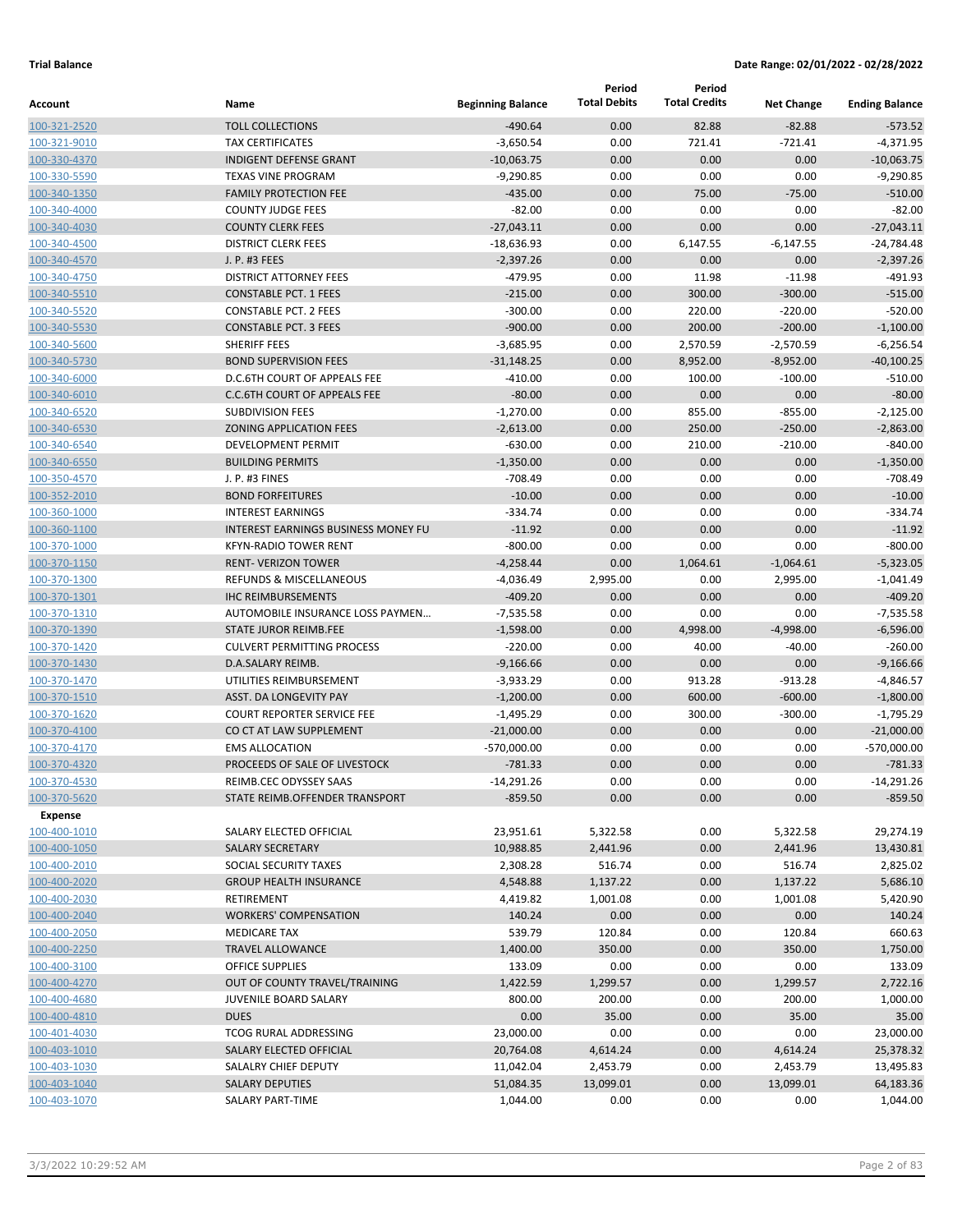**Trial Balance** **Date Range: 02/01/2022 - 02/28/2022**

| Account | Name | Beginning Balance | Period Total Debits | Period Total Credits | Net Change | Ending Balance |
|---|---|---|---|---|---|---|
| 100-321-2520 | TOLL COLLECTIONS | -490.64 | 0.00 | 82.88 | -82.88 | -573.52 |
| 100-321-9010 | TAX CERTIFICATES | -3,650.54 | 0.00 | 721.41 | -721.41 | -4,371.95 |
| 100-330-4370 | INDIGENT DEFENSE GRANT | -10,063.75 | 0.00 | 0.00 | 0.00 | -10,063.75 |
| 100-330-5590 | TEXAS VINE PROGRAM | -9,290.85 | 0.00 | 0.00 | 0.00 | -9,290.85 |
| 100-340-1350 | FAMILY PROTECTION FEE | -435.00 | 0.00 | 75.00 | -75.00 | -510.00 |
| 100-340-4000 | COUNTY JUDGE FEES | -82.00 | 0.00 | 0.00 | 0.00 | -82.00 |
| 100-340-4030 | COUNTY CLERK FEES | -27,043.11 | 0.00 | 0.00 | 0.00 | -27,043.11 |
| 100-340-4500 | DISTRICT CLERK FEES | -18,636.93 | 0.00 | 6,147.55 | -6,147.55 | -24,784.48 |
| 100-340-4570 | J. P. #3 FEES | -2,397.26 | 0.00 | 0.00 | 0.00 | -2,397.26 |
| 100-340-4750 | DISTRICT ATTORNEY FEES | -479.95 | 0.00 | 11.98 | -11.98 | -491.93 |
| 100-340-5510 | CONSTABLE PCT. 1 FEES | -215.00 | 0.00 | 300.00 | -300.00 | -515.00 |
| 100-340-5520 | CONSTABLE PCT. 2 FEES | -300.00 | 0.00 | 220.00 | -220.00 | -520.00 |
| 100-340-5530 | CONSTABLE PCT. 3 FEES | -900.00 | 0.00 | 200.00 | -200.00 | -1,100.00 |
| 100-340-5600 | SHERIFF FEES | -3,685.95 | 0.00 | 2,570.59 | -2,570.59 | -6,256.54 |
| 100-340-5730 | BOND SUPERVISION FEES | -31,148.25 | 0.00 | 8,952.00 | -8,952.00 | -40,100.25 |
| 100-340-6000 | D.C.6TH COURT OF APPEALS FEE | -410.00 | 0.00 | 100.00 | -100.00 | -510.00 |
| 100-340-6010 | C.C.6TH COURT OF APPEALS FEE | -80.00 | 0.00 | 0.00 | 0.00 | -80.00 |
| 100-340-6520 | SUBDIVISION FEES | -1,270.00 | 0.00 | 855.00 | -855.00 | -2,125.00 |
| 100-340-6530 | ZONING APPLICATION FEES | -2,613.00 | 0.00 | 250.00 | -250.00 | -2,863.00 |
| 100-340-6540 | DEVELOPMENT PERMIT | -630.00 | 0.00 | 210.00 | -210.00 | -840.00 |
| 100-340-6550 | BUILDING PERMITS | -1,350.00 | 0.00 | 0.00 | 0.00 | -1,350.00 |
| 100-350-4570 | J. P. #3 FINES | -708.49 | 0.00 | 0.00 | 0.00 | -708.49 |
| 100-352-2010 | BOND FORFEITURES | -10.00 | 0.00 | 0.00 | 0.00 | -10.00 |
| 100-360-1000 | INTEREST EARNINGS | -334.74 | 0.00 | 0.00 | 0.00 | -334.74 |
| 100-360-1100 | INTEREST EARNINGS BUSINESS MONEY FU | -11.92 | 0.00 | 0.00 | 0.00 | -11.92 |
| 100-370-1000 | KFYN-RADIO TOWER RENT | -800.00 | 0.00 | 0.00 | 0.00 | -800.00 |
| 100-370-1150 | RENT- VERIZON TOWER | -4,258.44 | 0.00 | 1,064.61 | -1,064.61 | -5,323.05 |
| 100-370-1300 | REFUNDS & MISCELLANEOUS | -4,036.49 | 2,995.00 | 0.00 | 2,995.00 | -1,041.49 |
| 100-370-1301 | IHC REIMBURSEMENTS | -409.20 | 0.00 | 0.00 | 0.00 | -409.20 |
| 100-370-1310 | AUTOMOBILE INSURANCE LOSS PAYMEN... | -7,535.58 | 0.00 | 0.00 | 0.00 | -7,535.58 |
| 100-370-1390 | STATE JUROR REIMB.FEE | -1,598.00 | 0.00 | 4,998.00 | -4,998.00 | -6,596.00 |
| 100-370-1420 | CULVERT PERMITTING PROCESS | -220.00 | 0.00 | 40.00 | -40.00 | -260.00 |
| 100-370-1430 | D.A.SALARY REIMB. | -9,166.66 | 0.00 | 0.00 | 0.00 | -9,166.66 |
| 100-370-1470 | UTILITIES REIMBURSEMENT | -3,933.29 | 0.00 | 913.28 | -913.28 | -4,846.57 |
| 100-370-1510 | ASST. DA LONGEVITY PAY | -1,200.00 | 0.00 | 600.00 | -600.00 | -1,800.00 |
| 100-370-1620 | COURT REPORTER SERVICE FEE | -1,495.29 | 0.00 | 300.00 | -300.00 | -1,795.29 |
| 100-370-4100 | CO CT AT LAW SUPPLEMENT | -21,000.00 | 0.00 | 0.00 | 0.00 | -21,000.00 |
| 100-370-4170 | EMS ALLOCATION | -570,000.00 | 0.00 | 0.00 | 0.00 | -570,000.00 |
| 100-370-4320 | PROCEEDS OF SALE OF LIVESTOCK | -781.33 | 0.00 | 0.00 | 0.00 | -781.33 |
| 100-370-4530 | REIMB.CEC ODYSSEY SAAS | -14,291.26 | 0.00 | 0.00 | 0.00 | -14,291.26 |
| 100-370-5620 | STATE REIMB.OFFENDER TRANSPORT | -859.50 | 0.00 | 0.00 | 0.00 | -859.50 |
| **Expense** | | | | | | |
| 100-400-1010 | SALARY ELECTED OFFICIAL | 23,951.61 | 5,322.58 | 0.00 | 5,322.58 | 29,274.19 |
| 100-400-1050 | SALARY SECRETARY | 10,988.85 | 2,441.96 | 0.00 | 2,441.96 | 13,430.81 |
| 100-400-2010 | SOCIAL SECURITY TAXES | 2,308.28 | 516.74 | 0.00 | 516.74 | 2,825.02 |
| 100-400-2020 | GROUP HEALTH INSURANCE | 4,548.88 | 1,137.22 | 0.00 | 1,137.22 | 5,686.10 |
| 100-400-2030 | RETIREMENT | 4,419.82 | 1,001.08 | 0.00 | 1,001.08 | 5,420.90 |
| 100-400-2040 | WORKERS' COMPENSATION | 140.24 | 0.00 | 0.00 | 0.00 | 140.24 |
| 100-400-2050 | MEDICARE TAX | 539.79 | 120.84 | 0.00 | 120.84 | 660.63 |
| 100-400-2250 | TRAVEL ALLOWANCE | 1,400.00 | 350.00 | 0.00 | 350.00 | 1,750.00 |
| 100-400-3100 | OFFICE SUPPLIES | 133.09 | 0.00 | 0.00 | 0.00 | 133.09 |
| 100-400-4270 | OUT OF COUNTY TRAVEL/TRAINING | 1,422.59 | 1,299.57 | 0.00 | 1,299.57 | 2,722.16 |
| 100-400-4680 | JUVENILE BOARD SALARY | 800.00 | 200.00 | 0.00 | 200.00 | 1,000.00 |
| 100-400-4810 | DUES | 0.00 | 35.00 | 0.00 | 35.00 | 35.00 |
| 100-401-4030 | TCOG RURAL ADDRESSING | 23,000.00 | 0.00 | 0.00 | 0.00 | 23,000.00 |
| 100-403-1010 | SALARY ELECTED OFFICIAL | 20,764.08 | 4,614.24 | 0.00 | 4,614.24 | 25,378.32 |
| 100-403-1030 | SALALRY CHIEF DEPUTY | 11,042.04 | 2,453.79 | 0.00 | 2,453.79 | 13,495.83 |
| 100-403-1040 | SALARY DEPUTIES | 51,084.35 | 13,099.01 | 0.00 | 13,099.01 | 64,183.36 |
| 100-403-1070 | SALARY PART-TIME | 1,044.00 | 0.00 | 0.00 | 0.00 | 1,044.00 |

3/3/2022 10:29:52 AM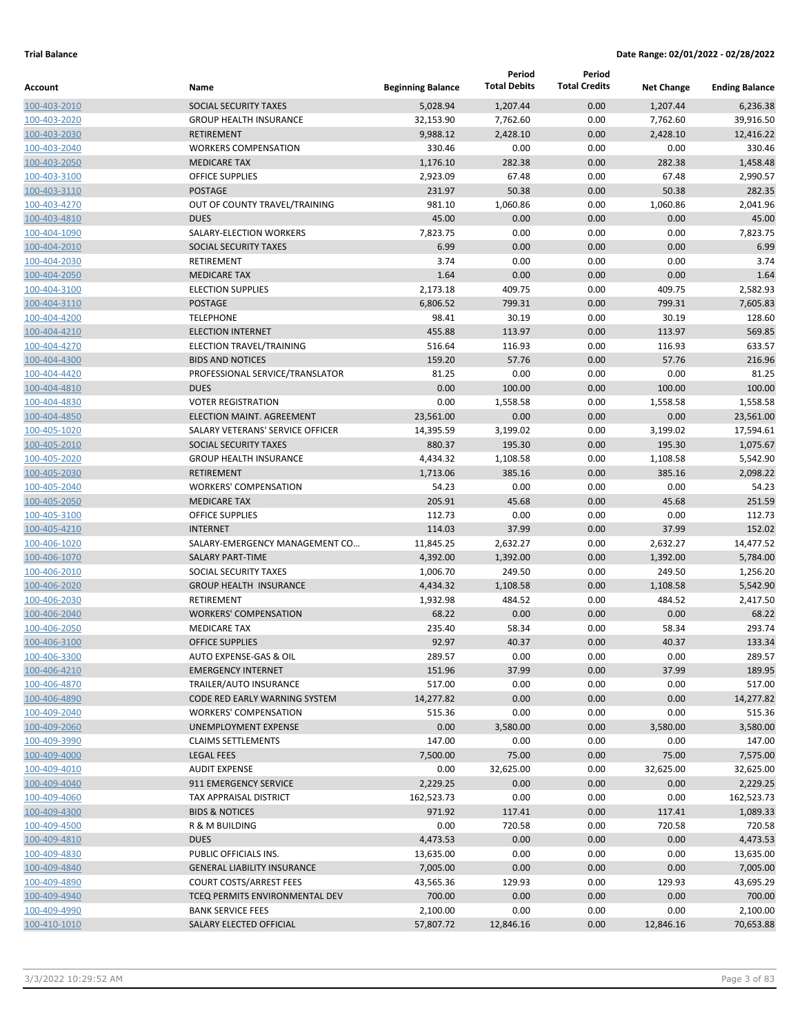**Trial Balance** **Date Range: 02/01/2022 - 02/28/2022**

| Account | Name | Beginning Balance | Period Total Debits | Period Total Credits | Net Change | Ending Balance |
|---|---|---|---|---|---|---|
| 100-403-2010 | SOCIAL SECURITY TAXES | 5,028.94 | 1,207.44 | 0.00 | 1,207.44 | 6,236.38 |
| 100-403-2020 | GROUP HEALTH INSURANCE | 32,153.90 | 7,762.60 | 0.00 | 7,762.60 | 39,916.50 |
| 100-403-2030 | RETIREMENT | 9,988.12 | 2,428.10 | 0.00 | 2,428.10 | 12,416.22 |
| 100-403-2040 | WORKERS COMPENSATION | 330.46 | 0.00 | 0.00 | 0.00 | 330.46 |
| 100-403-2050 | MEDICARE TAX | 1,176.10 | 282.38 | 0.00 | 282.38 | 1,458.48 |
| 100-403-3100 | OFFICE SUPPLIES | 2,923.09 | 67.48 | 0.00 | 67.48 | 2,990.57 |
| 100-403-3110 | POSTAGE | 231.97 | 50.38 | 0.00 | 50.38 | 282.35 |
| 100-403-4270 | OUT OF COUNTY TRAVEL/TRAINING | 981.10 | 1,060.86 | 0.00 | 1,060.86 | 2,041.96 |
| 100-403-4810 | DUES | 45.00 | 0.00 | 0.00 | 0.00 | 45.00 |
| 100-404-1090 | SALARY-ELECTION WORKERS | 7,823.75 | 0.00 | 0.00 | 0.00 | 7,823.75 |
| 100-404-2010 | SOCIAL SECURITY TAXES | 6.99 | 0.00 | 0.00 | 0.00 | 6.99 |
| 100-404-2030 | RETIREMENT | 3.74 | 0.00 | 0.00 | 0.00 | 3.74 |
| 100-404-2050 | MEDICARE TAX | 1.64 | 0.00 | 0.00 | 0.00 | 1.64 |
| 100-404-3100 | ELECTION SUPPLIES | 2,173.18 | 409.75 | 0.00 | 409.75 | 2,582.93 |
| 100-404-3110 | POSTAGE | 6,806.52 | 799.31 | 0.00 | 799.31 | 7,605.83 |
| 100-404-4200 | TELEPHONE | 98.41 | 30.19 | 0.00 | 30.19 | 128.60 |
| 100-404-4210 | ELECTION INTERNET | 455.88 | 113.97 | 0.00 | 113.97 | 569.85 |
| 100-404-4270 | ELECTION TRAVEL/TRAINING | 516.64 | 116.93 | 0.00 | 116.93 | 633.57 |
| 100-404-4300 | BIDS AND NOTICES | 159.20 | 57.76 | 0.00 | 57.76 | 216.96 |
| 100-404-4420 | PROFESSIONAL SERVICE/TRANSLATOR | 81.25 | 0.00 | 0.00 | 0.00 | 81.25 |
| 100-404-4810 | DUES | 0.00 | 100.00 | 0.00 | 100.00 | 100.00 |
| 100-404-4830 | VOTER REGISTRATION | 0.00 | 1,558.58 | 0.00 | 1,558.58 | 1,558.58 |
| 100-404-4850 | ELECTION MAINT. AGREEMENT | 23,561.00 | 0.00 | 0.00 | 0.00 | 23,561.00 |
| 100-405-1020 | SALARY VETERANS' SERVICE OFFICER | 14,395.59 | 3,199.02 | 0.00 | 3,199.02 | 17,594.61 |
| 100-405-2010 | SOCIAL SECURITY TAXES | 880.37 | 195.30 | 0.00 | 195.30 | 1,075.67 |
| 100-405-2020 | GROUP HEALTH INSURANCE | 4,434.32 | 1,108.58 | 0.00 | 1,108.58 | 5,542.90 |
| 100-405-2030 | RETIREMENT | 1,713.06 | 385.16 | 0.00 | 385.16 | 2,098.22 |
| 100-405-2040 | WORKERS' COMPENSATION | 54.23 | 0.00 | 0.00 | 0.00 | 54.23 |
| 100-405-2050 | MEDICARE TAX | 205.91 | 45.68 | 0.00 | 45.68 | 251.59 |
| 100-405-3100 | OFFICE SUPPLIES | 112.73 | 0.00 | 0.00 | 0.00 | 112.73 |
| 100-405-4210 | INTERNET | 114.03 | 37.99 | 0.00 | 37.99 | 152.02 |
| 100-406-1020 | SALARY-EMERGENCY MANAGEMENT CO... | 11,845.25 | 2,632.27 | 0.00 | 2,632.27 | 14,477.52 |
| 100-406-1070 | SALARY PART-TIME | 4,392.00 | 1,392.00 | 0.00 | 1,392.00 | 5,784.00 |
| 100-406-2010 | SOCIAL SECURITY TAXES | 1,006.70 | 249.50 | 0.00 | 249.50 | 1,256.20 |
| 100-406-2020 | GROUP HEALTH INSURANCE | 4,434.32 | 1,108.58 | 0.00 | 1,108.58 | 5,542.90 |
| 100-406-2030 | RETIREMENT | 1,932.98 | 484.52 | 0.00 | 484.52 | 2,417.50 |
| 100-406-2040 | WORKERS' COMPENSATION | 68.22 | 0.00 | 0.00 | 0.00 | 68.22 |
| 100-406-2050 | MEDICARE TAX | 235.40 | 58.34 | 0.00 | 58.34 | 293.74 |
| 100-406-3100 | OFFICE SUPPLIES | 92.97 | 40.37 | 0.00 | 40.37 | 133.34 |
| 100-406-3300 | AUTO EXPENSE-GAS & OIL | 289.57 | 0.00 | 0.00 | 0.00 | 289.57 |
| 100-406-4210 | EMERGENCY INTERNET | 151.96 | 37.99 | 0.00 | 37.99 | 189.95 |
| 100-406-4870 | TRAILER/AUTO INSURANCE | 517.00 | 0.00 | 0.00 | 0.00 | 517.00 |
| 100-406-4890 | CODE RED EARLY WARNING SYSTEM | 14,277.82 | 0.00 | 0.00 | 0.00 | 14,277.82 |
| 100-409-2040 | WORKERS' COMPENSATION | 515.36 | 0.00 | 0.00 | 0.00 | 515.36 |
| 100-409-2060 | UNEMPLOYMENT EXPENSE | 0.00 | 3,580.00 | 0.00 | 3,580.00 | 3,580.00 |
| 100-409-3990 | CLAIMS SETTLEMENTS | 147.00 | 0.00 | 0.00 | 0.00 | 147.00 |
| 100-409-4000 | LEGAL FEES | 7,500.00 | 75.00 | 0.00 | 75.00 | 7,575.00 |
| 100-409-4010 | AUDIT EXPENSE | 0.00 | 32,625.00 | 0.00 | 32,625.00 | 32,625.00 |
| 100-409-4040 | 911 EMERGENCY SERVICE | 2,229.25 | 0.00 | 0.00 | 0.00 | 2,229.25 |
| 100-409-4060 | TAX APPRAISAL DISTRICT | 162,523.73 | 0.00 | 0.00 | 0.00 | 162,523.73 |
| 100-409-4300 | BIDS & NOTICES | 971.92 | 117.41 | 0.00 | 117.41 | 1,089.33 |
| 100-409-4500 | R & M BUILDING | 0.00 | 720.58 | 0.00 | 720.58 | 720.58 |
| 100-409-4810 | DUES | 4,473.53 | 0.00 | 0.00 | 0.00 | 4,473.53 |
| 100-409-4830 | PUBLIC OFFICIALS INS. | 13,635.00 | 0.00 | 0.00 | 0.00 | 13,635.00 |
| 100-409-4840 | GENERAL LIABILITY INSURANCE | 7,005.00 | 0.00 | 0.00 | 0.00 | 7,005.00 |
| 100-409-4890 | COURT COSTS/ARREST FEES | 43,565.36 | 129.93 | 0.00 | 129.93 | 43,695.29 |
| 100-409-4940 | TCEQ PERMITS ENVIRONMENTAL DEV | 700.00 | 0.00 | 0.00 | 0.00 | 700.00 |
| 100-409-4990 | BANK SERVICE FEES | 2,100.00 | 0.00 | 0.00 | 0.00 | 2,100.00 |
| 100-410-1010 | SALARY ELECTED OFFICIAL | 57,807.72 | 12,846.16 | 0.00 | 12,846.16 | 70,653.88 |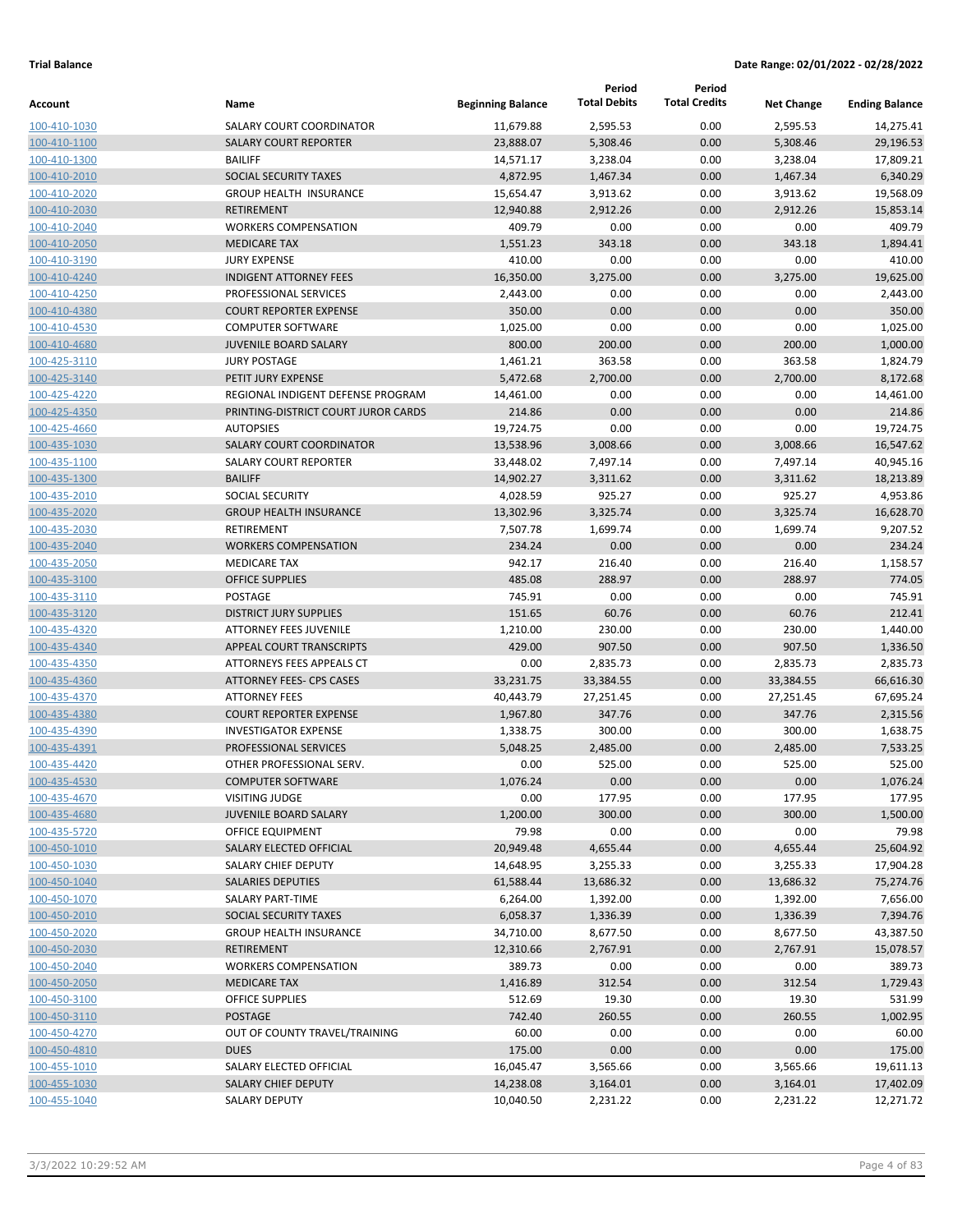**Trial Balance** **Date Range: 02/01/2022 - 02/28/2022**

| Account | Name | Beginning Balance | Period Total Debits | Period Total Credits | Net Change | Ending Balance |
|---|---|---|---|---|---|---|
| 100-410-1030 | SALARY COURT COORDINATOR | 11,679.88 | 2,595.53 | 0.00 | 2,595.53 | 14,275.41 |
| 100-410-1100 | SALARY COURT REPORTER | 23,888.07 | 5,308.46 | 0.00 | 5,308.46 | 29,196.53 |
| 100-410-1300 | BAILIFF | 14,571.17 | 3,238.04 | 0.00 | 3,238.04 | 17,809.21 |
| 100-410-2010 | SOCIAL SECURITY TAXES | 4,872.95 | 1,467.34 | 0.00 | 1,467.34 | 6,340.29 |
| 100-410-2020 | GROUP HEALTH INSURANCE | 15,654.47 | 3,913.62 | 0.00 | 3,913.62 | 19,568.09 |
| 100-410-2030 | RETIREMENT | 12,940.88 | 2,912.26 | 0.00 | 2,912.26 | 15,853.14 |
| 100-410-2040 | WORKERS COMPENSATION | 409.79 | 0.00 | 0.00 | 0.00 | 409.79 |
| 100-410-2050 | MEDICARE TAX | 1,551.23 | 343.18 | 0.00 | 343.18 | 1,894.41 |
| 100-410-3190 | JURY EXPENSE | 410.00 | 0.00 | 0.00 | 0.00 | 410.00 |
| 100-410-4240 | INDIGENT ATTORNEY FEES | 16,350.00 | 3,275.00 | 0.00 | 3,275.00 | 19,625.00 |
| 100-410-4250 | PROFESSIONAL SERVICES | 2,443.00 | 0.00 | 0.00 | 0.00 | 2,443.00 |
| 100-410-4380 | COURT REPORTER EXPENSE | 350.00 | 0.00 | 0.00 | 0.00 | 350.00 |
| 100-410-4530 | COMPUTER SOFTWARE | 1,025.00 | 0.00 | 0.00 | 0.00 | 1,025.00 |
| 100-410-4680 | JUVENILE BOARD SALARY | 800.00 | 200.00 | 0.00 | 200.00 | 1,000.00 |
| 100-425-3110 | JURY POSTAGE | 1,461.21 | 363.58 | 0.00 | 363.58 | 1,824.79 |
| 100-425-3140 | PETIT JURY EXPENSE | 5,472.68 | 2,700.00 | 0.00 | 2,700.00 | 8,172.68 |
| 100-425-4220 | REGIONAL INDIGENT DEFENSE PROGRAM | 14,461.00 | 0.00 | 0.00 | 0.00 | 14,461.00 |
| 100-425-4350 | PRINTING-DISTRICT COURT JUROR CARDS | 214.86 | 0.00 | 0.00 | 0.00 | 214.86 |
| 100-425-4660 | AUTOPSIES | 19,724.75 | 0.00 | 0.00 | 0.00 | 19,724.75 |
| 100-435-1030 | SALARY COURT COORDINATOR | 13,538.96 | 3,008.66 | 0.00 | 3,008.66 | 16,547.62 |
| 100-435-1100 | SALARY COURT REPORTER | 33,448.02 | 7,497.14 | 0.00 | 7,497.14 | 40,945.16 |
| 100-435-1300 | BAILIFF | 14,902.27 | 3,311.62 | 0.00 | 3,311.62 | 18,213.89 |
| 100-435-2010 | SOCIAL SECURITY | 4,028.59 | 925.27 | 0.00 | 925.27 | 4,953.86 |
| 100-435-2020 | GROUP HEALTH INSURANCE | 13,302.96 | 3,325.74 | 0.00 | 3,325.74 | 16,628.70 |
| 100-435-2030 | RETIREMENT | 7,507.78 | 1,699.74 | 0.00 | 1,699.74 | 9,207.52 |
| 100-435-2040 | WORKERS COMPENSATION | 234.24 | 0.00 | 0.00 | 0.00 | 234.24 |
| 100-435-2050 | MEDICARE TAX | 942.17 | 216.40 | 0.00 | 216.40 | 1,158.57 |
| 100-435-3100 | OFFICE SUPPLIES | 485.08 | 288.97 | 0.00 | 288.97 | 774.05 |
| 100-435-3110 | POSTAGE | 745.91 | 0.00 | 0.00 | 0.00 | 745.91 |
| 100-435-3120 | DISTRICT JURY SUPPLIES | 151.65 | 60.76 | 0.00 | 60.76 | 212.41 |
| 100-435-4320 | ATTORNEY FEES JUVENILE | 1,210.00 | 230.00 | 0.00 | 230.00 | 1,440.00 |
| 100-435-4340 | APPEAL COURT TRANSCRIPTS | 429.00 | 907.50 | 0.00 | 907.50 | 1,336.50 |
| 100-435-4350 | ATTORNEYS FEES APPEALS CT | 0.00 | 2,835.73 | 0.00 | 2,835.73 | 2,835.73 |
| 100-435-4360 | ATTORNEY FEES- CPS CASES | 33,231.75 | 33,384.55 | 0.00 | 33,384.55 | 66,616.30 |
| 100-435-4370 | ATTORNEY FEES | 40,443.79 | 27,251.45 | 0.00 | 27,251.45 | 67,695.24 |
| 100-435-4380 | COURT REPORTER EXPENSE | 1,967.80 | 347.76 | 0.00 | 347.76 | 2,315.56 |
| 100-435-4390 | INVESTIGATOR EXPENSE | 1,338.75 | 300.00 | 0.00 | 300.00 | 1,638.75 |
| 100-435-4391 | PROFESSIONAL SERVICES | 5,048.25 | 2,485.00 | 0.00 | 2,485.00 | 7,533.25 |
| 100-435-4420 | OTHER PROFESSIONAL SERV. | 0.00 | 525.00 | 0.00 | 525.00 | 525.00 |
| 100-435-4530 | COMPUTER SOFTWARE | 1,076.24 | 0.00 | 0.00 | 0.00 | 1,076.24 |
| 100-435-4670 | VISITING JUDGE | 0.00 | 177.95 | 0.00 | 177.95 | 177.95 |
| 100-435-4680 | JUVENILE BOARD SALARY | 1,200.00 | 300.00 | 0.00 | 300.00 | 1,500.00 |
| 100-435-5720 | OFFICE EQUIPMENT | 79.98 | 0.00 | 0.00 | 0.00 | 79.98 |
| 100-450-1010 | SALARY ELECTED OFFICIAL | 20,949.48 | 4,655.44 | 0.00 | 4,655.44 | 25,604.92 |
| 100-450-1030 | SALARY CHIEF DEPUTY | 14,648.95 | 3,255.33 | 0.00 | 3,255.33 | 17,904.28 |
| 100-450-1040 | SALARIES DEPUTIES | 61,588.44 | 13,686.32 | 0.00 | 13,686.32 | 75,274.76 |
| 100-450-1070 | SALARY PART-TIME | 6,264.00 | 1,392.00 | 0.00 | 1,392.00 | 7,656.00 |
| 100-450-2010 | SOCIAL SECURITY TAXES | 6,058.37 | 1,336.39 | 0.00 | 1,336.39 | 7,394.76 |
| 100-450-2020 | GROUP HEALTH INSURANCE | 34,710.00 | 8,677.50 | 0.00 | 8,677.50 | 43,387.50 |
| 100-450-2030 | RETIREMENT | 12,310.66 | 2,767.91 | 0.00 | 2,767.91 | 15,078.57 |
| 100-450-2040 | WORKERS COMPENSATION | 389.73 | 0.00 | 0.00 | 0.00 | 389.73 |
| 100-450-2050 | MEDICARE TAX | 1,416.89 | 312.54 | 0.00 | 312.54 | 1,729.43 |
| 100-450-3100 | OFFICE SUPPLIES | 512.69 | 19.30 | 0.00 | 19.30 | 531.99 |
| 100-450-3110 | POSTAGE | 742.40 | 260.55 | 0.00 | 260.55 | 1,002.95 |
| 100-450-4270 | OUT OF COUNTY TRAVEL/TRAINING | 60.00 | 0.00 | 0.00 | 0.00 | 60.00 |
| 100-450-4810 | DUES | 175.00 | 0.00 | 0.00 | 0.00 | 175.00 |
| 100-455-1010 | SALARY ELECTED OFFICIAL | 16,045.47 | 3,565.66 | 0.00 | 3,565.66 | 19,611.13 |
| 100-455-1030 | SALARY CHIEF DEPUTY | 14,238.08 | 3,164.01 | 0.00 | 3,164.01 | 17,402.09 |
| 100-455-1040 | SALARY DEPUTY | 10,040.50 | 2,231.22 | 0.00 | 2,231.22 | 12,271.72 |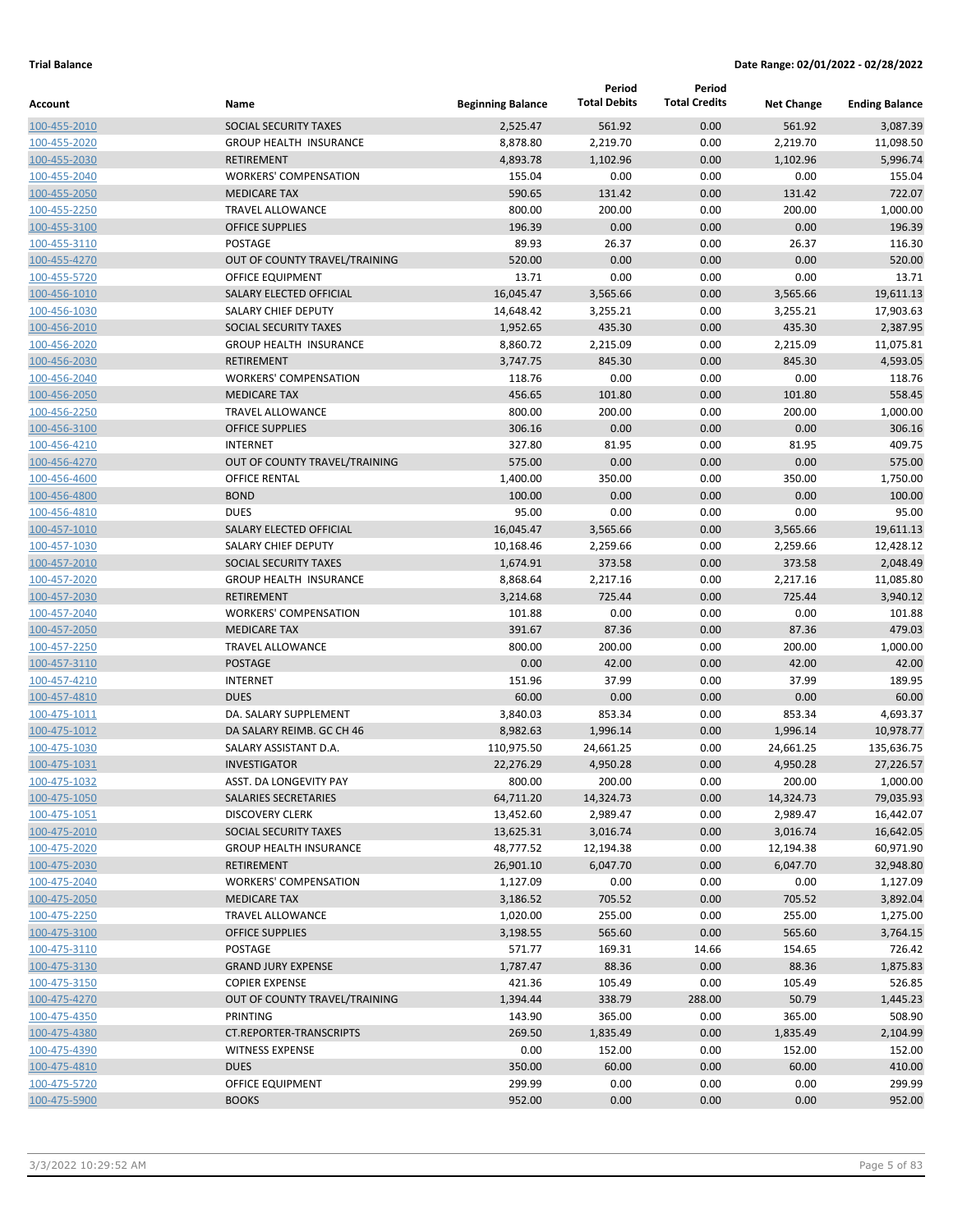**Trial Balance** **Date Range: 02/01/2022 - 02/28/2022**

| Account | Name | Beginning Balance | Period Total Debits | Period Total Credits | Net Change | Ending Balance |
|---|---|---|---|---|---|---|
| 100-455-2010 | SOCIAL SECURITY TAXES | 2,525.47 | 561.92 | 0.00 | 561.92 | 3,087.39 |
| 100-455-2020 | GROUP HEALTH INSURANCE | 8,878.80 | 2,219.70 | 0.00 | 2,219.70 | 11,098.50 |
| 100-455-2030 | RETIREMENT | 4,893.78 | 1,102.96 | 0.00 | 1,102.96 | 5,996.74 |
| 100-455-2040 | WORKERS' COMPENSATION | 155.04 | 0.00 | 0.00 | 0.00 | 155.04 |
| 100-455-2050 | MEDICARE TAX | 590.65 | 131.42 | 0.00 | 131.42 | 722.07 |
| 100-455-2250 | TRAVEL ALLOWANCE | 800.00 | 200.00 | 0.00 | 200.00 | 1,000.00 |
| 100-455-3100 | OFFICE SUPPLIES | 196.39 | 0.00 | 0.00 | 0.00 | 196.39 |
| 100-455-3110 | POSTAGE | 89.93 | 26.37 | 0.00 | 26.37 | 116.30 |
| 100-455-4270 | OUT OF COUNTY TRAVEL/TRAINING | 520.00 | 0.00 | 0.00 | 0.00 | 520.00 |
| 100-455-5720 | OFFICE EQUIPMENT | 13.71 | 0.00 | 0.00 | 0.00 | 13.71 |
| 100-456-1010 | SALARY ELECTED OFFICIAL | 16,045.47 | 3,565.66 | 0.00 | 3,565.66 | 19,611.13 |
| 100-456-1030 | SALARY CHIEF DEPUTY | 14,648.42 | 3,255.21 | 0.00 | 3,255.21 | 17,903.63 |
| 100-456-2010 | SOCIAL SECURITY TAXES | 1,952.65 | 435.30 | 0.00 | 435.30 | 2,387.95 |
| 100-456-2020 | GROUP HEALTH INSURANCE | 8,860.72 | 2,215.09 | 0.00 | 2,215.09 | 11,075.81 |
| 100-456-2030 | RETIREMENT | 3,747.75 | 845.30 | 0.00 | 845.30 | 4,593.05 |
| 100-456-2040 | WORKERS' COMPENSATION | 118.76 | 0.00 | 0.00 | 0.00 | 118.76 |
| 100-456-2050 | MEDICARE TAX | 456.65 | 101.80 | 0.00 | 101.80 | 558.45 |
| 100-456-2250 | TRAVEL ALLOWANCE | 800.00 | 200.00 | 0.00 | 200.00 | 1,000.00 |
| 100-456-3100 | OFFICE SUPPLIES | 306.16 | 0.00 | 0.00 | 0.00 | 306.16 |
| 100-456-4210 | INTERNET | 327.80 | 81.95 | 0.00 | 81.95 | 409.75 |
| 100-456-4270 | OUT OF COUNTY TRAVEL/TRAINING | 575.00 | 0.00 | 0.00 | 0.00 | 575.00 |
| 100-456-4600 | OFFICE RENTAL | 1,400.00 | 350.00 | 0.00 | 350.00 | 1,750.00 |
| 100-456-4800 | BOND | 100.00 | 0.00 | 0.00 | 0.00 | 100.00 |
| 100-456-4810 | DUES | 95.00 | 0.00 | 0.00 | 0.00 | 95.00 |
| 100-457-1010 | SALARY ELECTED OFFICIAL | 16,045.47 | 3,565.66 | 0.00 | 3,565.66 | 19,611.13 |
| 100-457-1030 | SALARY CHIEF DEPUTY | 10,168.46 | 2,259.66 | 0.00 | 2,259.66 | 12,428.12 |
| 100-457-2010 | SOCIAL SECURITY TAXES | 1,674.91 | 373.58 | 0.00 | 373.58 | 2,048.49 |
| 100-457-2020 | GROUP HEALTH INSURANCE | 8,868.64 | 2,217.16 | 0.00 | 2,217.16 | 11,085.80 |
| 100-457-2030 | RETIREMENT | 3,214.68 | 725.44 | 0.00 | 725.44 | 3,940.12 |
| 100-457-2040 | WORKERS' COMPENSATION | 101.88 | 0.00 | 0.00 | 0.00 | 101.88 |
| 100-457-2050 | MEDICARE TAX | 391.67 | 87.36 | 0.00 | 87.36 | 479.03 |
| 100-457-2250 | TRAVEL ALLOWANCE | 800.00 | 200.00 | 0.00 | 200.00 | 1,000.00 |
| 100-457-3110 | POSTAGE | 0.00 | 42.00 | 0.00 | 42.00 | 42.00 |
| 100-457-4210 | INTERNET | 151.96 | 37.99 | 0.00 | 37.99 | 189.95 |
| 100-457-4810 | DUES | 60.00 | 0.00 | 0.00 | 0.00 | 60.00 |
| 100-475-1011 | DA. SALARY SUPPLEMENT | 3,840.03 | 853.34 | 0.00 | 853.34 | 4,693.37 |
| 100-475-1012 | DA SALARY REIMB. GC CH 46 | 8,982.63 | 1,996.14 | 0.00 | 1,996.14 | 10,978.77 |
| 100-475-1030 | SALARY ASSISTANT D.A. | 110,975.50 | 24,661.25 | 0.00 | 24,661.25 | 135,636.75 |
| 100-475-1031 | INVESTIGATOR | 22,276.29 | 4,950.28 | 0.00 | 4,950.28 | 27,226.57 |
| 100-475-1032 | ASST. DA LONGEVITY PAY | 800.00 | 200.00 | 0.00 | 200.00 | 1,000.00 |
| 100-475-1050 | SALARIES SECRETARIES | 64,711.20 | 14,324.73 | 0.00 | 14,324.73 | 79,035.93 |
| 100-475-1051 | DISCOVERY CLERK | 13,452.60 | 2,989.47 | 0.00 | 2,989.47 | 16,442.07 |
| 100-475-2010 | SOCIAL SECURITY TAXES | 13,625.31 | 3,016.74 | 0.00 | 3,016.74 | 16,642.05 |
| 100-475-2020 | GROUP HEALTH INSURANCE | 48,777.52 | 12,194.38 | 0.00 | 12,194.38 | 60,971.90 |
| 100-475-2030 | RETIREMENT | 26,901.10 | 6,047.70 | 0.00 | 6,047.70 | 32,948.80 |
| 100-475-2040 | WORKERS' COMPENSATION | 1,127.09 | 0.00 | 0.00 | 0.00 | 1,127.09 |
| 100-475-2050 | MEDICARE TAX | 3,186.52 | 705.52 | 0.00 | 705.52 | 3,892.04 |
| 100-475-2250 | TRAVEL ALLOWANCE | 1,020.00 | 255.00 | 0.00 | 255.00 | 1,275.00 |
| 100-475-3100 | OFFICE SUPPLIES | 3,198.55 | 565.60 | 0.00 | 565.60 | 3,764.15 |
| 100-475-3110 | POSTAGE | 571.77 | 169.31 | 14.66 | 154.65 | 726.42 |
| 100-475-3130 | GRAND JURY EXPENSE | 1,787.47 | 88.36 | 0.00 | 88.36 | 1,875.83 |
| 100-475-3150 | COPIER EXPENSE | 421.36 | 105.49 | 0.00 | 105.49 | 526.85 |
| 100-475-4270 | OUT OF COUNTY TRAVEL/TRAINING | 1,394.44 | 338.79 | 288.00 | 50.79 | 1,445.23 |
| 100-475-4350 | PRINTING | 143.90 | 365.00 | 0.00 | 365.00 | 508.90 |
| 100-475-4380 | CT.REPORTER-TRANSCRIPTS | 269.50 | 1,835.49 | 0.00 | 1,835.49 | 2,104.99 |
| 100-475-4390 | WITNESS EXPENSE | 0.00 | 152.00 | 0.00 | 152.00 | 152.00 |
| 100-475-4810 | DUES | 350.00 | 60.00 | 0.00 | 60.00 | 410.00 |
| 100-475-5720 | OFFICE EQUIPMENT | 299.99 | 0.00 | 0.00 | 0.00 | 299.99 |
| 100-475-5900 | BOOKS | 952.00 | 0.00 | 0.00 | 0.00 | 952.00 |

3/3/2022 10:29:52 AM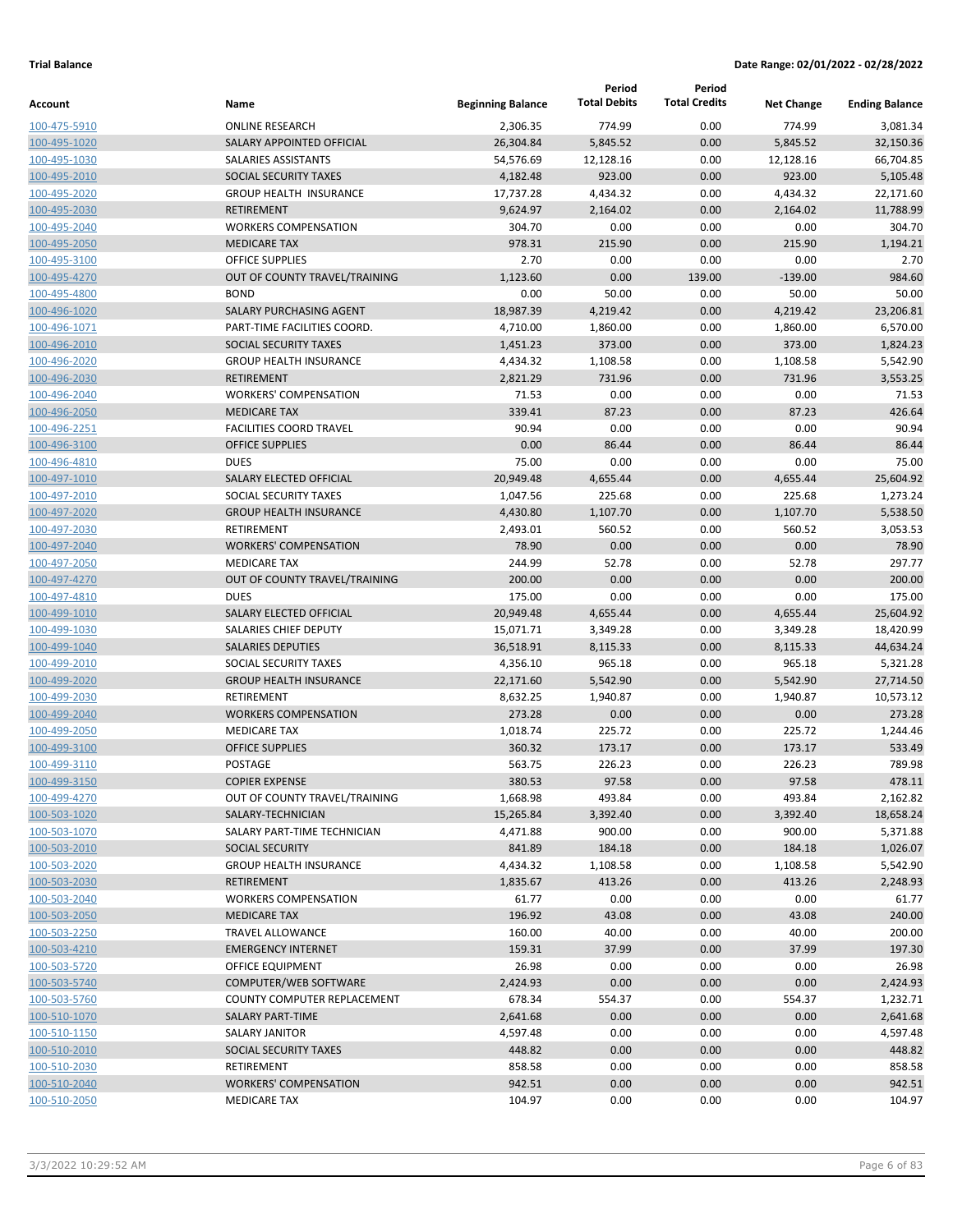**Trial Balance** **Date Range: 02/01/2022 - 02/28/2022**

| Account | Name | Beginning Balance | Period Total Debits | Period Total Credits | Net Change | Ending Balance |
|---|---|---|---|---|---|---|
| 100-475-5910 | ONLINE RESEARCH | 2,306.35 | 774.99 | 0.00 | 774.99 | 3,081.34 |
| 100-495-1020 | SALARY APPOINTED OFFICIAL | 26,304.84 | 5,845.52 | 0.00 | 5,845.52 | 32,150.36 |
| 100-495-1030 | SALARIES ASSISTANTS | 54,576.69 | 12,128.16 | 0.00 | 12,128.16 | 66,704.85 |
| 100-495-2010 | SOCIAL SECURITY TAXES | 4,182.48 | 923.00 | 0.00 | 923.00 | 5,105.48 |
| 100-495-2020 | GROUP HEALTH INSURANCE | 17,737.28 | 4,434.32 | 0.00 | 4,434.32 | 22,171.60 |
| 100-495-2030 | RETIREMENT | 9,624.97 | 2,164.02 | 0.00 | 2,164.02 | 11,788.99 |
| 100-495-2040 | WORKERS COMPENSATION | 304.70 | 0.00 | 0.00 | 0.00 | 304.70 |
| 100-495-2050 | MEDICARE TAX | 978.31 | 215.90 | 0.00 | 215.90 | 1,194.21 |
| 100-495-3100 | OFFICE SUPPLIES | 2.70 | 0.00 | 0.00 | 0.00 | 2.70 |
| 100-495-4270 | OUT OF COUNTY TRAVEL/TRAINING | 1,123.60 | 0.00 | 139.00 | -139.00 | 984.60 |
| 100-495-4800 | BOND | 0.00 | 50.00 | 0.00 | 50.00 | 50.00 |
| 100-496-1020 | SALARY PURCHASING AGENT | 18,987.39 | 4,219.42 | 0.00 | 4,219.42 | 23,206.81 |
| 100-496-1071 | PART-TIME FACILITIES COORD. | 4,710.00 | 1,860.00 | 0.00 | 1,860.00 | 6,570.00 |
| 100-496-2010 | SOCIAL SECURITY TAXES | 1,451.23 | 373.00 | 0.00 | 373.00 | 1,824.23 |
| 100-496-2020 | GROUP HEALTH INSURANCE | 4,434.32 | 1,108.58 | 0.00 | 1,108.58 | 5,542.90 |
| 100-496-2030 | RETIREMENT | 2,821.29 | 731.96 | 0.00 | 731.96 | 3,553.25 |
| 100-496-2040 | WORKERS' COMPENSATION | 71.53 | 0.00 | 0.00 | 0.00 | 71.53 |
| 100-496-2050 | MEDICARE TAX | 339.41 | 87.23 | 0.00 | 87.23 | 426.64 |
| 100-496-2251 | FACILITIES COORD TRAVEL | 90.94 | 0.00 | 0.00 | 0.00 | 90.94 |
| 100-496-3100 | OFFICE SUPPLIES | 0.00 | 86.44 | 0.00 | 86.44 | 86.44 |
| 100-496-4810 | DUES | 75.00 | 0.00 | 0.00 | 0.00 | 75.00 |
| 100-497-1010 | SALARY ELECTED OFFICIAL | 20,949.48 | 4,655.44 | 0.00 | 4,655.44 | 25,604.92 |
| 100-497-2010 | SOCIAL SECURITY TAXES | 1,047.56 | 225.68 | 0.00 | 225.68 | 1,273.24 |
| 100-497-2020 | GROUP HEALTH INSURANCE | 4,430.80 | 1,107.70 | 0.00 | 1,107.70 | 5,538.50 |
| 100-497-2030 | RETIREMENT | 2,493.01 | 560.52 | 0.00 | 560.52 | 3,053.53 |
| 100-497-2040 | WORKERS' COMPENSATION | 78.90 | 0.00 | 0.00 | 0.00 | 78.90 |
| 100-497-2050 | MEDICARE TAX | 244.99 | 52.78 | 0.00 | 52.78 | 297.77 |
| 100-497-4270 | OUT OF COUNTY TRAVEL/TRAINING | 200.00 | 0.00 | 0.00 | 0.00 | 200.00 |
| 100-497-4810 | DUES | 175.00 | 0.00 | 0.00 | 0.00 | 175.00 |
| 100-499-1010 | SALARY ELECTED OFFICIAL | 20,949.48 | 4,655.44 | 0.00 | 4,655.44 | 25,604.92 |
| 100-499-1030 | SALARIES CHIEF DEPUTY | 15,071.71 | 3,349.28 | 0.00 | 3,349.28 | 18,420.99 |
| 100-499-1040 | SALARIES DEPUTIES | 36,518.91 | 8,115.33 | 0.00 | 8,115.33 | 44,634.24 |
| 100-499-2010 | SOCIAL SECURITY TAXES | 4,356.10 | 965.18 | 0.00 | 965.18 | 5,321.28 |
| 100-499-2020 | GROUP HEALTH INSURANCE | 22,171.60 | 5,542.90 | 0.00 | 5,542.90 | 27,714.50 |
| 100-499-2030 | RETIREMENT | 8,632.25 | 1,940.87 | 0.00 | 1,940.87 | 10,573.12 |
| 100-499-2040 | WORKERS COMPENSATION | 273.28 | 0.00 | 0.00 | 0.00 | 273.28 |
| 100-499-2050 | MEDICARE TAX | 1,018.74 | 225.72 | 0.00 | 225.72 | 1,244.46 |
| 100-499-3100 | OFFICE SUPPLIES | 360.32 | 173.17 | 0.00 | 173.17 | 533.49 |
| 100-499-3110 | POSTAGE | 563.75 | 226.23 | 0.00 | 226.23 | 789.98 |
| 100-499-3150 | COPIER EXPENSE | 380.53 | 97.58 | 0.00 | 97.58 | 478.11 |
| 100-499-4270 | OUT OF COUNTY TRAVEL/TRAINING | 1,668.98 | 493.84 | 0.00 | 493.84 | 2,162.82 |
| 100-503-1020 | SALARY-TECHNICIAN | 15,265.84 | 3,392.40 | 0.00 | 3,392.40 | 18,658.24 |
| 100-503-1070 | SALARY PART-TIME TECHNICIAN | 4,471.88 | 900.00 | 0.00 | 900.00 | 5,371.88 |
| 100-503-2010 | SOCIAL SECURITY | 841.89 | 184.18 | 0.00 | 184.18 | 1,026.07 |
| 100-503-2020 | GROUP HEALTH INSURANCE | 4,434.32 | 1,108.58 | 0.00 | 1,108.58 | 5,542.90 |
| 100-503-2030 | RETIREMENT | 1,835.67 | 413.26 | 0.00 | 413.26 | 2,248.93 |
| 100-503-2040 | WORKERS COMPENSATION | 61.77 | 0.00 | 0.00 | 0.00 | 61.77 |
| 100-503-2050 | MEDICARE TAX | 196.92 | 43.08 | 0.00 | 43.08 | 240.00 |
| 100-503-2250 | TRAVEL ALLOWANCE | 160.00 | 40.00 | 0.00 | 40.00 | 200.00 |
| 100-503-4210 | EMERGENCY INTERNET | 159.31 | 37.99 | 0.00 | 37.99 | 197.30 |
| 100-503-5720 | OFFICE EQUIPMENT | 26.98 | 0.00 | 0.00 | 0.00 | 26.98 |
| 100-503-5740 | COMPUTER/WEB SOFTWARE | 2,424.93 | 0.00 | 0.00 | 0.00 | 2,424.93 |
| 100-503-5760 | COUNTY COMPUTER REPLACEMENT | 678.34 | 554.37 | 0.00 | 554.37 | 1,232.71 |
| 100-510-1070 | SALARY PART-TIME | 2,641.68 | 0.00 | 0.00 | 0.00 | 2,641.68 |
| 100-510-1150 | SALARY JANITOR | 4,597.48 | 0.00 | 0.00 | 0.00 | 4,597.48 |
| 100-510-2010 | SOCIAL SECURITY TAXES | 448.82 | 0.00 | 0.00 | 0.00 | 448.82 |
| 100-510-2030 | RETIREMENT | 858.58 | 0.00 | 0.00 | 0.00 | 858.58 |
| 100-510-2040 | WORKERS' COMPENSATION | 942.51 | 0.00 | 0.00 | 0.00 | 942.51 |
| 100-510-2050 | MEDICARE TAX | 104.97 | 0.00 | 0.00 | 0.00 | 104.97 |

3/3/2022 10:29:52 AM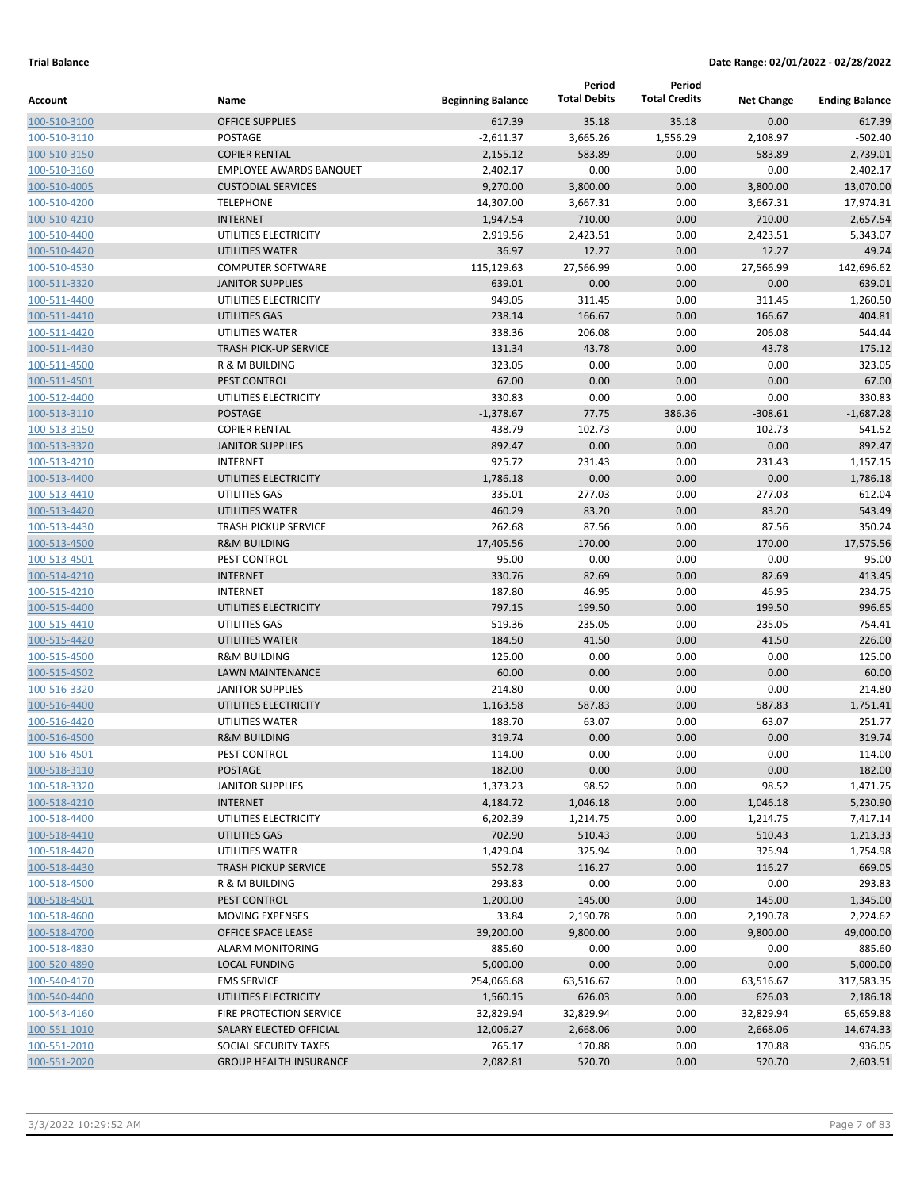**Trial Balance** **Date Range: 02/01/2022 - 02/28/2022**

| Account | Name | Beginning Balance | Period Total Debits | Period Total Credits | Net Change | Ending Balance |
|---|---|---|---|---|---|---|
| 100-510-3100 | OFFICE SUPPLIES | 617.39 | 35.18 | 35.18 | 0.00 | 617.39 |
| 100-510-3110 | POSTAGE | -2,611.37 | 3,665.26 | 1,556.29 | 2,108.97 | -502.40 |
| 100-510-3150 | COPIER RENTAL | 2,155.12 | 583.89 | 0.00 | 583.89 | 2,739.01 |
| 100-510-3160 | EMPLOYEE AWARDS BANQUET | 2,402.17 | 0.00 | 0.00 | 0.00 | 2,402.17 |
| 100-510-4005 | CUSTODIAL SERVICES | 9,270.00 | 3,800.00 | 0.00 | 3,800.00 | 13,070.00 |
| 100-510-4200 | TELEPHONE | 14,307.00 | 3,667.31 | 0.00 | 3,667.31 | 17,974.31 |
| 100-510-4210 | INTERNET | 1,947.54 | 710.00 | 0.00 | 710.00 | 2,657.54 |
| 100-510-4400 | UTILITIES ELECTRICITY | 2,919.56 | 2,423.51 | 0.00 | 2,423.51 | 5,343.07 |
| 100-510-4420 | UTILITIES WATER | 36.97 | 12.27 | 0.00 | 12.27 | 49.24 |
| 100-510-4530 | COMPUTER SOFTWARE | 115,129.63 | 27,566.99 | 0.00 | 27,566.99 | 142,696.62 |
| 100-511-3320 | JANITOR SUPPLIES | 639.01 | 0.00 | 0.00 | 0.00 | 639.01 |
| 100-511-4400 | UTILITIES ELECTRICITY | 949.05 | 311.45 | 0.00 | 311.45 | 1,260.50 |
| 100-511-4410 | UTILITIES GAS | 238.14 | 166.67 | 0.00 | 166.67 | 404.81 |
| 100-511-4420 | UTILITIES WATER | 338.36 | 206.08 | 0.00 | 206.08 | 544.44 |
| 100-511-4430 | TRASH PICK-UP SERVICE | 131.34 | 43.78 | 0.00 | 43.78 | 175.12 |
| 100-511-4500 | R & M BUILDING | 323.05 | 0.00 | 0.00 | 0.00 | 323.05 |
| 100-511-4501 | PEST CONTROL | 67.00 | 0.00 | 0.00 | 0.00 | 67.00 |
| 100-512-4400 | UTILITIES ELECTRICITY | 330.83 | 0.00 | 0.00 | 0.00 | 330.83 |
| 100-513-3110 | POSTAGE | -1,378.67 | 77.75 | 386.36 | -308.61 | -1,687.28 |
| 100-513-3150 | COPIER RENTAL | 438.79 | 102.73 | 0.00 | 102.73 | 541.52 |
| 100-513-3320 | JANITOR SUPPLIES | 892.47 | 0.00 | 0.00 | 0.00 | 892.47 |
| 100-513-4210 | INTERNET | 925.72 | 231.43 | 0.00 | 231.43 | 1,157.15 |
| 100-513-4400 | UTILITIES ELECTRICITY | 1,786.18 | 0.00 | 0.00 | 0.00 | 1,786.18 |
| 100-513-4410 | UTILITIES GAS | 335.01 | 277.03 | 0.00 | 277.03 | 612.04 |
| 100-513-4420 | UTILITIES WATER | 460.29 | 83.20 | 0.00 | 83.20 | 543.49 |
| 100-513-4430 | TRASH PICKUP SERVICE | 262.68 | 87.56 | 0.00 | 87.56 | 350.24 |
| 100-513-4500 | R&M BUILDING | 17,405.56 | 170.00 | 0.00 | 170.00 | 17,575.56 |
| 100-513-4501 | PEST CONTROL | 95.00 | 0.00 | 0.00 | 0.00 | 95.00 |
| 100-514-4210 | INTERNET | 330.76 | 82.69 | 0.00 | 82.69 | 413.45 |
| 100-515-4210 | INTERNET | 187.80 | 46.95 | 0.00 | 46.95 | 234.75 |
| 100-515-4400 | UTILITIES ELECTRICITY | 797.15 | 199.50 | 0.00 | 199.50 | 996.65 |
| 100-515-4410 | UTILITIES GAS | 519.36 | 235.05 | 0.00 | 235.05 | 754.41 |
| 100-515-4420 | UTILITIES WATER | 184.50 | 41.50 | 0.00 | 41.50 | 226.00 |
| 100-515-4500 | R&M BUILDING | 125.00 | 0.00 | 0.00 | 0.00 | 125.00 |
| 100-515-4502 | LAWN MAINTENANCE | 60.00 | 0.00 | 0.00 | 0.00 | 60.00 |
| 100-516-3320 | JANITOR SUPPLIES | 214.80 | 0.00 | 0.00 | 0.00 | 214.80 |
| 100-516-4400 | UTILITIES ELECTRICITY | 1,163.58 | 587.83 | 0.00 | 587.83 | 1,751.41 |
| 100-516-4420 | UTILITIES WATER | 188.70 | 63.07 | 0.00 | 63.07 | 251.77 |
| 100-516-4500 | R&M BUILDING | 319.74 | 0.00 | 0.00 | 0.00 | 319.74 |
| 100-516-4501 | PEST CONTROL | 114.00 | 0.00 | 0.00 | 0.00 | 114.00 |
| 100-518-3110 | POSTAGE | 182.00 | 0.00 | 0.00 | 0.00 | 182.00 |
| 100-518-3320 | JANITOR SUPPLIES | 1,373.23 | 98.52 | 0.00 | 98.52 | 1,471.75 |
| 100-518-4210 | INTERNET | 4,184.72 | 1,046.18 | 0.00 | 1,046.18 | 5,230.90 |
| 100-518-4400 | UTILITIES ELECTRICITY | 6,202.39 | 1,214.75 | 0.00 | 1,214.75 | 7,417.14 |
| 100-518-4410 | UTILITIES GAS | 702.90 | 510.43 | 0.00 | 510.43 | 1,213.33 |
| 100-518-4420 | UTILITIES WATER | 1,429.04 | 325.94 | 0.00 | 325.94 | 1,754.98 |
| 100-518-4430 | TRASH PICKUP SERVICE | 552.78 | 116.27 | 0.00 | 116.27 | 669.05 |
| 100-518-4500 | R & M BUILDING | 293.83 | 0.00 | 0.00 | 0.00 | 293.83 |
| 100-518-4501 | PEST CONTROL | 1,200.00 | 145.00 | 0.00 | 145.00 | 1,345.00 |
| 100-518-4600 | MOVING EXPENSES | 33.84 | 2,190.78 | 0.00 | 2,190.78 | 2,224.62 |
| 100-518-4700 | OFFICE SPACE LEASE | 39,200.00 | 9,800.00 | 0.00 | 9,800.00 | 49,000.00 |
| 100-518-4830 | ALARM MONITORING | 885.60 | 0.00 | 0.00 | 0.00 | 885.60 |
| 100-520-4890 | LOCAL FUNDING | 5,000.00 | 0.00 | 0.00 | 0.00 | 5,000.00 |
| 100-540-4170 | EMS SERVICE | 254,066.68 | 63,516.67 | 0.00 | 63,516.67 | 317,583.35 |
| 100-540-4400 | UTILITIES ELECTRICITY | 1,560.15 | 626.03 | 0.00 | 626.03 | 2,186.18 |
| 100-543-4160 | FIRE PROTECTION SERVICE | 32,829.94 | 32,829.94 | 0.00 | 32,829.94 | 65,659.88 |
| 100-551-1010 | SALARY ELECTED OFFICIAL | 12,006.27 | 2,668.06 | 0.00 | 2,668.06 | 14,674.33 |
| 100-551-2010 | SOCIAL SECURITY TAXES | 765.17 | 170.88 | 0.00 | 170.88 | 936.05 |
| 100-551-2020 | GROUP HEALTH INSURANCE | 2,082.81 | 520.70 | 0.00 | 520.70 | 2,603.51 |

3/3/2022 10:29:52 AM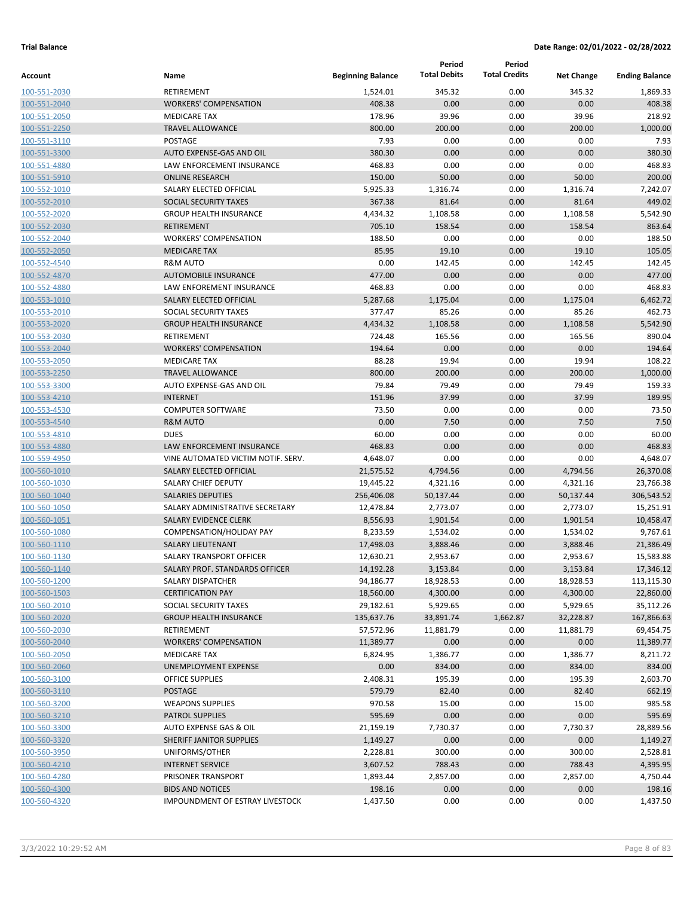**Trial Balance** **Date Range: 02/01/2022 - 02/28/2022**

| Account | Name | Beginning Balance | Period Total Debits | Period Total Credits | Net Change | Ending Balance |
|---|---|---|---|---|---|---|
| 100-551-2030 | RETIREMENT | 1,524.01 | 345.32 | 0.00 | 345.32 | 1,869.33 |
| 100-551-2040 | WORKERS' COMPENSATION | 408.38 | 0.00 | 0.00 | 0.00 | 408.38 |
| 100-551-2050 | MEDICARE TAX | 178.96 | 39.96 | 0.00 | 39.96 | 218.92 |
| 100-551-2250 | TRAVEL ALLOWANCE | 800.00 | 200.00 | 0.00 | 200.00 | 1,000.00 |
| 100-551-3110 | POSTAGE | 7.93 | 0.00 | 0.00 | 0.00 | 7.93 |
| 100-551-3300 | AUTO EXPENSE-GAS AND OIL | 380.30 | 0.00 | 0.00 | 0.00 | 380.30 |
| 100-551-4880 | LAW ENFORCEMENT INSURANCE | 468.83 | 0.00 | 0.00 | 0.00 | 468.83 |
| 100-551-5910 | ONLINE RESEARCH | 150.00 | 50.00 | 0.00 | 50.00 | 200.00 |
| 100-552-1010 | SALARY ELECTED OFFICIAL | 5,925.33 | 1,316.74 | 0.00 | 1,316.74 | 7,242.07 |
| 100-552-2010 | SOCIAL SECURITY TAXES | 367.38 | 81.64 | 0.00 | 81.64 | 449.02 |
| 100-552-2020 | GROUP HEALTH INSURANCE | 4,434.32 | 1,108.58 | 0.00 | 1,108.58 | 5,542.90 |
| 100-552-2030 | RETIREMENT | 705.10 | 158.54 | 0.00 | 158.54 | 863.64 |
| 100-552-2040 | WORKERS' COMPENSATION | 188.50 | 0.00 | 0.00 | 0.00 | 188.50 |
| 100-552-2050 | MEDICARE TAX | 85.95 | 19.10 | 0.00 | 19.10 | 105.05 |
| 100-552-4540 | R&M AUTO | 0.00 | 142.45 | 0.00 | 142.45 | 142.45 |
| 100-552-4870 | AUTOMOBILE INSURANCE | 477.00 | 0.00 | 0.00 | 0.00 | 477.00 |
| 100-552-4880 | LAW ENFOREMENT INSURANCE | 468.83 | 0.00 | 0.00 | 0.00 | 468.83 |
| 100-553-1010 | SALARY ELECTED OFFICIAL | 5,287.68 | 1,175.04 | 0.00 | 1,175.04 | 6,462.72 |
| 100-553-2010 | SOCIAL SECURITY TAXES | 377.47 | 85.26 | 0.00 | 85.26 | 462.73 |
| 100-553-2020 | GROUP HEALTH INSURANCE | 4,434.32 | 1,108.58 | 0.00 | 1,108.58 | 5,542.90 |
| 100-553-2030 | RETIREMENT | 724.48 | 165.56 | 0.00 | 165.56 | 890.04 |
| 100-553-2040 | WORKERS' COMPENSATION | 194.64 | 0.00 | 0.00 | 0.00 | 194.64 |
| 100-553-2050 | MEDICARE TAX | 88.28 | 19.94 | 0.00 | 19.94 | 108.22 |
| 100-553-2250 | TRAVEL ALLOWANCE | 800.00 | 200.00 | 0.00 | 200.00 | 1,000.00 |
| 100-553-3300 | AUTO EXPENSE-GAS AND OIL | 79.84 | 79.49 | 0.00 | 79.49 | 159.33 |
| 100-553-4210 | INTERNET | 151.96 | 37.99 | 0.00 | 37.99 | 189.95 |
| 100-553-4530 | COMPUTER SOFTWARE | 73.50 | 0.00 | 0.00 | 0.00 | 73.50 |
| 100-553-4540 | R&M AUTO | 0.00 | 7.50 | 0.00 | 7.50 | 7.50 |
| 100-553-4810 | DUES | 60.00 | 0.00 | 0.00 | 0.00 | 60.00 |
| 100-553-4880 | LAW ENFORCEMENT INSURANCE | 468.83 | 0.00 | 0.00 | 0.00 | 468.83 |
| 100-559-4950 | VINE AUTOMATED VICTIM NOTIF. SERV. | 4,648.07 | 0.00 | 0.00 | 0.00 | 4,648.07 |
| 100-560-1010 | SALARY ELECTED OFFICIAL | 21,575.52 | 4,794.56 | 0.00 | 4,794.56 | 26,370.08 |
| 100-560-1030 | SALARY CHIEF DEPUTY | 19,445.22 | 4,321.16 | 0.00 | 4,321.16 | 23,766.38 |
| 100-560-1040 | SALARIES DEPUTIES | 256,406.08 | 50,137.44 | 0.00 | 50,137.44 | 306,543.52 |
| 100-560-1050 | SALARY ADMINISTRATIVE SECRETARY | 12,478.84 | 2,773.07 | 0.00 | 2,773.07 | 15,251.91 |
| 100-560-1051 | SALARY EVIDENCE CLERK | 8,556.93 | 1,901.54 | 0.00 | 1,901.54 | 10,458.47 |
| 100-560-1080 | COMPENSATION/HOLIDAY PAY | 8,233.59 | 1,534.02 | 0.00 | 1,534.02 | 9,767.61 |
| 100-560-1110 | SALARY LIEUTENANT | 17,498.03 | 3,888.46 | 0.00 | 3,888.46 | 21,386.49 |
| 100-560-1130 | SALARY TRANSPORT OFFICER | 12,630.21 | 2,953.67 | 0.00 | 2,953.67 | 15,583.88 |
| 100-560-1140 | SALARY PROF. STANDARDS OFFICER | 14,192.28 | 3,153.84 | 0.00 | 3,153.84 | 17,346.12 |
| 100-560-1200 | SALARY DISPATCHER | 94,186.77 | 18,928.53 | 0.00 | 18,928.53 | 113,115.30 |
| 100-560-1503 | CERTIFICATION PAY | 18,560.00 | 4,300.00 | 0.00 | 4,300.00 | 22,860.00 |
| 100-560-2010 | SOCIAL SECURITY TAXES | 29,182.61 | 5,929.65 | 0.00 | 5,929.65 | 35,112.26 |
| 100-560-2020 | GROUP HEALTH INSURANCE | 135,637.76 | 33,891.74 | 1,662.87 | 32,228.87 | 167,866.63 |
| 100-560-2030 | RETIREMENT | 57,572.96 | 11,881.79 | 0.00 | 11,881.79 | 69,454.75 |
| 100-560-2040 | WORKERS' COMPENSATION | 11,389.77 | 0.00 | 0.00 | 0.00 | 11,389.77 |
| 100-560-2050 | MEDICARE TAX | 6,824.95 | 1,386.77 | 0.00 | 1,386.77 | 8,211.72 |
| 100-560-2060 | UNEMPLOYMENT EXPENSE | 0.00 | 834.00 | 0.00 | 834.00 | 834.00 |
| 100-560-3100 | OFFICE SUPPLIES | 2,408.31 | 195.39 | 0.00 | 195.39 | 2,603.70 |
| 100-560-3110 | POSTAGE | 579.79 | 82.40 | 0.00 | 82.40 | 662.19 |
| 100-560-3200 | WEAPONS SUPPLIES | 970.58 | 15.00 | 0.00 | 15.00 | 985.58 |
| 100-560-3210 | PATROL SUPPLIES | 595.69 | 0.00 | 0.00 | 0.00 | 595.69 |
| 100-560-3300 | AUTO EXPENSE GAS & OIL | 21,159.19 | 7,730.37 | 0.00 | 7,730.37 | 28,889.56 |
| 100-560-3320 | SHERIFF JANITOR SUPPLIES | 1,149.27 | 0.00 | 0.00 | 0.00 | 1,149.27 |
| 100-560-3950 | UNIFORMS/OTHER | 2,228.81 | 300.00 | 0.00 | 300.00 | 2,528.81 |
| 100-560-4210 | INTERNET SERVICE | 3,607.52 | 788.43 | 0.00 | 788.43 | 4,395.95 |
| 100-560-4280 | PRISONER TRANSPORT | 1,893.44 | 2,857.00 | 0.00 | 2,857.00 | 4,750.44 |
| 100-560-4300 | BIDS AND NOTICES | 198.16 | 0.00 | 0.00 | 0.00 | 198.16 |
| 100-560-4320 | IMPOUNDMENT OF ESTRAY LIVESTOCK | 1,437.50 | 0.00 | 0.00 | 0.00 | 1,437.50 |

3/3/2022 10:29:52 AM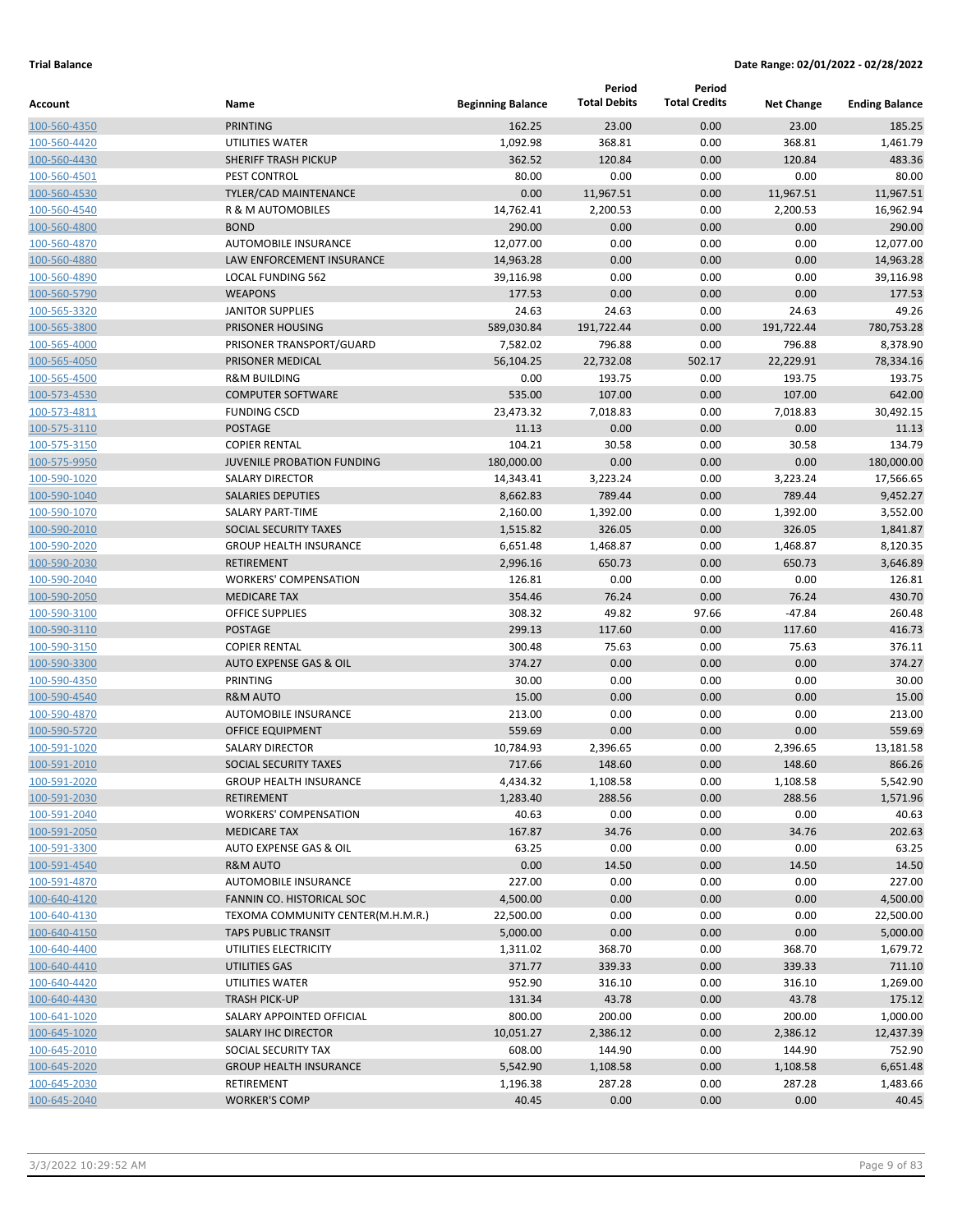**Trial Balance** **Date Range: 02/01/2022 - 02/28/2022**

| Account | Name | Beginning Balance | Period Total Debits | Period Total Credits | Net Change | Ending Balance |
|---|---|---|---|---|---|---|
| 100-560-4350 | PRINTING | 162.25 | 23.00 | 0.00 | 23.00 | 185.25 |
| 100-560-4420 | UTILITIES WATER | 1,092.98 | 368.81 | 0.00 | 368.81 | 1,461.79 |
| 100-560-4430 | SHERIFF TRASH PICKUP | 362.52 | 120.84 | 0.00 | 120.84 | 483.36 |
| 100-560-4501 | PEST CONTROL | 80.00 | 0.00 | 0.00 | 0.00 | 80.00 |
| 100-560-4530 | TYLER/CAD MAINTENANCE | 0.00 | 11,967.51 | 0.00 | 11,967.51 | 11,967.51 |
| 100-560-4540 | R & M AUTOMOBILES | 14,762.41 | 2,200.53 | 0.00 | 2,200.53 | 16,962.94 |
| 100-560-4800 | BOND | 290.00 | 0.00 | 0.00 | 0.00 | 290.00 |
| 100-560-4870 | AUTOMOBILE INSURANCE | 12,077.00 | 0.00 | 0.00 | 0.00 | 12,077.00 |
| 100-560-4880 | LAW ENFORCEMENT INSURANCE | 14,963.28 | 0.00 | 0.00 | 0.00 | 14,963.28 |
| 100-560-4890 | LOCAL FUNDING 562 | 39,116.98 | 0.00 | 0.00 | 0.00 | 39,116.98 |
| 100-560-5790 | WEAPONS | 177.53 | 0.00 | 0.00 | 0.00 | 177.53 |
| 100-565-3320 | JANITOR SUPPLIES | 24.63 | 24.63 | 0.00 | 24.63 | 49.26 |
| 100-565-3800 | PRISONER HOUSING | 589,030.84 | 191,722.44 | 0.00 | 191,722.44 | 780,753.28 |
| 100-565-4000 | PRISONER TRANSPORT/GUARD | 7,582.02 | 796.88 | 0.00 | 796.88 | 8,378.90 |
| 100-565-4050 | PRISONER MEDICAL | 56,104.25 | 22,732.08 | 502.17 | 22,229.91 | 78,334.16 |
| 100-565-4500 | R&M BUILDING | 0.00 | 193.75 | 0.00 | 193.75 | 193.75 |
| 100-573-4530 | COMPUTER SOFTWARE | 535.00 | 107.00 | 0.00 | 107.00 | 642.00 |
| 100-573-4811 | FUNDING CSCD | 23,473.32 | 7,018.83 | 0.00 | 7,018.83 | 30,492.15 |
| 100-575-3110 | POSTAGE | 11.13 | 0.00 | 0.00 | 0.00 | 11.13 |
| 100-575-3150 | COPIER RENTAL | 104.21 | 30.58 | 0.00 | 30.58 | 134.79 |
| 100-575-9950 | JUVENILE PROBATION FUNDING | 180,000.00 | 0.00 | 0.00 | 0.00 | 180,000.00 |
| 100-590-1020 | SALARY DIRECTOR | 14,343.41 | 3,223.24 | 0.00 | 3,223.24 | 17,566.65 |
| 100-590-1040 | SALARIES DEPUTIES | 8,662.83 | 789.44 | 0.00 | 789.44 | 9,452.27 |
| 100-590-1070 | SALARY PART-TIME | 2,160.00 | 1,392.00 | 0.00 | 1,392.00 | 3,552.00 |
| 100-590-2010 | SOCIAL SECURITY TAXES | 1,515.82 | 326.05 | 0.00 | 326.05 | 1,841.87 |
| 100-590-2020 | GROUP HEALTH INSURANCE | 6,651.48 | 1,468.87 | 0.00 | 1,468.87 | 8,120.35 |
| 100-590-2030 | RETIREMENT | 2,996.16 | 650.73 | 0.00 | 650.73 | 3,646.89 |
| 100-590-2040 | WORKERS' COMPENSATION | 126.81 | 0.00 | 0.00 | 0.00 | 126.81 |
| 100-590-2050 | MEDICARE TAX | 354.46 | 76.24 | 0.00 | 76.24 | 430.70 |
| 100-590-3100 | OFFICE SUPPLIES | 308.32 | 49.82 | 97.66 | -47.84 | 260.48 |
| 100-590-3110 | POSTAGE | 299.13 | 117.60 | 0.00 | 117.60 | 416.73 |
| 100-590-3150 | COPIER RENTAL | 300.48 | 75.63 | 0.00 | 75.63 | 376.11 |
| 100-590-3300 | AUTO EXPENSE GAS & OIL | 374.27 | 0.00 | 0.00 | 0.00 | 374.27 |
| 100-590-4350 | PRINTING | 30.00 | 0.00 | 0.00 | 0.00 | 30.00 |
| 100-590-4540 | R&M AUTO | 15.00 | 0.00 | 0.00 | 0.00 | 15.00 |
| 100-590-4870 | AUTOMOBILE INSURANCE | 213.00 | 0.00 | 0.00 | 0.00 | 213.00 |
| 100-590-5720 | OFFICE EQUIPMENT | 559.69 | 0.00 | 0.00 | 0.00 | 559.69 |
| 100-591-1020 | SALARY DIRECTOR | 10,784.93 | 2,396.65 | 0.00 | 2,396.65 | 13,181.58 |
| 100-591-2010 | SOCIAL SECURITY TAXES | 717.66 | 148.60 | 0.00 | 148.60 | 866.26 |
| 100-591-2020 | GROUP HEALTH INSURANCE | 4,434.32 | 1,108.58 | 0.00 | 1,108.58 | 5,542.90 |
| 100-591-2030 | RETIREMENT | 1,283.40 | 288.56 | 0.00 | 288.56 | 1,571.96 |
| 100-591-2040 | WORKERS' COMPENSATION | 40.63 | 0.00 | 0.00 | 0.00 | 40.63 |
| 100-591-2050 | MEDICARE TAX | 167.87 | 34.76 | 0.00 | 34.76 | 202.63 |
| 100-591-3300 | AUTO EXPENSE GAS & OIL | 63.25 | 0.00 | 0.00 | 0.00 | 63.25 |
| 100-591-4540 | R&M AUTO | 0.00 | 14.50 | 0.00 | 14.50 | 14.50 |
| 100-591-4870 | AUTOMOBILE INSURANCE | 227.00 | 0.00 | 0.00 | 0.00 | 227.00 |
| 100-640-4120 | FANNIN CO. HISTORICAL SOC | 4,500.00 | 0.00 | 0.00 | 0.00 | 4,500.00 |
| 100-640-4130 | TEXOMA COMMUNITY CENTER(M.H.M.R.) | 22,500.00 | 0.00 | 0.00 | 0.00 | 22,500.00 |
| 100-640-4150 | TAPS PUBLIC TRANSIT | 5,000.00 | 0.00 | 0.00 | 0.00 | 5,000.00 |
| 100-640-4400 | UTILITIES ELECTRICITY | 1,311.02 | 368.70 | 0.00 | 368.70 | 1,679.72 |
| 100-640-4410 | UTILITIES GAS | 371.77 | 339.33 | 0.00 | 339.33 | 711.10 |
| 100-640-4420 | UTILITIES WATER | 952.90 | 316.10 | 0.00 | 316.10 | 1,269.00 |
| 100-640-4430 | TRASH PICK-UP | 131.34 | 43.78 | 0.00 | 43.78 | 175.12 |
| 100-641-1020 | SALARY APPOINTED OFFICIAL | 800.00 | 200.00 | 0.00 | 200.00 | 1,000.00 |
| 100-645-1020 | SALARY IHC DIRECTOR | 10,051.27 | 2,386.12 | 0.00 | 2,386.12 | 12,437.39 |
| 100-645-2010 | SOCIAL SECURITY TAX | 608.00 | 144.90 | 0.00 | 144.90 | 752.90 |
| 100-645-2020 | GROUP HEALTH INSURANCE | 5,542.90 | 1,108.58 | 0.00 | 1,108.58 | 6,651.48 |
| 100-645-2030 | RETIREMENT | 1,196.38 | 287.28 | 0.00 | 287.28 | 1,483.66 |
| 100-645-2040 | WORKER'S COMP | 40.45 | 0.00 | 0.00 | 0.00 | 40.45 |

3/3/2022 10:29:52 AM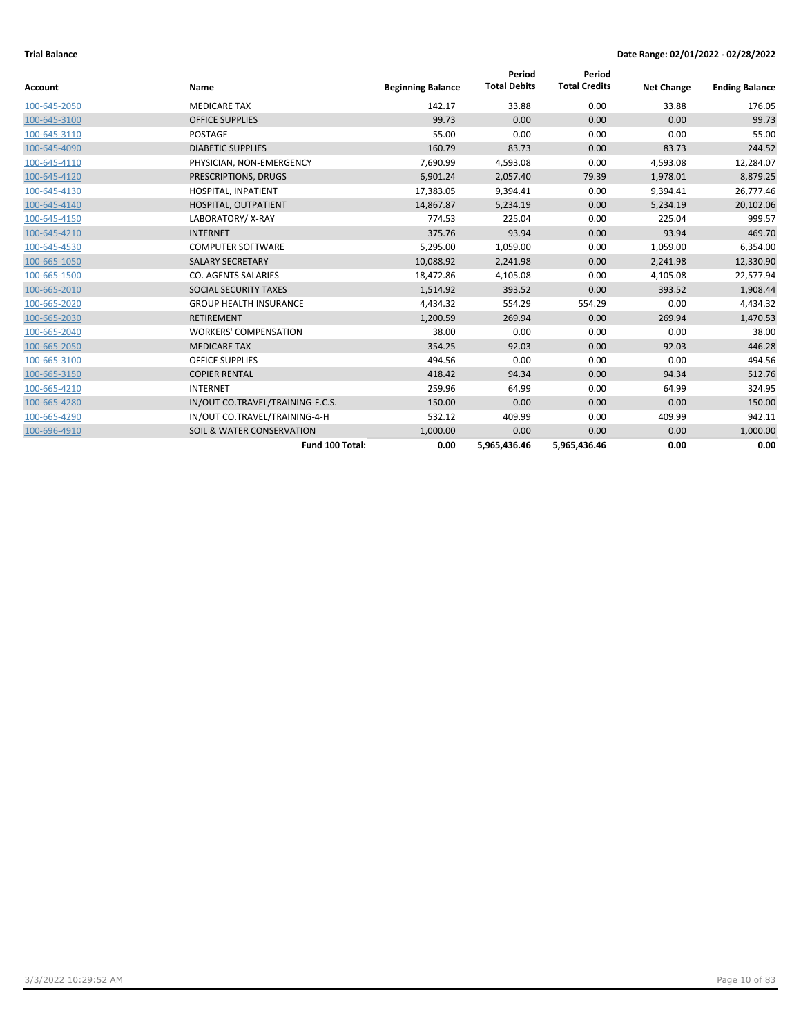**Trial Balance** **Date Range: 02/01/2022 - 02/28/2022**

| Account | Name | Beginning Balance | Period Total Debits | Period Total Credits | Net Change | Ending Balance |
|---|---|---|---|---|---|---|
| 100-645-2050 | MEDICARE TAX | 142.17 | 33.88 | 0.00 | 33.88 | 176.05 |
| 100-645-3100 | OFFICE SUPPLIES | 99.73 | 0.00 | 0.00 | 0.00 | 99.73 |
| 100-645-3110 | POSTAGE | 55.00 | 0.00 | 0.00 | 0.00 | 55.00 |
| 100-645-4090 | DIABETIC SUPPLIES | 160.79 | 83.73 | 0.00 | 83.73 | 244.52 |
| 100-645-4110 | PHYSICIAN, NON-EMERGENCY | 7,690.99 | 4,593.08 | 0.00 | 4,593.08 | 12,284.07 |
| 100-645-4120 | PRESCRIPTIONS, DRUGS | 6,901.24 | 2,057.40 | 79.39 | 1,978.01 | 8,879.25 |
| 100-645-4130 | HOSPITAL, INPATIENT | 17,383.05 | 9,394.41 | 0.00 | 9,394.41 | 26,777.46 |
| 100-645-4140 | HOSPITAL, OUTPATIENT | 14,867.87 | 5,234.19 | 0.00 | 5,234.19 | 20,102.06 |
| 100-645-4150 | LABORATORY/ X-RAY | 774.53 | 225.04 | 0.00 | 225.04 | 999.57 |
| 100-645-4210 | INTERNET | 375.76 | 93.94 | 0.00 | 93.94 | 469.70 |
| 100-645-4530 | COMPUTER SOFTWARE | 5,295.00 | 1,059.00 | 0.00 | 1,059.00 | 6,354.00 |
| 100-665-1050 | SALARY SECRETARY | 10,088.92 | 2,241.98 | 0.00 | 2,241.98 | 12,330.90 |
| 100-665-1500 | CO. AGENTS SALARIES | 18,472.86 | 4,105.08 | 0.00 | 4,105.08 | 22,577.94 |
| 100-665-2010 | SOCIAL SECURITY TAXES | 1,514.92 | 393.52 | 0.00 | 393.52 | 1,908.44 |
| 100-665-2020 | GROUP HEALTH INSURANCE | 4,434.32 | 554.29 | 554.29 | 0.00 | 4,434.32 |
| 100-665-2030 | RETIREMENT | 1,200.59 | 269.94 | 0.00 | 269.94 | 1,470.53 |
| 100-665-2040 | WORKERS' COMPENSATION | 38.00 | 0.00 | 0.00 | 0.00 | 38.00 |
| 100-665-2050 | MEDICARE TAX | 354.25 | 92.03 | 0.00 | 92.03 | 446.28 |
| 100-665-3100 | OFFICE SUPPLIES | 494.56 | 0.00 | 0.00 | 0.00 | 494.56 |
| 100-665-3150 | COPIER RENTAL | 418.42 | 94.34 | 0.00 | 94.34 | 512.76 |
| 100-665-4210 | INTERNET | 259.96 | 64.99 | 0.00 | 64.99 | 324.95 |
| 100-665-4280 | IN/OUT CO.TRAVEL/TRAINING-F.C.S. | 150.00 | 0.00 | 0.00 | 0.00 | 150.00 |
| 100-665-4290 | IN/OUT CO.TRAVEL/TRAINING-4-H | 532.12 | 409.99 | 0.00 | 409.99 | 942.11 |
| 100-696-4910 | SOIL & WATER CONSERVATION | 1,000.00 | 0.00 | 0.00 | 0.00 | 1,000.00 |
| | **Fund 100 Total:** | **0.00** | **5,965,436.46** | **5,965,436.46** | **0.00** | **0.00** |

3/3/2022 10:29:52 AM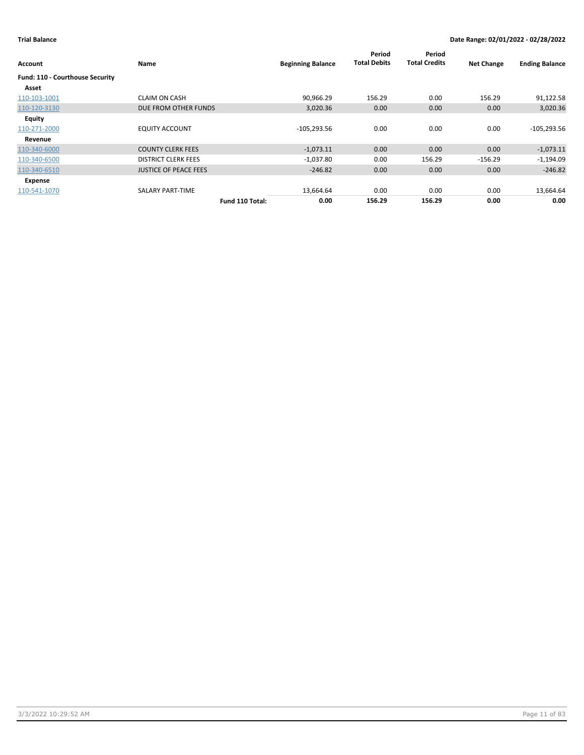**Trial Balance** — Date Range: 02/01/2022 - 02/28/2022

| Account | Name | Beginning Balance | Period Total Debits | Period Total Credits | Net Change | Ending Balance |
|---|---|---|---|---|---|---|
| **Fund: 110 - Courthouse Security** | | | | | | |
| **Asset** | | | | | | |
| 110-103-1001 | CLAIM ON CASH | 90,966.29 | 156.29 | 0.00 | 156.29 | 91,122.58 |
| 110-120-3130 | DUE FROM OTHER FUNDS | 3,020.36 | 0.00 | 0.00 | 0.00 | 3,020.36 |
| **Equity** | | | | | | |
| 110-271-2000 | EQUITY ACCOUNT | -105,293.56 | 0.00 | 0.00 | 0.00 | -105,293.56 |
| **Revenue** | | | | | | |
| 110-340-6000 | COUNTY CLERK FEES | -1,073.11 | 0.00 | 0.00 | 0.00 | -1,073.11 |
| 110-340-6500 | DISTRICT CLERK FEES | -1,037.80 | 0.00 | 156.29 | -156.29 | -1,194.09 |
| 110-340-6510 | JUSTICE OF PEACE FEES | -246.82 | 0.00 | 0.00 | 0.00 | -246.82 |
| **Expense** | | | | | | |
| 110-541-1070 | SALARY PART-TIME | 13,664.64 | 0.00 | 0.00 | 0.00 | 13,664.64 |
| | **Fund 110 Total:** | **0.00** | **156.29** | **156.29** | **0.00** | **0.00** |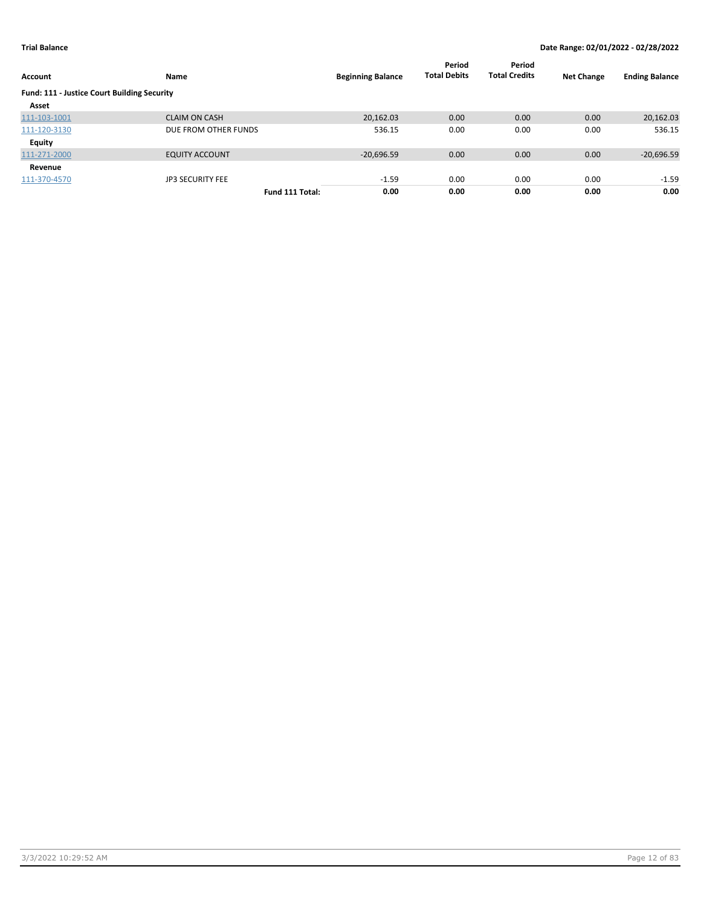**Trial Balance** **Date Range: 02/01/2022 - 02/28/2022**

| Account | Name | Beginning Balance | Period Total Debits | Period Total Credits | Net Change | Ending Balance |
|---|---|---|---|---|---|---|
| **Fund: 111 - Justice Court Building Security** | | | | | | |
| **Asset** | | | | | | |
| 111-103-1001 | CLAIM ON CASH | 20,162.03 | 0.00 | 0.00 | 0.00 | 20,162.03 |
| 111-120-3130 | DUE FROM OTHER FUNDS | 536.15 | 0.00 | 0.00 | 0.00 | 536.15 |
| **Equity** | | | | | | |
| 111-271-2000 | EQUITY ACCOUNT | -20,696.59 | 0.00 | 0.00 | 0.00 | -20,696.59 |
| **Revenue** | | | | | | |
| 111-370-4570 | JP3 SECURITY FEE | -1.59 | 0.00 | 0.00 | 0.00 | -1.59 |
| | **Fund 111 Total:** | **0.00** | **0.00** | **0.00** | **0.00** | **0.00** |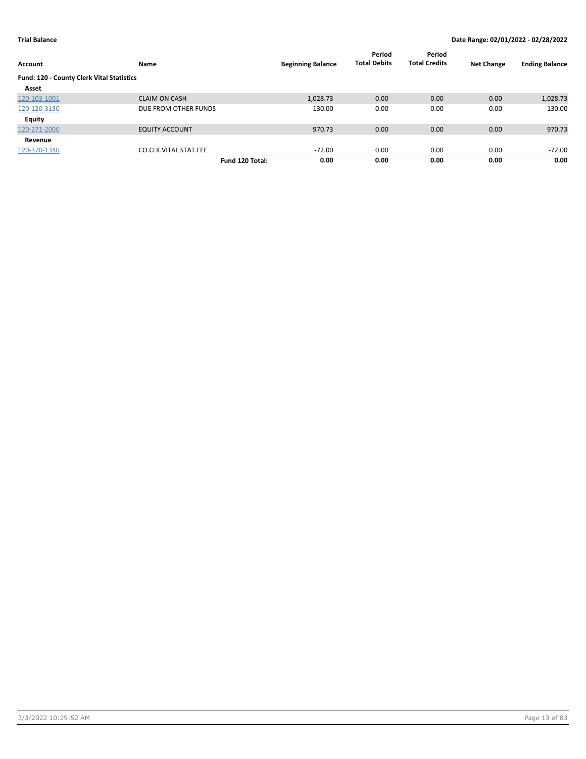**Trial Balance** **Date Range: 02/01/2022 - 02/28/2022**

| Account | Name | Beginning Balance | Period Total Debits | Period Total Credits | Net Change | Ending Balance |
|---|---|---|---|---|---|---|
| **Fund: 120 - County Clerk Vital Statistics** | | | | | | |
| **Asset** | | | | | | |
| 120-103-1001 | CLAIM ON CASH | -1,028.73 | 0.00 | 0.00 | 0.00 | -1,028.73 |
| 120-120-3130 | DUE FROM OTHER FUNDS | 130.00 | 0.00 | 0.00 | 0.00 | 130.00 |
| **Equity** | | | | | | |
| 120-271-2000 | EQUITY ACCOUNT | 970.73 | 0.00 | 0.00 | 0.00 | 970.73 |
| **Revenue** | | | | | | |
| 120-370-1340 | CO.CLK.VITAL STAT.FEE | -72.00 | 0.00 | 0.00 | 0.00 | -72.00 |
| | **Fund 120 Total:** | **0.00** | **0.00** | **0.00** | **0.00** | **0.00** |

3/3/2022 10:29:52 AM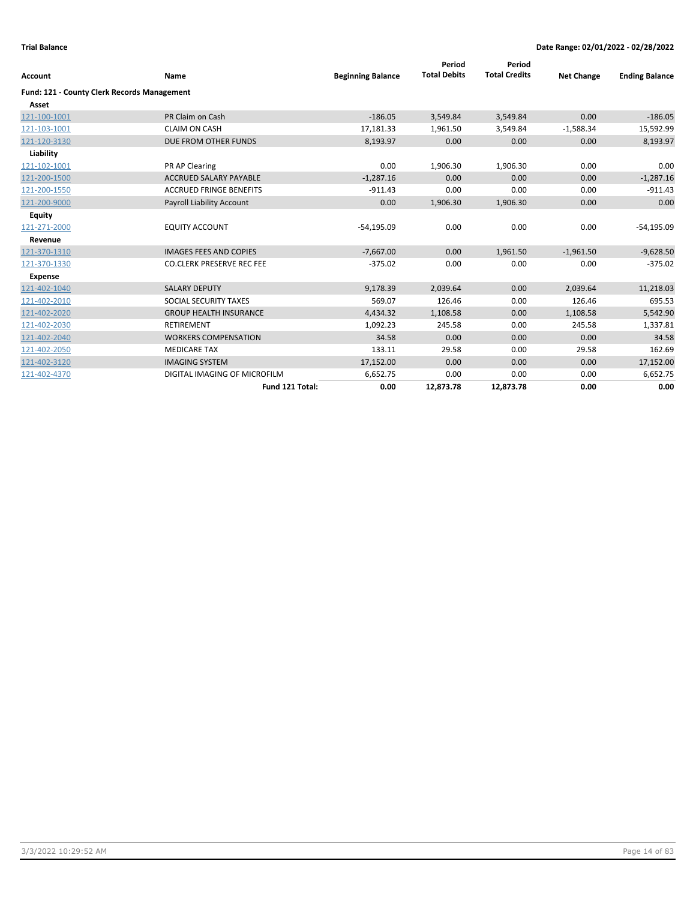**Trial Balance**

**Date Range: 02/01/2022 - 02/28/2022**

| Account | Name | Beginning Balance | Period Total Debits | Period Total Credits | Net Change | Ending Balance |
|---|---|---|---|---|---|---|
| **Fund: 121 - County Clerk Records Management** | | | | | | |
| **Asset** | | | | | | |
| 121-100-1001 | PR Claim on Cash | -186.05 | 3,549.84 | 3,549.84 | 0.00 | -186.05 |
| 121-103-1001 | CLAIM ON CASH | 17,181.33 | 1,961.50 | 3,549.84 | -1,588.34 | 15,592.99 |
| 121-120-3130 | DUE FROM OTHER FUNDS | 8,193.97 | 0.00 | 0.00 | 0.00 | 8,193.97 |
| **Liability** | | | | | | |
| 121-102-1001 | PR AP Clearing | 0.00 | 1,906.30 | 1,906.30 | 0.00 | 0.00 |
| 121-200-1500 | ACCRUED SALARY PAYABLE | -1,287.16 | 0.00 | 0.00 | 0.00 | -1,287.16 |
| 121-200-1550 | ACCRUED FRINGE BENEFITS | -911.43 | 0.00 | 0.00 | 0.00 | -911.43 |
| 121-200-9000 | Payroll Liability Account | 0.00 | 1,906.30 | 1,906.30 | 0.00 | 0.00 |
| **Equity** | | | | | | |
| 121-271-2000 | EQUITY ACCOUNT | -54,195.09 | 0.00 | 0.00 | 0.00 | -54,195.09 |
| **Revenue** | | | | | | |
| 121-370-1310 | IMAGES FEES AND COPIES | -7,667.00 | 0.00 | 1,961.50 | -1,961.50 | -9,628.50 |
| 121-370-1330 | CO.CLERK PRESERVE REC FEE | -375.02 | 0.00 | 0.00 | 0.00 | -375.02 |
| **Expense** | | | | | | |
| 121-402-1040 | SALARY DEPUTY | 9,178.39 | 2,039.64 | 0.00 | 2,039.64 | 11,218.03 |
| 121-402-2010 | SOCIAL SECURITY TAXES | 569.07 | 126.46 | 0.00 | 126.46 | 695.53 |
| 121-402-2020 | GROUP HEALTH INSURANCE | 4,434.32 | 1,108.58 | 0.00 | 1,108.58 | 5,542.90 |
| 121-402-2030 | RETIREMENT | 1,092.23 | 245.58 | 0.00 | 245.58 | 1,337.81 |
| 121-402-2040 | WORKERS COMPENSATION | 34.58 | 0.00 | 0.00 | 0.00 | 34.58 |
| 121-402-2050 | MEDICARE TAX | 133.11 | 29.58 | 0.00 | 29.58 | 162.69 |
| 121-402-3120 | IMAGING SYSTEM | 17,152.00 | 0.00 | 0.00 | 0.00 | 17,152.00 |
| 121-402-4370 | DIGITAL IMAGING OF MICROFILM | 6,652.75 | 0.00 | 0.00 | 0.00 | 6,652.75 |
| | **Fund 121 Total:** | **0.00** | **12,873.78** | **12,873.78** | **0.00** | **0.00** |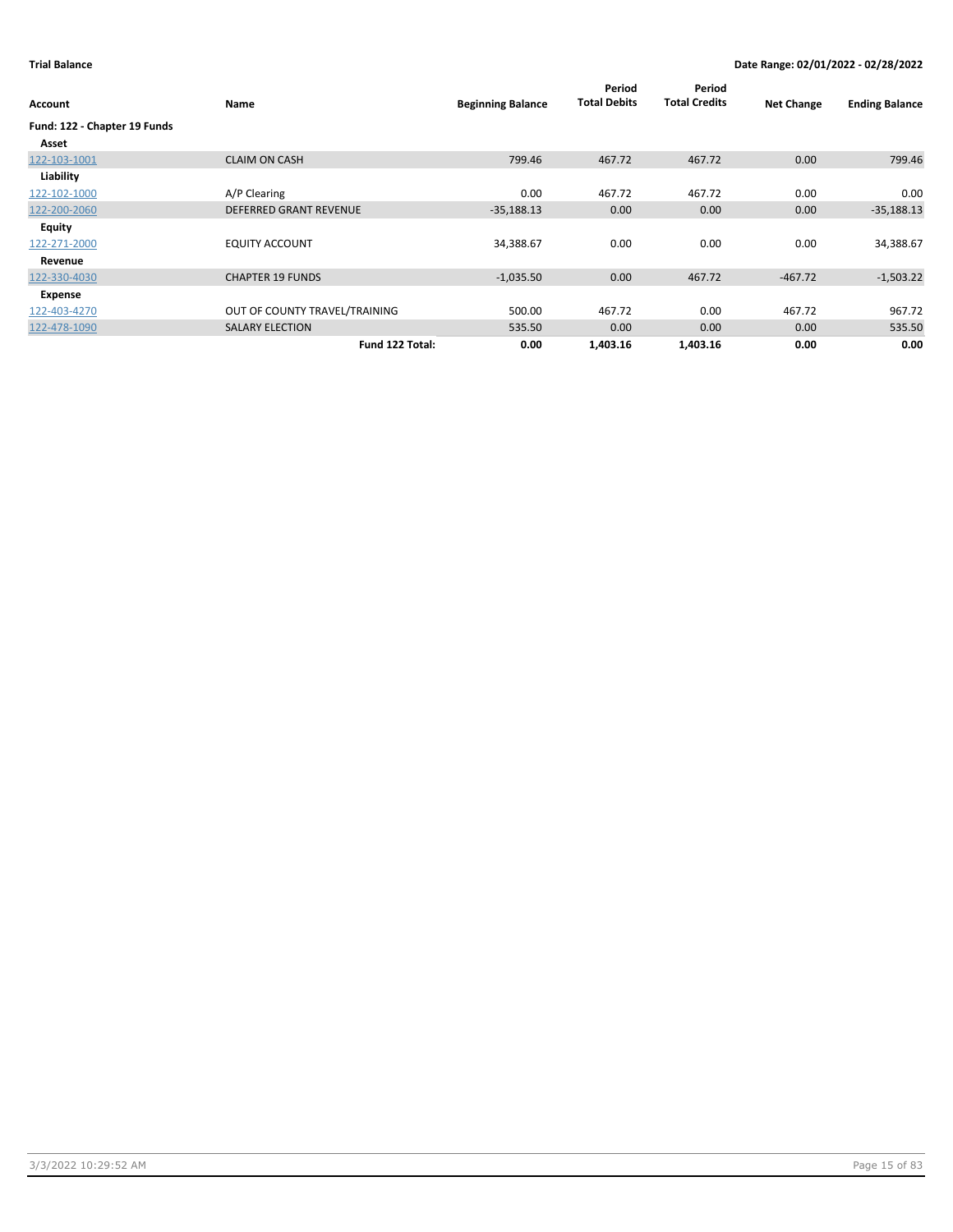**Trial Balance**

**Date Range: 02/01/2022 - 02/28/2022**

| Account | Name | Beginning Balance | Period Total Debits | Period Total Credits | Net Change | Ending Balance |
|---|---|---|---|---|---|---|
| **Fund: 122 - Chapter 19 Funds** | | | | | | |
| **Asset** | | | | | | |
| 122-103-1001 | CLAIM ON CASH | 799.46 | 467.72 | 467.72 | 0.00 | 799.46 |
| **Liability** | | | | | | |
| 122-102-1000 | A/P Clearing | 0.00 | 467.72 | 467.72 | 0.00 | 0.00 |
| 122-200-2060 | DEFERRED GRANT REVENUE | -35,188.13 | 0.00 | 0.00 | 0.00 | -35,188.13 |
| **Equity** | | | | | | |
| 122-271-2000 | EQUITY ACCOUNT | 34,388.67 | 0.00 | 0.00 | 0.00 | 34,388.67 |
| **Revenue** | | | | | | |
| 122-330-4030 | CHAPTER 19 FUNDS | -1,035.50 | 0.00 | 467.72 | -467.72 | -1,503.22 |
| **Expense** | | | | | | |
| 122-403-4270 | OUT OF COUNTY TRAVEL/TRAINING | 500.00 | 467.72 | 0.00 | 467.72 | 967.72 |
| 122-478-1090 | SALARY ELECTION | 535.50 | 0.00 | 0.00 | 0.00 | 535.50 |
| | **Fund 122 Total:** | **0.00** | **1,403.16** | **1,403.16** | **0.00** | **0.00** |

3/3/2022 10:29:52 AM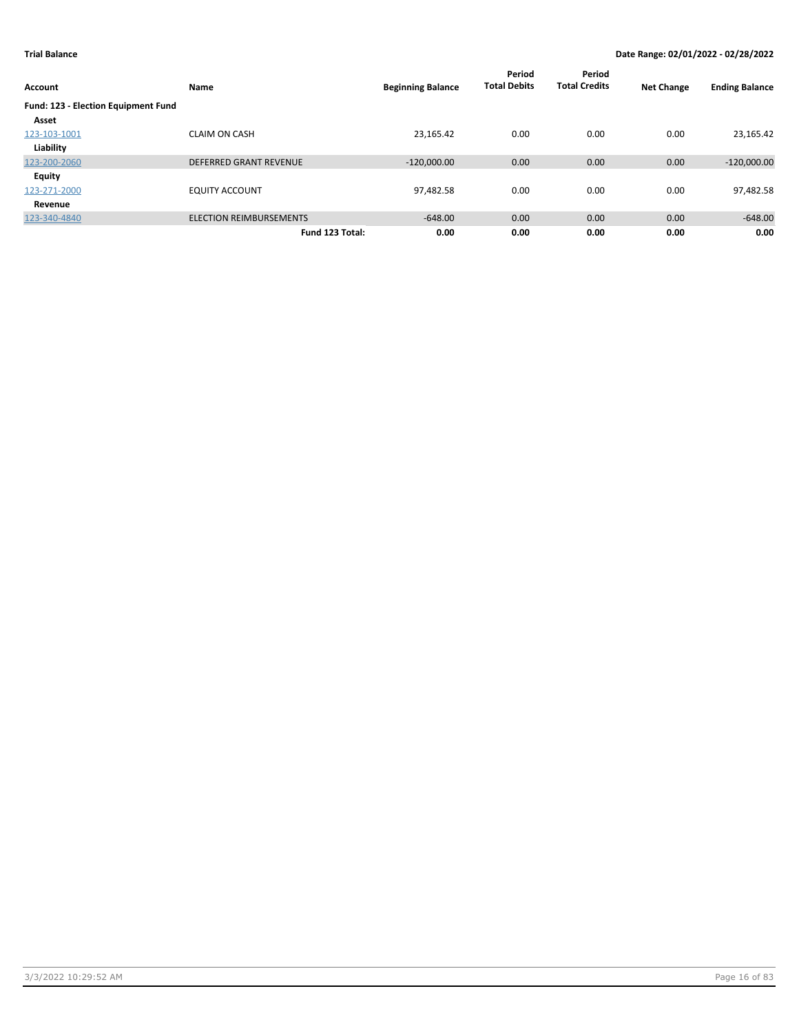**Trial Balance** | **Date Range: 02/01/2022 - 02/28/2022**

| Account | Name | Beginning Balance | Period Total Debits | Period Total Credits | Net Change | Ending Balance |
|---|---|---|---|---|---|---|
| **Fund: 123 - Election Equipment Fund** | | | | | | |
| **Asset** | | | | | | |
| 123-103-1001 | CLAIM ON CASH | 23,165.42 | 0.00 | 0.00 | 0.00 | 23,165.42 |
| **Liability** | | | | | | |
| 123-200-2060 | DEFERRED GRANT REVENUE | -120,000.00 | 0.00 | 0.00 | 0.00 | -120,000.00 |
| **Equity** | | | | | | |
| 123-271-2000 | EQUITY ACCOUNT | 97,482.58 | 0.00 | 0.00 | 0.00 | 97,482.58 |
| **Revenue** | | | | | | |
| 123-340-4840 | ELECTION REIMBURSEMENTS | -648.00 | 0.00 | 0.00 | 0.00 | -648.00 |
| | **Fund 123 Total:** | **0.00** | **0.00** | **0.00** | **0.00** | **0.00** |

3/3/2022 10:29:52 AM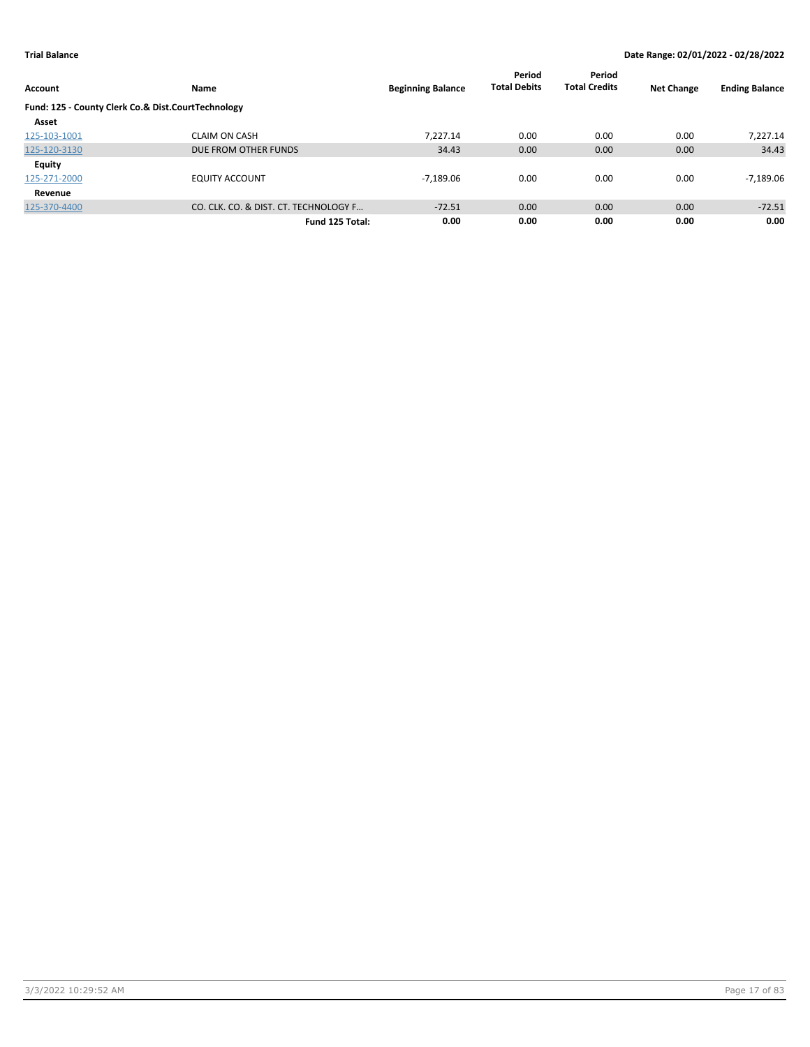**Trial Balance** **Date Range: 02/01/2022 - 02/28/2022**

| Account | Name | Beginning Balance | Period Total Debits | Period Total Credits | Net Change | Ending Balance |
|---|---|---|---|---|---|---|
| **Fund: 125 - County Clerk Co.& Dist.CourtTechnology** | | | | | | |
| **Asset** | | | | | | |
| 125-103-1001 | CLAIM ON CASH | 7,227.14 | 0.00 | 0.00 | 0.00 | 7,227.14 |
| 125-120-3130 | DUE FROM OTHER FUNDS | 34.43 | 0.00 | 0.00 | 0.00 | 34.43 |
| **Equity** | | | | | | |
| 125-271-2000 | EQUITY ACCOUNT | -7,189.06 | 0.00 | 0.00 | 0.00 | -7,189.06 |
| **Revenue** | | | | | | |
| 125-370-4400 | CO. CLK. CO. & DIST. CT. TECHNOLOGY F… | -72.51 | 0.00 | 0.00 | 0.00 | -72.51 |
| | **Fund 125 Total:** | **0.00** | **0.00** | **0.00** | **0.00** | **0.00** |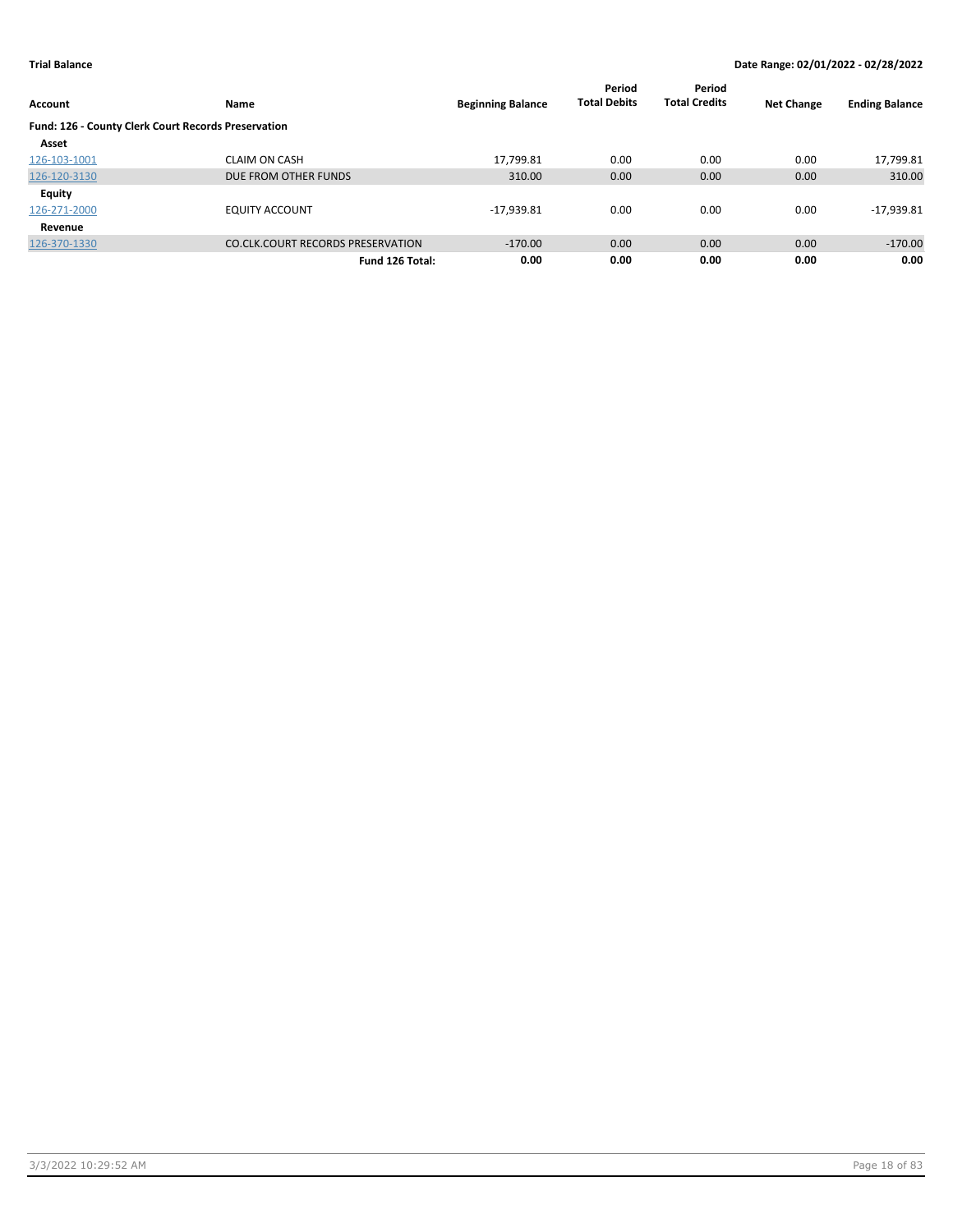**Trial Balance** | **Date Range: 02/01/2022 - 02/28/2022**

| Account | Name | Beginning Balance | Period Total Debits | Period Total Credits | Net Change | Ending Balance |
|---|---|---|---|---|---|---|
| **Fund: 126 - County Clerk Court Records Preservation** | | | | | | |
| **Asset** | | | | | | |
| 126-103-1001 | CLAIM ON CASH | 17,799.81 | 0.00 | 0.00 | 0.00 | 17,799.81 |
| 126-120-3130 | DUE FROM OTHER FUNDS | 310.00 | 0.00 | 0.00 | 0.00 | 310.00 |
| **Equity** | | | | | | |
| 126-271-2000 | EQUITY ACCOUNT | -17,939.81 | 0.00 | 0.00 | 0.00 | -17,939.81 |
| **Revenue** | | | | | | |
| 126-370-1330 | CO.CLK.COURT RECORDS PRESERVATION | -170.00 | 0.00 | 0.00 | 0.00 | -170.00 |
| | **Fund 126 Total:** | **0.00** | **0.00** | **0.00** | **0.00** | **0.00** |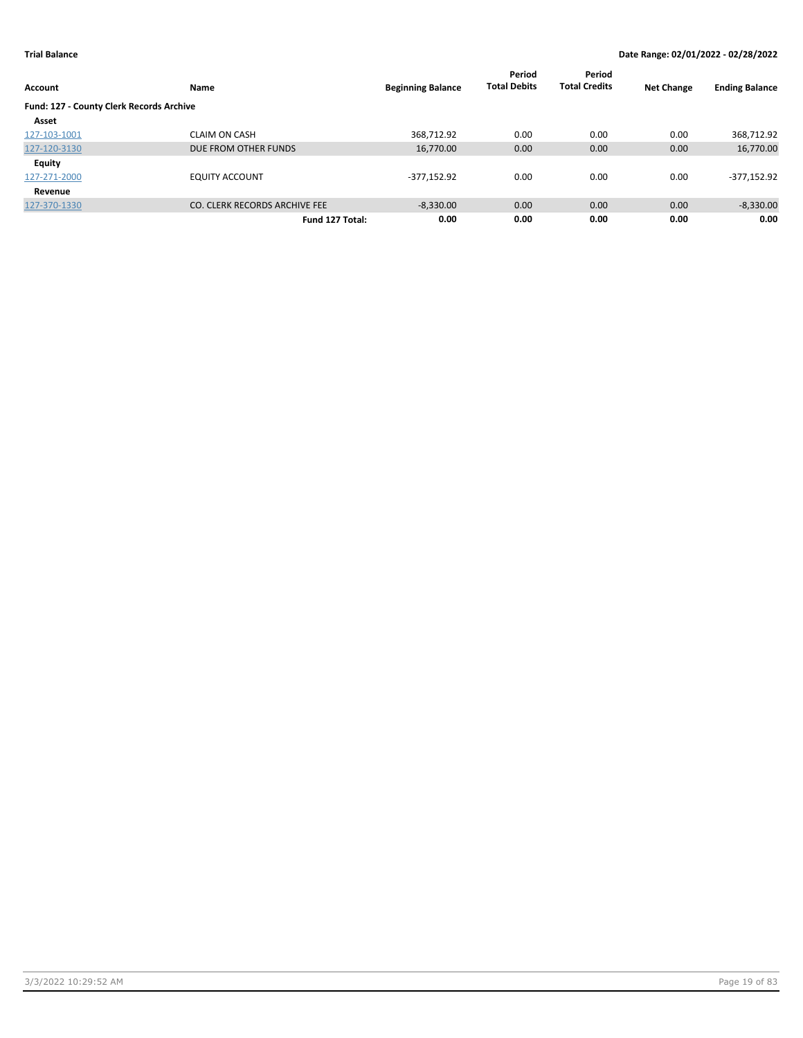**Trial Balance** **Date Range: 02/01/2022 - 02/28/2022**

| Account | Name | Beginning Balance | Period Total Debits | Period Total Credits | Net Change | Ending Balance |
|---|---|---|---|---|---|---|
| **Fund: 127 - County Clerk Records Archive** | | | | | | |
| **Asset** | | | | | | |
| 127-103-1001 | CLAIM ON CASH | 368,712.92 | 0.00 | 0.00 | 0.00 | 368,712.92 |
| 127-120-3130 | DUE FROM OTHER FUNDS | 16,770.00 | 0.00 | 0.00 | 0.00 | 16,770.00 |
| **Equity** | | | | | | |
| 127-271-2000 | EQUITY ACCOUNT | -377,152.92 | 0.00 | 0.00 | 0.00 | -377,152.92 |
| **Revenue** | | | | | | |
| 127-370-1330 | CO. CLERK RECORDS ARCHIVE FEE | -8,330.00 | 0.00 | 0.00 | 0.00 | -8,330.00 |
| | **Fund 127 Total:** | **0.00** | **0.00** | **0.00** | **0.00** | **0.00** |

3/3/2022 10:29:52 AM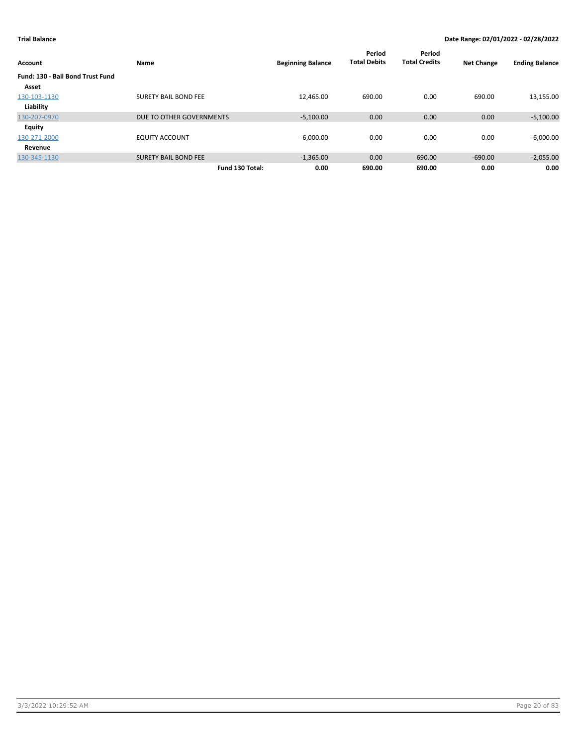**Trial Balance** | **Date Range: 02/01/2022 - 02/28/2022**

| Account | Name | Beginning Balance | Period Total Debits | Period Total Credits | Net Change | Ending Balance |
|---|---|---|---|---|---|---|
| **Fund: 130 - Bail Bond Trust Fund** | | | | | | |
| **Asset** | | | | | | |
| 130-103-1130 | SURETY BAIL BOND FEE | 12,465.00 | 690.00 | 0.00 | 690.00 | 13,155.00 |
| **Liability** | | | | | | |
| 130-207-0970 | DUE TO OTHER GOVERNMENTS | -5,100.00 | 0.00 | 0.00 | 0.00 | -5,100.00 |
| **Equity** | | | | | | |
| 130-271-2000 | EQUITY ACCOUNT | -6,000.00 | 0.00 | 0.00 | 0.00 | -6,000.00 |
| **Revenue** | | | | | | |
| 130-345-1130 | SURETY BAIL BOND FEE | -1,365.00 | 0.00 | 690.00 | -690.00 | -2,055.00 |
| | **Fund 130 Total:** | **0.00** | **690.00** | **690.00** | **0.00** | **0.00** |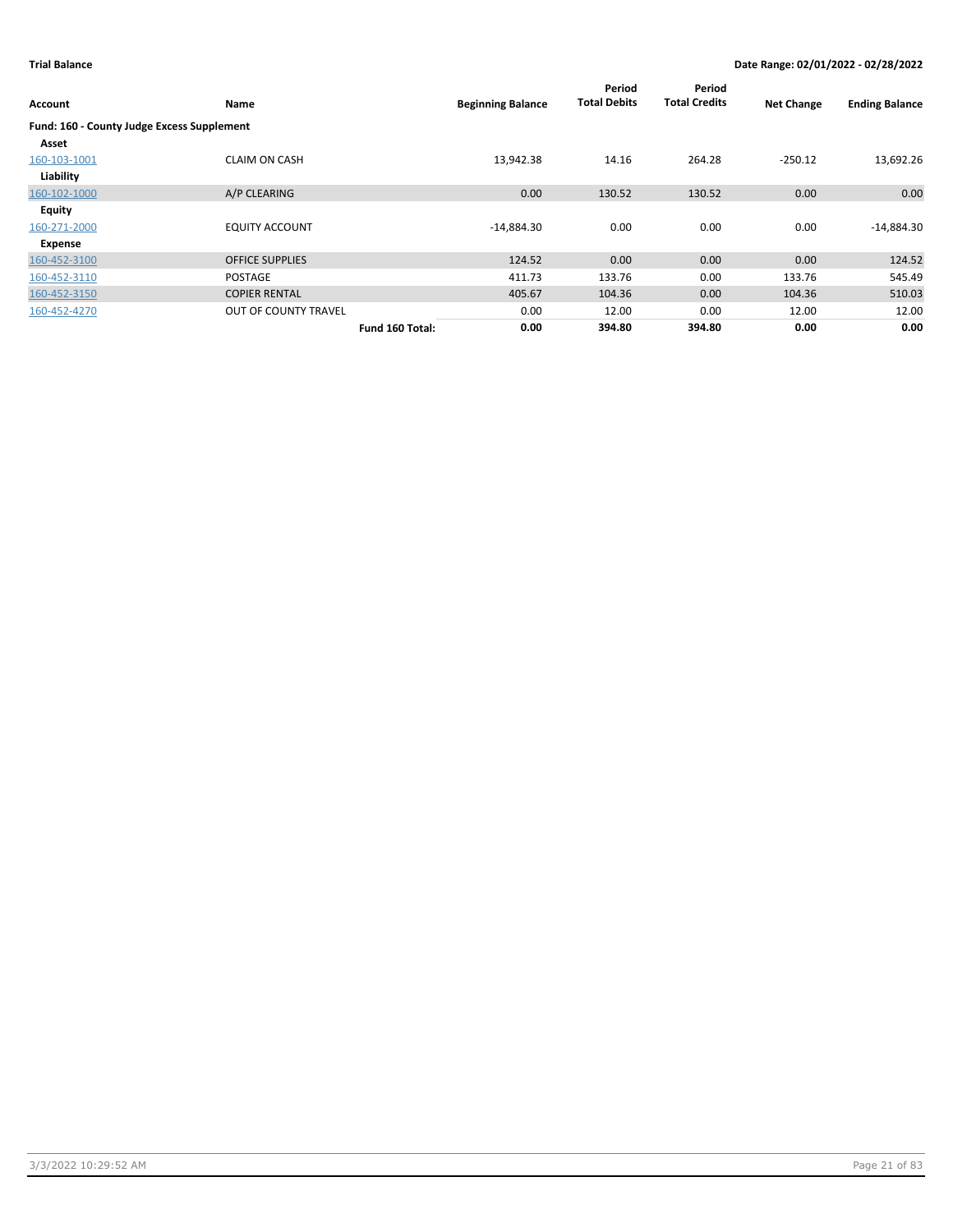**Trial Balance** **Date Range: 02/01/2022 - 02/28/2022**

| Account | Name | Beginning Balance | Period Total Debits | Period Total Credits | Net Change | Ending Balance |
|---|---|---|---|---|---|---|
| **Fund: 160 - County Judge Excess Supplement** | | | | | | |
| **Asset** | | | | | | |
| 160-103-1001 | CLAIM ON CASH | 13,942.38 | 14.16 | 264.28 | -250.12 | 13,692.26 |
| **Liability** | | | | | | |
| 160-102-1000 | A/P CLEARING | 0.00 | 130.52 | 130.52 | 0.00 | 0.00 |
| **Equity** | | | | | | |
| 160-271-2000 | EQUITY ACCOUNT | -14,884.30 | 0.00 | 0.00 | 0.00 | -14,884.30 |
| **Expense** | | | | | | |
| 160-452-3100 | OFFICE SUPPLIES | 124.52 | 0.00 | 0.00 | 0.00 | 124.52 |
| 160-452-3110 | POSTAGE | 411.73 | 133.76 | 0.00 | 133.76 | 545.49 |
| 160-452-3150 | COPIER RENTAL | 405.67 | 104.36 | 0.00 | 104.36 | 510.03 |
| 160-452-4270 | OUT OF COUNTY TRAVEL | 0.00 | 12.00 | 0.00 | 12.00 | 12.00 |
| | **Fund 160 Total:** | **0.00** | **394.80** | **394.80** | **0.00** | **0.00** |

3/3/2022 10:29:52 AM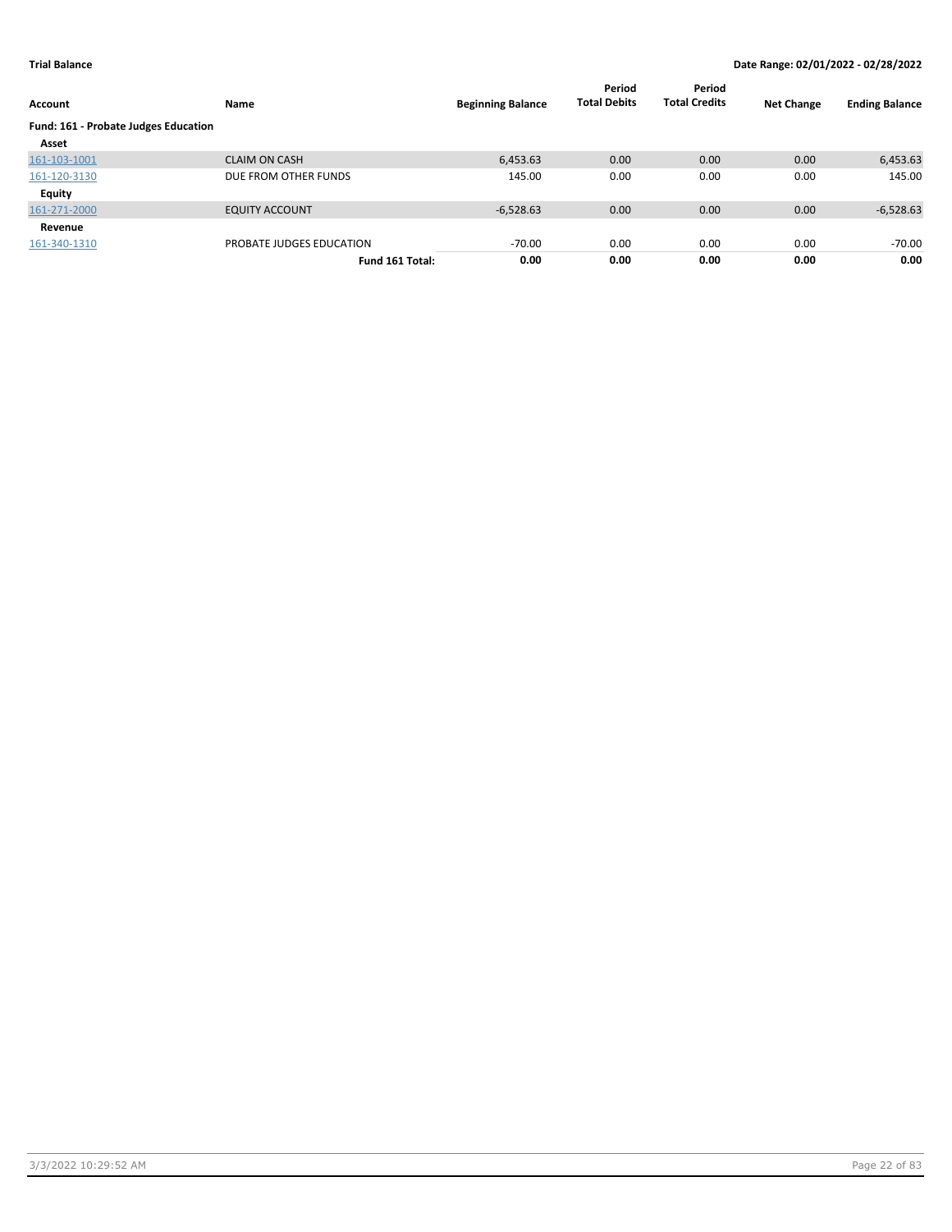**Trial Balance** **Date Range: 02/01/2022 - 02/28/2022**

| Account | Name | Beginning Balance | Period Total Debits | Period Total Credits | Net Change | Ending Balance |
|---|---|---|---|---|---|---|
| **Fund: 161 - Probate Judges Education** | | | | | | |
| **Asset** | | | | | | |
| 161-103-1001 | CLAIM ON CASH | 6,453.63 | 0.00 | 0.00 | 0.00 | 6,453.63 |
| 161-120-3130 | DUE FROM OTHER FUNDS | 145.00 | 0.00 | 0.00 | 0.00 | 145.00 |
| **Equity** | | | | | | |
| 161-271-2000 | EQUITY ACCOUNT | -6,528.63 | 0.00 | 0.00 | 0.00 | -6,528.63 |
| **Revenue** | | | | | | |
| 161-340-1310 | PROBATE JUDGES EDUCATION | -70.00 | 0.00 | 0.00 | 0.00 | -70.00 |
| | **Fund 161 Total:** | **0.00** | **0.00** | **0.00** | **0.00** | **0.00** |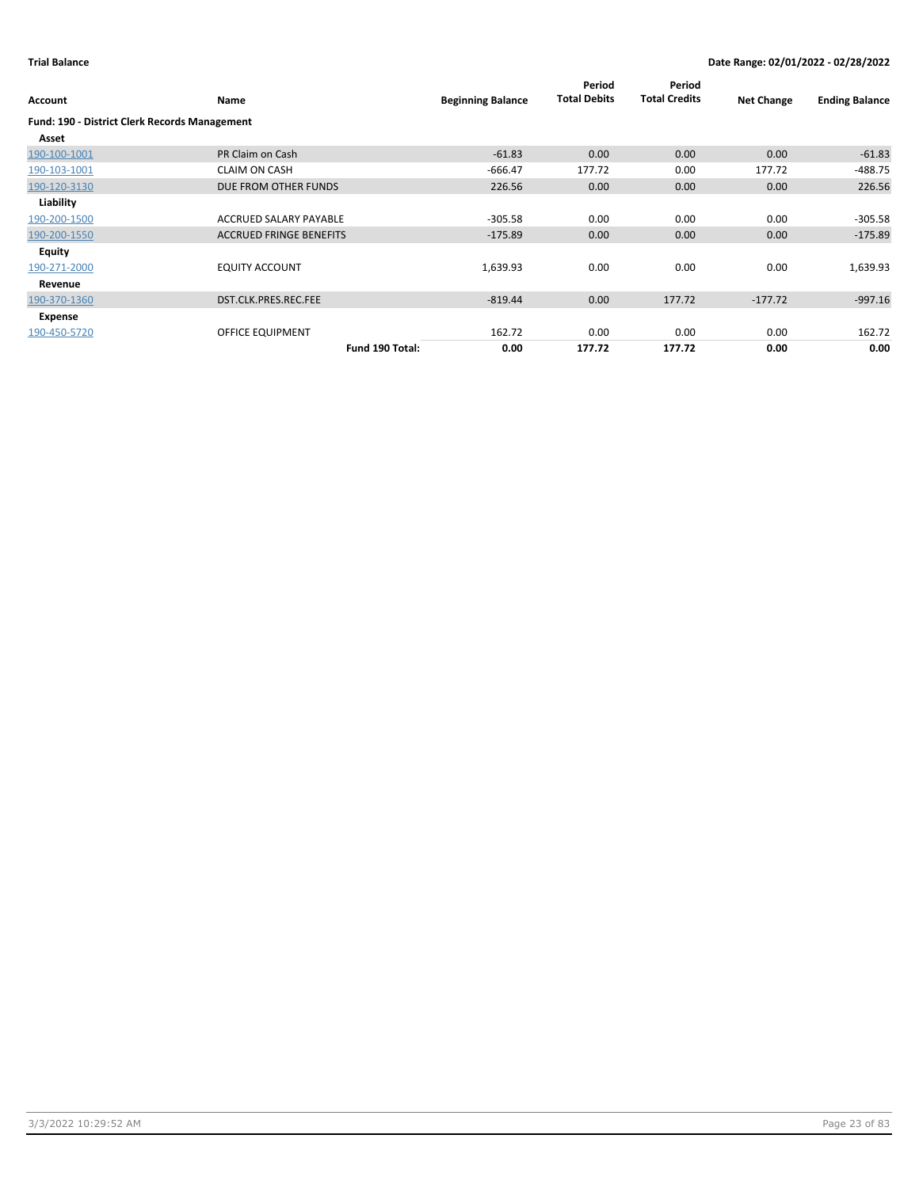**Trial Balance** **Date Range: 02/01/2022 - 02/28/2022**

| Account | Name | Beginning Balance | Period Total Debits | Period Total Credits | Net Change | Ending Balance |
|---|---|---|---|---|---|---|
| **Fund: 190 - District Clerk Records Management** | | | | | | |
| **Asset** | | | | | | |
| 190-100-1001 | PR Claim on Cash | -61.83 | 0.00 | 0.00 | 0.00 | -61.83 |
| 190-103-1001 | CLAIM ON CASH | -666.47 | 177.72 | 0.00 | 177.72 | -488.75 |
| 190-120-3130 | DUE FROM OTHER FUNDS | 226.56 | 0.00 | 0.00 | 0.00 | 226.56 |
| **Liability** | | | | | | |
| 190-200-1500 | ACCRUED SALARY PAYABLE | -305.58 | 0.00 | 0.00 | 0.00 | -305.58 |
| 190-200-1550 | ACCRUED FRINGE BENEFITS | -175.89 | 0.00 | 0.00 | 0.00 | -175.89 |
| **Equity** | | | | | | |
| 190-271-2000 | EQUITY ACCOUNT | 1,639.93 | 0.00 | 0.00 | 0.00 | 1,639.93 |
| **Revenue** | | | | | | |
| 190-370-1360 | DST.CLK.PRES.REC.FEE | -819.44 | 0.00 | 177.72 | -177.72 | -997.16 |
| **Expense** | | | | | | |
| 190-450-5720 | OFFICE EQUIPMENT | 162.72 | 0.00 | 0.00 | 0.00 | 162.72 |
| | **Fund 190 Total:** | **0.00** | **177.72** | **177.72** | **0.00** | **0.00** |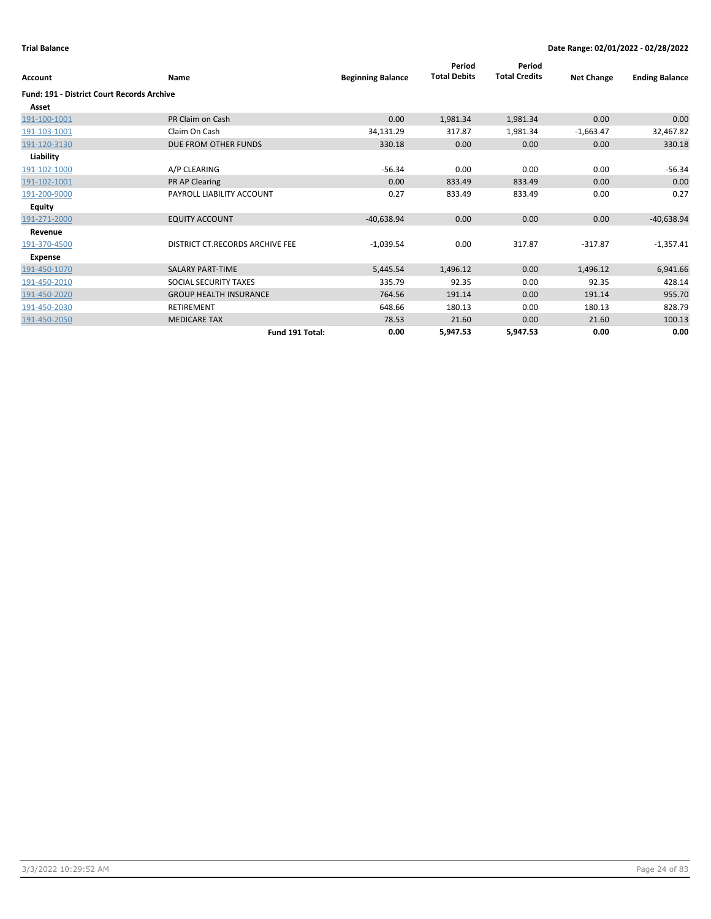**Trial Balance** | **Date Range: 02/01/2022 - 02/28/2022**

| Account | Name | Beginning Balance | Period Total Debits | Period Total Credits | Net Change | Ending Balance |
|---|---|---|---|---|---|---|
| **Fund: 191 - District Court Records Archive** | | | | | | |
| **Asset** | | | | | | |
| 191-100-1001 | PR Claim on Cash | 0.00 | 1,981.34 | 1,981.34 | 0.00 | 0.00 |
| 191-103-1001 | Claim On Cash | 34,131.29 | 317.87 | 1,981.34 | -1,663.47 | 32,467.82 |
| 191-120-3130 | DUE FROM OTHER FUNDS | 330.18 | 0.00 | 0.00 | 0.00 | 330.18 |
| **Liability** | | | | | | |
| 191-102-1000 | A/P CLEARING | -56.34 | 0.00 | 0.00 | 0.00 | -56.34 |
| 191-102-1001 | PR AP Clearing | 0.00 | 833.49 | 833.49 | 0.00 | 0.00 |
| 191-200-9000 | PAYROLL LIABILITY ACCOUNT | 0.27 | 833.49 | 833.49 | 0.00 | 0.27 |
| **Equity** | | | | | | |
| 191-271-2000 | EQUITY ACCOUNT | -40,638.94 | 0.00 | 0.00 | 0.00 | -40,638.94 |
| **Revenue** | | | | | | |
| 191-370-4500 | DISTRICT CT.RECORDS ARCHIVE FEE | -1,039.54 | 0.00 | 317.87 | -317.87 | -1,357.41 |
| **Expense** | | | | | | |
| 191-450-1070 | SALARY PART-TIME | 5,445.54 | 1,496.12 | 0.00 | 1,496.12 | 6,941.66 |
| 191-450-2010 | SOCIAL SECURITY TAXES | 335.79 | 92.35 | 0.00 | 92.35 | 428.14 |
| 191-450-2020 | GROUP HEALTH INSURANCE | 764.56 | 191.14 | 0.00 | 191.14 | 955.70 |
| 191-450-2030 | RETIREMENT | 648.66 | 180.13 | 0.00 | 180.13 | 828.79 |
| 191-450-2050 | MEDICARE TAX | 78.53 | 21.60 | 0.00 | 21.60 | 100.13 |
| | **Fund 191 Total:** | **0.00** | **5,947.53** | **5,947.53** | **0.00** | **0.00** |

3/3/2022 10:29:52 AM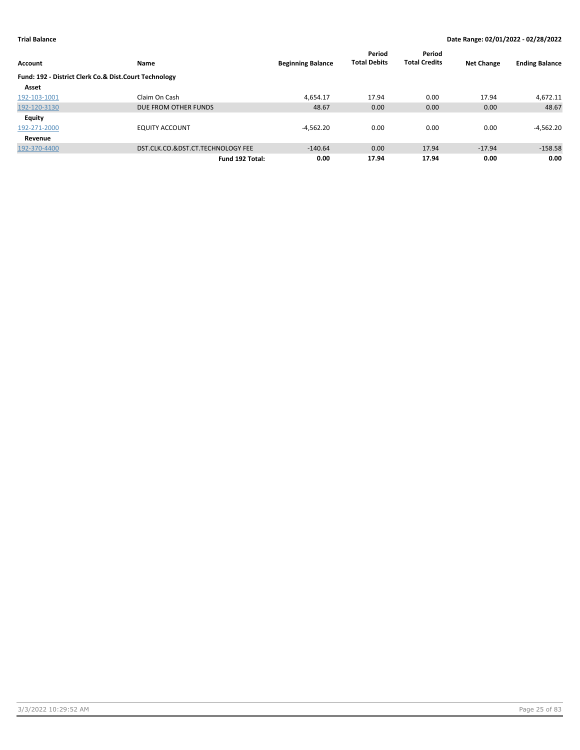**Trial Balance** **Date Range: 02/01/2022 - 02/28/2022**

| Account | Name | Beginning Balance | Period Total Debits | Period Total Credits | Net Change | Ending Balance |
|---|---|---|---|---|---|---|
| **Fund: 192 - District Clerk Co.& Dist.Court Technology** | | | | | | |
| **Asset** | | | | | | |
| 192-103-1001 | Claim On Cash | 4,654.17 | 17.94 | 0.00 | 17.94 | 4,672.11 |
| 192-120-3130 | DUE FROM OTHER FUNDS | 48.67 | 0.00 | 0.00 | 0.00 | 48.67 |
| **Equity** | | | | | | |
| 192-271-2000 | EQUITY ACCOUNT | -4,562.20 | 0.00 | 0.00 | 0.00 | -4,562.20 |
| **Revenue** | | | | | | |
| 192-370-4400 | DST.CLK.CO.&DST.CT.TECHNOLOGY FEE | -140.64 | 0.00 | 17.94 | -17.94 | -158.58 |
| | **Fund 192 Total:** | **0.00** | **17.94** | **17.94** | **0.00** | **0.00** |

3/3/2022 10:29:52 AM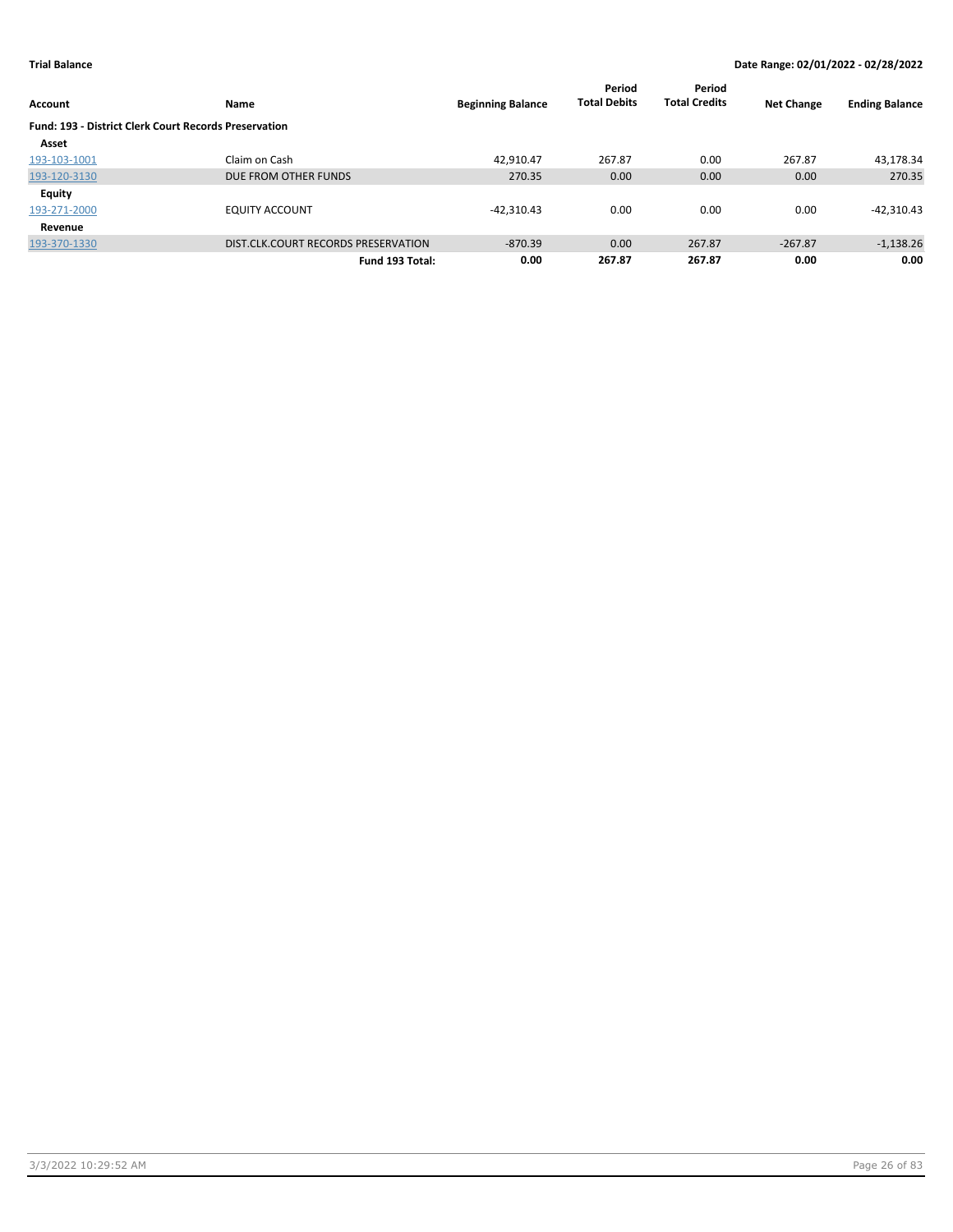**Trial Balance** **Date Range: 02/01/2022 - 02/28/2022**

| Account | Name | Beginning Balance | Period Total Debits | Period Total Credits | Net Change | Ending Balance |
|---|---|---|---|---|---|---|
| **Fund: 193 - District Clerk Court Records Preservation** | | | | | | |
| **Asset** | | | | | | |
| 193-103-1001 | Claim on Cash | 42,910.47 | 267.87 | 0.00 | 267.87 | 43,178.34 |
| 193-120-3130 | DUE FROM OTHER FUNDS | 270.35 | 0.00 | 0.00 | 0.00 | 270.35 |
| **Equity** | | | | | | |
| 193-271-2000 | EQUITY ACCOUNT | -42,310.43 | 0.00 | 0.00 | 0.00 | -42,310.43 |
| **Revenue** | | | | | | |
| 193-370-1330 | DIST.CLK.COURT RECORDS PRESERVATION | -870.39 | 0.00 | 267.87 | -267.87 | -1,138.26 |
| | **Fund 193 Total:** | **0.00** | **267.87** | **267.87** | **0.00** | **0.00** |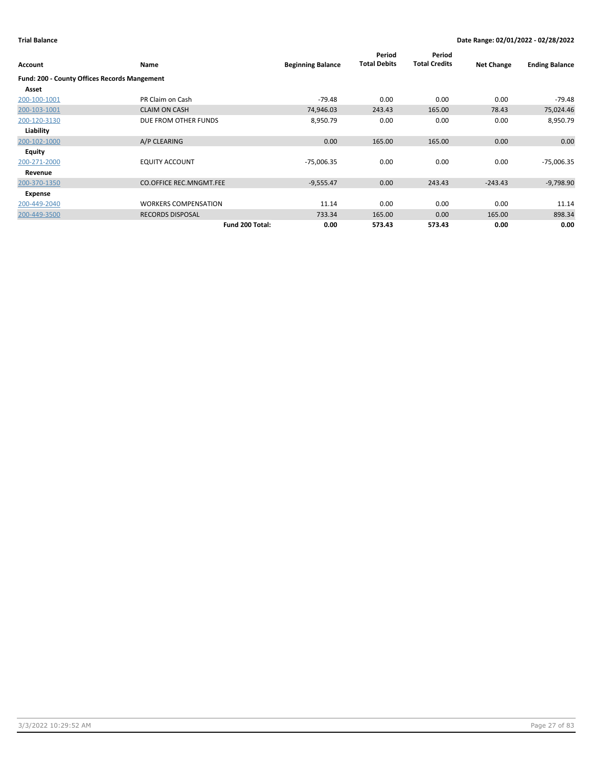**Trial Balance** **Date Range: 02/01/2022 - 02/28/2022**

| Account | Name | Beginning Balance | Period Total Debits | Period Total Credits | Net Change | Ending Balance |
|---|---|---|---|---|---|---|
| **Fund: 200 - County Offices Records Mangement** | | | | | | |
| **Asset** | | | | | | |
| 200-100-1001 | PR Claim on Cash | -79.48 | 0.00 | 0.00 | 0.00 | -79.48 |
| 200-103-1001 | CLAIM ON CASH | 74,946.03 | 243.43 | 165.00 | 78.43 | 75,024.46 |
| 200-120-3130 | DUE FROM OTHER FUNDS | 8,950.79 | 0.00 | 0.00 | 0.00 | 8,950.79 |
| **Liability** | | | | | | |
| 200-102-1000 | A/P CLEARING | 0.00 | 165.00 | 165.00 | 0.00 | 0.00 |
| **Equity** | | | | | | |
| 200-271-2000 | EQUITY ACCOUNT | -75,006.35 | 0.00 | 0.00 | 0.00 | -75,006.35 |
| **Revenue** | | | | | | |
| 200-370-1350 | CO.OFFICE REC.MNGMT.FEE | -9,555.47 | 0.00 | 243.43 | -243.43 | -9,798.90 |
| **Expense** | | | | | | |
| 200-449-2040 | WORKERS COMPENSATION | 11.14 | 0.00 | 0.00 | 0.00 | 11.14 |
| 200-449-3500 | RECORDS DISPOSAL | 733.34 | 165.00 | 0.00 | 165.00 | 898.34 |
| | **Fund 200 Total:** | **0.00** | **573.43** | **573.43** | **0.00** | **0.00** |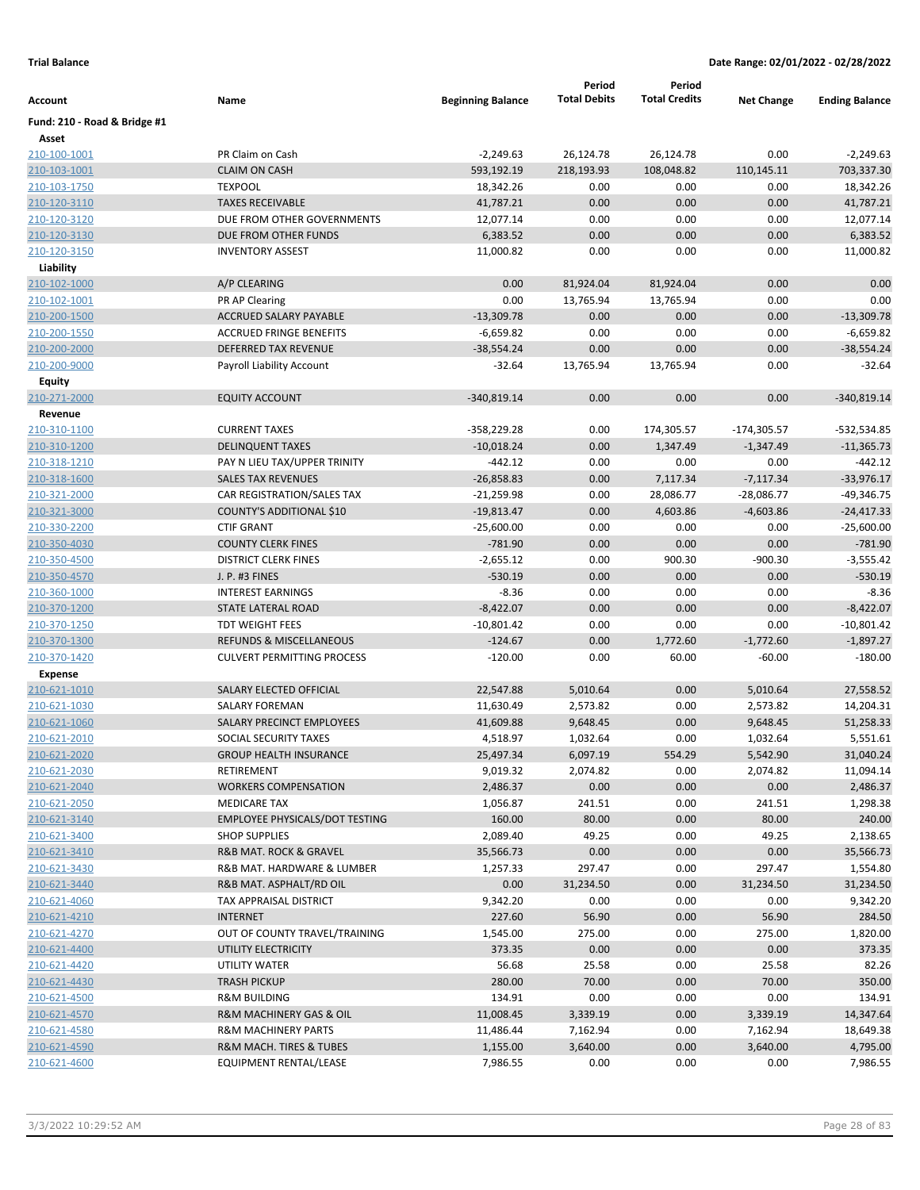**Trial Balance** **Date Range: 02/01/2022 - 02/28/2022**

| Account | Name | Beginning Balance | Period Total Debits | Period Total Credits | Net Change | Ending Balance |
|---|---|---|---|---|---|---|
| **Fund: 210 - Road & Bridge #1** | | | | | | |
| **Asset** | | | | | | |
| 210-100-1001 | PR Claim on Cash | -2,249.63 | 26,124.78 | 26,124.78 | 0.00 | -2,249.63 |
| 210-103-1001 | CLAIM ON CASH | 593,192.19 | 218,193.93 | 108,048.82 | 110,145.11 | 703,337.30 |
| 210-103-1750 | TEXPOOL | 18,342.26 | 0.00 | 0.00 | 0.00 | 18,342.26 |
| 210-120-3110 | TAXES RECEIVABLE | 41,787.21 | 0.00 | 0.00 | 0.00 | 41,787.21 |
| 210-120-3120 | DUE FROM OTHER GOVERNMENTS | 12,077.14 | 0.00 | 0.00 | 0.00 | 12,077.14 |
| 210-120-3130 | DUE FROM OTHER FUNDS | 6,383.52 | 0.00 | 0.00 | 0.00 | 6,383.52 |
| 210-120-3150 | INVENTORY ASSEST | 11,000.82 | 0.00 | 0.00 | 0.00 | 11,000.82 |
| **Liability** | | | | | | |
| 210-102-1000 | A/P CLEARING | 0.00 | 81,924.04 | 81,924.04 | 0.00 | 0.00 |
| 210-102-1001 | PR AP Clearing | 0.00 | 13,765.94 | 13,765.94 | 0.00 | 0.00 |
| 210-200-1500 | ACCRUED SALARY PAYABLE | -13,309.78 | 0.00 | 0.00 | 0.00 | -13,309.78 |
| 210-200-1550 | ACCRUED FRINGE BENEFITS | -6,659.82 | 0.00 | 0.00 | 0.00 | -6,659.82 |
| 210-200-2000 | DEFERRED TAX REVENUE | -38,554.24 | 0.00 | 0.00 | 0.00 | -38,554.24 |
| 210-200-9000 | Payroll Liability Account | -32.64 | 13,765.94 | 13,765.94 | 0.00 | -32.64 |
| **Equity** | | | | | | |
| 210-271-2000 | EQUITY ACCOUNT | -340,819.14 | 0.00 | 0.00 | 0.00 | -340,819.14 |
| **Revenue** | | | | | | |
| 210-310-1100 | CURRENT TAXES | -358,229.28 | 0.00 | 174,305.57 | -174,305.57 | -532,534.85 |
| 210-310-1200 | DELINQUENT TAXES | -10,018.24 | 0.00 | 1,347.49 | -1,347.49 | -11,365.73 |
| 210-318-1210 | PAY N LIEU TAX/UPPER TRINITY | -442.12 | 0.00 | 0.00 | 0.00 | -442.12 |
| 210-318-1600 | SALES TAX REVENUES | -26,858.83 | 0.00 | 7,117.34 | -7,117.34 | -33,976.17 |
| 210-321-2000 | CAR REGISTRATION/SALES TAX | -21,259.98 | 0.00 | 28,086.77 | -28,086.77 | -49,346.75 |
| 210-321-3000 | COUNTY'S ADDITIONAL $10 | -19,813.47 | 0.00 | 4,603.86 | -4,603.86 | -24,417.33 |
| 210-330-2200 | CTIF GRANT | -25,600.00 | 0.00 | 0.00 | 0.00 | -25,600.00 |
| 210-350-4030 | COUNTY CLERK FINES | -781.90 | 0.00 | 0.00 | 0.00 | -781.90 |
| 210-350-4500 | DISTRICT CLERK FINES | -2,655.12 | 0.00 | 900.30 | -900.30 | -3,555.42 |
| 210-350-4570 | J. P. #3 FINES | -530.19 | 0.00 | 0.00 | 0.00 | -530.19 |
| 210-360-1000 | INTEREST EARNINGS | -8.36 | 0.00 | 0.00 | 0.00 | -8.36 |
| 210-370-1200 | STATE LATERAL ROAD | -8,422.07 | 0.00 | 0.00 | 0.00 | -8,422.07 |
| 210-370-1250 | TDT WEIGHT FEES | -10,801.42 | 0.00 | 0.00 | 0.00 | -10,801.42 |
| 210-370-1300 | REFUNDS & MISCELLANEOUS | -124.67 | 0.00 | 1,772.60 | -1,772.60 | -1,897.27 |
| 210-370-1420 | CULVERT PERMITTING PROCESS | -120.00 | 0.00 | 60.00 | -60.00 | -180.00 |
| **Expense** | | | | | | |
| 210-621-1010 | SALARY ELECTED OFFICIAL | 22,547.88 | 5,010.64 | 0.00 | 5,010.64 | 27,558.52 |
| 210-621-1030 | SALARY FOREMAN | 11,630.49 | 2,573.82 | 0.00 | 2,573.82 | 14,204.31 |
| 210-621-1060 | SALARY PRECINCT EMPLOYEES | 41,609.88 | 9,648.45 | 0.00 | 9,648.45 | 51,258.33 |
| 210-621-2010 | SOCIAL SECURITY TAXES | 4,518.97 | 1,032.64 | 0.00 | 1,032.64 | 5,551.61 |
| 210-621-2020 | GROUP HEALTH INSURANCE | 25,497.34 | 6,097.19 | 554.29 | 5,542.90 | 31,040.24 |
| 210-621-2030 | RETIREMENT | 9,019.32 | 2,074.82 | 0.00 | 2,074.82 | 11,094.14 |
| 210-621-2040 | WORKERS COMPENSATION | 2,486.37 | 0.00 | 0.00 | 0.00 | 2,486.37 |
| 210-621-2050 | MEDICARE TAX | 1,056.87 | 241.51 | 0.00 | 241.51 | 1,298.38 |
| 210-621-3140 | EMPLOYEE PHYSICALS/DOT TESTING | 160.00 | 80.00 | 0.00 | 80.00 | 240.00 |
| 210-621-3400 | SHOP SUPPLIES | 2,089.40 | 49.25 | 0.00 | 49.25 | 2,138.65 |
| 210-621-3410 | R&B MAT. ROCK & GRAVEL | 35,566.73 | 0.00 | 0.00 | 0.00 | 35,566.73 |
| 210-621-3430 | R&B MAT. HARDWARE & LUMBER | 1,257.33 | 297.47 | 0.00 | 297.47 | 1,554.80 |
| 210-621-3440 | R&B MAT. ASPHALT/RD OIL | 0.00 | 31,234.50 | 0.00 | 31,234.50 | 31,234.50 |
| 210-621-4060 | TAX APPRAISAL DISTRICT | 9,342.20 | 0.00 | 0.00 | 0.00 | 9,342.20 |
| 210-621-4210 | INTERNET | 227.60 | 56.90 | 0.00 | 56.90 | 284.50 |
| 210-621-4270 | OUT OF COUNTY TRAVEL/TRAINING | 1,545.00 | 275.00 | 0.00 | 275.00 | 1,820.00 |
| 210-621-4400 | UTILITY ELECTRICITY | 373.35 | 0.00 | 0.00 | 0.00 | 373.35 |
| 210-621-4420 | UTILITY WATER | 56.68 | 25.58 | 0.00 | 25.58 | 82.26 |
| 210-621-4430 | TRASH PICKUP | 280.00 | 70.00 | 0.00 | 70.00 | 350.00 |
| 210-621-4500 | R&M BUILDING | 134.91 | 0.00 | 0.00 | 0.00 | 134.91 |
| 210-621-4570 | R&M MACHINERY GAS & OIL | 11,008.45 | 3,339.19 | 0.00 | 3,339.19 | 14,347.64 |
| 210-621-4580 | R&M MACHINERY PARTS | 11,486.44 | 7,162.94 | 0.00 | 7,162.94 | 18,649.38 |
| 210-621-4590 | R&M MACH. TIRES & TUBES | 1,155.00 | 3,640.00 | 0.00 | 3,640.00 | 4,795.00 |
| 210-621-4600 | EQUIPMENT RENTAL/LEASE | 7,986.55 | 0.00 | 0.00 | 0.00 | 7,986.55 |

3/3/2022 10:29:52 AM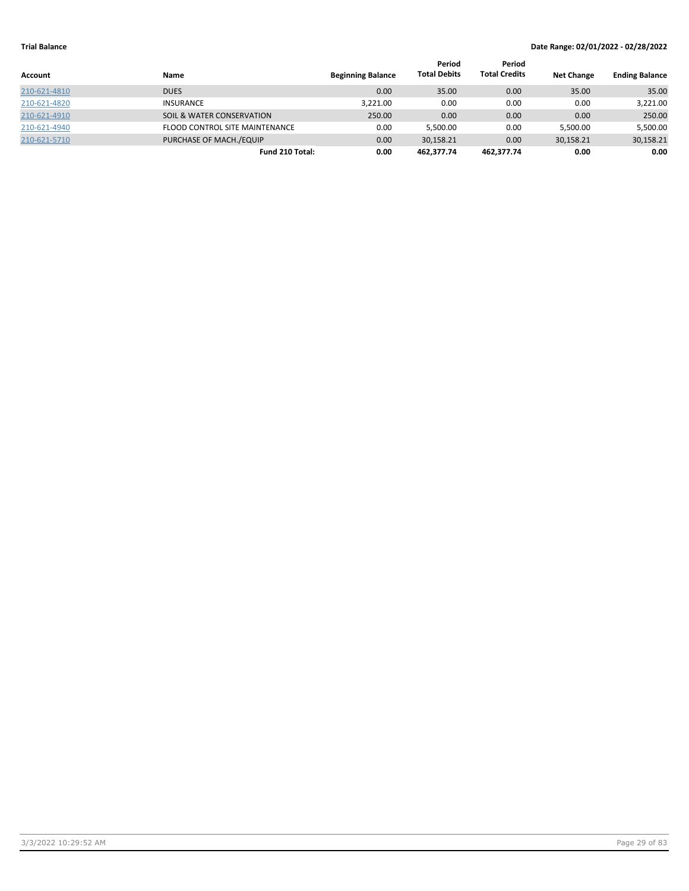**Trial Balance** **Date Range: 02/01/2022 - 02/28/2022**

| Account | Name | Beginning Balance | Period Total Debits | Period Total Credits | Net Change | Ending Balance |
|---|---|---|---|---|---|---|
| 210-621-4810 | DUES | 0.00 | 35.00 | 0.00 | 35.00 | 35.00 |
| 210-621-4820 | INSURANCE | 3,221.00 | 0.00 | 0.00 | 0.00 | 3,221.00 |
| 210-621-4910 | SOIL & WATER CONSERVATION | 250.00 | 0.00 | 0.00 | 0.00 | 250.00 |
| 210-621-4940 | FLOOD CONTROL SITE MAINTENANCE | 0.00 | 5,500.00 | 0.00 | 5,500.00 | 5,500.00 |
| 210-621-5710 | PURCHASE OF MACH./EQUIP | 0.00 | 30,158.21 | 0.00 | 30,158.21 | 30,158.21 |
| | **Fund 210 Total:** | **0.00** | **462,377.74** | **462,377.74** | **0.00** | **0.00** |

3/3/2022 10:29:52 AM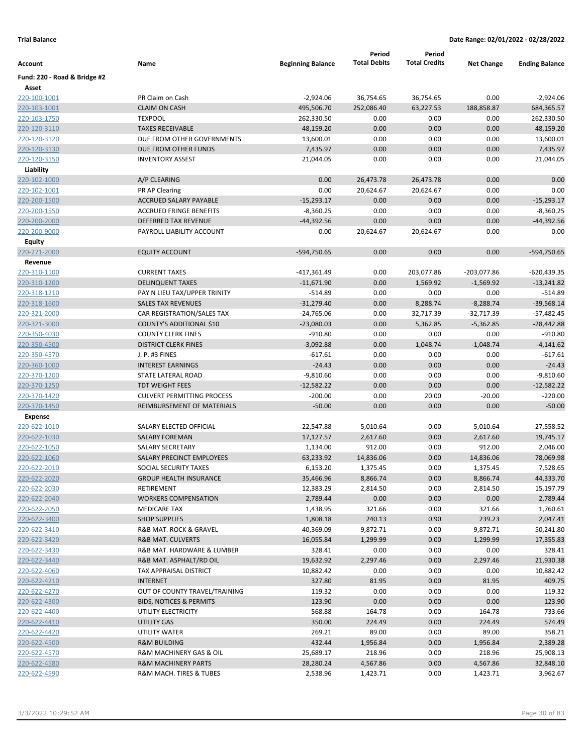**Trial Balance** **Date Range: 02/01/2022 - 02/28/2022**

| Account | Name | Beginning Balance | Period Total Debits | Period Total Credits | Net Change | Ending Balance |
|---|---|---|---|---|---|---|
| **Fund: 220 - Road & Bridge #2** | | | | | | |
| **Asset** | | | | | | |
| 220-100-1001 | PR Claim on Cash | -2,924.06 | 36,754.65 | 36,754.65 | 0.00 | -2,924.06 |
| 220-103-1001 | CLAIM ON CASH | 495,506.70 | 252,086.40 | 63,227.53 | 188,858.87 | 684,365.57 |
| 220-103-1750 | TEXPOOL | 262,330.50 | 0.00 | 0.00 | 0.00 | 262,330.50 |
| 220-120-3110 | TAXES RECEIVABLE | 48,159.20 | 0.00 | 0.00 | 0.00 | 48,159.20 |
| 220-120-3120 | DUE FROM OTHER GOVERNMENTS | 13,600.01 | 0.00 | 0.00 | 0.00 | 13,600.01 |
| 220-120-3130 | DUE FROM OTHER FUNDS | 7,435.97 | 0.00 | 0.00 | 0.00 | 7,435.97 |
| 220-120-3150 | INVENTORY ASSEST | 21,044.05 | 0.00 | 0.00 | 0.00 | 21,044.05 |
| **Liability** | | | | | | |
| 220-102-1000 | A/P CLEARING | 0.00 | 26,473.78 | 26,473.78 | 0.00 | 0.00 |
| 220-102-1001 | PR AP Clearing | 0.00 | 20,624.67 | 20,624.67 | 0.00 | 0.00 |
| 220-200-1500 | ACCRUED SALARY PAYABLE | -15,293.17 | 0.00 | 0.00 | 0.00 | -15,293.17 |
| 220-200-1550 | ACCRUED FRINGE BENEFITS | -8,360.25 | 0.00 | 0.00 | 0.00 | -8,360.25 |
| 220-200-2000 | DEFERRED TAX REVENUE | -44,392.56 | 0.00 | 0.00 | 0.00 | -44,392.56 |
| 220-200-9000 | PAYROLL LIABILITY ACCOUNT | 0.00 | 20,624.67 | 20,624.67 | 0.00 | 0.00 |
| **Equity** | | | | | | |
| 220-271-2000 | EQUITY ACCOUNT | -594,750.65 | 0.00 | 0.00 | 0.00 | -594,750.65 |
| **Revenue** | | | | | | |
| 220-310-1100 | CURRENT TAXES | -417,361.49 | 0.00 | 203,077.86 | -203,077.86 | -620,439.35 |
| 220-310-1200 | DELINQUENT TAXES | -11,671.90 | 0.00 | 1,569.92 | -1,569.92 | -13,241.82 |
| 220-318-1210 | PAY N LIEU TAX/UPPER TRINITY | -514.89 | 0.00 | 0.00 | 0.00 | -514.89 |
| 220-318-1600 | SALES TAX REVENUES | -31,279.40 | 0.00 | 8,288.74 | -8,288.74 | -39,568.14 |
| 220-321-2000 | CAR REGISTRATION/SALES TAX | -24,765.06 | 0.00 | 32,717.39 | -32,717.39 | -57,482.45 |
| 220-321-3000 | COUNTY'S ADDITIONAL $10 | -23,080.03 | 0.00 | 5,362.85 | -5,362.85 | -28,442.88 |
| 220-350-4030 | COUNTY CLERK FINES | -910.80 | 0.00 | 0.00 | 0.00 | -910.80 |
| 220-350-4500 | DISTRICT CLERK FINES | -3,092.88 | 0.00 | 1,048.74 | -1,048.74 | -4,141.62 |
| 220-350-4570 | J. P. #3 FINES | -617.61 | 0.00 | 0.00 | 0.00 | -617.61 |
| 220-360-1000 | INTEREST EARNINGS | -24.43 | 0.00 | 0.00 | 0.00 | -24.43 |
| 220-370-1200 | STATE LATERAL ROAD | -9,810.60 | 0.00 | 0.00 | 0.00 | -9,810.60 |
| 220-370-1250 | TDT WEIGHT FEES | -12,582.22 | 0.00 | 0.00 | 0.00 | -12,582.22 |
| 220-370-1420 | CULVERT PERMITTING PROCESS | -200.00 | 0.00 | 20.00 | -20.00 | -220.00 |
| 220-370-1450 | REIMBURSEMENT OF MATERIALS | -50.00 | 0.00 | 0.00 | 0.00 | -50.00 |
| **Expense** | | | | | | |
| 220-622-1010 | SALARY ELECTED OFFICIAL | 22,547.88 | 5,010.64 | 0.00 | 5,010.64 | 27,558.52 |
| 220-622-1030 | SALARY FOREMAN | 17,127.57 | 2,617.60 | 0.00 | 2,617.60 | 19,745.17 |
| 220-622-1050 | SALARY SECRETARY | 1,134.00 | 912.00 | 0.00 | 912.00 | 2,046.00 |
| 220-622-1060 | SALARY PRECINCT EMPLOYEES | 63,233.92 | 14,836.06 | 0.00 | 14,836.06 | 78,069.98 |
| 220-622-2010 | SOCIAL SECURITY TAXES | 6,153.20 | 1,375.45 | 0.00 | 1,375.45 | 7,528.65 |
| 220-622-2020 | GROUP HEALTH INSURANCE | 35,466.96 | 8,866.74 | 0.00 | 8,866.74 | 44,333.70 |
| 220-622-2030 | RETIREMENT | 12,383.29 | 2,814.50 | 0.00 | 2,814.50 | 15,197.79 |
| 220-622-2040 | WORKERS COMPENSATION | 2,789.44 | 0.00 | 0.00 | 0.00 | 2,789.44 |
| 220-622-2050 | MEDICARE TAX | 1,438.95 | 321.66 | 0.00 | 321.66 | 1,760.61 |
| 220-622-3400 | SHOP SUPPLIES | 1,808.18 | 240.13 | 0.90 | 239.23 | 2,047.41 |
| 220-622-3410 | R&B MAT. ROCK & GRAVEL | 40,369.09 | 9,872.71 | 0.00 | 9,872.71 | 50,241.80 |
| 220-622-3420 | R&B MAT. CULVERTS | 16,055.84 | 1,299.99 | 0.00 | 1,299.99 | 17,355.83 |
| 220-622-3430 | R&B MAT. HARDWARE & LUMBER | 328.41 | 0.00 | 0.00 | 0.00 | 328.41 |
| 220-622-3440 | R&B MAT. ASPHALT/RD OIL | 19,632.92 | 2,297.46 | 0.00 | 2,297.46 | 21,930.38 |
| 220-622-4060 | TAX APPRAISAL DISTRICT | 10,882.42 | 0.00 | 0.00 | 0.00 | 10,882.42 |
| 220-622-4210 | INTERNET | 327.80 | 81.95 | 0.00 | 81.95 | 409.75 |
| 220-622-4270 | OUT OF COUNTY TRAVEL/TRAINING | 119.32 | 0.00 | 0.00 | 0.00 | 119.32 |
| 220-622-4300 | BIDS, NOTICES & PERMITS | 123.90 | 0.00 | 0.00 | 0.00 | 123.90 |
| 220-622-4400 | UTILITY ELECTRICITY | 568.88 | 164.78 | 0.00 | 164.78 | 733.66 |
| 220-622-4410 | UTILITY GAS | 350.00 | 224.49 | 0.00 | 224.49 | 574.49 |
| 220-622-4420 | UTILITY WATER | 269.21 | 89.00 | 0.00 | 89.00 | 358.21 |
| 220-622-4500 | R&M BUILDING | 432.44 | 1,956.84 | 0.00 | 1,956.84 | 2,389.28 |
| 220-622-4570 | R&M MACHINERY GAS & OIL | 25,689.17 | 218.96 | 0.00 | 218.96 | 25,908.13 |
| 220-622-4580 | R&M MACHINERY PARTS | 28,280.24 | 4,567.86 | 0.00 | 4,567.86 | 32,848.10 |
| 220-622-4590 | R&M MACH. TIRES & TUBES | 2,538.96 | 1,423.71 | 0.00 | 1,423.71 | 3,962.67 |

3/3/2022 10:29:52 AM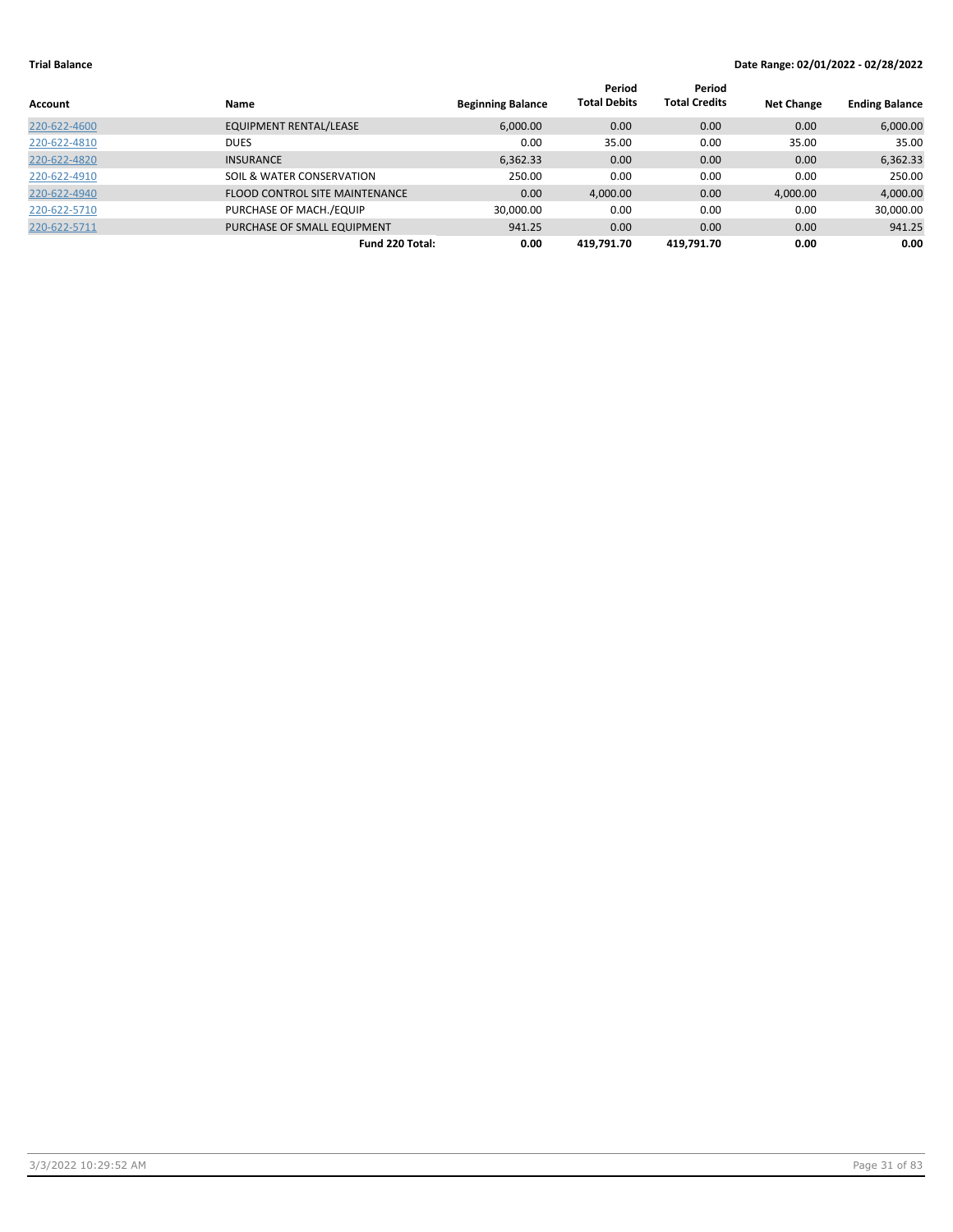**Trial Balance** **Date Range: 02/01/2022 - 02/28/2022**

| Account | Name | Beginning Balance | Period Total Debits | Period Total Credits | Net Change | Ending Balance |
|---|---|---|---|---|---|---|
| 220-622-4600 | EQUIPMENT RENTAL/LEASE | 6,000.00 | 0.00 | 0.00 | 0.00 | 6,000.00 |
| 220-622-4810 | DUES | 0.00 | 35.00 | 0.00 | 35.00 | 35.00 |
| 220-622-4820 | INSURANCE | 6,362.33 | 0.00 | 0.00 | 0.00 | 6,362.33 |
| 220-622-4910 | SOIL & WATER CONSERVATION | 250.00 | 0.00 | 0.00 | 0.00 | 250.00 |
| 220-622-4940 | FLOOD CONTROL SITE MAINTENANCE | 0.00 | 4,000.00 | 0.00 | 4,000.00 | 4,000.00 |
| 220-622-5710 | PURCHASE OF MACH./EQUIP | 30,000.00 | 0.00 | 0.00 | 0.00 | 30,000.00 |
| 220-622-5711 | PURCHASE OF SMALL EQUIPMENT | 941.25 | 0.00 | 0.00 | 0.00 | 941.25 |
| | **Fund 220 Total:** | **0.00** | **419,791.70** | **419,791.70** | **0.00** | **0.00** |

3/3/2022 10:29:52 AM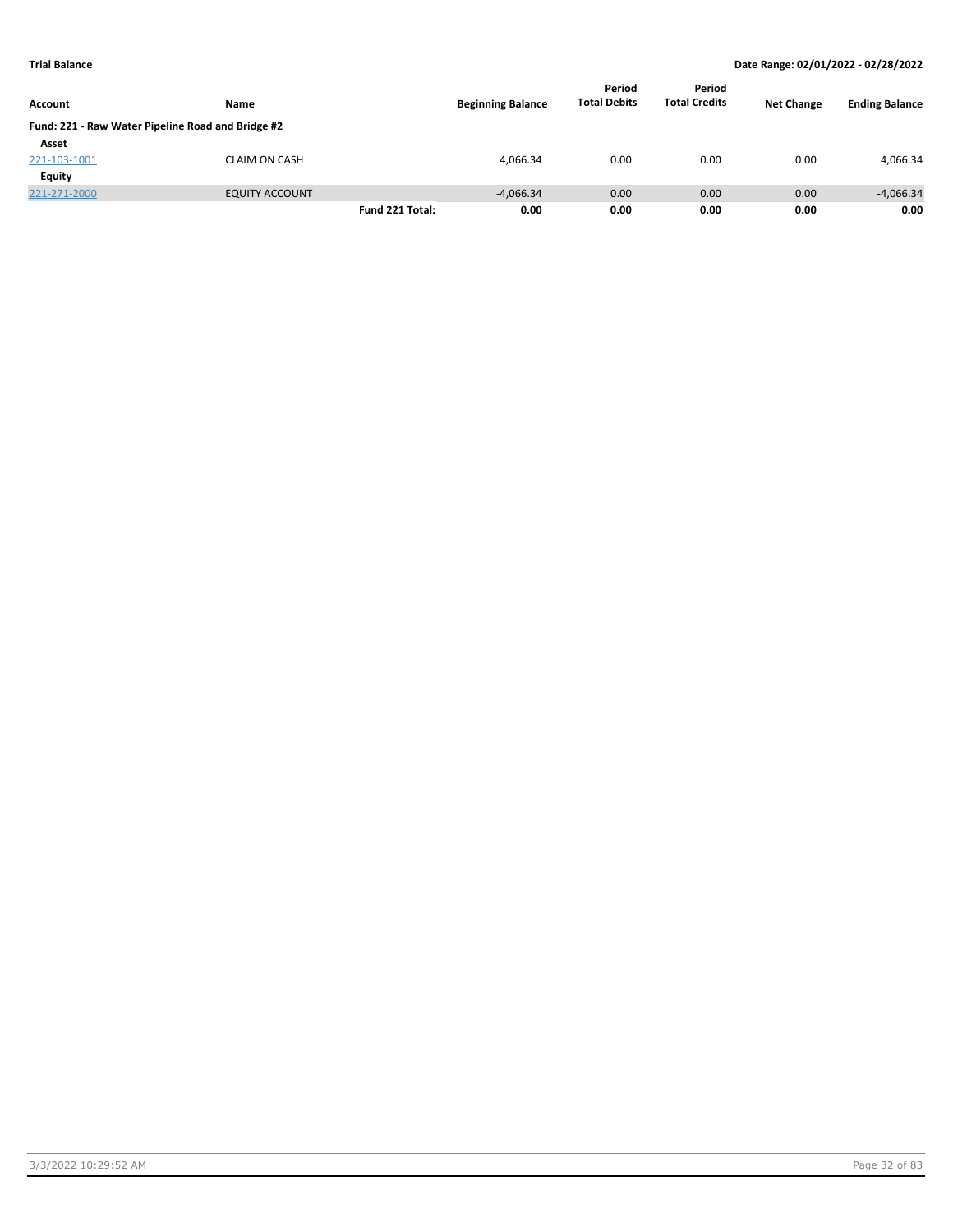**Trial Balance** | **Date Range: 02/01/2022 - 02/28/2022**

| Account | Name | | Beginning Balance | Period Total Debits | Period Total Credits | Net Change | Ending Balance |
|---|---|---|---|---|---|---|---|
| **Fund: 221 - Raw Water Pipeline Road and Bridge #2** | | | | | | | |
| **Asset** | | | | | | | |
| 221-103-1001 | CLAIM ON CASH | | 4,066.34 | 0.00 | 0.00 | 0.00 | 4,066.34 |
| **Equity** | | | | | | | |
| 221-271-2000 | EQUITY ACCOUNT | | -4,066.34 | 0.00 | 0.00 | 0.00 | -4,066.34 |
| | | **Fund 221 Total:** | **0.00** | **0.00** | **0.00** | **0.00** | **0.00** |

3/3/2022 10:29:52 AM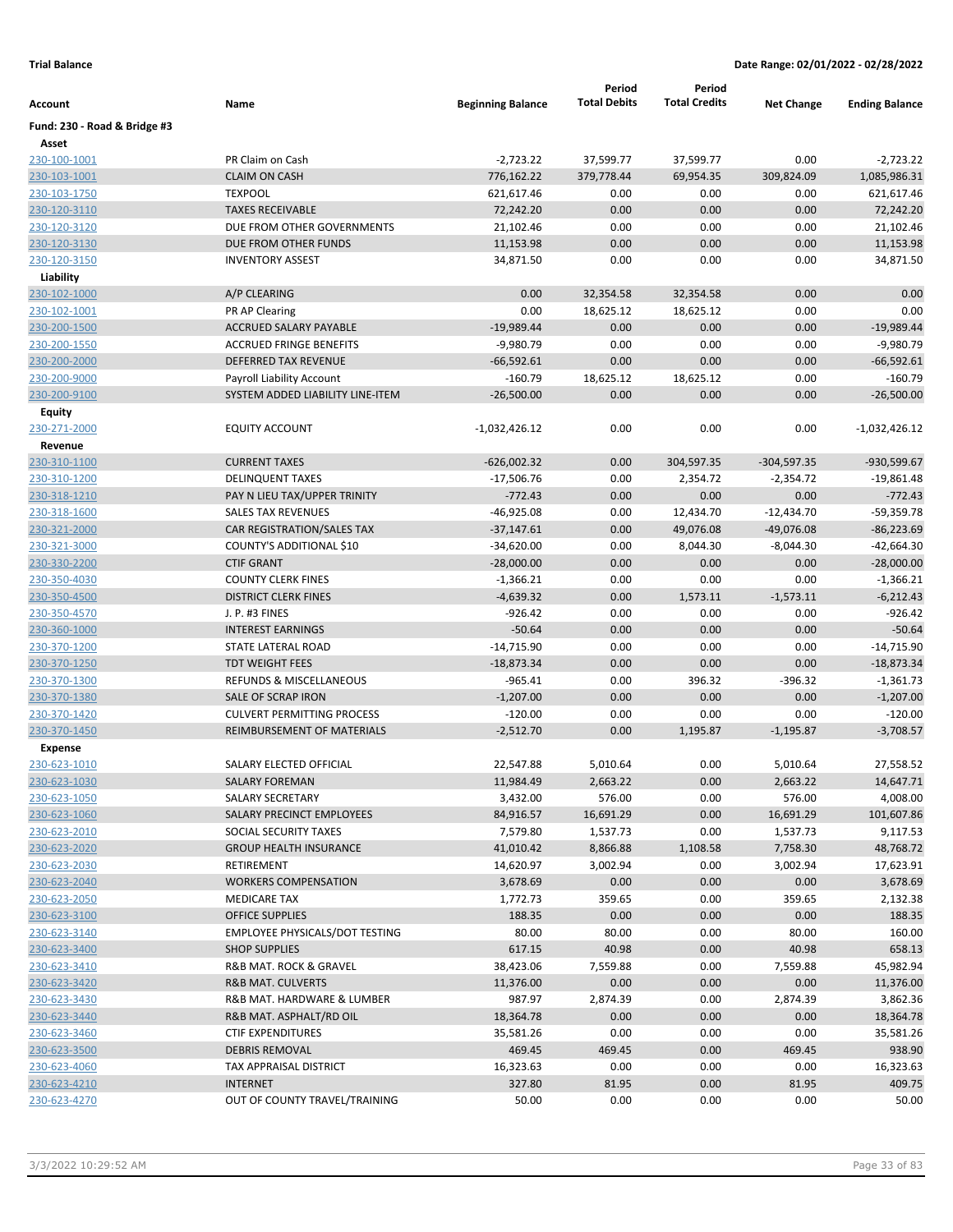**Trial Balance** **Date Range: 02/01/2022 - 02/28/2022**

| Account | Name | Beginning Balance | Period Total Debits | Period Total Credits | Net Change | Ending Balance |
|---|---|---|---|---|---|---|
| **Fund: 230 - Road & Bridge #3** | | | | | | |
| **Asset** | | | | | | |
| 230-100-1001 | PR Claim on Cash | -2,723.22 | 37,599.77 | 37,599.77 | 0.00 | -2,723.22 |
| 230-103-1001 | CLAIM ON CASH | 776,162.22 | 379,778.44 | 69,954.35 | 309,824.09 | 1,085,986.31 |
| 230-103-1750 | TEXPOOL | 621,617.46 | 0.00 | 0.00 | 0.00 | 621,617.46 |
| 230-120-3110 | TAXES RECEIVABLE | 72,242.20 | 0.00 | 0.00 | 0.00 | 72,242.20 |
| 230-120-3120 | DUE FROM OTHER GOVERNMENTS | 21,102.46 | 0.00 | 0.00 | 0.00 | 21,102.46 |
| 230-120-3130 | DUE FROM OTHER FUNDS | 11,153.98 | 0.00 | 0.00 | 0.00 | 11,153.98 |
| 230-120-3150 | INVENTORY ASSEST | 34,871.50 | 0.00 | 0.00 | 0.00 | 34,871.50 |
| **Liability** | | | | | | |
| 230-102-1000 | A/P CLEARING | 0.00 | 32,354.58 | 32,354.58 | 0.00 | 0.00 |
| 230-102-1001 | PR AP Clearing | 0.00 | 18,625.12 | 18,625.12 | 0.00 | 0.00 |
| 230-200-1500 | ACCRUED SALARY PAYABLE | -19,989.44 | 0.00 | 0.00 | 0.00 | -19,989.44 |
| 230-200-1550 | ACCRUED FRINGE BENEFITS | -9,980.79 | 0.00 | 0.00 | 0.00 | -9,980.79 |
| 230-200-2000 | DEFERRED TAX REVENUE | -66,592.61 | 0.00 | 0.00 | 0.00 | -66,592.61 |
| 230-200-9000 | Payroll Liability Account | -160.79 | 18,625.12 | 18,625.12 | 0.00 | -160.79 |
| 230-200-9100 | SYSTEM ADDED LIABILITY LINE-ITEM | -26,500.00 | 0.00 | 0.00 | 0.00 | -26,500.00 |
| **Equity** | | | | | | |
| 230-271-2000 | EQUITY ACCOUNT | -1,032,426.12 | 0.00 | 0.00 | 0.00 | -1,032,426.12 |
| **Revenue** | | | | | | |
| 230-310-1100 | CURRENT TAXES | -626,002.32 | 0.00 | 304,597.35 | -304,597.35 | -930,599.67 |
| 230-310-1200 | DELINQUENT TAXES | -17,506.76 | 0.00 | 2,354.72 | -2,354.72 | -19,861.48 |
| 230-318-1210 | PAY N LIEU TAX/UPPER TRINITY | -772.43 | 0.00 | 0.00 | 0.00 | -772.43 |
| 230-318-1600 | SALES TAX REVENUES | -46,925.08 | 0.00 | 12,434.70 | -12,434.70 | -59,359.78 |
| 230-321-2000 | CAR REGISTRATION/SALES TAX | -37,147.61 | 0.00 | 49,076.08 | -49,076.08 | -86,223.69 |
| 230-321-3000 | COUNTY'S ADDITIONAL $10 | -34,620.00 | 0.00 | 8,044.30 | -8,044.30 | -42,664.30 |
| 230-330-2200 | CTIF GRANT | -28,000.00 | 0.00 | 0.00 | 0.00 | -28,000.00 |
| 230-350-4030 | COUNTY CLERK FINES | -1,366.21 | 0.00 | 0.00 | 0.00 | -1,366.21 |
| 230-350-4500 | DISTRICT CLERK FINES | -4,639.32 | 0.00 | 1,573.11 | -1,573.11 | -6,212.43 |
| 230-350-4570 | J. P. #3 FINES | -926.42 | 0.00 | 0.00 | 0.00 | -926.42 |
| 230-360-1000 | INTEREST EARNINGS | -50.64 | 0.00 | 0.00 | 0.00 | -50.64 |
| 230-370-1200 | STATE LATERAL ROAD | -14,715.90 | 0.00 | 0.00 | 0.00 | -14,715.90 |
| 230-370-1250 | TDT WEIGHT FEES | -18,873.34 | 0.00 | 0.00 | 0.00 | -18,873.34 |
| 230-370-1300 | REFUNDS & MISCELLANEOUS | -965.41 | 0.00 | 396.32 | -396.32 | -1,361.73 |
| 230-370-1380 | SALE OF SCRAP IRON | -1,207.00 | 0.00 | 0.00 | 0.00 | -1,207.00 |
| 230-370-1420 | CULVERT PERMITTING PROCESS | -120.00 | 0.00 | 0.00 | 0.00 | -120.00 |
| 230-370-1450 | REIMBURSEMENT OF MATERIALS | -2,512.70 | 0.00 | 1,195.87 | -1,195.87 | -3,708.57 |
| **Expense** | | | | | | |
| 230-623-1010 | SALARY ELECTED OFFICIAL | 22,547.88 | 5,010.64 | 0.00 | 5,010.64 | 27,558.52 |
| 230-623-1030 | SALARY FOREMAN | 11,984.49 | 2,663.22 | 0.00 | 2,663.22 | 14,647.71 |
| 230-623-1050 | SALARY SECRETARY | 3,432.00 | 576.00 | 0.00 | 576.00 | 4,008.00 |
| 230-623-1060 | SALARY PRECINCT EMPLOYEES | 84,916.57 | 16,691.29 | 0.00 | 16,691.29 | 101,607.86 |
| 230-623-2010 | SOCIAL SECURITY TAXES | 7,579.80 | 1,537.73 | 0.00 | 1,537.73 | 9,117.53 |
| 230-623-2020 | GROUP HEALTH INSURANCE | 41,010.42 | 8,866.88 | 1,108.58 | 7,758.30 | 48,768.72 |
| 230-623-2030 | RETIREMENT | 14,620.97 | 3,002.94 | 0.00 | 3,002.94 | 17,623.91 |
| 230-623-2040 | WORKERS COMPENSATION | 3,678.69 | 0.00 | 0.00 | 0.00 | 3,678.69 |
| 230-623-2050 | MEDICARE TAX | 1,772.73 | 359.65 | 0.00 | 359.65 | 2,132.38 |
| 230-623-3100 | OFFICE SUPPLIES | 188.35 | 0.00 | 0.00 | 0.00 | 188.35 |
| 230-623-3140 | EMPLOYEE PHYSICALS/DOT TESTING | 80.00 | 80.00 | 0.00 | 80.00 | 160.00 |
| 230-623-3400 | SHOP SUPPLIES | 617.15 | 40.98 | 0.00 | 40.98 | 658.13 |
| 230-623-3410 | R&B MAT. ROCK & GRAVEL | 38,423.06 | 7,559.88 | 0.00 | 7,559.88 | 45,982.94 |
| 230-623-3420 | R&B MAT. CULVERTS | 11,376.00 | 0.00 | 0.00 | 0.00 | 11,376.00 |
| 230-623-3430 | R&B MAT. HARDWARE & LUMBER | 987.97 | 2,874.39 | 0.00 | 2,874.39 | 3,862.36 |
| 230-623-3440 | R&B MAT. ASPHALT/RD OIL | 18,364.78 | 0.00 | 0.00 | 0.00 | 18,364.78 |
| 230-623-3460 | CTIF EXPENDITURES | 35,581.26 | 0.00 | 0.00 | 0.00 | 35,581.26 |
| 230-623-3500 | DEBRIS REMOVAL | 469.45 | 469.45 | 0.00 | 469.45 | 938.90 |
| 230-623-4060 | TAX APPRAISAL DISTRICT | 16,323.63 | 0.00 | 0.00 | 0.00 | 16,323.63 |
| 230-623-4210 | INTERNET | 327.80 | 81.95 | 0.00 | 81.95 | 409.75 |
| 230-623-4270 | OUT OF COUNTY TRAVEL/TRAINING | 50.00 | 0.00 | 0.00 | 0.00 | 50.00 |

3/3/2022 10:29:52 AM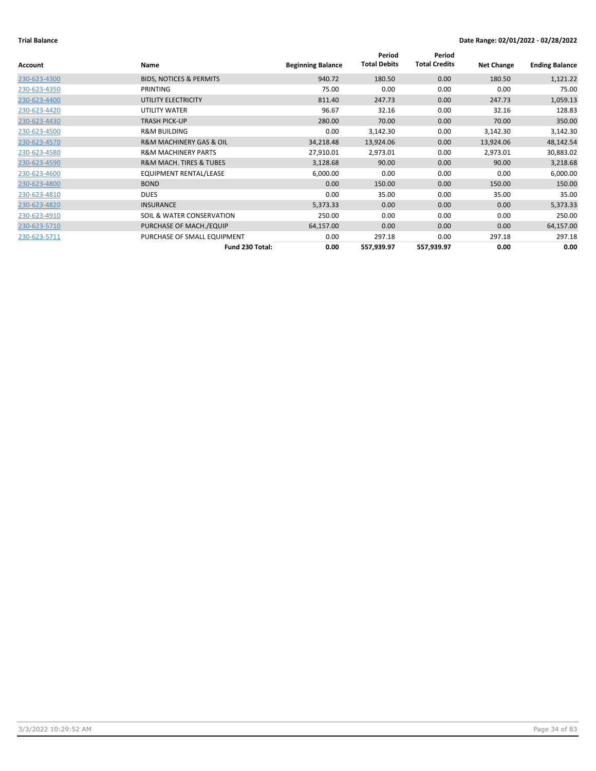**Trial Balance** **Date Range: 02/01/2022 - 02/28/2022**

| Account | Name | Beginning Balance | Period Total Debits | Period Total Credits | Net Change | Ending Balance |
|---|---|---|---|---|---|---|
| 230-623-4300 | BIDS, NOTICES & PERMITS | 940.72 | 180.50 | 0.00 | 180.50 | 1,121.22 |
| 230-623-4350 | PRINTING | 75.00 | 0.00 | 0.00 | 0.00 | 75.00 |
| 230-623-4400 | UTILITY ELECTRICITY | 811.40 | 247.73 | 0.00 | 247.73 | 1,059.13 |
| 230-623-4420 | UTILITY WATER | 96.67 | 32.16 | 0.00 | 32.16 | 128.83 |
| 230-623-4430 | TRASH PICK-UP | 280.00 | 70.00 | 0.00 | 70.00 | 350.00 |
| 230-623-4500 | R&M BUILDING | 0.00 | 3,142.30 | 0.00 | 3,142.30 | 3,142.30 |
| 230-623-4570 | R&M MACHINERY GAS & OIL | 34,218.48 | 13,924.06 | 0.00 | 13,924.06 | 48,142.54 |
| 230-623-4580 | R&M MACHINERY PARTS | 27,910.01 | 2,973.01 | 0.00 | 2,973.01 | 30,883.02 |
| 230-623-4590 | R&M MACH. TIRES & TUBES | 3,128.68 | 90.00 | 0.00 | 90.00 | 3,218.68 |
| 230-623-4600 | EQUIPMENT RENTAL/LEASE | 6,000.00 | 0.00 | 0.00 | 0.00 | 6,000.00 |
| 230-623-4800 | BOND | 0.00 | 150.00 | 0.00 | 150.00 | 150.00 |
| 230-623-4810 | DUES | 0.00 | 35.00 | 0.00 | 35.00 | 35.00 |
| 230-623-4820 | INSURANCE | 5,373.33 | 0.00 | 0.00 | 0.00 | 5,373.33 |
| 230-623-4910 | SOIL & WATER CONSERVATION | 250.00 | 0.00 | 0.00 | 0.00 | 250.00 |
| 230-623-5710 | PURCHASE OF MACH./EQUIP | 64,157.00 | 0.00 | 0.00 | 0.00 | 64,157.00 |
| 230-623-5711 | PURCHASE OF SMALL EQUIPMENT | 0.00 | 297.18 | 0.00 | 297.18 | 297.18 |
| | **Fund 230 Total:** | **0.00** | **557,939.97** | **557,939.97** | **0.00** | **0.00** |

3/3/2022 10:29:52 AM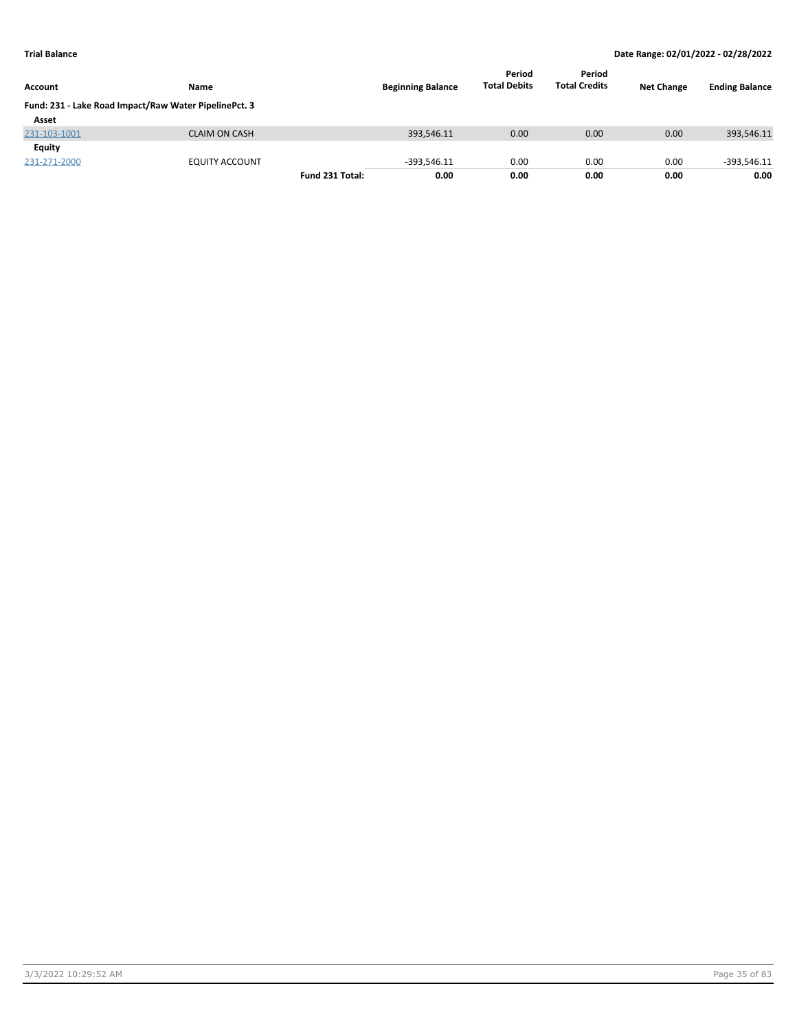**Trial Balance** **Date Range: 02/01/2022 - 02/28/2022**

| Account | Name | | Beginning Balance | Period Total Debits | Period Total Credits | Net Change | Ending Balance |
|---|---|---|---|---|---|---|---|
| **Fund: 231 - Lake Road Impact/Raw Water PipelinePct. 3** | | | | | | | |
| **Asset** | | | | | | | |
| 231-103-1001 | CLAIM ON CASH | | 393,546.11 | 0.00 | 0.00 | 0.00 | 393,546.11 |
| **Equity** | | | | | | | |
| 231-271-2000 | EQUITY ACCOUNT | | -393,546.11 | 0.00 | 0.00 | 0.00 | -393,546.11 |
| | | **Fund 231 Total:** | **0.00** | **0.00** | **0.00** | **0.00** | **0.00** |

3/3/2022 10:29:52 AM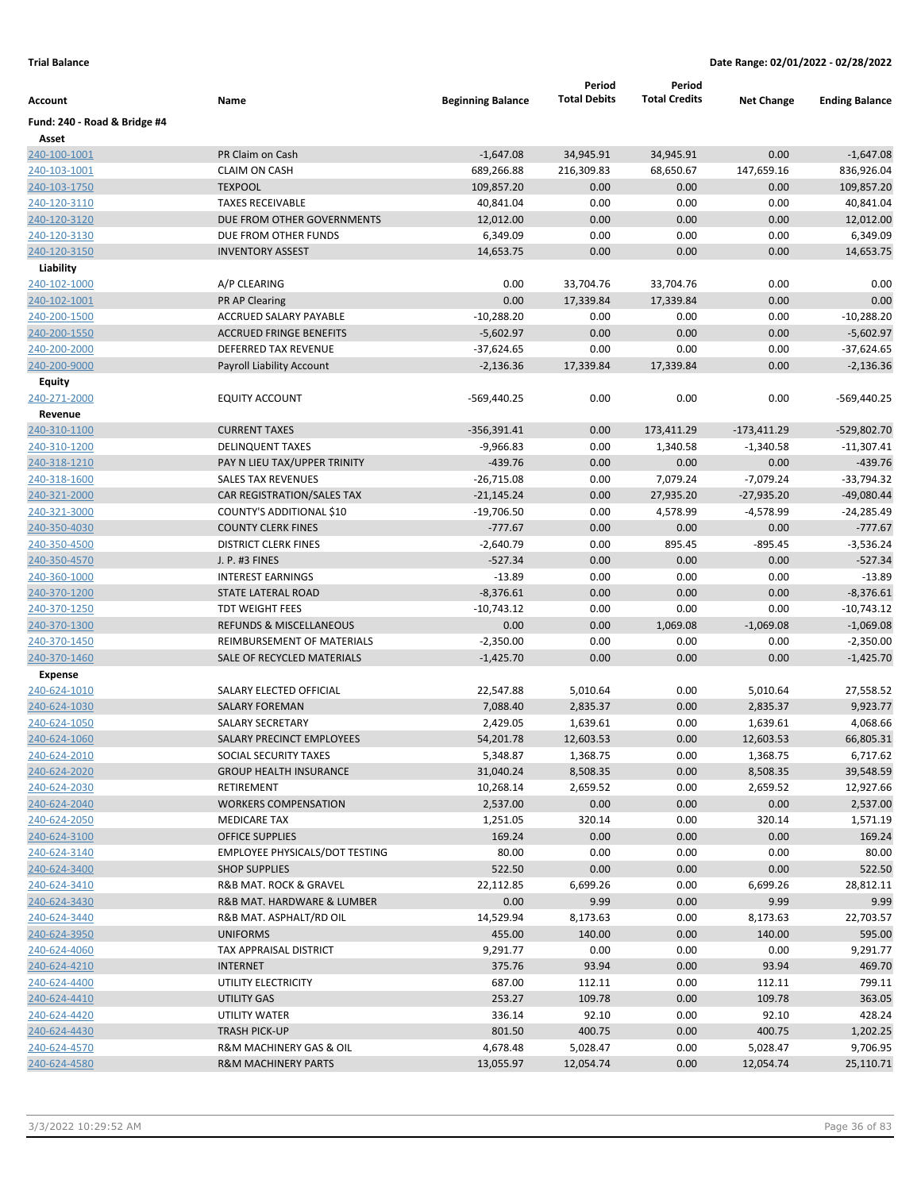**Trial Balance** **Date Range: 02/01/2022 - 02/28/2022**

| Account | Name | Beginning Balance | Period Total Debits | Period Total Credits | Net Change | Ending Balance |
|---|---|---|---|---|---|---|
| **Fund: 240 - Road & Bridge #4** | | | | | | |
| **Asset** | | | | | | |
| 240-100-1001 | PR Claim on Cash | -1,647.08 | 34,945.91 | 34,945.91 | 0.00 | -1,647.08 |
| 240-103-1001 | CLAIM ON CASH | 689,266.88 | 216,309.83 | 68,650.67 | 147,659.16 | 836,926.04 |
| 240-103-1750 | TEXPOOL | 109,857.20 | 0.00 | 0.00 | 0.00 | 109,857.20 |
| 240-120-3110 | TAXES RECEIVABLE | 40,841.04 | 0.00 | 0.00 | 0.00 | 40,841.04 |
| 240-120-3120 | DUE FROM OTHER GOVERNMENTS | 12,012.00 | 0.00 | 0.00 | 0.00 | 12,012.00 |
| 240-120-3130 | DUE FROM OTHER FUNDS | 6,349.09 | 0.00 | 0.00 | 0.00 | 6,349.09 |
| 240-120-3150 | INVENTORY ASSEST | 14,653.75 | 0.00 | 0.00 | 0.00 | 14,653.75 |
| **Liability** | | | | | | |
| 240-102-1000 | A/P CLEARING | 0.00 | 33,704.76 | 33,704.76 | 0.00 | 0.00 |
| 240-102-1001 | PR AP Clearing | 0.00 | 17,339.84 | 17,339.84 | 0.00 | 0.00 |
| 240-200-1500 | ACCRUED SALARY PAYABLE | -10,288.20 | 0.00 | 0.00 | 0.00 | -10,288.20 |
| 240-200-1550 | ACCRUED FRINGE BENEFITS | -5,602.97 | 0.00 | 0.00 | 0.00 | -5,602.97 |
| 240-200-2000 | DEFERRED TAX REVENUE | -37,624.65 | 0.00 | 0.00 | 0.00 | -37,624.65 |
| 240-200-9000 | Payroll Liability Account | -2,136.36 | 17,339.84 | 17,339.84 | 0.00 | -2,136.36 |
| **Equity** | | | | | | |
| 240-271-2000 | EQUITY ACCOUNT | -569,440.25 | 0.00 | 0.00 | 0.00 | -569,440.25 |
| **Revenue** | | | | | | |
| 240-310-1100 | CURRENT TAXES | -356,391.41 | 0.00 | 173,411.29 | -173,411.29 | -529,802.70 |
| 240-310-1200 | DELINQUENT TAXES | -9,966.83 | 0.00 | 1,340.58 | -1,340.58 | -11,307.41 |
| 240-318-1210 | PAY N LIEU TAX/UPPER TRINITY | -439.76 | 0.00 | 0.00 | 0.00 | -439.76 |
| 240-318-1600 | SALES TAX REVENUES | -26,715.08 | 0.00 | 7,079.24 | -7,079.24 | -33,794.32 |
| 240-321-2000 | CAR REGISTRATION/SALES TAX | -21,145.24 | 0.00 | 27,935.20 | -27,935.20 | -49,080.44 |
| 240-321-3000 | COUNTY'S ADDITIONAL $10 | -19,706.50 | 0.00 | 4,578.99 | -4,578.99 | -24,285.49 |
| 240-350-4030 | COUNTY CLERK FINES | -777.67 | 0.00 | 0.00 | 0.00 | -777.67 |
| 240-350-4500 | DISTRICT CLERK FINES | -2,640.79 | 0.00 | 895.45 | -895.45 | -3,536.24 |
| 240-350-4570 | J. P. #3 FINES | -527.34 | 0.00 | 0.00 | 0.00 | -527.34 |
| 240-360-1000 | INTEREST EARNINGS | -13.89 | 0.00 | 0.00 | 0.00 | -13.89 |
| 240-370-1200 | STATE LATERAL ROAD | -8,376.61 | 0.00 | 0.00 | 0.00 | -8,376.61 |
| 240-370-1250 | TDT WEIGHT FEES | -10,743.12 | 0.00 | 0.00 | 0.00 | -10,743.12 |
| 240-370-1300 | REFUNDS & MISCELLANEOUS | 0.00 | 0.00 | 1,069.08 | -1,069.08 | -1,069.08 |
| 240-370-1450 | REIMBURSEMENT OF MATERIALS | -2,350.00 | 0.00 | 0.00 | 0.00 | -2,350.00 |
| 240-370-1460 | SALE OF RECYCLED MATERIALS | -1,425.70 | 0.00 | 0.00 | 0.00 | -1,425.70 |
| **Expense** | | | | | | |
| 240-624-1010 | SALARY ELECTED OFFICIAL | 22,547.88 | 5,010.64 | 0.00 | 5,010.64 | 27,558.52 |
| 240-624-1030 | SALARY FOREMAN | 7,088.40 | 2,835.37 | 0.00 | 2,835.37 | 9,923.77 |
| 240-624-1050 | SALARY SECRETARY | 2,429.05 | 1,639.61 | 0.00 | 1,639.61 | 4,068.66 |
| 240-624-1060 | SALARY PRECINCT EMPLOYEES | 54,201.78 | 12,603.53 | 0.00 | 12,603.53 | 66,805.31 |
| 240-624-2010 | SOCIAL SECURITY TAXES | 5,348.87 | 1,368.75 | 0.00 | 1,368.75 | 6,717.62 |
| 240-624-2020 | GROUP HEALTH INSURANCE | 31,040.24 | 8,508.35 | 0.00 | 8,508.35 | 39,548.59 |
| 240-624-2030 | RETIREMENT | 10,268.14 | 2,659.52 | 0.00 | 2,659.52 | 12,927.66 |
| 240-624-2040 | WORKERS COMPENSATION | 2,537.00 | 0.00 | 0.00 | 0.00 | 2,537.00 |
| 240-624-2050 | MEDICARE TAX | 1,251.05 | 320.14 | 0.00 | 320.14 | 1,571.19 |
| 240-624-3100 | OFFICE SUPPLIES | 169.24 | 0.00 | 0.00 | 0.00 | 169.24 |
| 240-624-3140 | EMPLOYEE PHYSICALS/DOT TESTING | 80.00 | 0.00 | 0.00 | 0.00 | 80.00 |
| 240-624-3400 | SHOP SUPPLIES | 522.50 | 0.00 | 0.00 | 0.00 | 522.50 |
| 240-624-3410 | R&B MAT. ROCK & GRAVEL | 22,112.85 | 6,699.26 | 0.00 | 6,699.26 | 28,812.11 |
| 240-624-3430 | R&B MAT. HARDWARE & LUMBER | 0.00 | 9.99 | 0.00 | 9.99 | 9.99 |
| 240-624-3440 | R&B MAT. ASPHALT/RD OIL | 14,529.94 | 8,173.63 | 0.00 | 8,173.63 | 22,703.57 |
| 240-624-3950 | UNIFORMS | 455.00 | 140.00 | 0.00 | 140.00 | 595.00 |
| 240-624-4060 | TAX APPRAISAL DISTRICT | 9,291.77 | 0.00 | 0.00 | 0.00 | 9,291.77 |
| 240-624-4210 | INTERNET | 375.76 | 93.94 | 0.00 | 93.94 | 469.70 |
| 240-624-4400 | UTILITY ELECTRICITY | 687.00 | 112.11 | 0.00 | 112.11 | 799.11 |
| 240-624-4410 | UTILITY GAS | 253.27 | 109.78 | 0.00 | 109.78 | 363.05 |
| 240-624-4420 | UTILITY WATER | 336.14 | 92.10 | 0.00 | 92.10 | 428.24 |
| 240-624-4430 | TRASH PICK-UP | 801.50 | 400.75 | 0.00 | 400.75 | 1,202.25 |
| 240-624-4570 | R&M MACHINERY GAS & OIL | 4,678.48 | 5,028.47 | 0.00 | 5,028.47 | 9,706.95 |
| 240-624-4580 | R&M MACHINERY PARTS | 13,055.97 | 12,054.74 | 0.00 | 12,054.74 | 25,110.71 |

3/3/2022 10:29:52 AM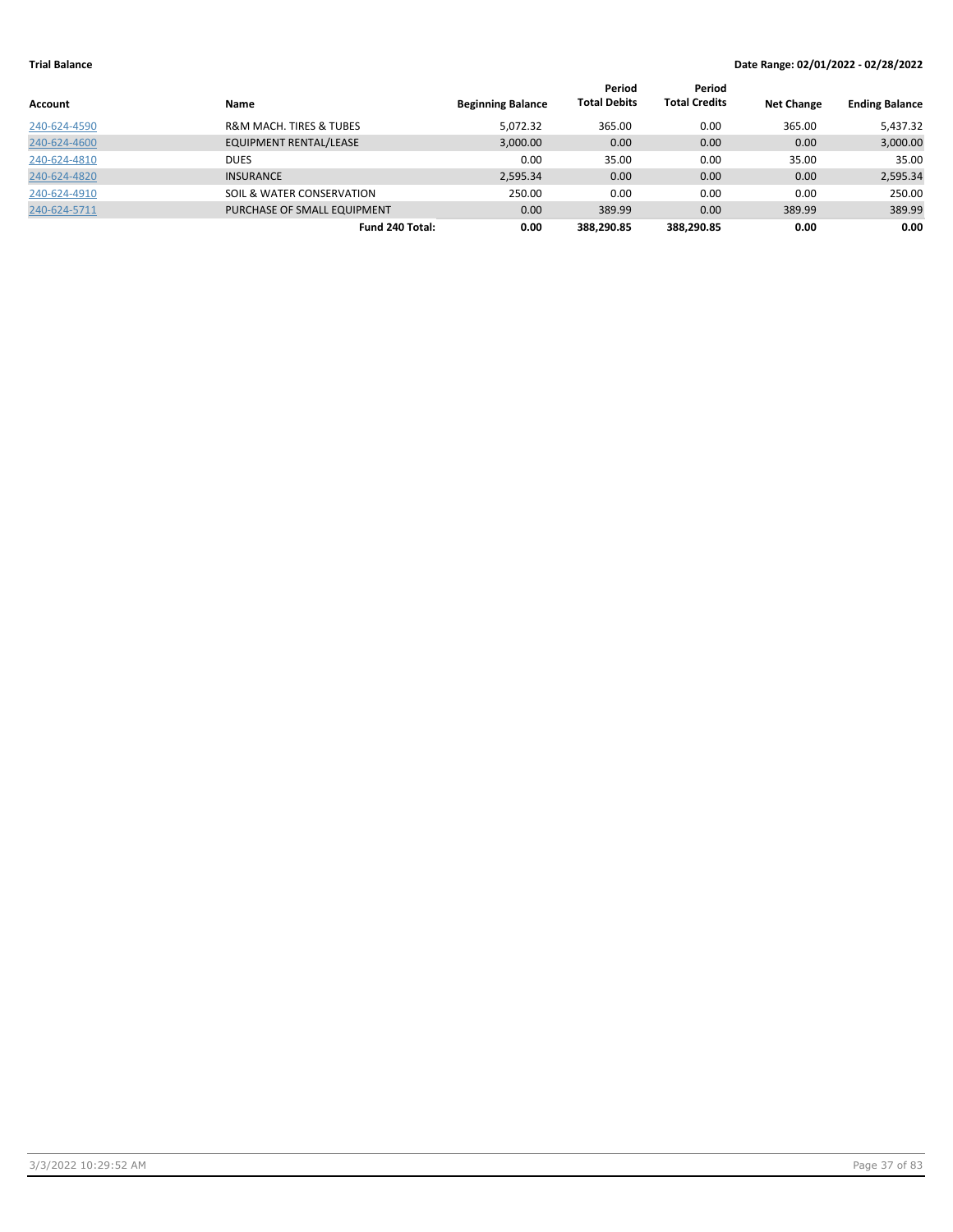**Trial Balance** **Date Range: 02/01/2022 - 02/28/2022**

| Account | Name | Beginning Balance | Period Total Debits | Period Total Credits | Net Change | Ending Balance |
|---|---|---|---|---|---|---|
| 240-624-4590 | R&M MACH. TIRES & TUBES | 5,072.32 | 365.00 | 0.00 | 365.00 | 5,437.32 |
| 240-624-4600 | EQUIPMENT RENTAL/LEASE | 3,000.00 | 0.00 | 0.00 | 0.00 | 3,000.00 |
| 240-624-4810 | DUES | 0.00 | 35.00 | 0.00 | 35.00 | 35.00 |
| 240-624-4820 | INSURANCE | 2,595.34 | 0.00 | 0.00 | 0.00 | 2,595.34 |
| 240-624-4910 | SOIL & WATER CONSERVATION | 250.00 | 0.00 | 0.00 | 0.00 | 250.00 |
| 240-624-5711 | PURCHASE OF SMALL EQUIPMENT | 0.00 | 389.99 | 0.00 | 389.99 | 389.99 |
| | **Fund 240 Total:** | **0.00** | **388,290.85** | **388,290.85** | **0.00** | **0.00** |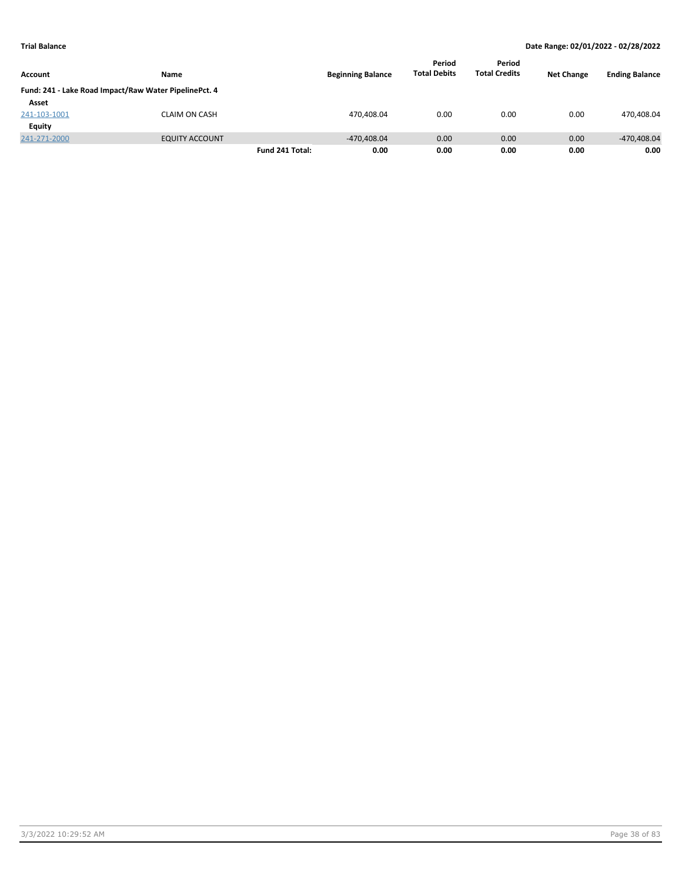**Trial Balance** — **Date Range: 02/01/2022 - 02/28/2022**

| Account | Name | | Beginning Balance | Period Total Debits | Period Total Credits | Net Change | Ending Balance |
|---|---|---|---|---|---|---|---|
| **Fund: 241 - Lake Road Impact/Raw Water PipelinePct. 4** | | | | | | | |
| **Asset** | | | | | | | |
| 241-103-1001 | CLAIM ON CASH | | 470,408.04 | 0.00 | 0.00 | 0.00 | 470,408.04 |
| **Equity** | | | | | | | |
| 241-271-2000 | EQUITY ACCOUNT | | -470,408.04 | 0.00 | 0.00 | 0.00 | -470,408.04 |
| | | **Fund 241 Total:** | **0.00** | **0.00** | **0.00** | **0.00** | **0.00** |

3/3/2022 10:29:52 AM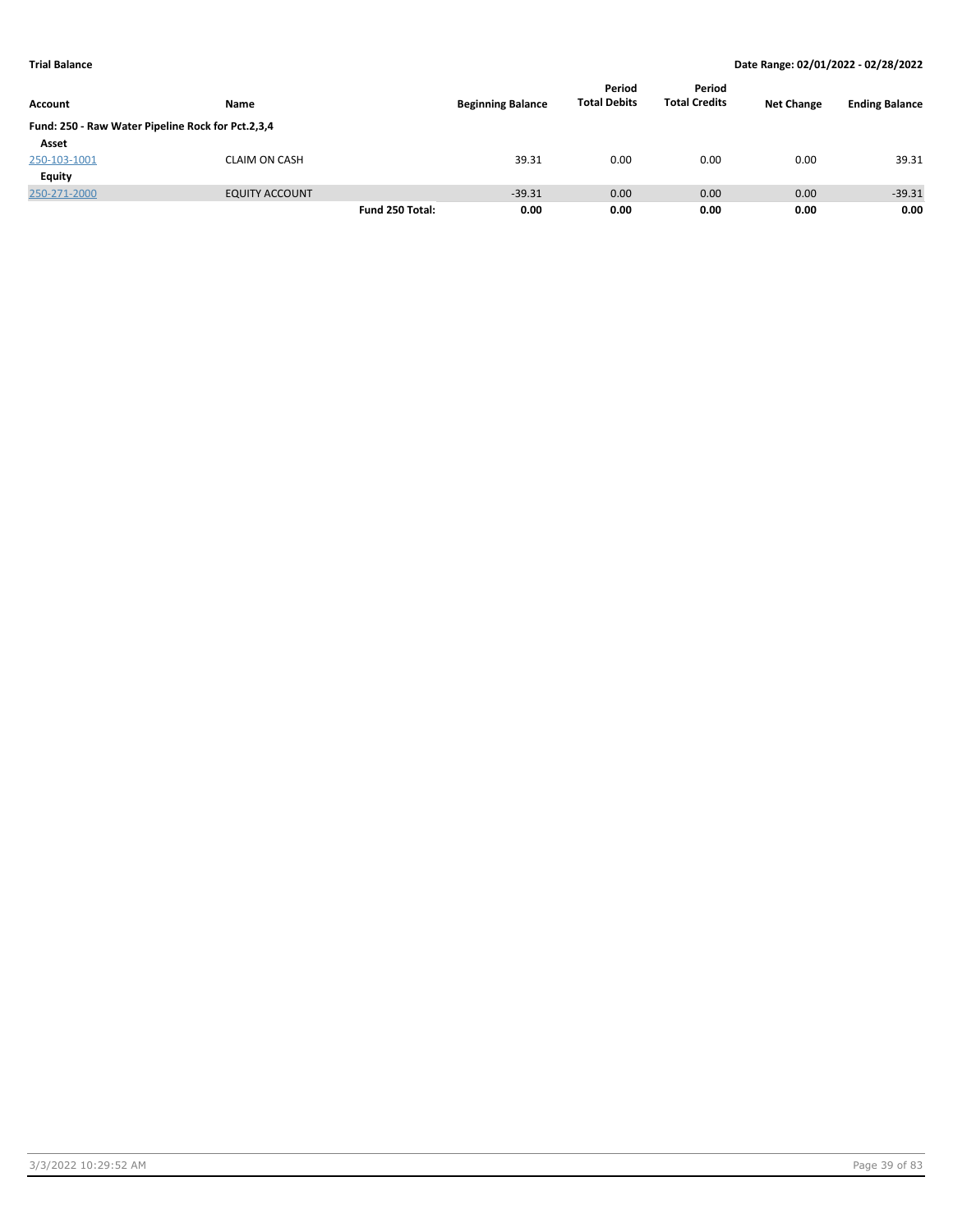**Trial Balance** **Date Range: 02/01/2022 - 02/28/2022**

| Account | Name | | Beginning Balance | Period Total Debits | Period Total Credits | Net Change | Ending Balance |
|---|---|---|---|---|---|---|---|
| **Fund: 250 - Raw Water Pipeline Rock for Pct.2,3,4** | | | | | | | |
| **Asset** | | | | | | | |
| 250-103-1001 | CLAIM ON CASH | | 39.31 | 0.00 | 0.00 | 0.00 | 39.31 |
| **Equity** | | | | | | | |
| 250-271-2000 | EQUITY ACCOUNT | | -39.31 | 0.00 | 0.00 | 0.00 | -39.31 |
| | | **Fund 250 Total:** | **0.00** | **0.00** | **0.00** | **0.00** | **0.00** |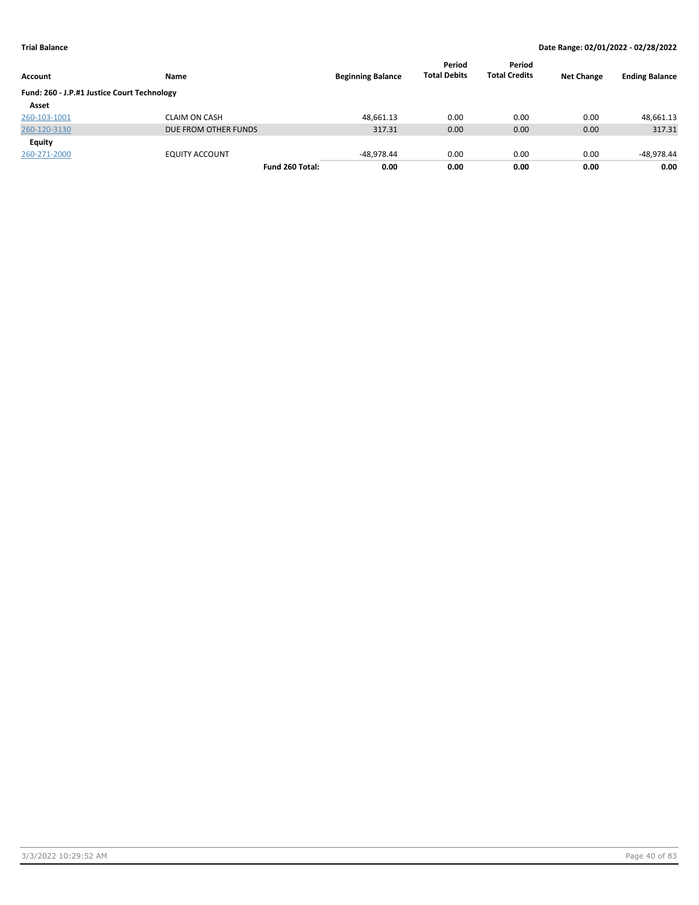**Trial Balance** | **Date Range: 02/01/2022 - 02/28/2022**

| Account | Name | Beginning Balance | Period Total Debits | Period Total Credits | Net Change | Ending Balance |
|---|---|---|---|---|---|---|
| **Fund: 260 - J.P.#1 Justice Court Technology** | | | | | | |
| **Asset** | | | | | | |
| 260-103-1001 | CLAIM ON CASH | 48,661.13 | 0.00 | 0.00 | 0.00 | 48,661.13 |
| 260-120-3130 | DUE FROM OTHER FUNDS | 317.31 | 0.00 | 0.00 | 0.00 | 317.31 |
| **Equity** | | | | | | |
| 260-271-2000 | EQUITY ACCOUNT | -48,978.44 | 0.00 | 0.00 | 0.00 | -48,978.44 |
| | **Fund 260 Total:** | **0.00** | **0.00** | **0.00** | **0.00** | **0.00** |

3/3/2022 10:29:52 AM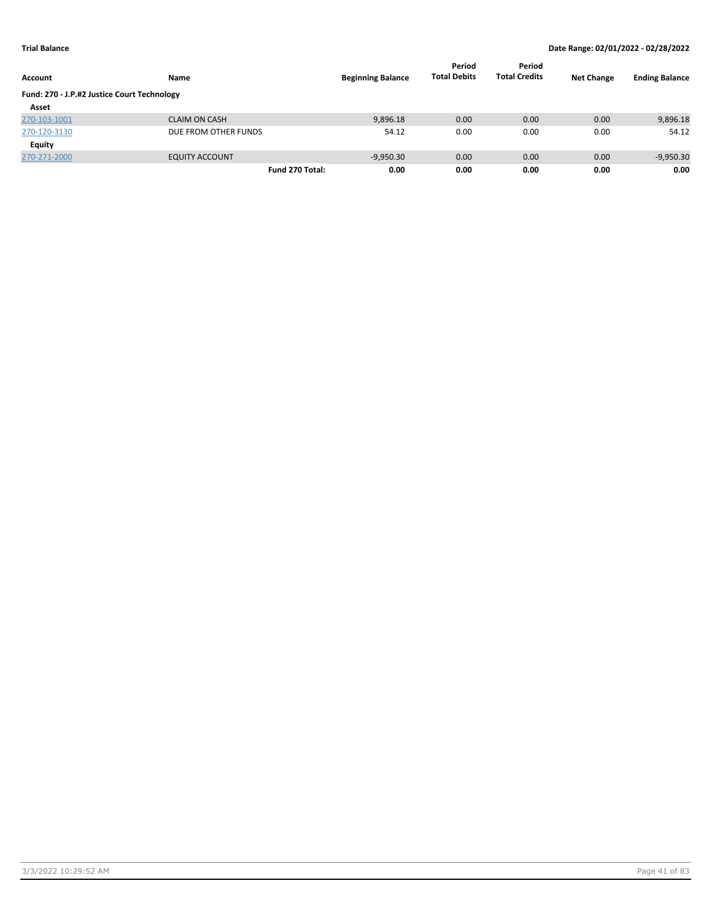**Trial Balance** **Date Range: 02/01/2022 - 02/28/2022**

| Account | Name | | Beginning Balance | Period Total Debits | Period Total Credits | Net Change | Ending Balance |
|---|---|---|---|---|---|---|---|
| **Fund: 270 - J.P.#2 Justice Court Technology** | | | | | | | |
| **Asset** | | | | | | | |
| 270-103-1001 | CLAIM ON CASH | | 9,896.18 | 0.00 | 0.00 | 0.00 | 9,896.18 |
| 270-120-3130 | DUE FROM OTHER FUNDS | | 54.12 | 0.00 | 0.00 | 0.00 | 54.12 |
| **Equity** | | | | | | | |
| 270-271-2000 | EQUITY ACCOUNT | | -9,950.30 | 0.00 | 0.00 | 0.00 | -9,950.30 |
| | | **Fund 270 Total:** | **0.00** | **0.00** | **0.00** | **0.00** | **0.00** |

3/3/2022 10:29:52 AM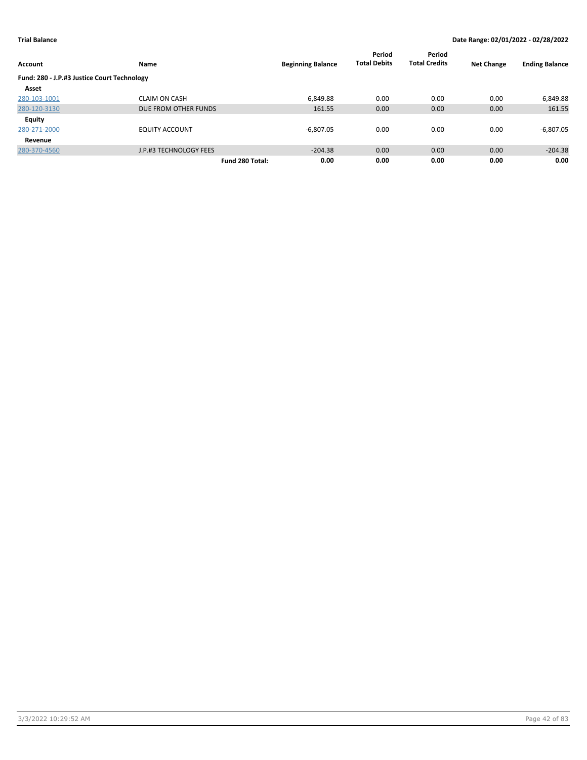**Trial Balance** — **Date Range: 02/01/2022 - 02/28/2022**

| Account | Name | Beginning Balance | Period Total Debits | Period Total Credits | Net Change | Ending Balance |
|---|---|---|---|---|---|---|
| **Fund: 280 - J.P.#3 Justice Court Technology** | | | | | | |
| **Asset** | | | | | | |
| 280-103-1001 | CLAIM ON CASH | 6,849.88 | 0.00 | 0.00 | 0.00 | 6,849.88 |
| 280-120-3130 | DUE FROM OTHER FUNDS | 161.55 | 0.00 | 0.00 | 0.00 | 161.55 |
| **Equity** | | | | | | |
| 280-271-2000 | EQUITY ACCOUNT | -6,807.05 | 0.00 | 0.00 | 0.00 | -6,807.05 |
| **Revenue** | | | | | | |
| 280-370-4560 | J.P.#3 TECHNOLOGY FEES | -204.38 | 0.00 | 0.00 | 0.00 | -204.38 |
| | **Fund 280 Total:** | **0.00** | **0.00** | **0.00** | **0.00** | **0.00** |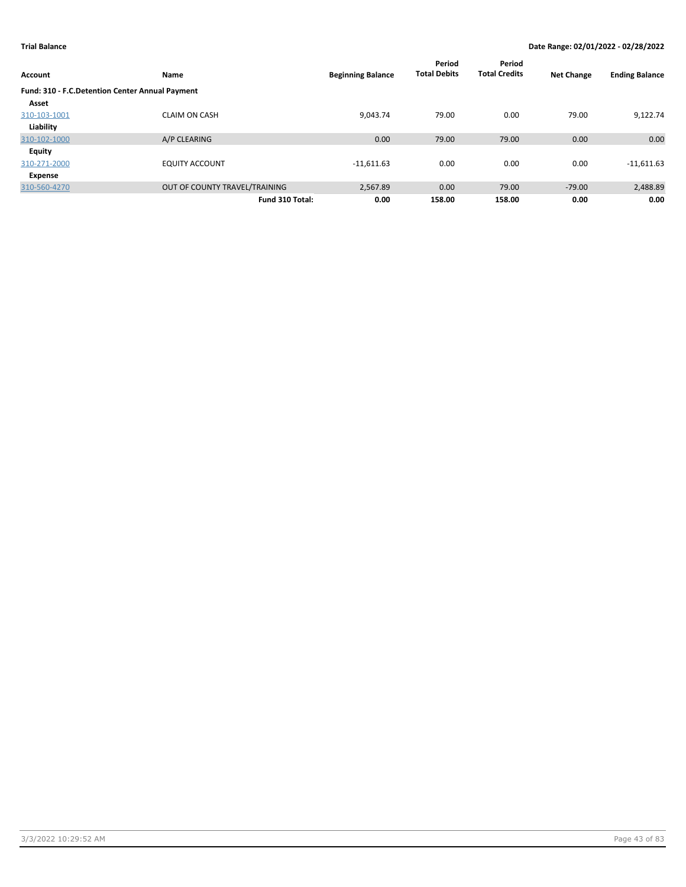**Trial Balance** **Date Range: 02/01/2022 - 02/28/2022**

| Account | Name | Beginning Balance | Period Total Debits | Period Total Credits | Net Change | Ending Balance |
|---|---|---|---|---|---|---|
| **Fund: 310 - F.C.Detention Center Annual Payment** | | | | | | |
| **Asset** | | | | | | |
| 310-103-1001 | CLAIM ON CASH | 9,043.74 | 79.00 | 0.00 | 79.00 | 9,122.74 |
| **Liability** | | | | | | |
| 310-102-1000 | A/P CLEARING | 0.00 | 79.00 | 79.00 | 0.00 | 0.00 |
| **Equity** | | | | | | |
| 310-271-2000 | EQUITY ACCOUNT | -11,611.63 | 0.00 | 0.00 | 0.00 | -11,611.63 |
| **Expense** | | | | | | |
| 310-560-4270 | OUT OF COUNTY TRAVEL/TRAINING | 2,567.89 | 0.00 | 79.00 | -79.00 | 2,488.89 |
| | **Fund 310 Total:** | **0.00** | **158.00** | **158.00** | **0.00** | **0.00** |

3/3/2022 10:29:52 AM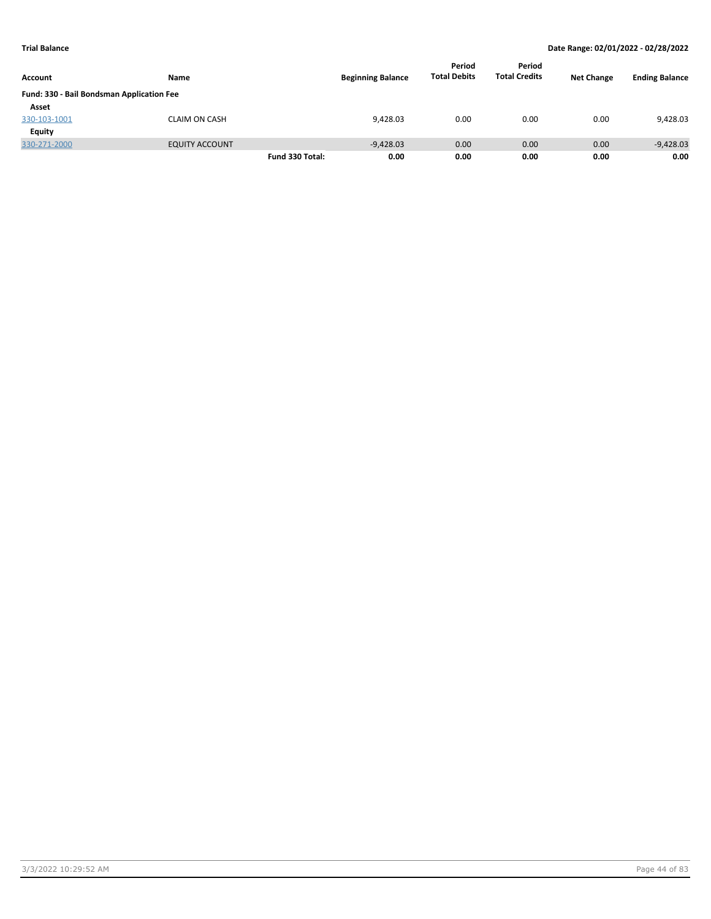**Trial Balance** — **Date Range: 02/01/2022 - 02/28/2022**

| Account | Name | | Beginning Balance | Period Total Debits | Period Total Credits | Net Change | Ending Balance |
|---|---|---|---|---|---|---|---|
| **Fund: 330 - Bail Bondsman Application Fee** | | | | | | | |
| **Asset** | | | | | | | |
| 330-103-1001 | CLAIM ON CASH | | 9,428.03 | 0.00 | 0.00 | 0.00 | 9,428.03 |
| **Equity** | | | | | | | |
| 330-271-2000 | EQUITY ACCOUNT | | -9,428.03 | 0.00 | 0.00 | 0.00 | -9,428.03 |
| | | **Fund 330 Total:** | **0.00** | **0.00** | **0.00** | **0.00** | **0.00** |

3/3/2022 10:29:52 AM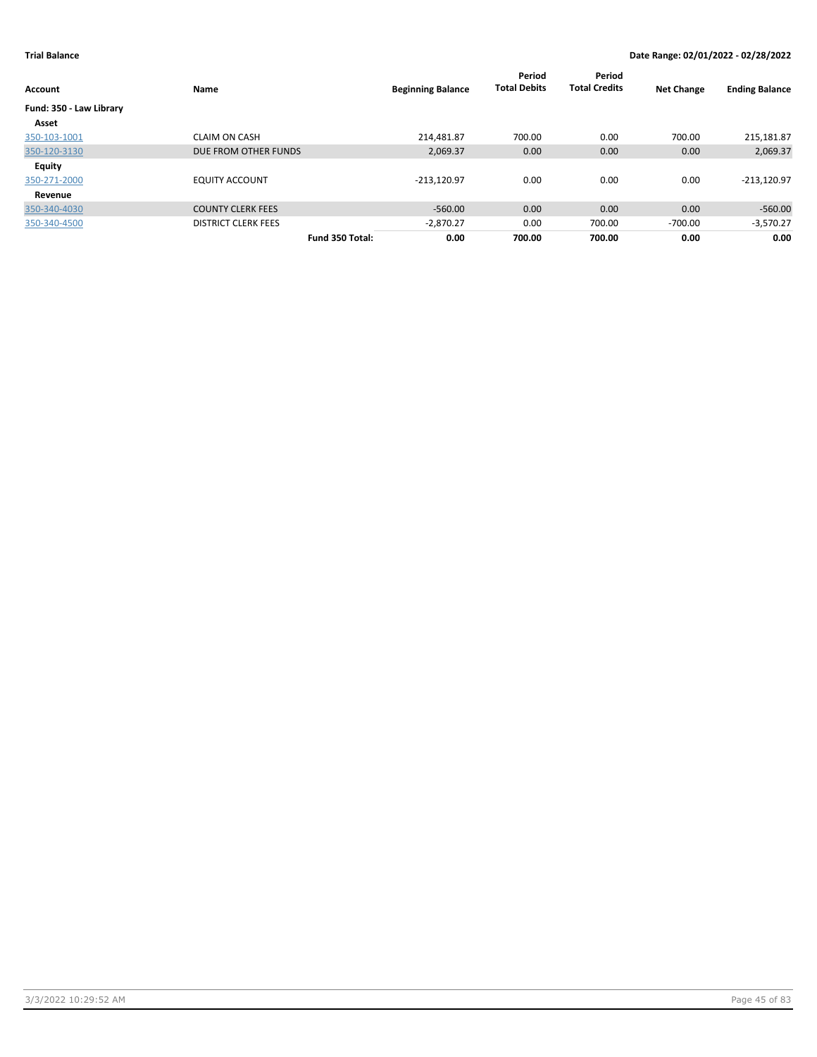**Trial Balance** **Date Range: 02/01/2022 - 02/28/2022**

| Account | Name | Beginning Balance | Period Total Debits | Period Total Credits | Net Change | Ending Balance |
|---|---|---|---|---|---|---|
| **Fund: 350 - Law Library** | | | | | | |
| **Asset** | | | | | | |
| 350-103-1001 | CLAIM ON CASH | 214,481.87 | 700.00 | 0.00 | 700.00 | 215,181.87 |
| 350-120-3130 | DUE FROM OTHER FUNDS | 2,069.37 | 0.00 | 0.00 | 0.00 | 2,069.37 |
| **Equity** | | | | | | |
| 350-271-2000 | EQUITY ACCOUNT | -213,120.97 | 0.00 | 0.00 | 0.00 | -213,120.97 |
| **Revenue** | | | | | | |
| 350-340-4030 | COUNTY CLERK FEES | -560.00 | 0.00 | 0.00 | 0.00 | -560.00 |
| 350-340-4500 | DISTRICT CLERK FEES | -2,870.27 | 0.00 | 700.00 | -700.00 | -3,570.27 |
| | **Fund 350 Total:** | **0.00** | **700.00** | **700.00** | **0.00** | **0.00** |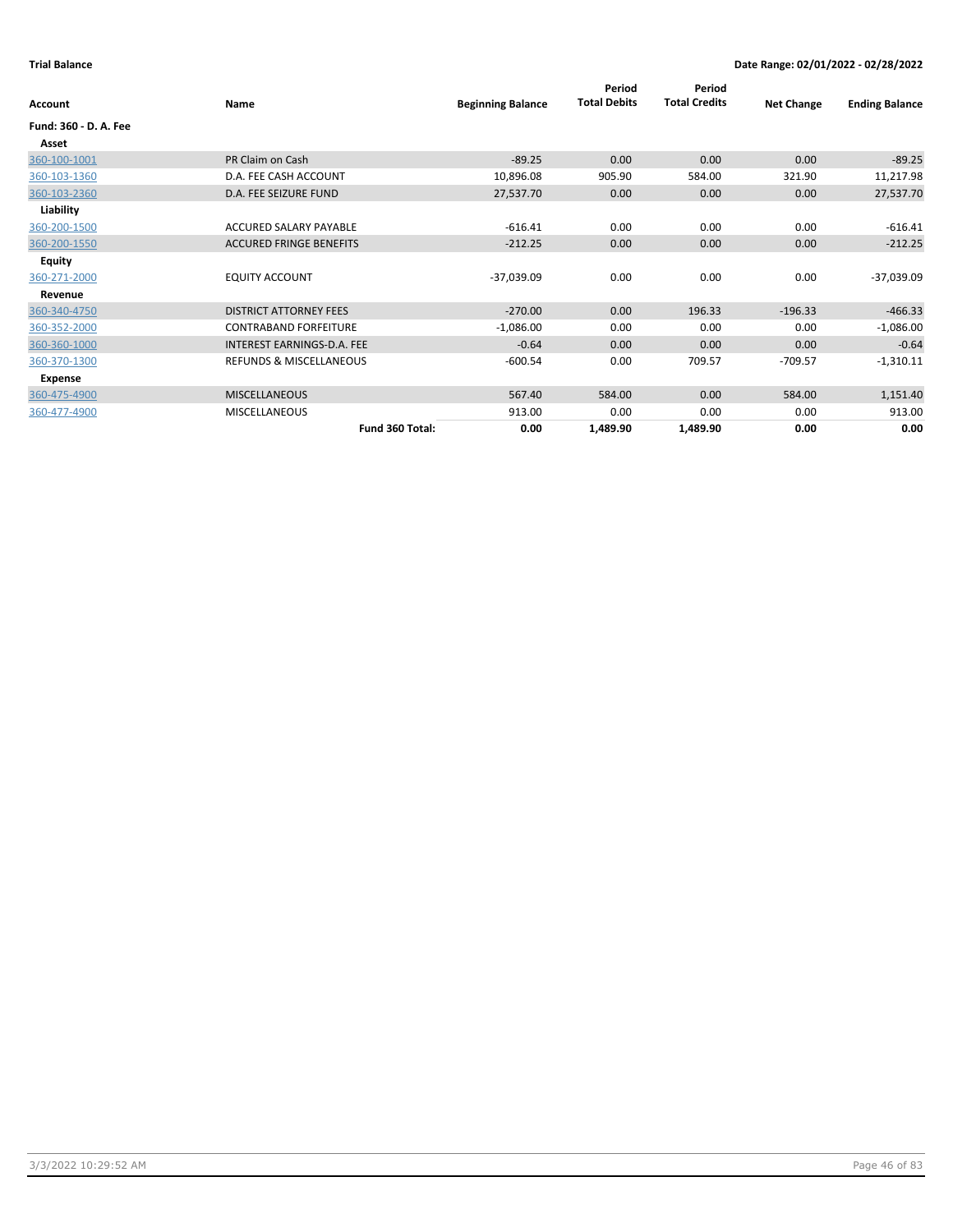**Trial Balance** | **Date Range: 02/01/2022 - 02/28/2022**

| Account | Name | Beginning Balance | Period Total Debits | Period Total Credits | Net Change | Ending Balance |
|---|---|---|---|---|---|---|
| **Fund: 360 - D. A. Fee** | | | | | | |
| **Asset** | | | | | | |
| 360-100-1001 | PR Claim on Cash | -89.25 | 0.00 | 0.00 | 0.00 | -89.25 |
| 360-103-1360 | D.A. FEE CASH ACCOUNT | 10,896.08 | 905.90 | 584.00 | 321.90 | 11,217.98 |
| 360-103-2360 | D.A. FEE SEIZURE FUND | 27,537.70 | 0.00 | 0.00 | 0.00 | 27,537.70 |
| **Liability** | | | | | | |
| 360-200-1500 | ACCURED SALARY PAYABLE | -616.41 | 0.00 | 0.00 | 0.00 | -616.41 |
| 360-200-1550 | ACCURED FRINGE BENEFITS | -212.25 | 0.00 | 0.00 | 0.00 | -212.25 |
| **Equity** | | | | | | |
| 360-271-2000 | EQUITY ACCOUNT | -37,039.09 | 0.00 | 0.00 | 0.00 | -37,039.09 |
| **Revenue** | | | | | | |
| 360-340-4750 | DISTRICT ATTORNEY FEES | -270.00 | 0.00 | 196.33 | -196.33 | -466.33 |
| 360-352-2000 | CONTRABAND FORFEITURE | -1,086.00 | 0.00 | 0.00 | 0.00 | -1,086.00 |
| 360-360-1000 | INTEREST EARNINGS-D.A. FEE | -0.64 | 0.00 | 0.00 | 0.00 | -0.64 |
| 360-370-1300 | REFUNDS & MISCELLANEOUS | -600.54 | 0.00 | 709.57 | -709.57 | -1,310.11 |
| **Expense** | | | | | | |
| 360-475-4900 | MISCELLANEOUS | 567.40 | 584.00 | 0.00 | 584.00 | 1,151.40 |
| 360-477-4900 | MISCELLANEOUS | 913.00 | 0.00 | 0.00 | 0.00 | 913.00 |
| | **Fund 360 Total:** | **0.00** | **1,489.90** | **1,489.90** | **0.00** | **0.00** |

3/3/2022 10:29:52 AM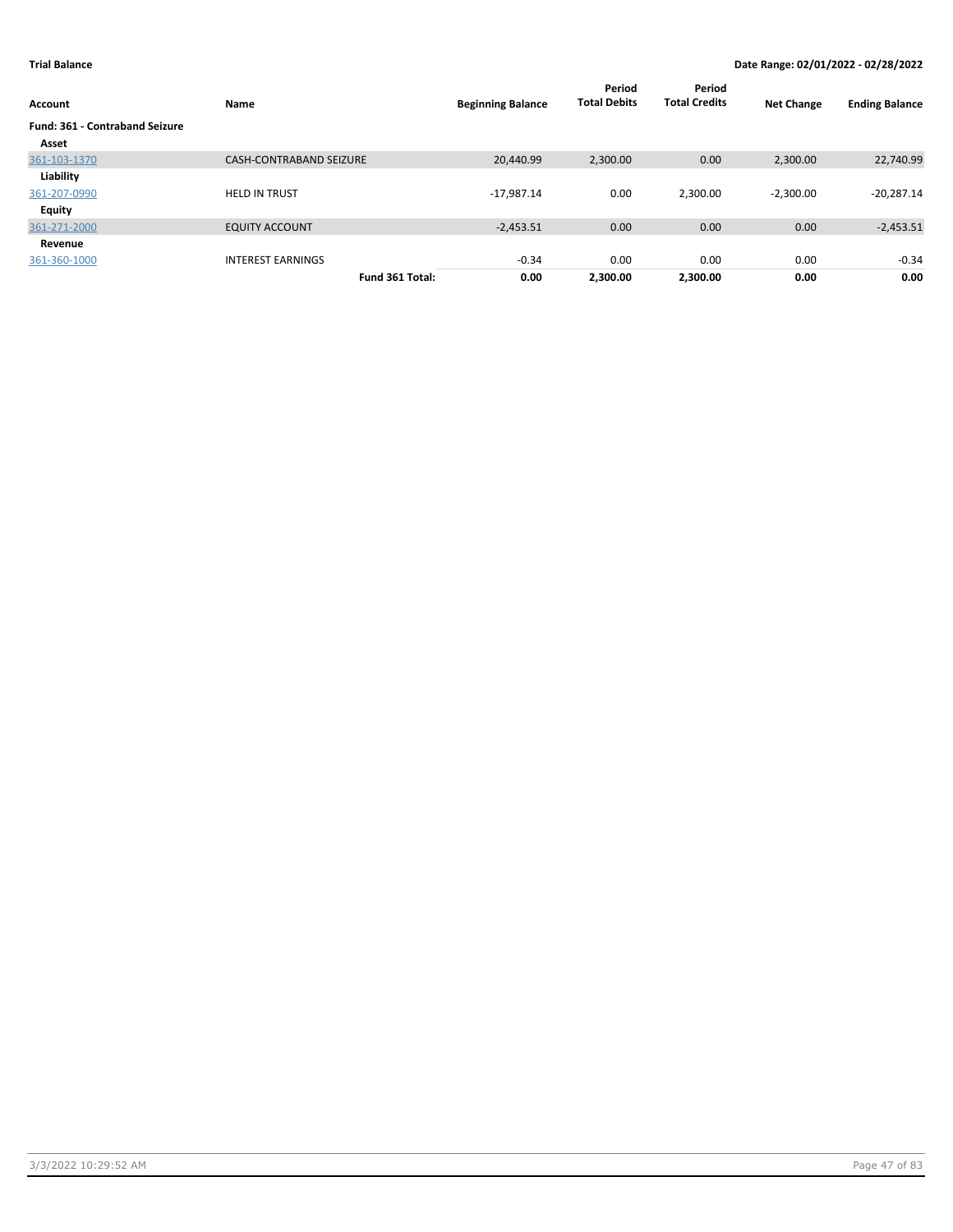**Trial Balance** **Date Range: 02/01/2022 - 02/28/2022**

| Account | Name | Beginning Balance | Period Total Debits | Period Total Credits | Net Change | Ending Balance |
|---|---|---|---|---|---|---|
| **Fund: 361 - Contraband Seizure** | | | | | | |
| **Asset** | | | | | | |
| 361-103-1370 | CASH-CONTRABAND SEIZURE | 20,440.99 | 2,300.00 | 0.00 | 2,300.00 | 22,740.99 |
| **Liability** | | | | | | |
| 361-207-0990 | HELD IN TRUST | -17,987.14 | 0.00 | 2,300.00 | -2,300.00 | -20,287.14 |
| **Equity** | | | | | | |
| 361-271-2000 | EQUITY ACCOUNT | -2,453.51 | 0.00 | 0.00 | 0.00 | -2,453.51 |
| **Revenue** | | | | | | |
| 361-360-1000 | INTEREST EARNINGS | -0.34 | 0.00 | 0.00 | 0.00 | -0.34 |
| | **Fund 361 Total:** | **0.00** | **2,300.00** | **2,300.00** | **0.00** | **0.00** |

3/3/2022 10:29:52 AM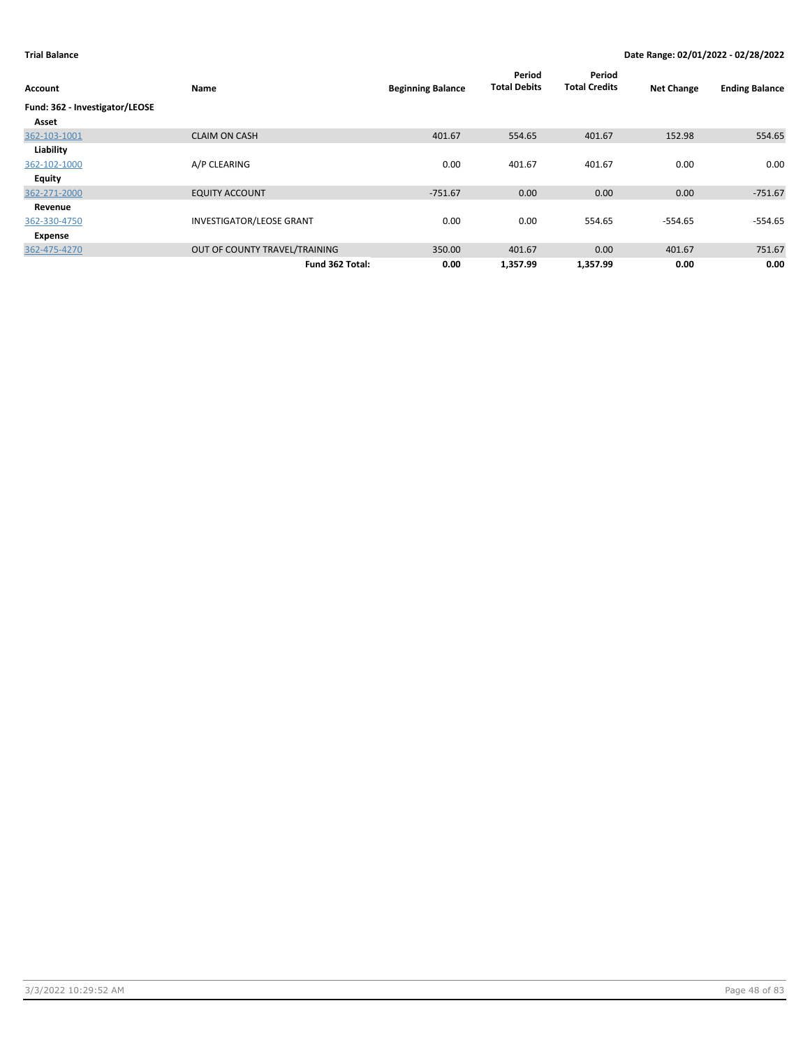**Trial Balance** | **Date Range: 02/01/2022 - 02/28/2022**

| Account | Name | Beginning Balance | Period Total Debits | Period Total Credits | Net Change | Ending Balance |
|---|---|---|---|---|---|---|
| **Fund: 362 - Investigator/LEOSE** | | | | | | |
| **Asset** | | | | | | |
| 362-103-1001 | CLAIM ON CASH | 401.67 | 554.65 | 401.67 | 152.98 | 554.65 |
| **Liability** | | | | | | |
| 362-102-1000 | A/P CLEARING | 0.00 | 401.67 | 401.67 | 0.00 | 0.00 |
| **Equity** | | | | | | |
| 362-271-2000 | EQUITY ACCOUNT | -751.67 | 0.00 | 0.00 | 0.00 | -751.67 |
| **Revenue** | | | | | | |
| 362-330-4750 | INVESTIGATOR/LEOSE GRANT | 0.00 | 0.00 | 554.65 | -554.65 | -554.65 |
| **Expense** | | | | | | |
| 362-475-4270 | OUT OF COUNTY TRAVEL/TRAINING | 350.00 | 401.67 | 0.00 | 401.67 | 751.67 |
| | **Fund 362 Total:** | **0.00** | **1,357.99** | **1,357.99** | **0.00** | **0.00** |

3/3/2022 10:29:52 AM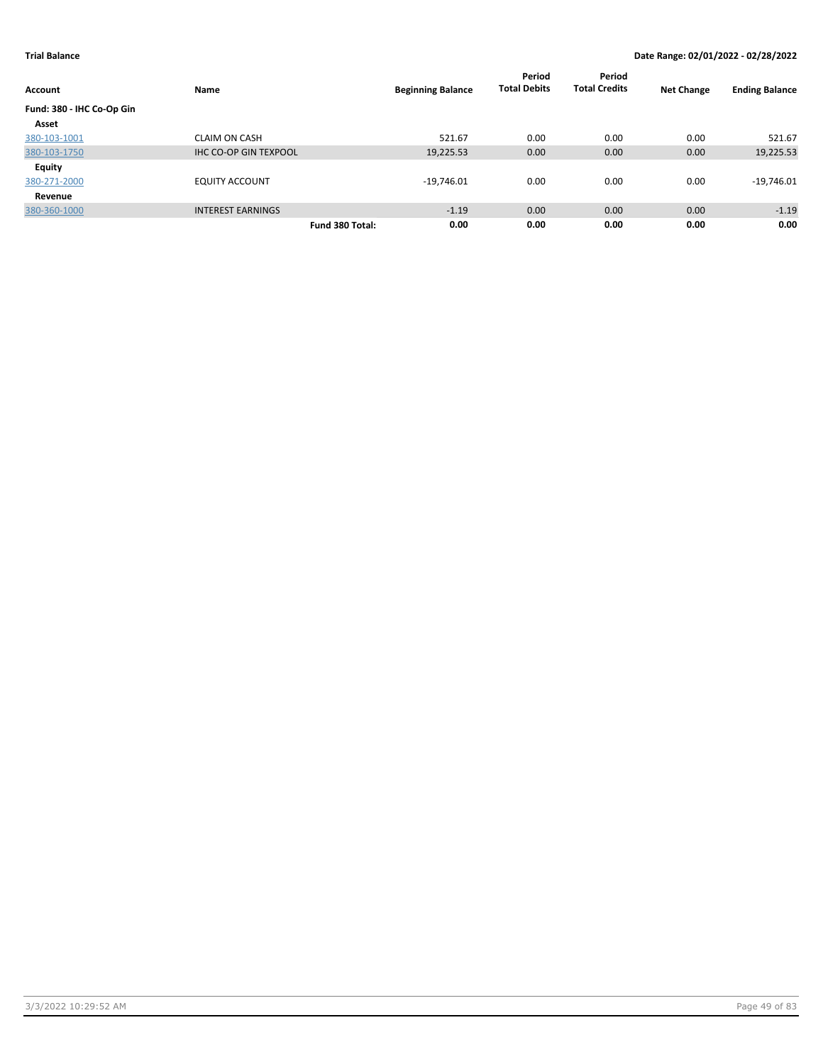**Trial Balance** | **Date Range: 02/01/2022 - 02/28/2022**

| Account | Name | Beginning Balance | Period Total Debits | Period Total Credits | Net Change | Ending Balance |
|---|---|---|---|---|---|---|
| **Fund: 380 - IHC Co-Op Gin** | | | | | | |
| **Asset** | | | | | | |
| 380-103-1001 | CLAIM ON CASH | 521.67 | 0.00 | 0.00 | 0.00 | 521.67 |
| 380-103-1750 | IHC CO-OP GIN TEXPOOL | 19,225.53 | 0.00 | 0.00 | 0.00 | 19,225.53 |
| **Equity** | | | | | | |
| 380-271-2000 | EQUITY ACCOUNT | -19,746.01 | 0.00 | 0.00 | 0.00 | -19,746.01 |
| **Revenue** | | | | | | |
| 380-360-1000 | INTEREST EARNINGS | -1.19 | 0.00 | 0.00 | 0.00 | -1.19 |
| | **Fund 380 Total:** | **0.00** | **0.00** | **0.00** | **0.00** | **0.00** |

3/3/2022 10:29:52 AM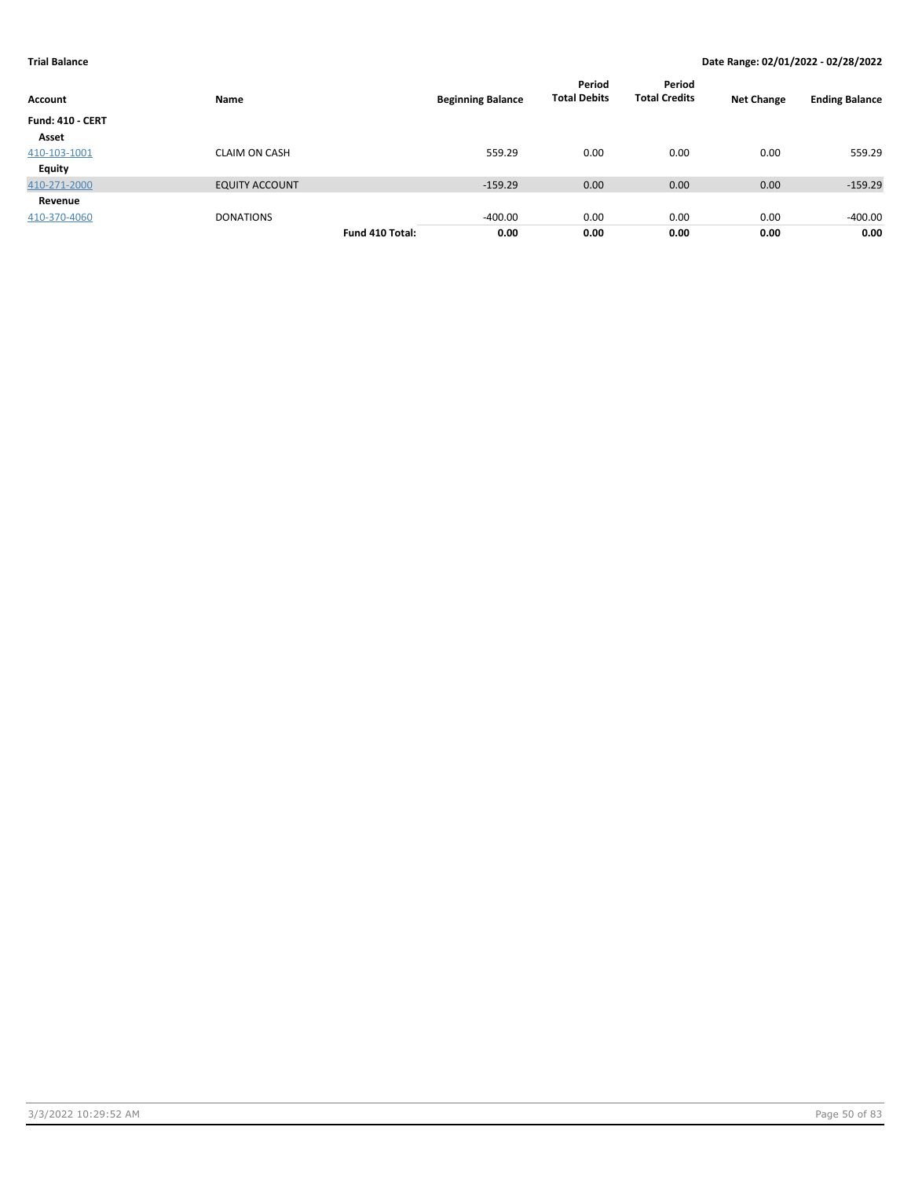**Trial Balance** **Date Range: 02/01/2022 - 02/28/2022**

| Account | Name | | Beginning Balance | Period Total Debits | Period Total Credits | Net Change | Ending Balance |
|---|---|---|---|---|---|---|---|
| **Fund: 410 - CERT** | | | | | | | |
| **Asset** | | | | | | | |
| 410-103-1001 | CLAIM ON CASH | | 559.29 | 0.00 | 0.00 | 0.00 | 559.29 |
| **Equity** | | | | | | | |
| 410-271-2000 | EQUITY ACCOUNT | | -159.29 | 0.00 | 0.00 | 0.00 | -159.29 |
| **Revenue** | | | | | | | |
| 410-370-4060 | DONATIONS | | -400.00 | 0.00 | 0.00 | 0.00 | -400.00 |
| | | **Fund 410 Total:** | **0.00** | **0.00** | **0.00** | **0.00** | **0.00** |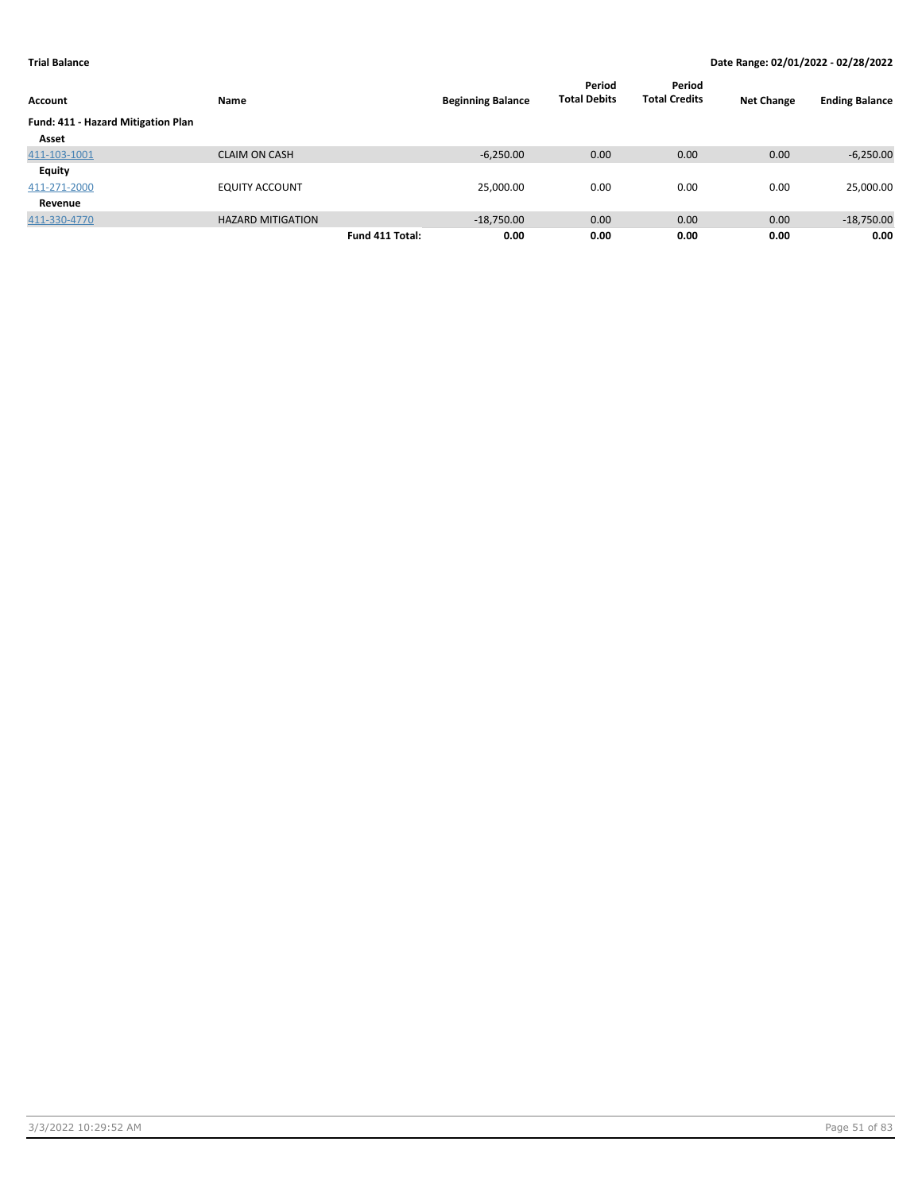**Trial Balance** | **Date Range: 02/01/2022 - 02/28/2022**

| Account | Name | | Beginning Balance | Period Total Debits | Period Total Credits | Net Change | Ending Balance |
|---|---|---|---|---|---|---|---|
| **Fund: 411 - Hazard Mitigation Plan** | | | | | | | |
| **Asset** | | | | | | | |
| 411-103-1001 | CLAIM ON CASH | | -6,250.00 | 0.00 | 0.00 | 0.00 | -6,250.00 |
| **Equity** | | | | | | | |
| 411-271-2000 | EQUITY ACCOUNT | | 25,000.00 | 0.00 | 0.00 | 0.00 | 25,000.00 |
| **Revenue** | | | | | | | |
| 411-330-4770 | HAZARD MITIGATION | | -18,750.00 | 0.00 | 0.00 | 0.00 | -18,750.00 |
| | | **Fund 411 Total:** | **0.00** | **0.00** | **0.00** | **0.00** | **0.00** |

3/3/2022 10:29:52 AM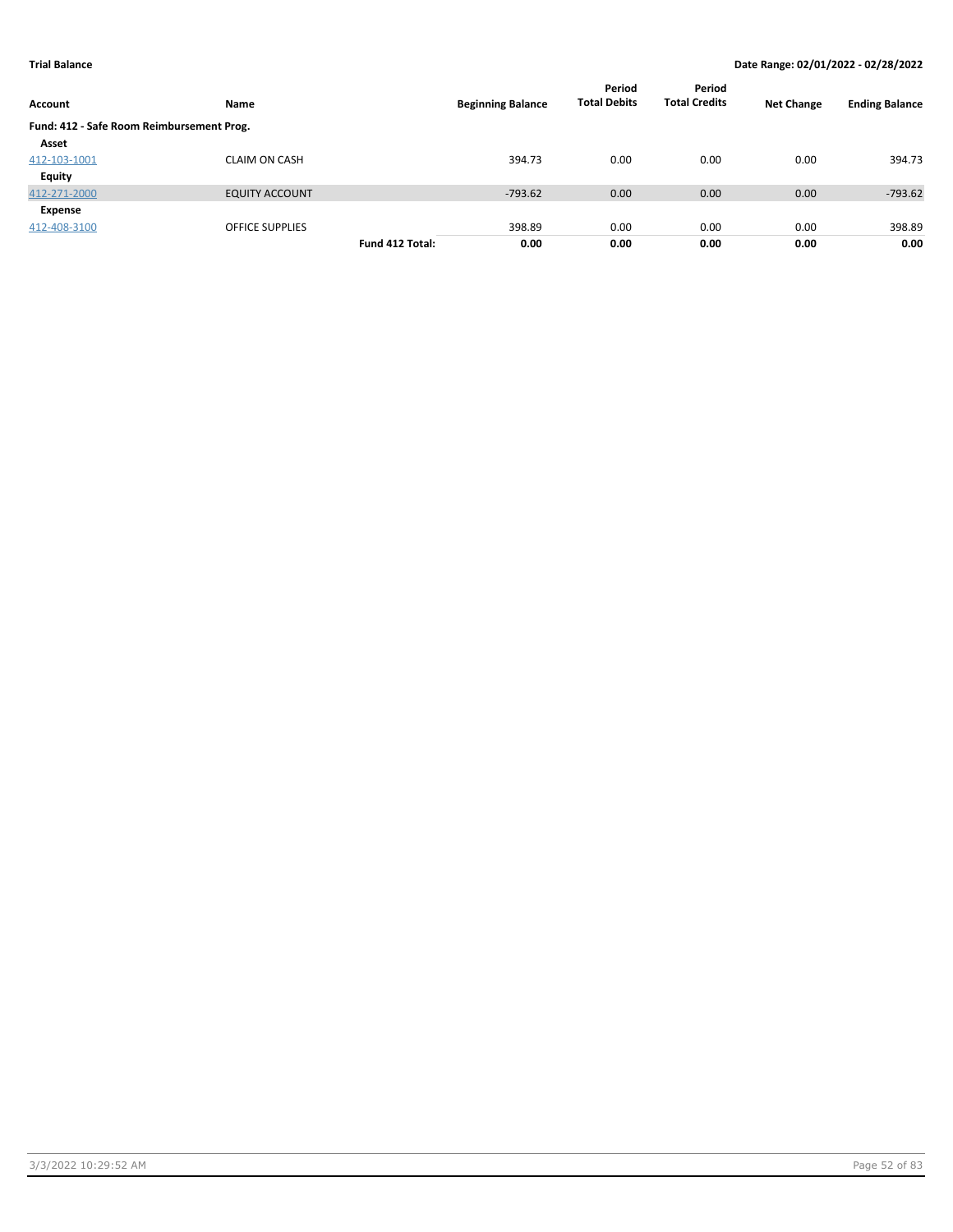**Trial Balance** **Date Range: 02/01/2022 - 02/28/2022**

| Account | Name | | Beginning Balance | Period Total Debits | Period Total Credits | Net Change | Ending Balance |
|---|---|---|---|---|---|---|---|
| **Fund: 412 - Safe Room Reimbursement Prog.** | | | | | | | |
| **Asset** | | | | | | | |
| 412-103-1001 | CLAIM ON CASH | | 394.73 | 0.00 | 0.00 | 0.00 | 394.73 |
| **Equity** | | | | | | | |
| 412-271-2000 | EQUITY ACCOUNT | | -793.62 | 0.00 | 0.00 | 0.00 | -793.62 |
| **Expense** | | | | | | | |
| 412-408-3100 | OFFICE SUPPLIES | | 398.89 | 0.00 | 0.00 | 0.00 | 398.89 |
| | | **Fund 412 Total:** | **0.00** | **0.00** | **0.00** | **0.00** | **0.00** |

3/3/2022 10:29:52 AM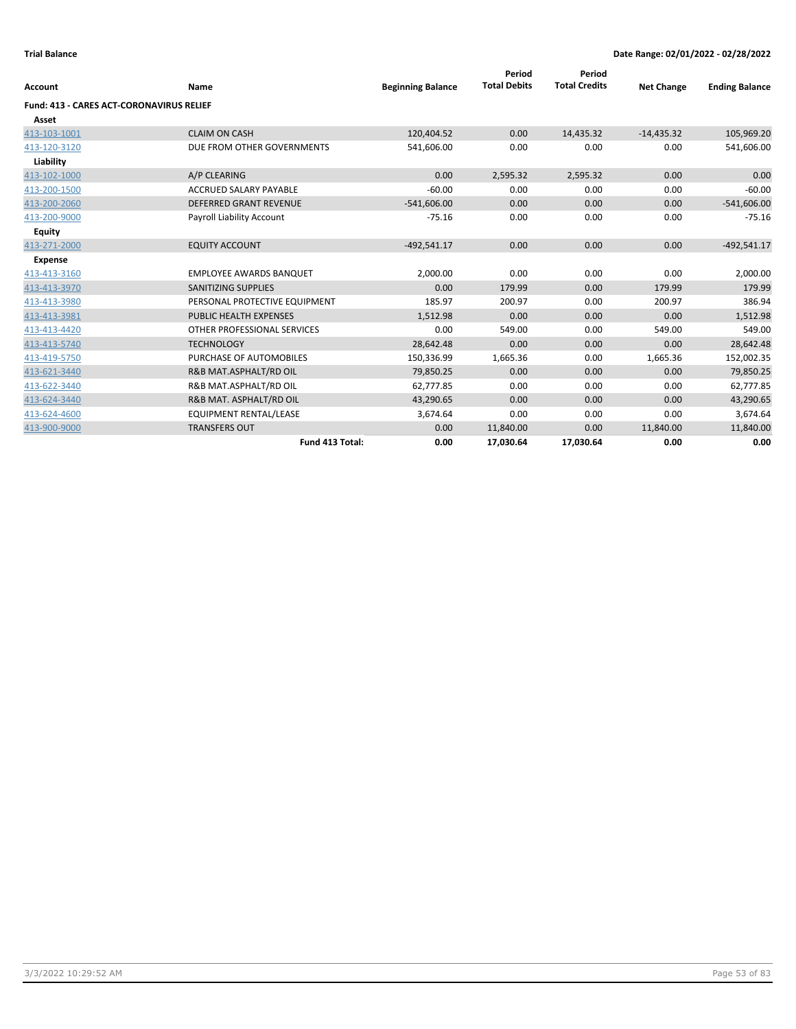**Trial Balance** **Date Range: 02/01/2022 - 02/28/2022**

| Account | Name | Beginning Balance | Period Total Debits | Period Total Credits | Net Change | Ending Balance |
|---|---|---|---|---|---|---|
| **Fund: 413 - CARES ACT-CORONAVIRUS RELIEF** | | | | | | |
| **Asset** | | | | | | |
| 413-103-1001 | CLAIM ON CASH | 120,404.52 | 0.00 | 14,435.32 | -14,435.32 | 105,969.20 |
| 413-120-3120 | DUE FROM OTHER GOVERNMENTS | 541,606.00 | 0.00 | 0.00 | 0.00 | 541,606.00 |
| **Liability** | | | | | | |
| 413-102-1000 | A/P CLEARING | 0.00 | 2,595.32 | 2,595.32 | 0.00 | 0.00 |
| 413-200-1500 | ACCRUED SALARY PAYABLE | -60.00 | 0.00 | 0.00 | 0.00 | -60.00 |
| 413-200-2060 | DEFERRED GRANT REVENUE | -541,606.00 | 0.00 | 0.00 | 0.00 | -541,606.00 |
| 413-200-9000 | Payroll Liability Account | -75.16 | 0.00 | 0.00 | 0.00 | -75.16 |
| **Equity** | | | | | | |
| 413-271-2000 | EQUITY ACCOUNT | -492,541.17 | 0.00 | 0.00 | 0.00 | -492,541.17 |
| **Expense** | | | | | | |
| 413-413-3160 | EMPLOYEE AWARDS BANQUET | 2,000.00 | 0.00 | 0.00 | 0.00 | 2,000.00 |
| 413-413-3970 | SANITIZING SUPPLIES | 0.00 | 179.99 | 0.00 | 179.99 | 179.99 |
| 413-413-3980 | PERSONAL PROTECTIVE EQUIPMENT | 185.97 | 200.97 | 0.00 | 200.97 | 386.94 |
| 413-413-3981 | PUBLIC HEALTH EXPENSES | 1,512.98 | 0.00 | 0.00 | 0.00 | 1,512.98 |
| 413-413-4420 | OTHER PROFESSIONAL SERVICES | 0.00 | 549.00 | 0.00 | 549.00 | 549.00 |
| 413-413-5740 | TECHNOLOGY | 28,642.48 | 0.00 | 0.00 | 0.00 | 28,642.48 |
| 413-419-5750 | PURCHASE OF AUTOMOBILES | 150,336.99 | 1,665.36 | 0.00 | 1,665.36 | 152,002.35 |
| 413-621-3440 | R&B MAT.ASPHALT/RD OIL | 79,850.25 | 0.00 | 0.00 | 0.00 | 79,850.25 |
| 413-622-3440 | R&B MAT.ASPHALT/RD OIL | 62,777.85 | 0.00 | 0.00 | 0.00 | 62,777.85 |
| 413-624-3440 | R&B MAT. ASPHALT/RD OIL | 43,290.65 | 0.00 | 0.00 | 0.00 | 43,290.65 |
| 413-624-4600 | EQUIPMENT RENTAL/LEASE | 3,674.64 | 0.00 | 0.00 | 0.00 | 3,674.64 |
| 413-900-9000 | TRANSFERS OUT | 0.00 | 11,840.00 | 0.00 | 11,840.00 | 11,840.00 |
| | **Fund 413 Total:** | **0.00** | **17,030.64** | **17,030.64** | **0.00** | **0.00** |

3/3/2022 10:29:52 AM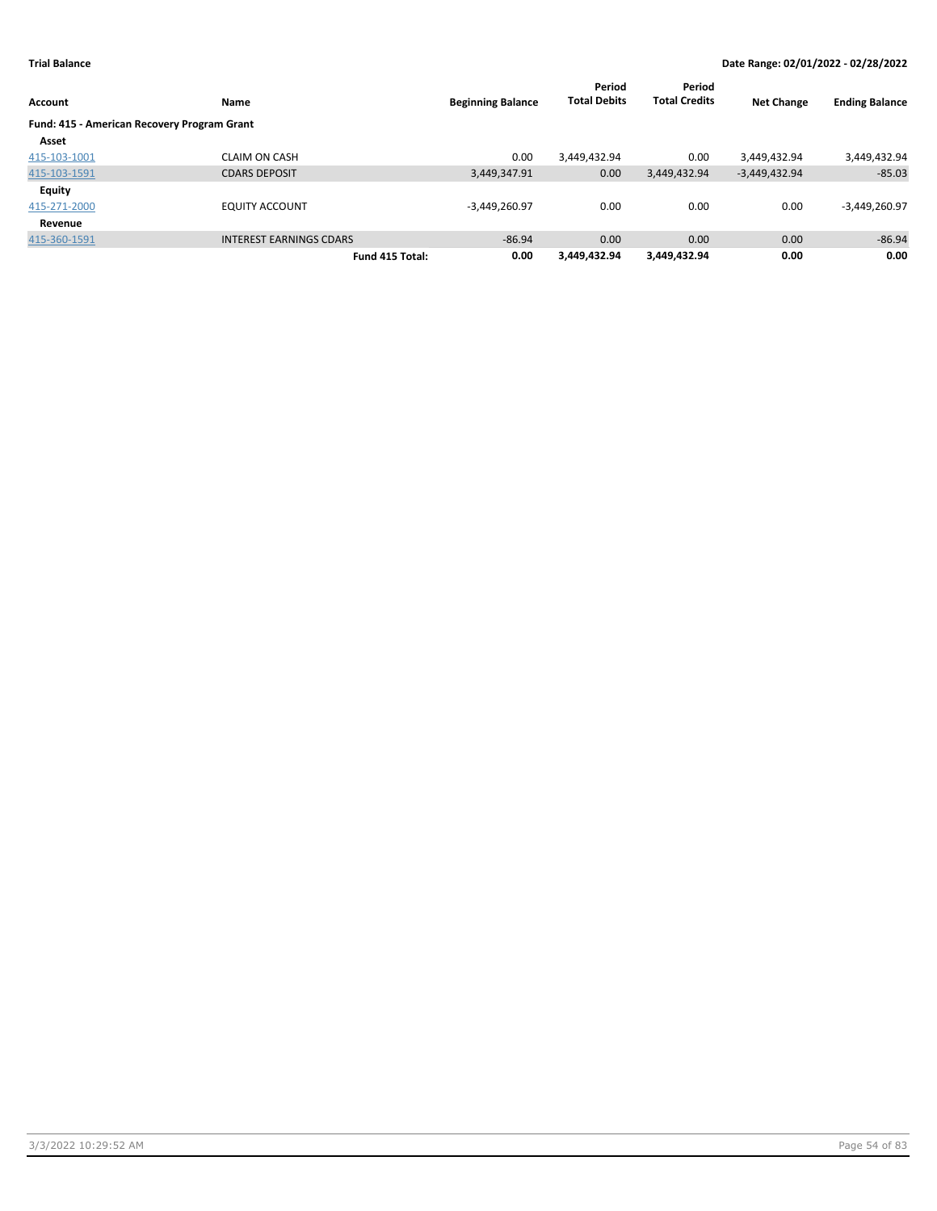**Trial Balance** | **Date Range: 02/01/2022 - 02/28/2022**

| Account | Name | Beginning Balance | Period Total Debits | Period Total Credits | Net Change | Ending Balance |
|---|---|---|---|---|---|---|
| **Fund: 415 - American Recovery Program Grant** | | | | | | |
| **Asset** | | | | | | |
| 415-103-1001 | CLAIM ON CASH | 0.00 | 3,449,432.94 | 0.00 | 3,449,432.94 | 3,449,432.94 |
| 415-103-1591 | CDARS DEPOSIT | 3,449,347.91 | 0.00 | 3,449,432.94 | -3,449,432.94 | -85.03 |
| **Equity** | | | | | | |
| 415-271-2000 | EQUITY ACCOUNT | -3,449,260.97 | 0.00 | 0.00 | 0.00 | -3,449,260.97 |
| **Revenue** | | | | | | |
| 415-360-1591 | INTEREST EARNINGS CDARS | -86.94 | 0.00 | 0.00 | 0.00 | -86.94 |
| | **Fund 415 Total:** | **0.00** | **3,449,432.94** | **3,449,432.94** | **0.00** | **0.00** |

3/3/2022 10:29:52 AM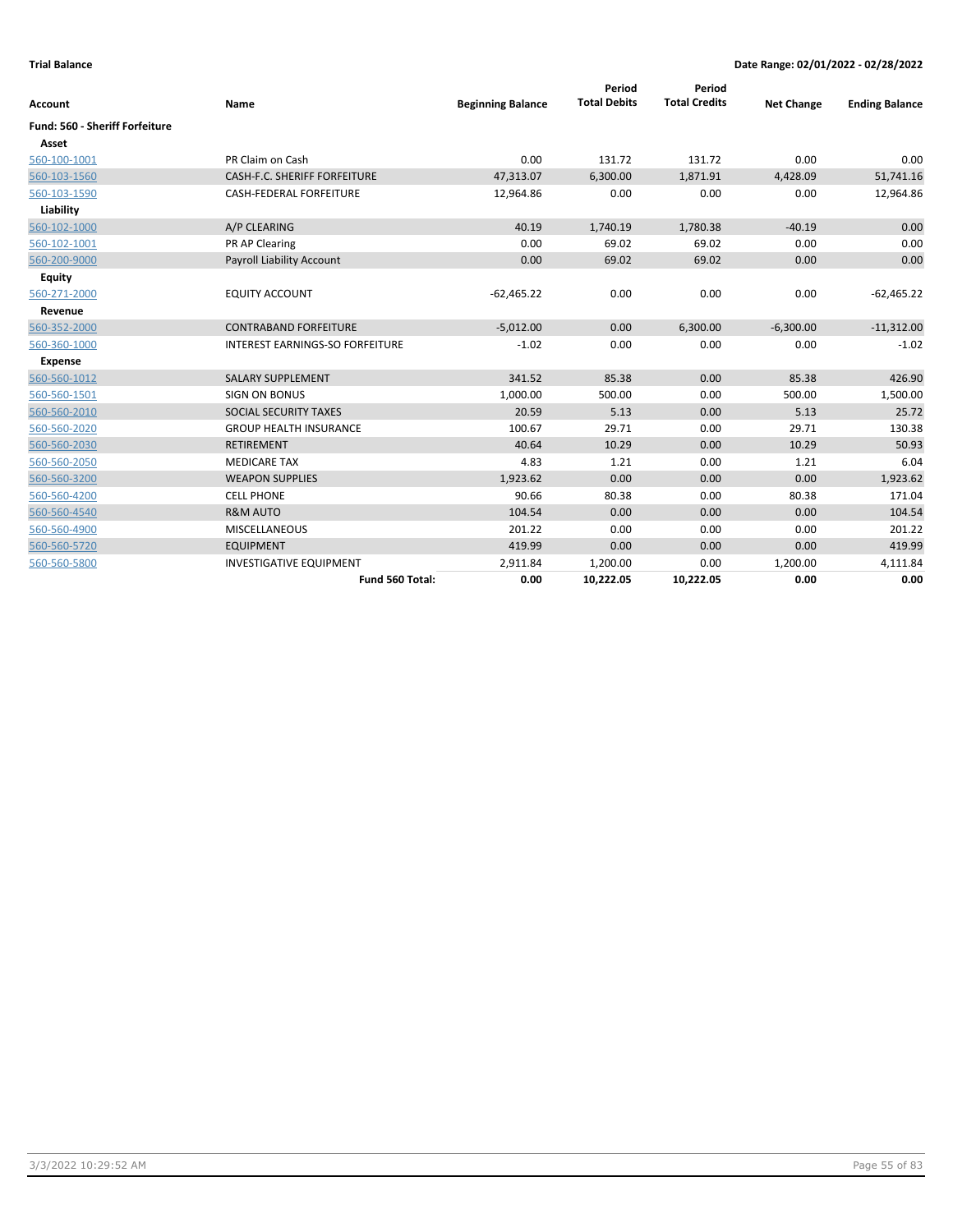**Trial Balance** | **Date Range: 02/01/2022 - 02/28/2022**

| Account | Name | Beginning Balance | Period Total Debits | Period Total Credits | Net Change | Ending Balance |
|---|---|---|---|---|---|---|
| **Fund: 560 - Sheriff Forfeiture** | | | | | | |
| **Asset** | | | | | | |
| 560-100-1001 | PR Claim on Cash | 0.00 | 131.72 | 131.72 | 0.00 | 0.00 |
| 560-103-1560 | CASH-F.C. SHERIFF FORFEITURE | 47,313.07 | 6,300.00 | 1,871.91 | 4,428.09 | 51,741.16 |
| 560-103-1590 | CASH-FEDERAL FORFEITURE | 12,964.86 | 0.00 | 0.00 | 0.00 | 12,964.86 |
| **Liability** | | | | | | |
| 560-102-1000 | A/P CLEARING | 40.19 | 1,740.19 | 1,780.38 | -40.19 | 0.00 |
| 560-102-1001 | PR AP Clearing | 0.00 | 69.02 | 69.02 | 0.00 | 0.00 |
| 560-200-9000 | Payroll Liability Account | 0.00 | 69.02 | 69.02 | 0.00 | 0.00 |
| **Equity** | | | | | | |
| 560-271-2000 | EQUITY ACCOUNT | -62,465.22 | 0.00 | 0.00 | 0.00 | -62,465.22 |
| **Revenue** | | | | | | |
| 560-352-2000 | CONTRABAND FORFEITURE | -5,012.00 | 0.00 | 6,300.00 | -6,300.00 | -11,312.00 |
| 560-360-1000 | INTEREST EARNINGS-SO FORFEITURE | -1.02 | 0.00 | 0.00 | 0.00 | -1.02 |
| **Expense** | | | | | | |
| 560-560-1012 | SALARY SUPPLEMENT | 341.52 | 85.38 | 0.00 | 85.38 | 426.90 |
| 560-560-1501 | SIGN ON BONUS | 1,000.00 | 500.00 | 0.00 | 500.00 | 1,500.00 |
| 560-560-2010 | SOCIAL SECURITY TAXES | 20.59 | 5.13 | 0.00 | 5.13 | 25.72 |
| 560-560-2020 | GROUP HEALTH INSURANCE | 100.67 | 29.71 | 0.00 | 29.71 | 130.38 |
| 560-560-2030 | RETIREMENT | 40.64 | 10.29 | 0.00 | 10.29 | 50.93 |
| 560-560-2050 | MEDICARE TAX | 4.83 | 1.21 | 0.00 | 1.21 | 6.04 |
| 560-560-3200 | WEAPON SUPPLIES | 1,923.62 | 0.00 | 0.00 | 0.00 | 1,923.62 |
| 560-560-4200 | CELL PHONE | 90.66 | 80.38 | 0.00 | 80.38 | 171.04 |
| 560-560-4540 | R&M AUTO | 104.54 | 0.00 | 0.00 | 0.00 | 104.54 |
| 560-560-4900 | MISCELLANEOUS | 201.22 | 0.00 | 0.00 | 0.00 | 201.22 |
| 560-560-5720 | EQUIPMENT | 419.99 | 0.00 | 0.00 | 0.00 | 419.99 |
| 560-560-5800 | INVESTIGATIVE EQUIPMENT | 2,911.84 | 1,200.00 | 0.00 | 1,200.00 | 4,111.84 |
| | **Fund 560 Total:** | **0.00** | **10,222.05** | **10,222.05** | **0.00** | **0.00** |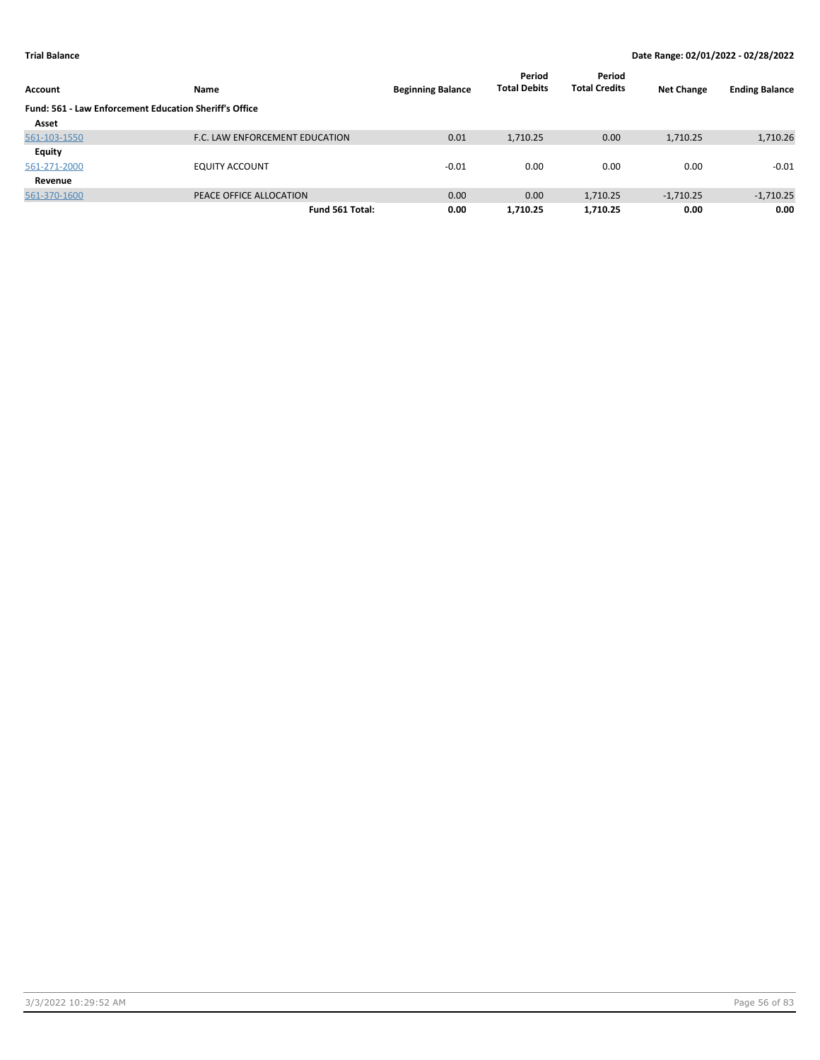**Trial Balance** **Date Range: 02/01/2022 - 02/28/2022**

| Account | Name | Beginning Balance | Period Total Debits | Period Total Credits | Net Change | Ending Balance |
|---|---|---|---|---|---|---|
| **Fund: 561 - Law Enforcement Education Sheriff's Office** | | | | | | |
| **Asset** | | | | | | |
| 561-103-1550 | F.C. LAW ENFORCEMENT EDUCATION | 0.01 | 1,710.25 | 0.00 | 1,710.25 | 1,710.26 |
| **Equity** | | | | | | |
| 561-271-2000 | EQUITY ACCOUNT | -0.01 | 0.00 | 0.00 | 0.00 | -0.01 |
| **Revenue** | | | | | | |
| 561-370-1600 | PEACE OFFICE ALLOCATION | 0.00 | 0.00 | 1,710.25 | -1,710.25 | -1,710.25 |
| | **Fund 561 Total:** | **0.00** | **1,710.25** | **1,710.25** | **0.00** | **0.00** |

3/3/2022 10:29:52 AM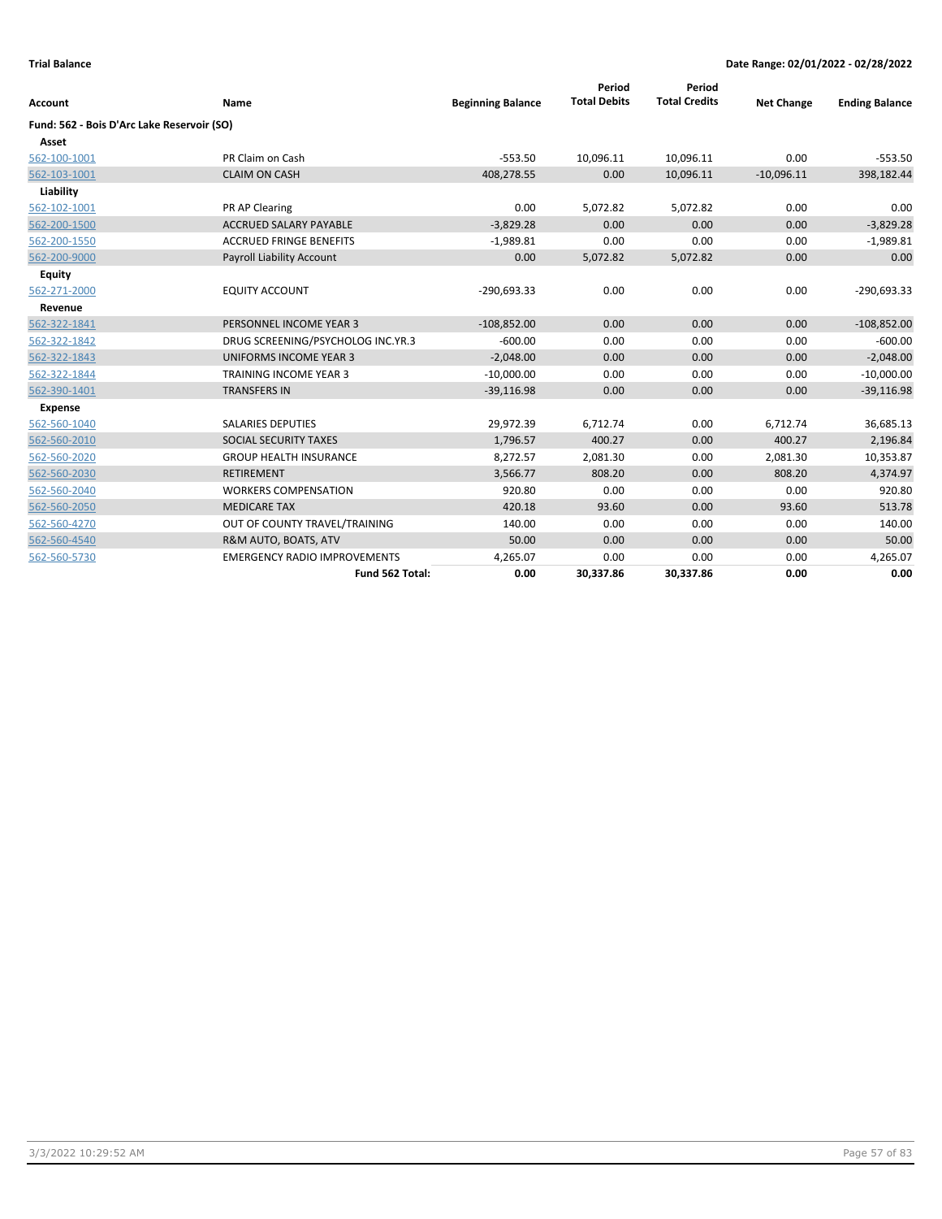**Trial Balance** **Date Range: 02/01/2022 - 02/28/2022**

| Account | Name | Beginning Balance | Period Total Debits | Period Total Credits | Net Change | Ending Balance |
|---|---|---|---|---|---|---|
| **Fund: 562 - Bois D'Arc Lake Reservoir (SO)** | | | | | | |
| **Asset** | | | | | | |
| 562-100-1001 | PR Claim on Cash | -553.50 | 10,096.11 | 10,096.11 | 0.00 | -553.50 |
| 562-103-1001 | CLAIM ON CASH | 408,278.55 | 0.00 | 10,096.11 | -10,096.11 | 398,182.44 |
| **Liability** | | | | | | |
| 562-102-1001 | PR AP Clearing | 0.00 | 5,072.82 | 5,072.82 | 0.00 | 0.00 |
| 562-200-1500 | ACCRUED SALARY PAYABLE | -3,829.28 | 0.00 | 0.00 | 0.00 | -3,829.28 |
| 562-200-1550 | ACCRUED FRINGE BENEFITS | -1,989.81 | 0.00 | 0.00 | 0.00 | -1,989.81 |
| 562-200-9000 | Payroll Liability Account | 0.00 | 5,072.82 | 5,072.82 | 0.00 | 0.00 |
| **Equity** | | | | | | |
| 562-271-2000 | EQUITY ACCOUNT | -290,693.33 | 0.00 | 0.00 | 0.00 | -290,693.33 |
| **Revenue** | | | | | | |
| 562-322-1841 | PERSONNEL INCOME YEAR 3 | -108,852.00 | 0.00 | 0.00 | 0.00 | -108,852.00 |
| 562-322-1842 | DRUG SCREENING/PSYCHOLOG INC.YR.3 | -600.00 | 0.00 | 0.00 | 0.00 | -600.00 |
| 562-322-1843 | UNIFORMS INCOME YEAR 3 | -2,048.00 | 0.00 | 0.00 | 0.00 | -2,048.00 |
| 562-322-1844 | TRAINING INCOME YEAR 3 | -10,000.00 | 0.00 | 0.00 | 0.00 | -10,000.00 |
| 562-390-1401 | TRANSFERS IN | -39,116.98 | 0.00 | 0.00 | 0.00 | -39,116.98 |
| **Expense** | | | | | | |
| 562-560-1040 | SALARIES DEPUTIES | 29,972.39 | 6,712.74 | 0.00 | 6,712.74 | 36,685.13 |
| 562-560-2010 | SOCIAL SECURITY TAXES | 1,796.57 | 400.27 | 0.00 | 400.27 | 2,196.84 |
| 562-560-2020 | GROUP HEALTH INSURANCE | 8,272.57 | 2,081.30 | 0.00 | 2,081.30 | 10,353.87 |
| 562-560-2030 | RETIREMENT | 3,566.77 | 808.20 | 0.00 | 808.20 | 4,374.97 |
| 562-560-2040 | WORKERS COMPENSATION | 920.80 | 0.00 | 0.00 | 0.00 | 920.80 |
| 562-560-2050 | MEDICARE TAX | 420.18 | 93.60 | 0.00 | 93.60 | 513.78 |
| 562-560-4270 | OUT OF COUNTY TRAVEL/TRAINING | 140.00 | 0.00 | 0.00 | 0.00 | 140.00 |
| 562-560-4540 | R&M AUTO, BOATS, ATV | 50.00 | 0.00 | 0.00 | 0.00 | 50.00 |
| 562-560-5730 | EMERGENCY RADIO IMPROVEMENTS | 4,265.07 | 0.00 | 0.00 | 0.00 | 4,265.07 |
| | **Fund 562 Total:** | **0.00** | **30,337.86** | **30,337.86** | **0.00** | **0.00** |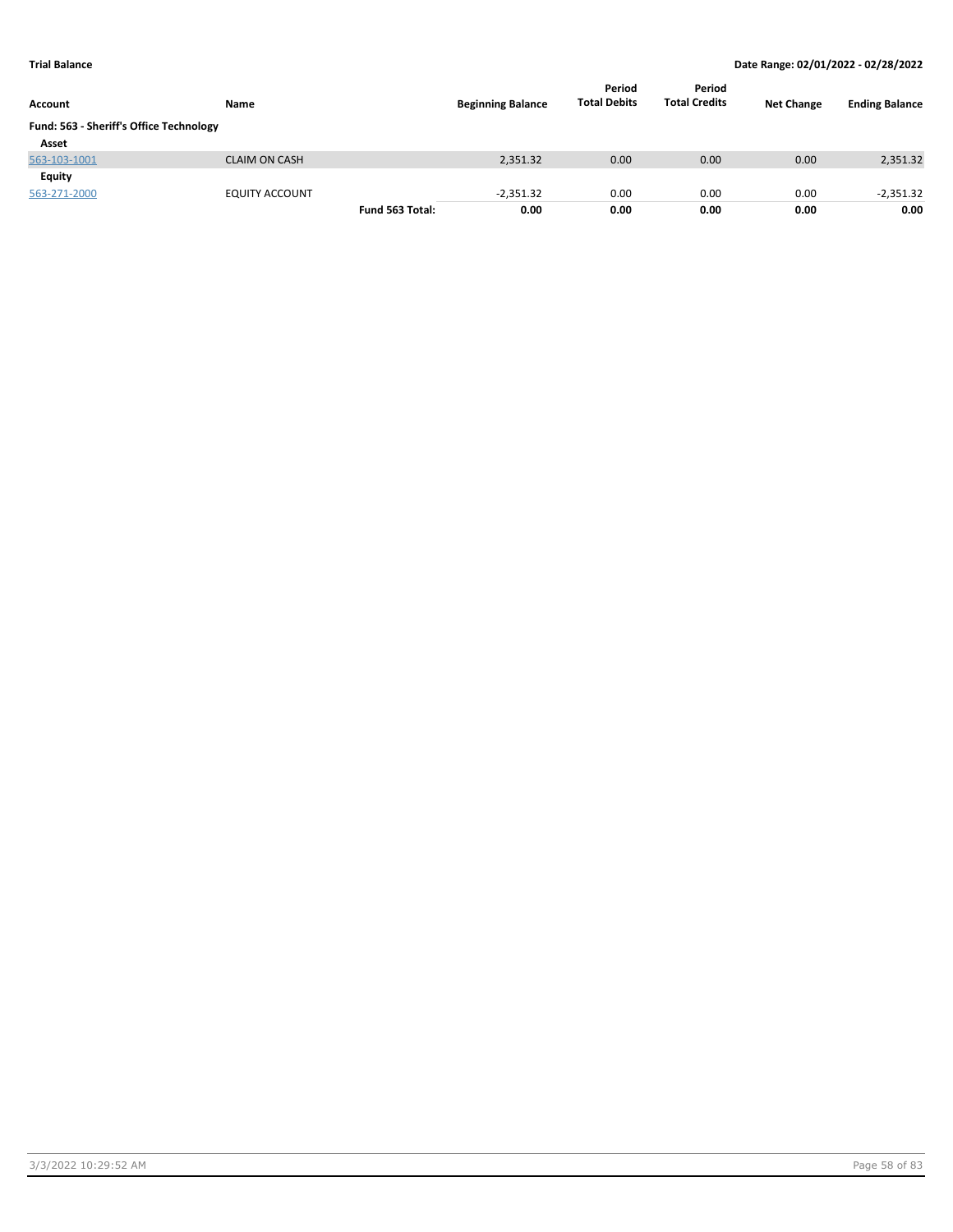**Trial Balance** **Date Range: 02/01/2022 - 02/28/2022**

| Account | Name | | Beginning Balance | Period Total Debits | Period Total Credits | Net Change | Ending Balance |
|---|---|---|---|---|---|---|---|
| **Fund: 563 - Sheriff's Office Technology** | | | | | | | |
| **Asset** | | | | | | | |
| 563-103-1001 | CLAIM ON CASH | | 2,351.32 | 0.00 | 0.00 | 0.00 | 2,351.32 |
| **Equity** | | | | | | | |
| 563-271-2000 | EQUITY ACCOUNT | | -2,351.32 | 0.00 | 0.00 | 0.00 | -2,351.32 |
| | | **Fund 563 Total:** | **0.00** | **0.00** | **0.00** | **0.00** | **0.00** |

3/3/2022 10:29:52 AM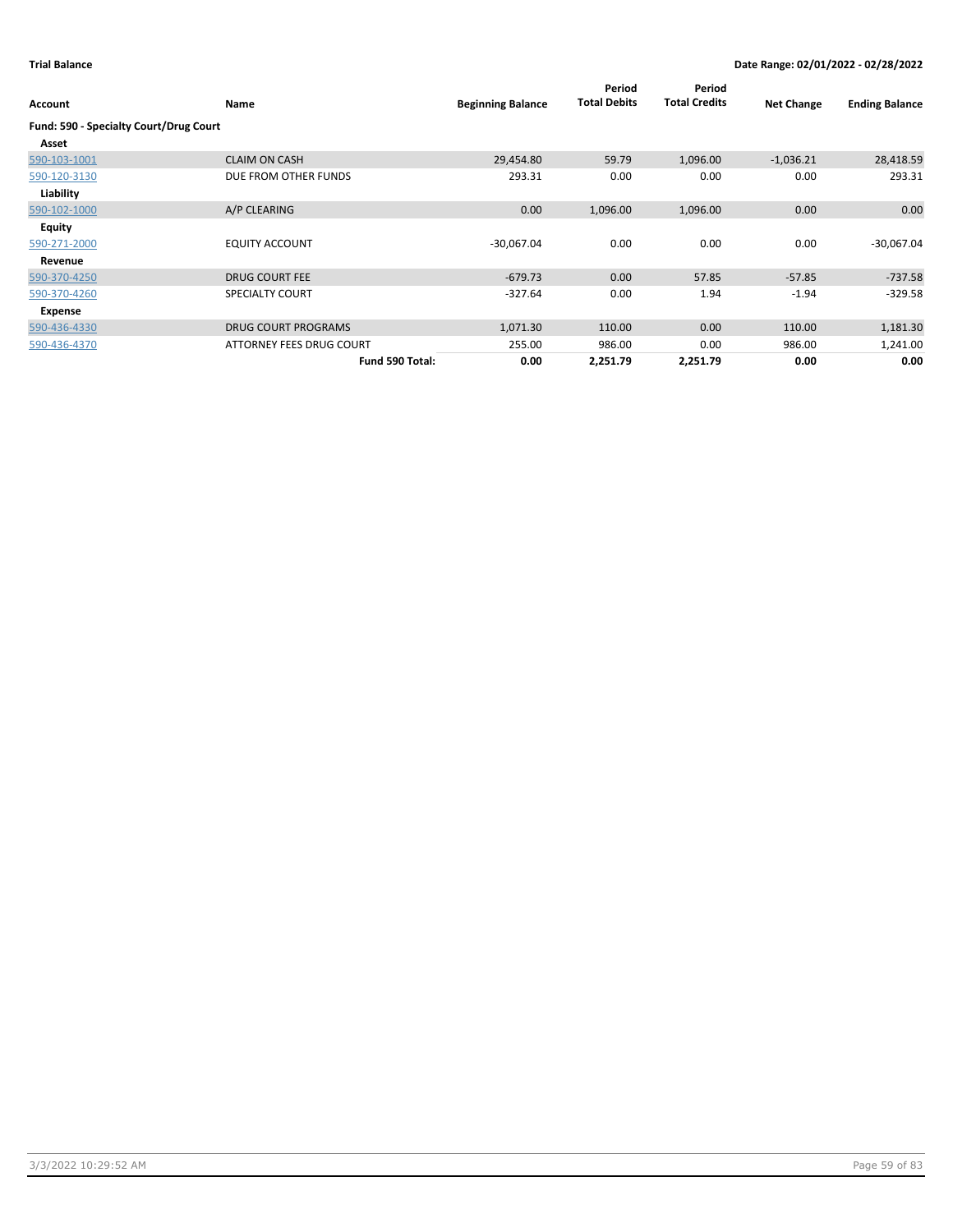**Trial Balance** **Date Range: 02/01/2022 - 02/28/2022**

| Account | Name | Beginning Balance | Period Total Debits | Period Total Credits | Net Change | Ending Balance |
|---|---|---|---|---|---|---|
| **Fund: 590 - Specialty Court/Drug Court** | | | | | | |
| **Asset** | | | | | | |
| 590-103-1001 | CLAIM ON CASH | 29,454.80 | 59.79 | 1,096.00 | -1,036.21 | 28,418.59 |
| 590-120-3130 | DUE FROM OTHER FUNDS | 293.31 | 0.00 | 0.00 | 0.00 | 293.31 |
| **Liability** | | | | | | |
| 590-102-1000 | A/P CLEARING | 0.00 | 1,096.00 | 1,096.00 | 0.00 | 0.00 |
| **Equity** | | | | | | |
| 590-271-2000 | EQUITY ACCOUNT | -30,067.04 | 0.00 | 0.00 | 0.00 | -30,067.04 |
| **Revenue** | | | | | | |
| 590-370-4250 | DRUG COURT FEE | -679.73 | 0.00 | 57.85 | -57.85 | -737.58 |
| 590-370-4260 | SPECIALTY COURT | -327.64 | 0.00 | 1.94 | -1.94 | -329.58 |
| **Expense** | | | | | | |
| 590-436-4330 | DRUG COURT PROGRAMS | 1,071.30 | 110.00 | 0.00 | 110.00 | 1,181.30 |
| 590-436-4370 | ATTORNEY FEES DRUG COURT | 255.00 | 986.00 | 0.00 | 986.00 | 1,241.00 |
| | **Fund 590 Total:** | **0.00** | **2,251.79** | **2,251.79** | **0.00** | **0.00** |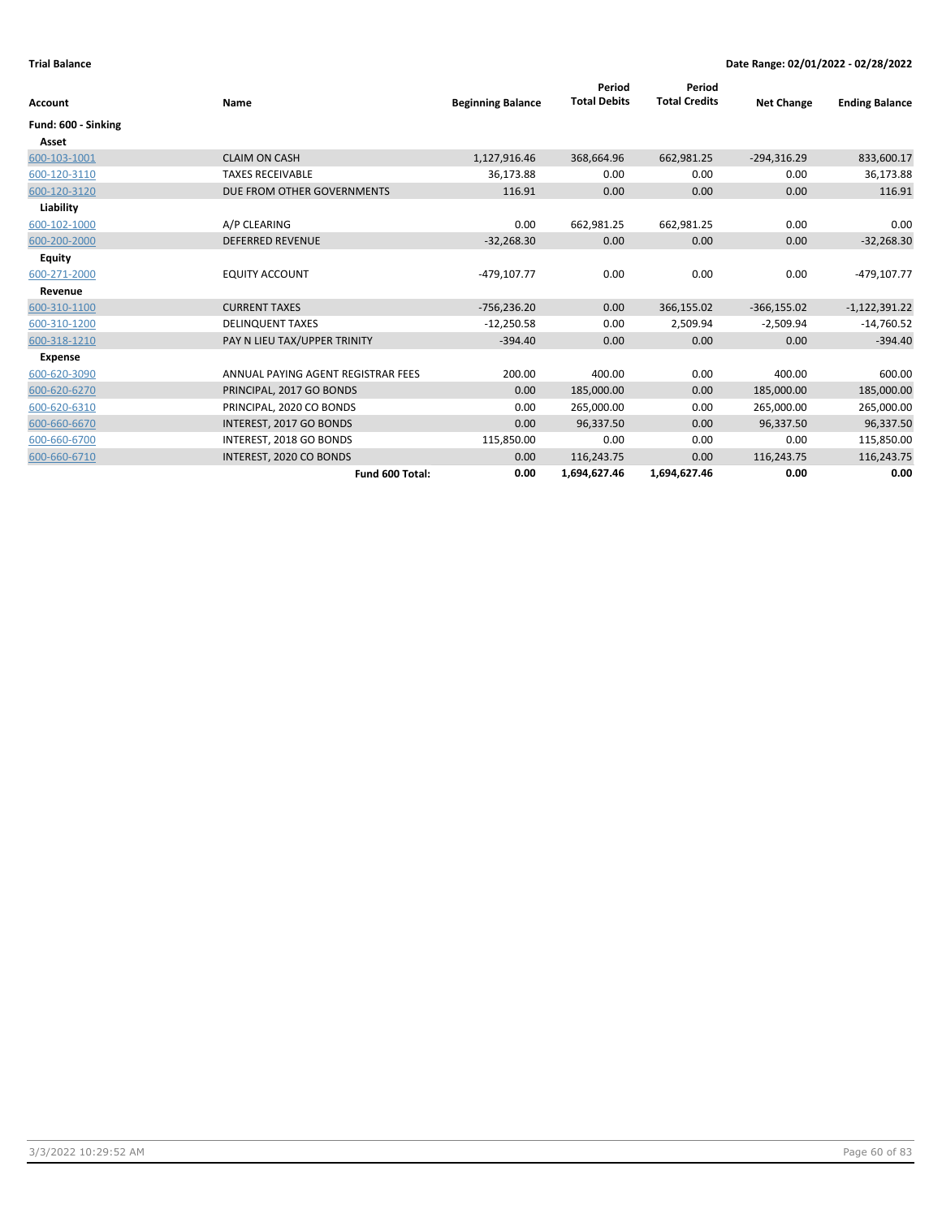**Trial Balance** **Date Range: 02/01/2022 - 02/28/2022**

| Account | Name | Beginning Balance | Period Total Debits | Period Total Credits | Net Change | Ending Balance |
|---|---|---|---|---|---|---|
| **Fund: 600 - Sinking** | | | | | | |
| **Asset** | | | | | | |
| 600-103-1001 | CLAIM ON CASH | 1,127,916.46 | 368,664.96 | 662,981.25 | -294,316.29 | 833,600.17 |
| 600-120-3110 | TAXES RECEIVABLE | 36,173.88 | 0.00 | 0.00 | 0.00 | 36,173.88 |
| 600-120-3120 | DUE FROM OTHER GOVERNMENTS | 116.91 | 0.00 | 0.00 | 0.00 | 116.91 |
| **Liability** | | | | | | |
| 600-102-1000 | A/P CLEARING | 0.00 | 662,981.25 | 662,981.25 | 0.00 | 0.00 |
| 600-200-2000 | DEFERRED REVENUE | -32,268.30 | 0.00 | 0.00 | 0.00 | -32,268.30 |
| **Equity** | | | | | | |
| 600-271-2000 | EQUITY ACCOUNT | -479,107.77 | 0.00 | 0.00 | 0.00 | -479,107.77 |
| **Revenue** | | | | | | |
| 600-310-1100 | CURRENT TAXES | -756,236.20 | 0.00 | 366,155.02 | -366,155.02 | -1,122,391.22 |
| 600-310-1200 | DELINQUENT TAXES | -12,250.58 | 0.00 | 2,509.94 | -2,509.94 | -14,760.52 |
| 600-318-1210 | PAY N LIEU TAX/UPPER TRINITY | -394.40 | 0.00 | 0.00 | 0.00 | -394.40 |
| **Expense** | | | | | | |
| 600-620-3090 | ANNUAL PAYING AGENT REGISTRAR FEES | 200.00 | 400.00 | 0.00 | 400.00 | 600.00 |
| 600-620-6270 | PRINCIPAL, 2017 GO BONDS | 0.00 | 185,000.00 | 0.00 | 185,000.00 | 185,000.00 |
| 600-620-6310 | PRINCIPAL, 2020 CO BONDS | 0.00 | 265,000.00 | 0.00 | 265,000.00 | 265,000.00 |
| 600-660-6670 | INTEREST, 2017 GO BONDS | 0.00 | 96,337.50 | 0.00 | 96,337.50 | 96,337.50 |
| 600-660-6700 | INTEREST, 2018 GO BONDS | 115,850.00 | 0.00 | 0.00 | 0.00 | 115,850.00 |
| 600-660-6710 | INTEREST, 2020 CO BONDS | 0.00 | 116,243.75 | 0.00 | 116,243.75 | 116,243.75 |
| | **Fund 600 Total:** | **0.00** | **1,694,627.46** | **1,694,627.46** | **0.00** | **0.00** |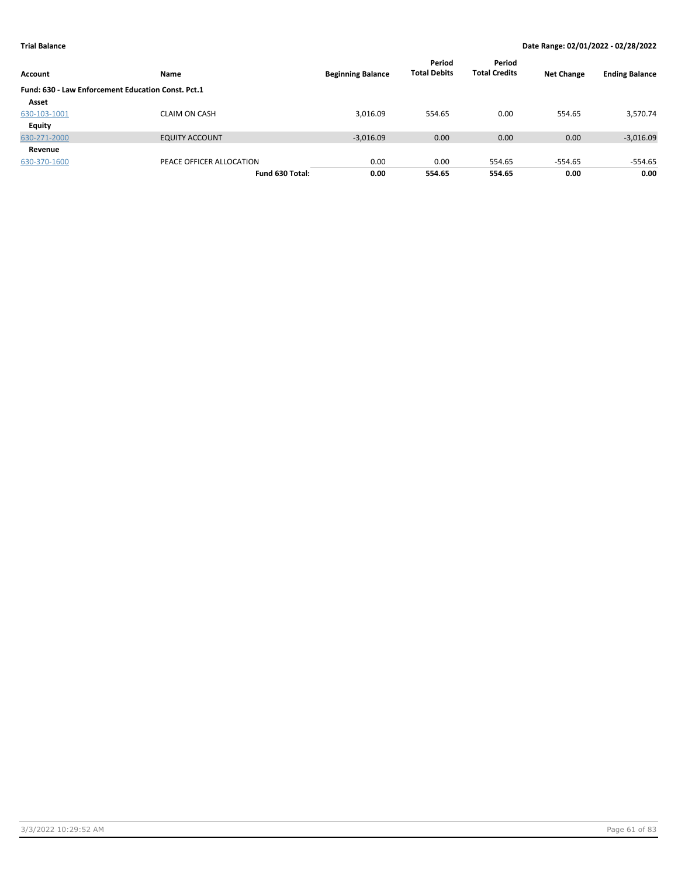**Trial Balance** **Date Range: 02/01/2022 - 02/28/2022**

| Account | Name | Beginning Balance | Period Total Debits | Period Total Credits | Net Change | Ending Balance |
|---|---|---|---|---|---|---|
| **Fund: 630 - Law Enforcement Education Const. Pct.1** | | | | | | |
| **Asset** | | | | | | |
| 630-103-1001 | CLAIM ON CASH | 3,016.09 | 554.65 | 0.00 | 554.65 | 3,570.74 |
| **Equity** | | | | | | |
| 630-271-2000 | EQUITY ACCOUNT | -3,016.09 | 0.00 | 0.00 | 0.00 | -3,016.09 |
| **Revenue** | | | | | | |
| 630-370-1600 | PEACE OFFICER ALLOCATION | 0.00 | 0.00 | 554.65 | -554.65 | -554.65 |
| | **Fund 630 Total:** | **0.00** | **554.65** | **554.65** | **0.00** | **0.00** |

3/3/2022 10:29:52 AM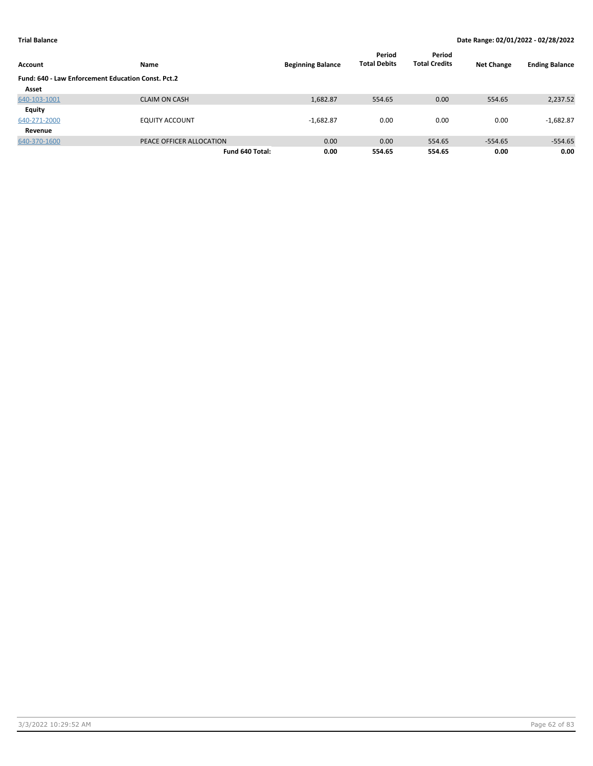**Trial Balance** | **Date Range: 02/01/2022 - 02/28/2022**

| Account | Name | Beginning Balance | Period Total Debits | Period Total Credits | Net Change | Ending Balance |
|---|---|---|---|---|---|---|
| **Fund: 640 - Law Enforcement Education Const. Pct.2** | | | | | | |
| **Asset** | | | | | | |
| 640-103-1001 | CLAIM ON CASH | 1,682.87 | 554.65 | 0.00 | 554.65 | 2,237.52 |
| **Equity** | | | | | | |
| 640-271-2000 | EQUITY ACCOUNT | -1,682.87 | 0.00 | 0.00 | 0.00 | -1,682.87 |
| **Revenue** | | | | | | |
| 640-370-1600 | PEACE OFFICER ALLOCATION | 0.00 | 0.00 | 554.65 | -554.65 | -554.65 |
| | **Fund 640 Total:** | **0.00** | **554.65** | **554.65** | **0.00** | **0.00** |

3/3/2022 10:29:52 AM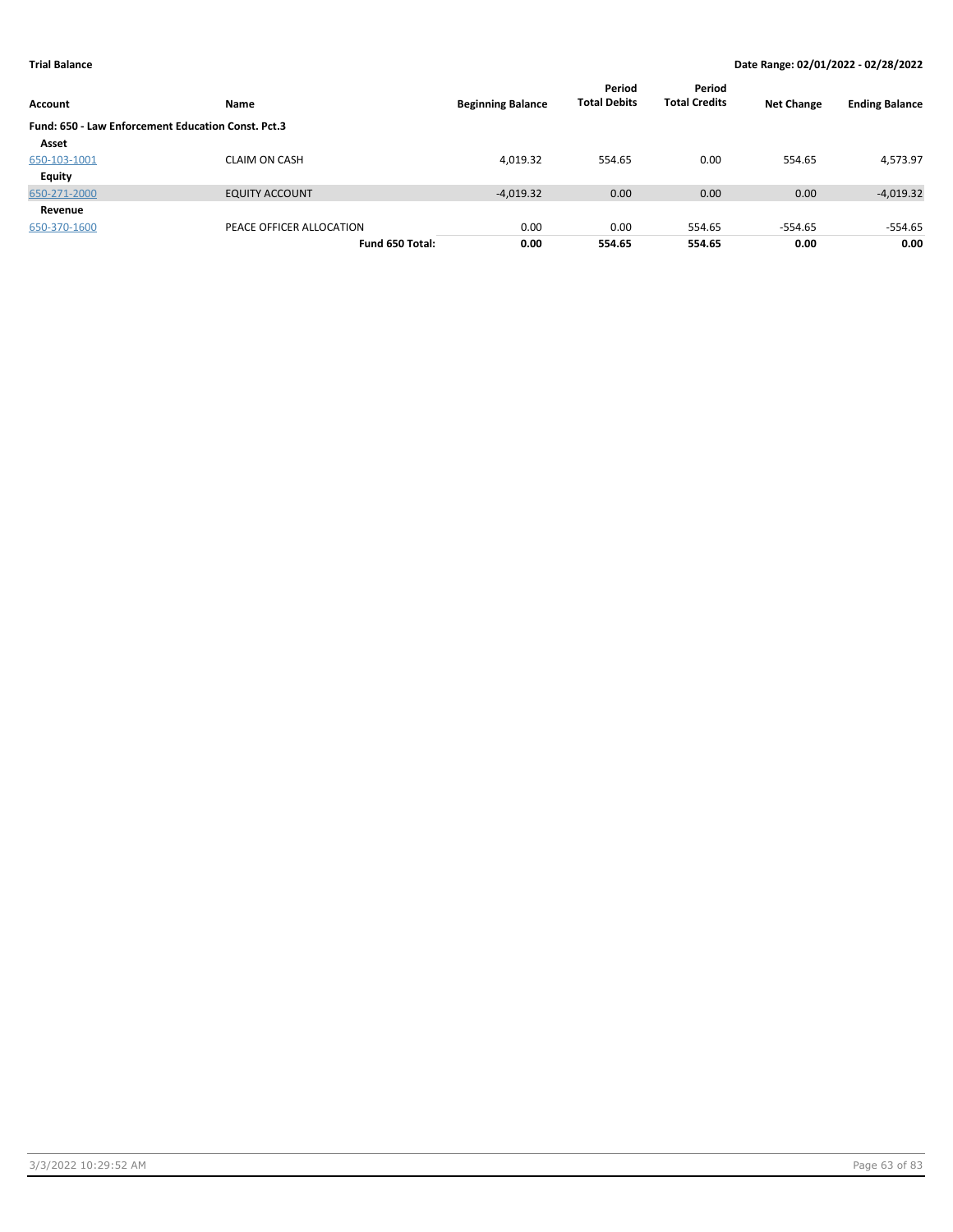**Trial Balance** — **Date Range: 02/01/2022 - 02/28/2022**

| Account | Name | Beginning Balance | Period Total Debits | Period Total Credits | Net Change | Ending Balance |
|---|---|---|---|---|---|---|
| **Fund: 650 - Law Enforcement Education Const. Pct.3** | | | | | | |
| **Asset** | | | | | | |
| 650-103-1001 | CLAIM ON CASH | 4,019.32 | 554.65 | 0.00 | 554.65 | 4,573.97 |
| **Equity** | | | | | | |
| 650-271-2000 | EQUITY ACCOUNT | -4,019.32 | 0.00 | 0.00 | 0.00 | -4,019.32 |
| **Revenue** | | | | | | |
| 650-370-1600 | PEACE OFFICER ALLOCATION | 0.00 | 0.00 | 554.65 | -554.65 | -554.65 |
| | **Fund 650 Total:** | **0.00** | **554.65** | **554.65** | **0.00** | **0.00** |

3/3/2022 10:29:52 AM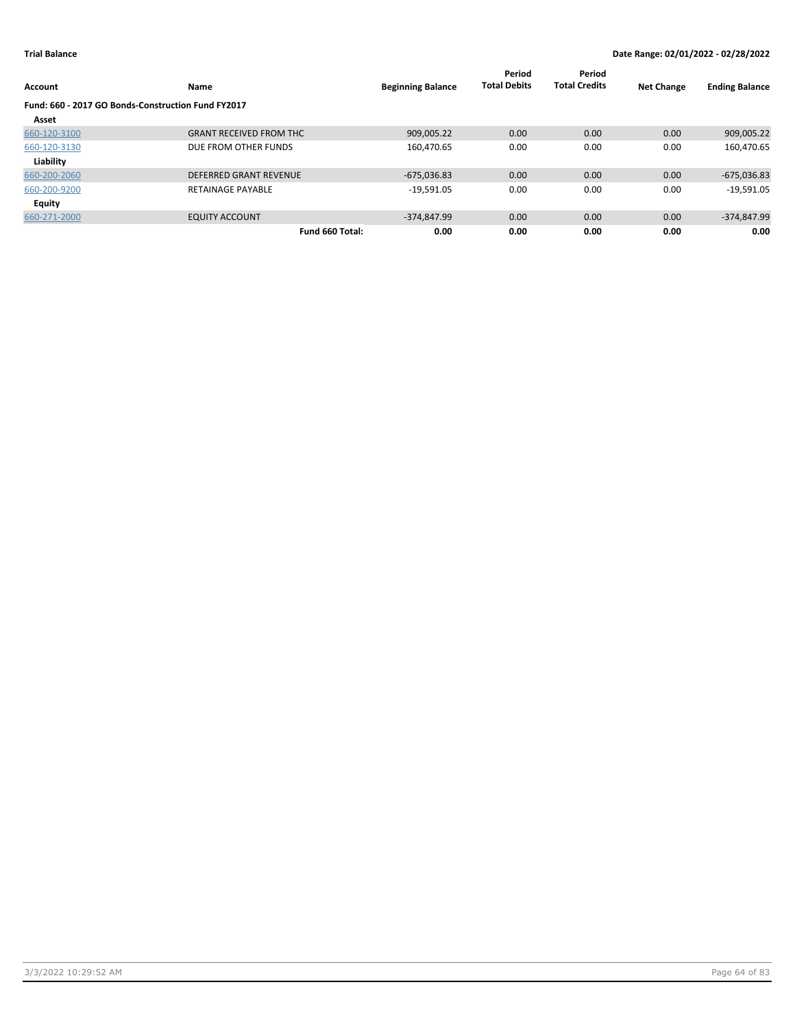**Trial Balance** | **Date Range: 02/01/2022 - 02/28/2022**

| Account | Name | Beginning Balance | Period Total Debits | Period Total Credits | Net Change | Ending Balance |
|---|---|---|---|---|---|---|
| **Fund: 660 - 2017 GO Bonds-Construction Fund FY2017** | | | | | | |
| **Asset** | | | | | | |
| 660-120-3100 | GRANT RECEIVED FROM THC | 909,005.22 | 0.00 | 0.00 | 0.00 | 909,005.22 |
| 660-120-3130 | DUE FROM OTHER FUNDS | 160,470.65 | 0.00 | 0.00 | 0.00 | 160,470.65 |
| **Liability** | | | | | | |
| 660-200-2060 | DEFERRED GRANT REVENUE | -675,036.83 | 0.00 | 0.00 | 0.00 | -675,036.83 |
| 660-200-9200 | RETAINAGE PAYABLE | -19,591.05 | 0.00 | 0.00 | 0.00 | -19,591.05 |
| **Equity** | | | | | | |
| 660-271-2000 | EQUITY ACCOUNT | -374,847.99 | 0.00 | 0.00 | 0.00 | -374,847.99 |
| | **Fund 660 Total:** | **0.00** | **0.00** | **0.00** | **0.00** | **0.00** |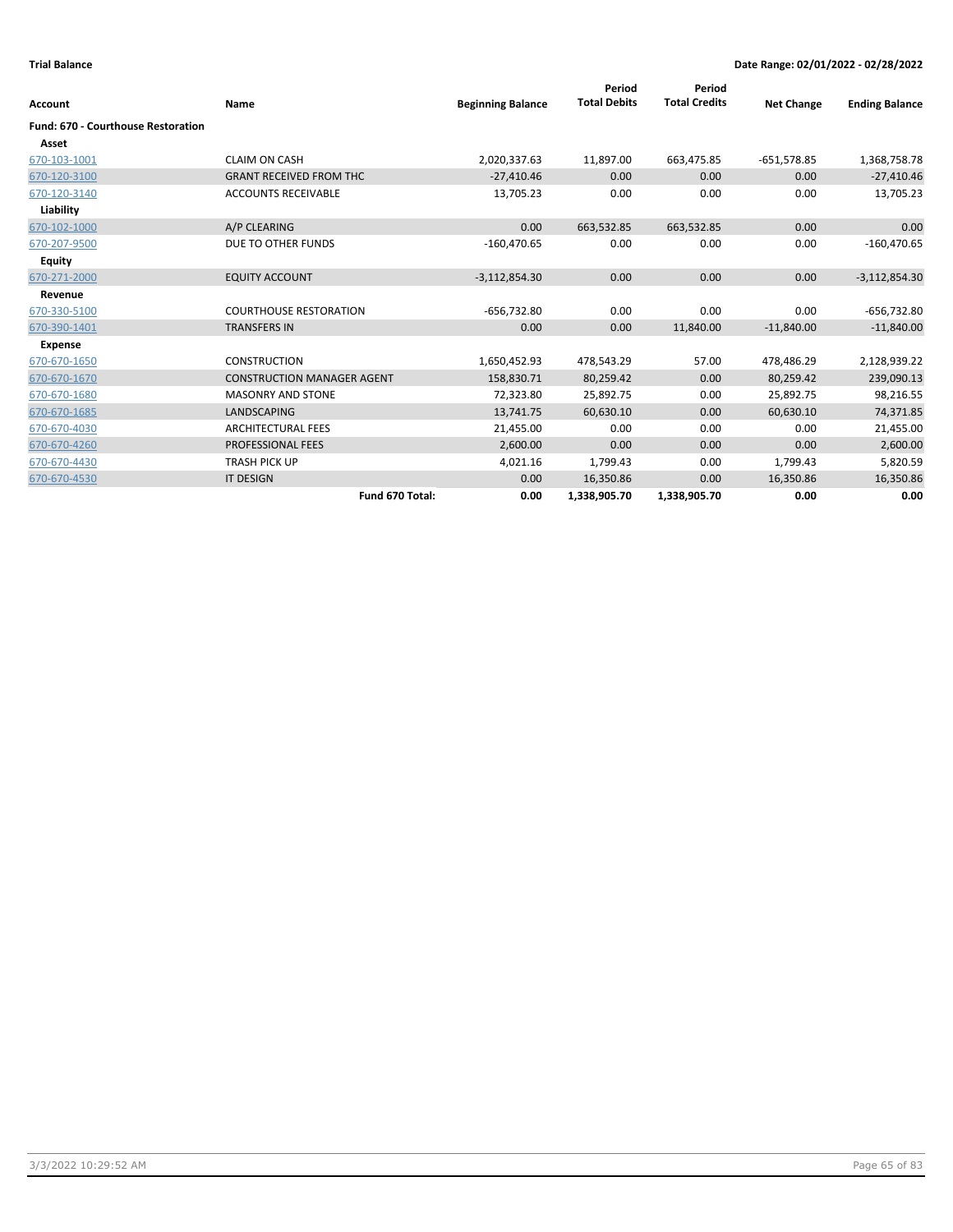**Trial Balance** **Date Range: 02/01/2022 - 02/28/2022**

| Account | Name | Beginning Balance | Period Total Debits | Period Total Credits | Net Change | Ending Balance |
|---|---|---|---|---|---|---|
| **Fund: 670 - Courthouse Restoration** | | | | | | |
| **Asset** | | | | | | |
| 670-103-1001 | CLAIM ON CASH | 2,020,337.63 | 11,897.00 | 663,475.85 | -651,578.85 | 1,368,758.78 |
| 670-120-3100 | GRANT RECEIVED FROM THC | -27,410.46 | 0.00 | 0.00 | 0.00 | -27,410.46 |
| 670-120-3140 | ACCOUNTS RECEIVABLE | 13,705.23 | 0.00 | 0.00 | 0.00 | 13,705.23 |
| **Liability** | | | | | | |
| 670-102-1000 | A/P CLEARING | 0.00 | 663,532.85 | 663,532.85 | 0.00 | 0.00 |
| 670-207-9500 | DUE TO OTHER FUNDS | -160,470.65 | 0.00 | 0.00 | 0.00 | -160,470.65 |
| **Equity** | | | | | | |
| 670-271-2000 | EQUITY ACCOUNT | -3,112,854.30 | 0.00 | 0.00 | 0.00 | -3,112,854.30 |
| **Revenue** | | | | | | |
| 670-330-5100 | COURTHOUSE RESTORATION | -656,732.80 | 0.00 | 0.00 | 0.00 | -656,732.80 |
| 670-390-1401 | TRANSFERS IN | 0.00 | 0.00 | 11,840.00 | -11,840.00 | -11,840.00 |
| **Expense** | | | | | | |
| 670-670-1650 | CONSTRUCTION | 1,650,452.93 | 478,543.29 | 57.00 | 478,486.29 | 2,128,939.22 |
| 670-670-1670 | CONSTRUCTION MANAGER AGENT | 158,830.71 | 80,259.42 | 0.00 | 80,259.42 | 239,090.13 |
| 670-670-1680 | MASONRY AND STONE | 72,323.80 | 25,892.75 | 0.00 | 25,892.75 | 98,216.55 |
| 670-670-1685 | LANDSCAPING | 13,741.75 | 60,630.10 | 0.00 | 60,630.10 | 74,371.85 |
| 670-670-4030 | ARCHITECTURAL FEES | 21,455.00 | 0.00 | 0.00 | 0.00 | 21,455.00 |
| 670-670-4260 | PROFESSIONAL FEES | 2,600.00 | 0.00 | 0.00 | 0.00 | 2,600.00 |
| 670-670-4430 | TRASH PICK UP | 4,021.16 | 1,799.43 | 0.00 | 1,799.43 | 5,820.59 |
| 670-670-4530 | IT DESIGN | 0.00 | 16,350.86 | 0.00 | 16,350.86 | 16,350.86 |
| | **Fund 670 Total:** | **0.00** | **1,338,905.70** | **1,338,905.70** | **0.00** | **0.00** |

3/3/2022 10:29:52 AM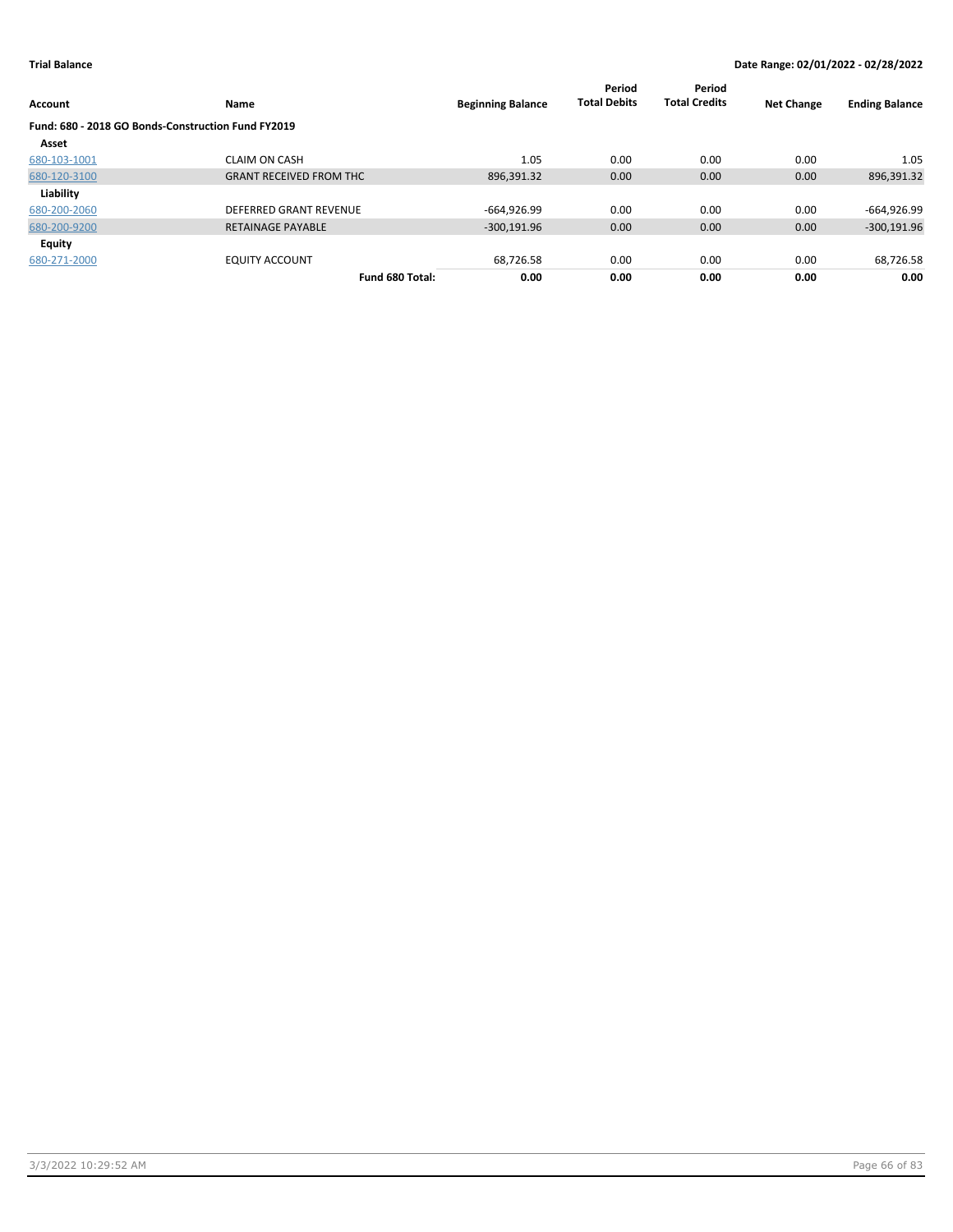**Trial Balance** — Date Range: 02/01/2022 - 02/28/2022

| Account | Name | Beginning Balance | Period Total Debits | Period Total Credits | Net Change | Ending Balance |
|---|---|---|---|---|---|---|
| **Fund: 680 - 2018 GO Bonds-Construction Fund FY2019** | | | | | | |
| **Asset** | | | | | | |
| 680-103-1001 | CLAIM ON CASH | 1.05 | 0.00 | 0.00 | 0.00 | 1.05 |
| 680-120-3100 | GRANT RECEIVED FROM THC | 896,391.32 | 0.00 | 0.00 | 0.00 | 896,391.32 |
| **Liability** | | | | | | |
| 680-200-2060 | DEFERRED GRANT REVENUE | -664,926.99 | 0.00 | 0.00 | 0.00 | -664,926.99 |
| 680-200-9200 | RETAINAGE PAYABLE | -300,191.96 | 0.00 | 0.00 | 0.00 | -300,191.96 |
| **Equity** | | | | | | |
| 680-271-2000 | EQUITY ACCOUNT | 68,726.58 | 0.00 | 0.00 | 0.00 | 68,726.58 |
| | **Fund 680 Total:** | **0.00** | **0.00** | **0.00** | **0.00** | **0.00** |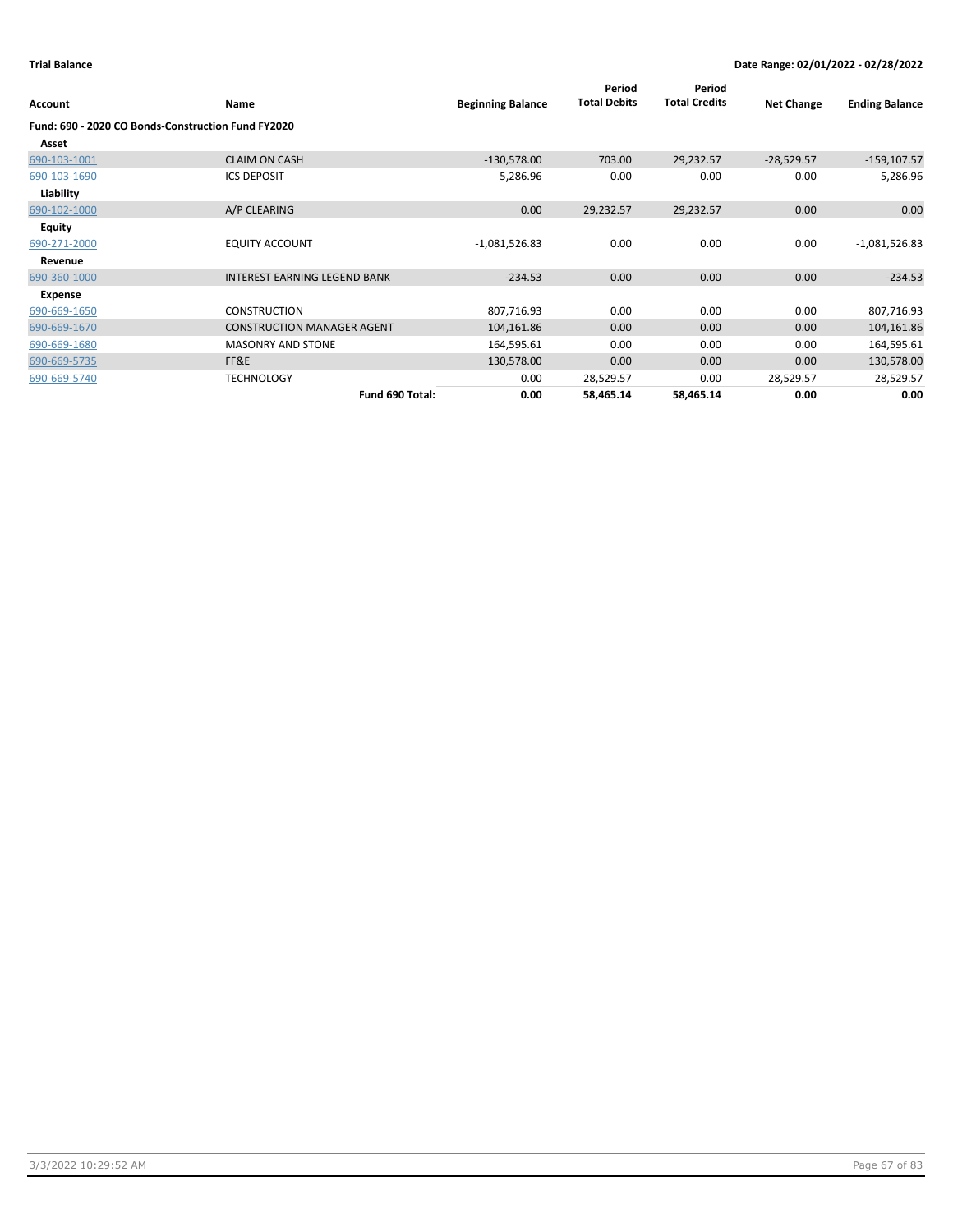**Trial Balance** **Date Range: 02/01/2022 - 02/28/2022**

| Account | Name | Beginning Balance | Period Total Debits | Period Total Credits | Net Change | Ending Balance |
|---|---|---|---|---|---|---|
| **Fund: 690 - 2020 CO Bonds-Construction Fund FY2020** | | | | | | |
| **Asset** | | | | | | |
| 690-103-1001 | CLAIM ON CASH | -130,578.00 | 703.00 | 29,232.57 | -28,529.57 | -159,107.57 |
| 690-103-1690 | ICS DEPOSIT | 5,286.96 | 0.00 | 0.00 | 0.00 | 5,286.96 |
| **Liability** | | | | | | |
| 690-102-1000 | A/P CLEARING | 0.00 | 29,232.57 | 29,232.57 | 0.00 | 0.00 |
| **Equity** | | | | | | |
| 690-271-2000 | EQUITY ACCOUNT | -1,081,526.83 | 0.00 | 0.00 | 0.00 | -1,081,526.83 |
| **Revenue** | | | | | | |
| 690-360-1000 | INTEREST EARNING LEGEND BANK | -234.53 | 0.00 | 0.00 | 0.00 | -234.53 |
| **Expense** | | | | | | |
| 690-669-1650 | CONSTRUCTION | 807,716.93 | 0.00 | 0.00 | 0.00 | 807,716.93 |
| 690-669-1670 | CONSTRUCTION MANAGER AGENT | 104,161.86 | 0.00 | 0.00 | 0.00 | 104,161.86 |
| 690-669-1680 | MASONRY AND STONE | 164,595.61 | 0.00 | 0.00 | 0.00 | 164,595.61 |
| 690-669-5735 | FF&E | 130,578.00 | 0.00 | 0.00 | 0.00 | 130,578.00 |
| 690-669-5740 | TECHNOLOGY | 0.00 | 28,529.57 | 0.00 | 28,529.57 | 28,529.57 |
| | **Fund 690 Total:** | **0.00** | **58,465.14** | **58,465.14** | **0.00** | **0.00** |

3/3/2022 10:29:52 AM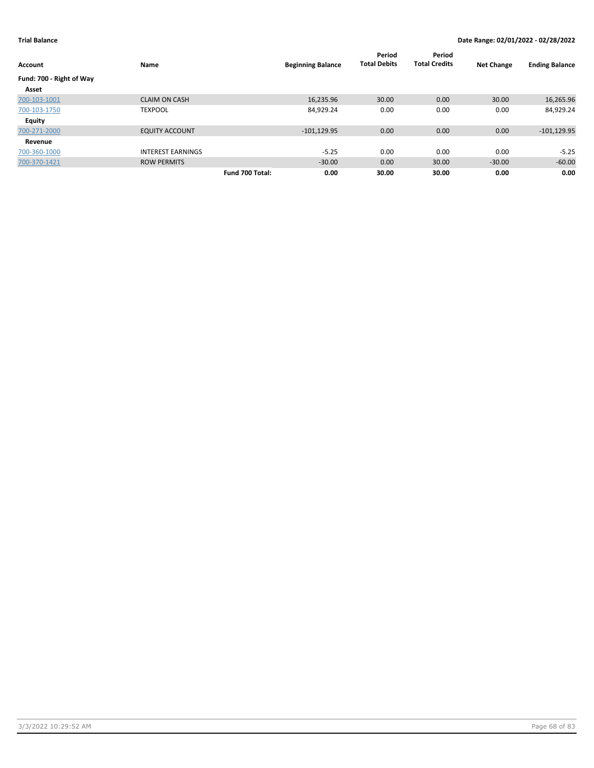**Trial Balance** — **Date Range: 02/01/2022 - 02/28/2022**

| Account | Name | | Beginning Balance | Period Total Debits | Period Total Credits | Net Change | Ending Balance |
|---|---|---|---|---|---|---|---|
| **Fund: 700 - Right of Way** | | | | | | | |
| **Asset** | | | | | | | |
| 700-103-1001 | CLAIM ON CASH | | 16,235.96 | 30.00 | 0.00 | 30.00 | 16,265.96 |
| 700-103-1750 | TEXPOOL | | 84,929.24 | 0.00 | 0.00 | 0.00 | 84,929.24 |
| **Equity** | | | | | | | |
| 700-271-2000 | EQUITY ACCOUNT | | -101,129.95 | 0.00 | 0.00 | 0.00 | -101,129.95 |
| **Revenue** | | | | | | | |
| 700-360-1000 | INTEREST EARNINGS | | -5.25 | 0.00 | 0.00 | 0.00 | -5.25 |
| 700-370-1421 | ROW PERMITS | | -30.00 | 0.00 | 30.00 | -30.00 | -60.00 |
| | | **Fund 700 Total:** | **0.00** | **30.00** | **30.00** | **0.00** | **0.00** |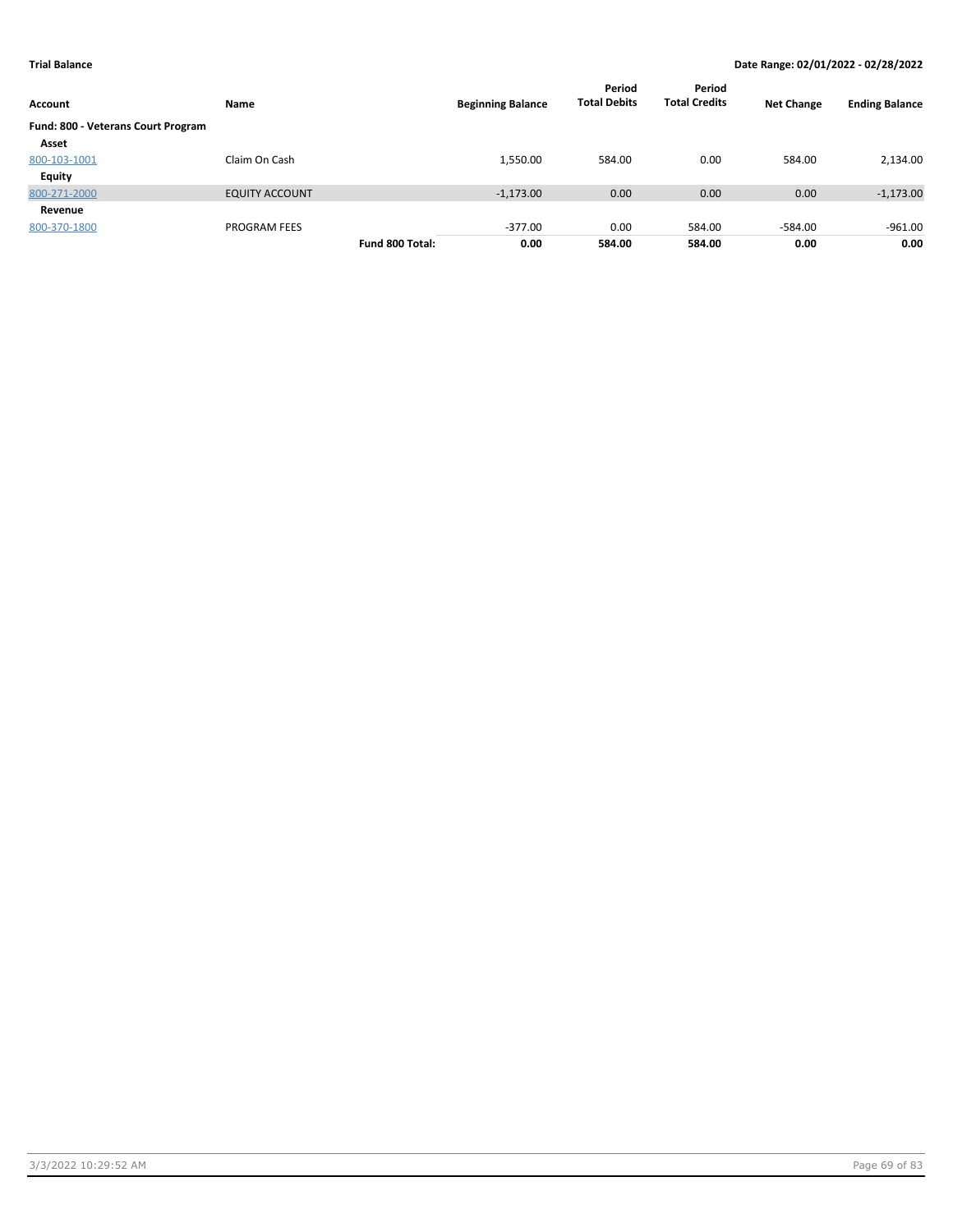**Trial Balance**

**Date Range: 02/01/2022 - 02/28/2022**

| Account | Name | | Beginning Balance | Period Total Debits | Period Total Credits | Net Change | Ending Balance |
|---|---|---|---|---|---|---|---|
| **Fund: 800 - Veterans Court Program** | | | | | | | |
| **Asset** | | | | | | | |
| 800-103-1001 | Claim On Cash | | 1,550.00 | 584.00 | 0.00 | 584.00 | 2,134.00 |
| **Equity** | | | | | | | |
| 800-271-2000 | EQUITY ACCOUNT | | -1,173.00 | 0.00 | 0.00 | 0.00 | -1,173.00 |
| **Revenue** | | | | | | | |
| 800-370-1800 | PROGRAM FEES | | -377.00 | 0.00 | 584.00 | -584.00 | -961.00 |
| | | **Fund 800 Total:** | **0.00** | **584.00** | **584.00** | **0.00** | **0.00** |

3/3/2022 10:29:52 AM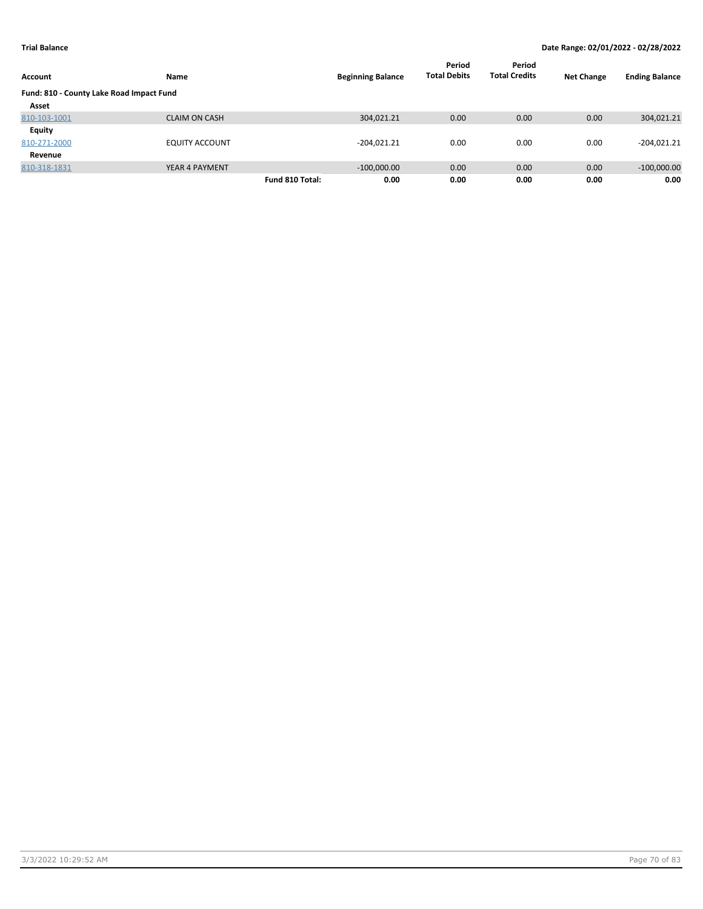**Trial Balance** | **Date Range: 02/01/2022 - 02/28/2022**

| Account | Name | | Beginning Balance | Period Total Debits | Period Total Credits | Net Change | Ending Balance |
|---|---|---|---|---|---|---|---|
| **Fund: 810 - County Lake Road Impact Fund** | | | | | | | |
| **Asset** | | | | | | | |
| 810-103-1001 | CLAIM ON CASH | | 304,021.21 | 0.00 | 0.00 | 0.00 | 304,021.21 |
| **Equity** | | | | | | | |
| 810-271-2000 | EQUITY ACCOUNT | | -204,021.21 | 0.00 | 0.00 | 0.00 | -204,021.21 |
| **Revenue** | | | | | | | |
| 810-318-1831 | YEAR 4 PAYMENT | | -100,000.00 | 0.00 | 0.00 | 0.00 | -100,000.00 |
| | | **Fund 810 Total:** | **0.00** | **0.00** | **0.00** | **0.00** | **0.00** |

3/3/2022 10:29:52 AM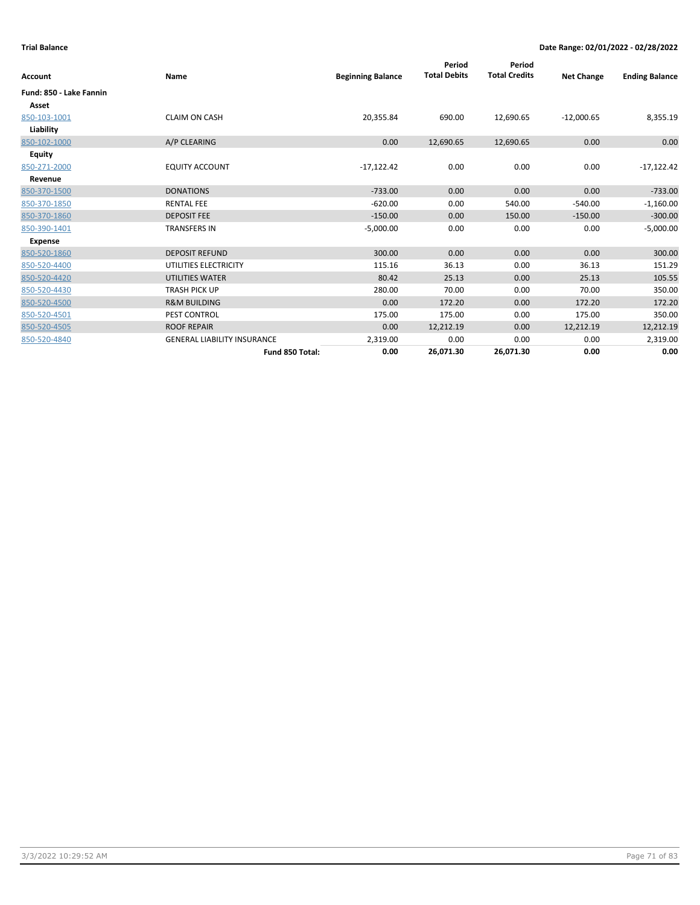**Trial Balance** **Date Range: 02/01/2022 - 02/28/2022**

| Account | Name | Beginning Balance | Period Total Debits | Period Total Credits | Net Change | Ending Balance |
|---|---|---|---|---|---|---|
| **Fund: 850 - Lake Fannin** | | | | | | |
| **Asset** | | | | | | |
| 850-103-1001 | CLAIM ON CASH | 20,355.84 | 690.00 | 12,690.65 | -12,000.65 | 8,355.19 |
| **Liability** | | | | | | |
| 850-102-1000 | A/P CLEARING | 0.00 | 12,690.65 | 12,690.65 | 0.00 | 0.00 |
| **Equity** | | | | | | |
| 850-271-2000 | EQUITY ACCOUNT | -17,122.42 | 0.00 | 0.00 | 0.00 | -17,122.42 |
| **Revenue** | | | | | | |
| 850-370-1500 | DONATIONS | -733.00 | 0.00 | 0.00 | 0.00 | -733.00 |
| 850-370-1850 | RENTAL FEE | -620.00 | 0.00 | 540.00 | -540.00 | -1,160.00 |
| 850-370-1860 | DEPOSIT FEE | -150.00 | 0.00 | 150.00 | -150.00 | -300.00 |
| 850-390-1401 | TRANSFERS IN | -5,000.00 | 0.00 | 0.00 | 0.00 | -5,000.00 |
| **Expense** | | | | | | |
| 850-520-1860 | DEPOSIT REFUND | 300.00 | 0.00 | 0.00 | 0.00 | 300.00 |
| 850-520-4400 | UTILITIES ELECTRICITY | 115.16 | 36.13 | 0.00 | 36.13 | 151.29 |
| 850-520-4420 | UTILITIES WATER | 80.42 | 25.13 | 0.00 | 25.13 | 105.55 |
| 850-520-4430 | TRASH PICK UP | 280.00 | 70.00 | 0.00 | 70.00 | 350.00 |
| 850-520-4500 | R&M BUILDING | 0.00 | 172.20 | 0.00 | 172.20 | 172.20 |
| 850-520-4501 | PEST CONTROL | 175.00 | 175.00 | 0.00 | 175.00 | 350.00 |
| 850-520-4505 | ROOF REPAIR | 0.00 | 12,212.19 | 0.00 | 12,212.19 | 12,212.19 |
| 850-520-4840 | GENERAL LIABILITY INSURANCE | 2,319.00 | 0.00 | 0.00 | 0.00 | 2,319.00 |
| | **Fund 850 Total:** | **0.00** | **26,071.30** | **26,071.30** | **0.00** | **0.00** |

3/3/2022 10:29:52 AM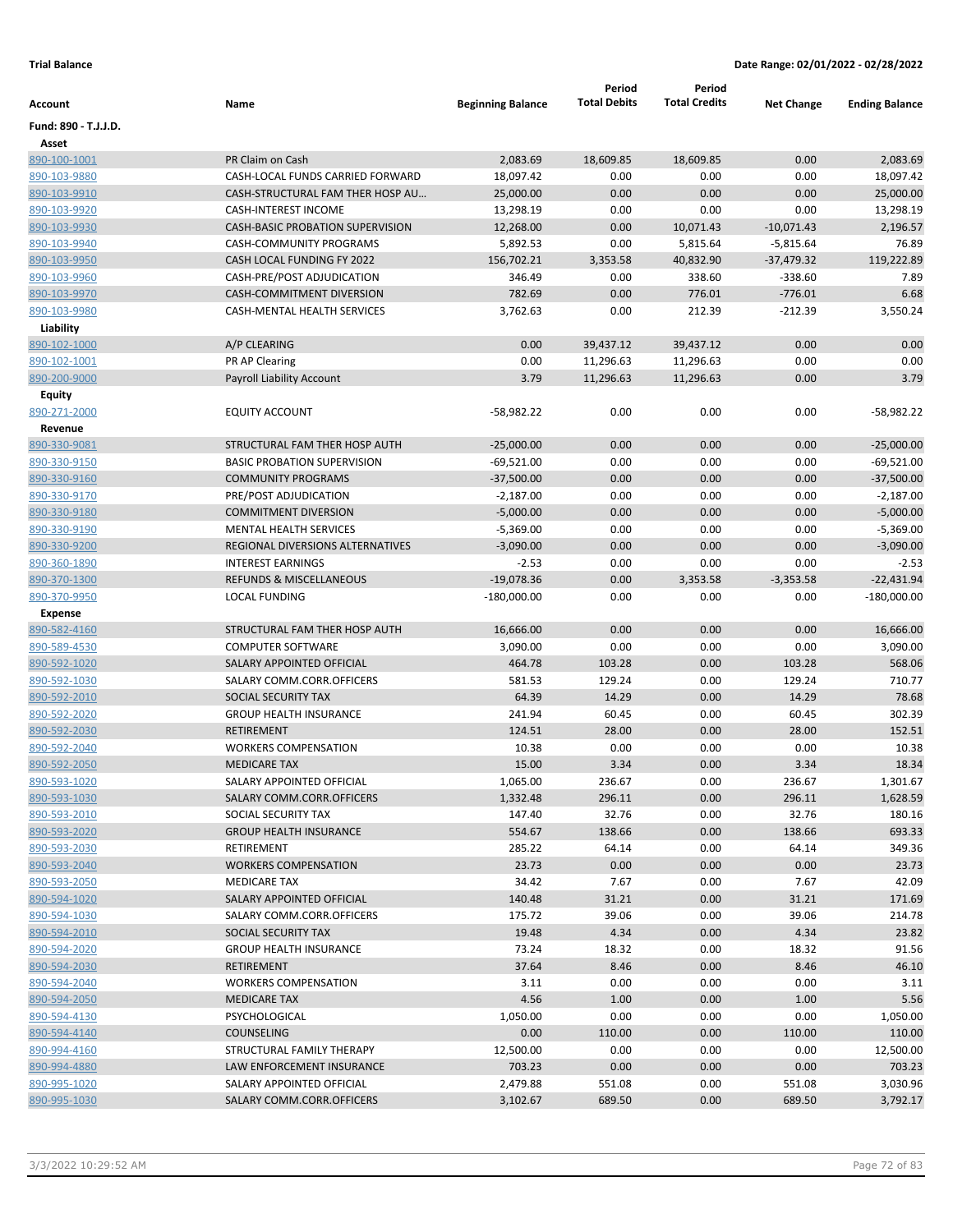**Trial Balance** **Date Range: 02/01/2022 - 02/28/2022**

| Account | Name | Beginning Balance | Period Total Debits | Period Total Credits | Net Change | Ending Balance |
|---|---|---|---|---|---|---|
| **Fund: 890 - T.J.J.D.** | | | | | | |
| **Asset** | | | | | | |
| 890-100-1001 | PR Claim on Cash | 2,083.69 | 18,609.85 | 18,609.85 | 0.00 | 2,083.69 |
| 890-103-9880 | CASH-LOCAL FUNDS CARRIED FORWARD | 18,097.42 | 0.00 | 0.00 | 0.00 | 18,097.42 |
| 890-103-9910 | CASH-STRUCTURAL FAM THER HOSP AU… | 25,000.00 | 0.00 | 0.00 | 0.00 | 25,000.00 |
| 890-103-9920 | CASH-INTEREST INCOME | 13,298.19 | 0.00 | 0.00 | 0.00 | 13,298.19 |
| 890-103-9930 | CASH-BASIC PROBATION SUPERVISION | 12,268.00 | 0.00 | 10,071.43 | -10,071.43 | 2,196.57 |
| 890-103-9940 | CASH-COMMUNITY PROGRAMS | 5,892.53 | 0.00 | 5,815.64 | -5,815.64 | 76.89 |
| 890-103-9950 | CASH LOCAL FUNDING FY 2022 | 156,702.21 | 3,353.58 | 40,832.90 | -37,479.32 | 119,222.89 |
| 890-103-9960 | CASH-PRE/POST ADJUDICATION | 346.49 | 0.00 | 338.60 | -338.60 | 7.89 |
| 890-103-9970 | CASH-COMMITMENT DIVERSION | 782.69 | 0.00 | 776.01 | -776.01 | 6.68 |
| 890-103-9980 | CASH-MENTAL HEALTH SERVICES | 3,762.63 | 0.00 | 212.39 | -212.39 | 3,550.24 |
| **Liability** | | | | | | |
| 890-102-1000 | A/P CLEARING | 0.00 | 39,437.12 | 39,437.12 | 0.00 | 0.00 |
| 890-102-1001 | PR AP Clearing | 0.00 | 11,296.63 | 11,296.63 | 0.00 | 0.00 |
| 890-200-9000 | Payroll Liability Account | 3.79 | 11,296.63 | 11,296.63 | 0.00 | 3.79 |
| **Equity** | | | | | | |
| 890-271-2000 | EQUITY ACCOUNT | -58,982.22 | 0.00 | 0.00 | 0.00 | -58,982.22 |
| **Revenue** | | | | | | |
| 890-330-9081 | STRUCTURAL FAM THER HOSP AUTH | -25,000.00 | 0.00 | 0.00 | 0.00 | -25,000.00 |
| 890-330-9150 | BASIC PROBATION SUPERVISION | -69,521.00 | 0.00 | 0.00 | 0.00 | -69,521.00 |
| 890-330-9160 | COMMUNITY PROGRAMS | -37,500.00 | 0.00 | 0.00 | 0.00 | -37,500.00 |
| 890-330-9170 | PRE/POST ADJUDICATION | -2,187.00 | 0.00 | 0.00 | 0.00 | -2,187.00 |
| 890-330-9180 | COMMITMENT DIVERSION | -5,000.00 | 0.00 | 0.00 | 0.00 | -5,000.00 |
| 890-330-9190 | MENTAL HEALTH SERVICES | -5,369.00 | 0.00 | 0.00 | 0.00 | -5,369.00 |
| 890-330-9200 | REGIONAL DIVERSIONS ALTERNATIVES | -3,090.00 | 0.00 | 0.00 | 0.00 | -3,090.00 |
| 890-360-1890 | INTEREST EARNINGS | -2.53 | 0.00 | 0.00 | 0.00 | -2.53 |
| 890-370-1300 | REFUNDS & MISCELLANEOUS | -19,078.36 | 0.00 | 3,353.58 | -3,353.58 | -22,431.94 |
| 890-370-9950 | LOCAL FUNDING | -180,000.00 | 0.00 | 0.00 | 0.00 | -180,000.00 |
| **Expense** | | | | | | |
| 890-582-4160 | STRUCTURAL FAM THER HOSP AUTH | 16,666.00 | 0.00 | 0.00 | 0.00 | 16,666.00 |
| 890-589-4530 | COMPUTER SOFTWARE | 3,090.00 | 0.00 | 0.00 | 0.00 | 3,090.00 |
| 890-592-1020 | SALARY APPOINTED OFFICIAL | 464.78 | 103.28 | 0.00 | 103.28 | 568.06 |
| 890-592-1030 | SALARY COMM.CORR.OFFICERS | 581.53 | 129.24 | 0.00 | 129.24 | 710.77 |
| 890-592-2010 | SOCIAL SECURITY TAX | 64.39 | 14.29 | 0.00 | 14.29 | 78.68 |
| 890-592-2020 | GROUP HEALTH INSURANCE | 241.94 | 60.45 | 0.00 | 60.45 | 302.39 |
| 890-592-2030 | RETIREMENT | 124.51 | 28.00 | 0.00 | 28.00 | 152.51 |
| 890-592-2040 | WORKERS COMPENSATION | 10.38 | 0.00 | 0.00 | 0.00 | 10.38 |
| 890-592-2050 | MEDICARE TAX | 15.00 | 3.34 | 0.00 | 3.34 | 18.34 |
| 890-593-1020 | SALARY APPOINTED OFFICIAL | 1,065.00 | 236.67 | 0.00 | 236.67 | 1,301.67 |
| 890-593-1030 | SALARY COMM.CORR.OFFICERS | 1,332.48 | 296.11 | 0.00 | 296.11 | 1,628.59 |
| 890-593-2010 | SOCIAL SECURITY TAX | 147.40 | 32.76 | 0.00 | 32.76 | 180.16 |
| 890-593-2020 | GROUP HEALTH INSURANCE | 554.67 | 138.66 | 0.00 | 138.66 | 693.33 |
| 890-593-2030 | RETIREMENT | 285.22 | 64.14 | 0.00 | 64.14 | 349.36 |
| 890-593-2040 | WORKERS COMPENSATION | 23.73 | 0.00 | 0.00 | 0.00 | 23.73 |
| 890-593-2050 | MEDICARE TAX | 34.42 | 7.67 | 0.00 | 7.67 | 42.09 |
| 890-594-1020 | SALARY APPOINTED OFFICIAL | 140.48 | 31.21 | 0.00 | 31.21 | 171.69 |
| 890-594-1030 | SALARY COMM.CORR.OFFICERS | 175.72 | 39.06 | 0.00 | 39.06 | 214.78 |
| 890-594-2010 | SOCIAL SECURITY TAX | 19.48 | 4.34 | 0.00 | 4.34 | 23.82 |
| 890-594-2020 | GROUP HEALTH INSURANCE | 73.24 | 18.32 | 0.00 | 18.32 | 91.56 |
| 890-594-2030 | RETIREMENT | 37.64 | 8.46 | 0.00 | 8.46 | 46.10 |
| 890-594-2040 | WORKERS COMPENSATION | 3.11 | 0.00 | 0.00 | 0.00 | 3.11 |
| 890-594-2050 | MEDICARE TAX | 4.56 | 1.00 | 0.00 | 1.00 | 5.56 |
| 890-594-4130 | PSYCHOLOGICAL | 1,050.00 | 0.00 | 0.00 | 0.00 | 1,050.00 |
| 890-594-4140 | COUNSELING | 0.00 | 110.00 | 0.00 | 110.00 | 110.00 |
| 890-994-4160 | STRUCTURAL FAMILY THERAPY | 12,500.00 | 0.00 | 0.00 | 0.00 | 12,500.00 |
| 890-994-4880 | LAW ENFORCEMENT INSURANCE | 703.23 | 0.00 | 0.00 | 0.00 | 703.23 |
| 890-995-1020 | SALARY APPOINTED OFFICIAL | 2,479.88 | 551.08 | 0.00 | 551.08 | 3,030.96 |
| 890-995-1030 | SALARY COMM.CORR.OFFICERS | 3,102.67 | 689.50 | 0.00 | 689.50 | 3,792.17 |

3/3/2022 10:29:52 AM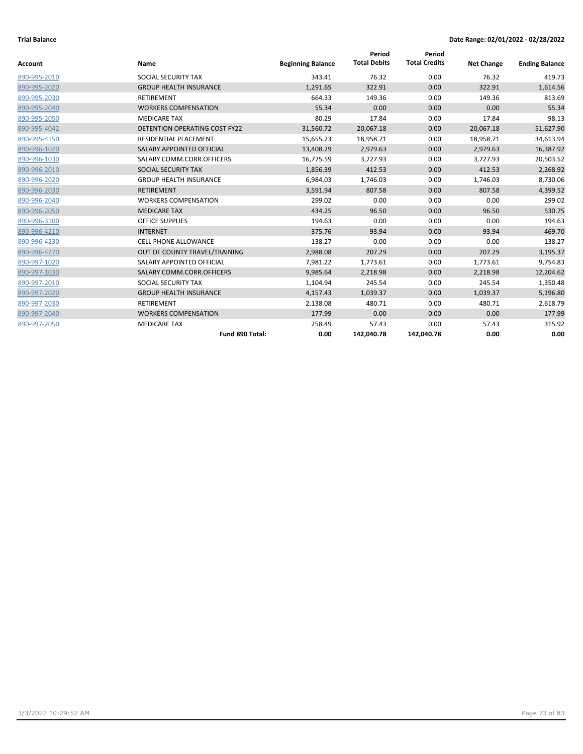**Trial Balance** **Date Range: 02/01/2022 - 02/28/2022**

| Account | Name | Beginning Balance | Period Total Debits | Period Total Credits | Net Change | Ending Balance |
|---|---|---|---|---|---|---|
| 890-995-2010 | SOCIAL SECURITY TAX | 343.41 | 76.32 | 0.00 | 76.32 | 419.73 |
| 890-995-2020 | GROUP HEALTH INSURANCE | 1,291.65 | 322.91 | 0.00 | 322.91 | 1,614.56 |
| 890-995-2030 | RETIREMENT | 664.33 | 149.36 | 0.00 | 149.36 | 813.69 |
| 890-995-2040 | WORKERS COMPENSATION | 55.34 | 0.00 | 0.00 | 0.00 | 55.34 |
| 890-995-2050 | MEDICARE TAX | 80.29 | 17.84 | 0.00 | 17.84 | 98.13 |
| 890-995-4042 | DETENTION OPERATING COST FY22 | 31,560.72 | 20,067.18 | 0.00 | 20,067.18 | 51,627.90 |
| 890-995-4150 | RESIDENTIAL PLACEMENT | 15,655.23 | 18,958.71 | 0.00 | 18,958.71 | 34,613.94 |
| 890-996-1020 | SALARY APPOINTED OFFICIAL | 13,408.29 | 2,979.63 | 0.00 | 2,979.63 | 16,387.92 |
| 890-996-1030 | SALARY COMM.CORR.OFFICERS | 16,775.59 | 3,727.93 | 0.00 | 3,727.93 | 20,503.52 |
| 890-996-2010 | SOCIAL SECURITY TAX | 1,856.39 | 412.53 | 0.00 | 412.53 | 2,268.92 |
| 890-996-2020 | GROUP HEALTH INSURANCE | 6,984.03 | 1,746.03 | 0.00 | 1,746.03 | 8,730.06 |
| 890-996-2030 | RETIREMENT | 3,591.94 | 807.58 | 0.00 | 807.58 | 4,399.52 |
| 890-996-2040 | WORKERS COMPENSATION | 299.02 | 0.00 | 0.00 | 0.00 | 299.02 |
| 890-996-2050 | MEDICARE TAX | 434.25 | 96.50 | 0.00 | 96.50 | 530.75 |
| 890-996-3100 | OFFICE SUPPLIES | 194.63 | 0.00 | 0.00 | 0.00 | 194.63 |
| 890-996-4210 | INTERNET | 375.76 | 93.94 | 0.00 | 93.94 | 469.70 |
| 890-996-4230 | CELL PHONE ALLOWANCE | 138.27 | 0.00 | 0.00 | 0.00 | 138.27 |
| 890-996-4270 | OUT OF COUNTY TRAVEL/TRAINING | 2,988.08 | 207.29 | 0.00 | 207.29 | 3,195.37 |
| 890-997-1020 | SALARY APPOINTED OFFICIAL | 7,981.22 | 1,773.61 | 0.00 | 1,773.61 | 9,754.83 |
| 890-997-1030 | SALARY COMM.CORR.OFFICERS | 9,985.64 | 2,218.98 | 0.00 | 2,218.98 | 12,204.62 |
| 890-997-2010 | SOCIAL SECURITY TAX | 1,104.94 | 245.54 | 0.00 | 245.54 | 1,350.48 |
| 890-997-2020 | GROUP HEALTH INSURANCE | 4,157.43 | 1,039.37 | 0.00 | 1,039.37 | 5,196.80 |
| 890-997-2030 | RETIREMENT | 2,138.08 | 480.71 | 0.00 | 480.71 | 2,618.79 |
| 890-997-2040 | WORKERS COMPENSATION | 177.99 | 0.00 | 0.00 | 0.00 | 177.99 |
| 890-997-2050 | MEDICARE TAX | 258.49 | 57.43 | 0.00 | 57.43 | 315.92 |
| | **Fund 890 Total:** | **0.00** | **142,040.78** | **142,040.78** | **0.00** | **0.00** |

3/3/2022 10:29:52 AM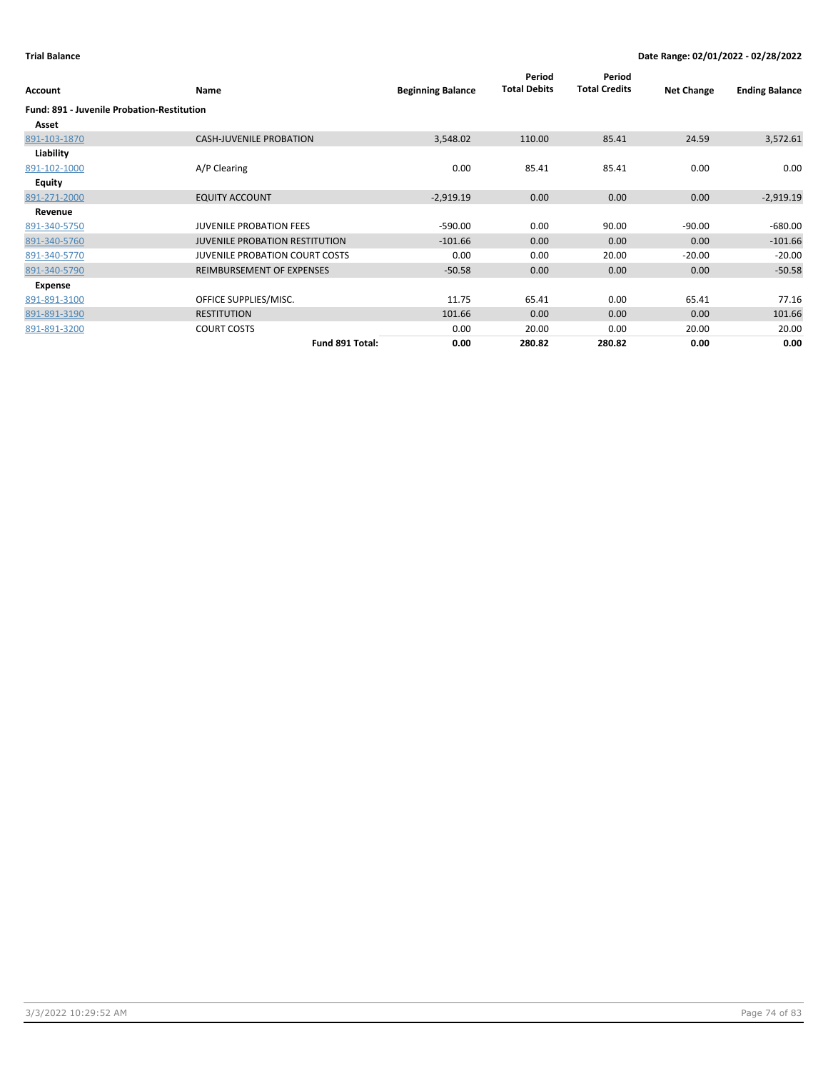**Trial Balance** | **Date Range: 02/01/2022 - 02/28/2022**

| Account | Name | Beginning Balance | Period Total Debits | Period Total Credits | Net Change | Ending Balance |
|---|---|---|---|---|---|---|
| **Fund: 891 - Juvenile Probation-Restitution** | | | | | | |
| **Asset** | | | | | | |
| 891-103-1870 | CASH-JUVENILE PROBATION | 3,548.02 | 110.00 | 85.41 | 24.59 | 3,572.61 |
| **Liability** | | | | | | |
| 891-102-1000 | A/P Clearing | 0.00 | 85.41 | 85.41 | 0.00 | 0.00 |
| **Equity** | | | | | | |
| 891-271-2000 | EQUITY ACCOUNT | -2,919.19 | 0.00 | 0.00 | 0.00 | -2,919.19 |
| **Revenue** | | | | | | |
| 891-340-5750 | JUVENILE PROBATION FEES | -590.00 | 0.00 | 90.00 | -90.00 | -680.00 |
| 891-340-5760 | JUVENILE PROBATION RESTITUTION | -101.66 | 0.00 | 0.00 | 0.00 | -101.66 |
| 891-340-5770 | JUVENILE PROBATION COURT COSTS | 0.00 | 0.00 | 20.00 | -20.00 | -20.00 |
| 891-340-5790 | REIMBURSEMENT OF EXPENSES | -50.58 | 0.00 | 0.00 | 0.00 | -50.58 |
| **Expense** | | | | | | |
| 891-891-3100 | OFFICE SUPPLIES/MISC. | 11.75 | 65.41 | 0.00 | 65.41 | 77.16 |
| 891-891-3190 | RESTITUTION | 101.66 | 0.00 | 0.00 | 0.00 | 101.66 |
| 891-891-3200 | COURT COSTS | 0.00 | 20.00 | 0.00 | 20.00 | 20.00 |
| | **Fund 891 Total:** | **0.00** | **280.82** | **280.82** | **0.00** | **0.00** |

3/3/2022 10:29:52 AM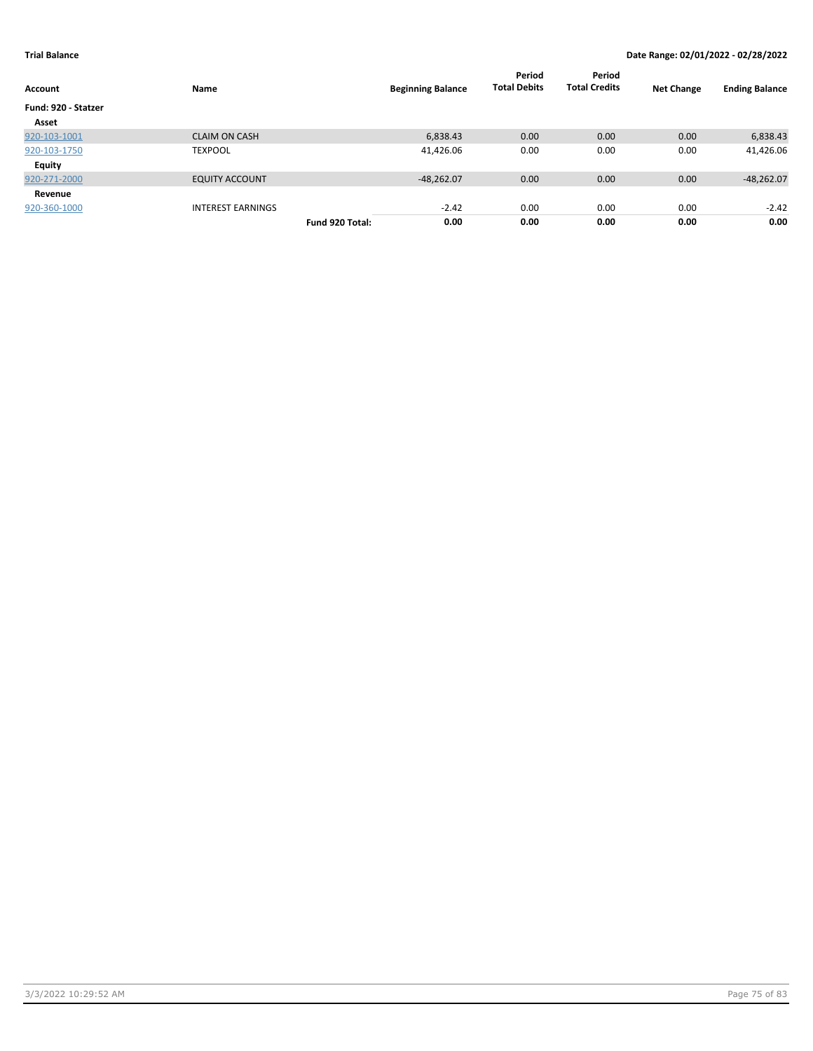**Trial Balance** **Date Range: 02/01/2022 - 02/28/2022**

| Account | Name | | Beginning Balance | Period Total Debits | Period Total Credits | Net Change | Ending Balance |
|---|---|---|---|---|---|---|---|
| **Fund: 920 - Statzer** | | | | | | | |
| **Asset** | | | | | | | |
| 920-103-1001 | CLAIM ON CASH | | 6,838.43 | 0.00 | 0.00 | 0.00 | 6,838.43 |
| 920-103-1750 | TEXPOOL | | 41,426.06 | 0.00 | 0.00 | 0.00 | 41,426.06 |
| **Equity** | | | | | | | |
| 920-271-2000 | EQUITY ACCOUNT | | -48,262.07 | 0.00 | 0.00 | 0.00 | -48,262.07 |
| **Revenue** | | | | | | | |
| 920-360-1000 | INTEREST EARNINGS | | -2.42 | 0.00 | 0.00 | 0.00 | -2.42 |
| | | **Fund 920 Total:** | **0.00** | **0.00** | **0.00** | **0.00** | **0.00** |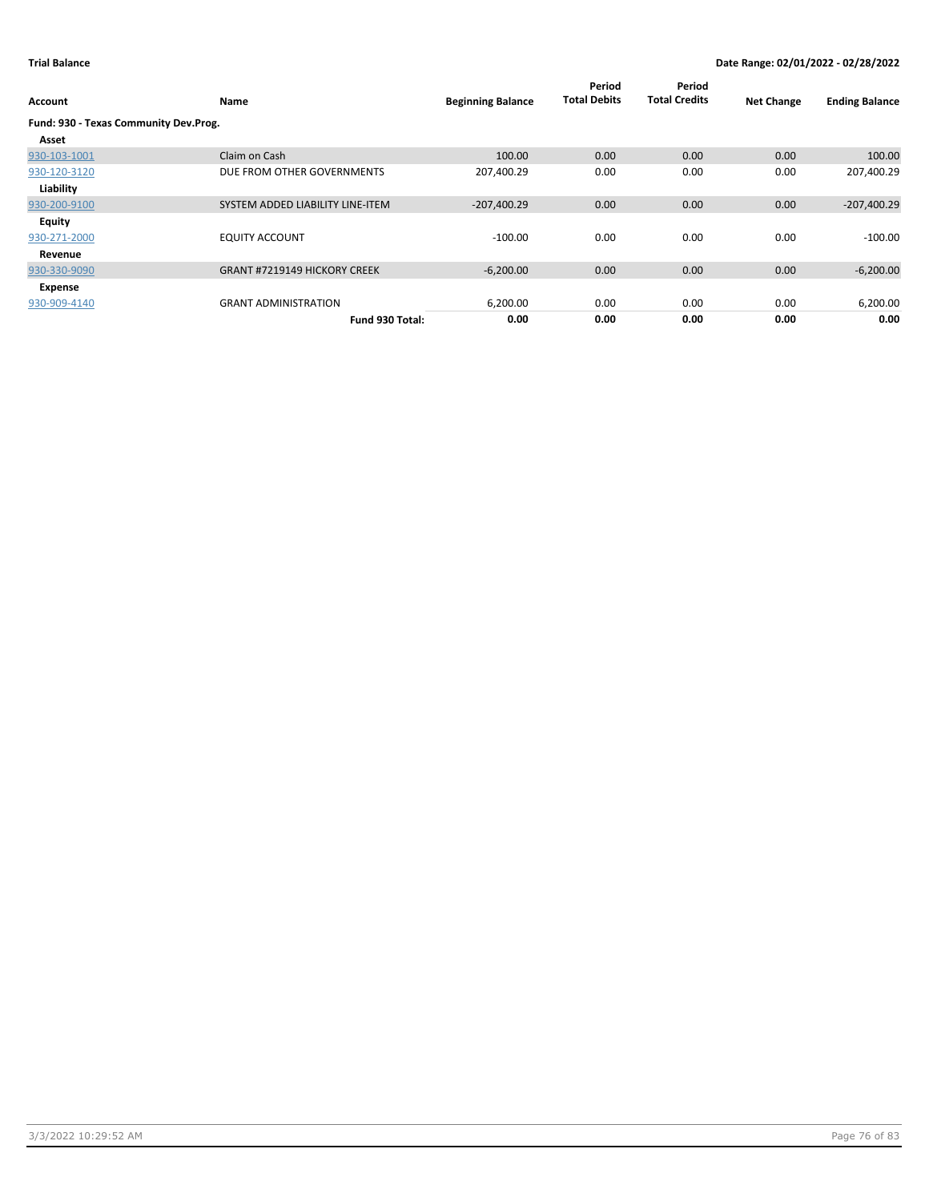**Trial Balance** **Date Range: 02/01/2022 - 02/28/2022**

| Account | Name | Beginning Balance | Period Total Debits | Period Total Credits | Net Change | Ending Balance |
|---|---|---|---|---|---|---|
| **Fund: 930 - Texas Community Dev.Prog.** | | | | | | |
| **Asset** | | | | | | |
| 930-103-1001 | Claim on Cash | 100.00 | 0.00 | 0.00 | 0.00 | 100.00 |
| 930-120-3120 | DUE FROM OTHER GOVERNMENTS | 207,400.29 | 0.00 | 0.00 | 0.00 | 207,400.29 |
| **Liability** | | | | | | |
| 930-200-9100 | SYSTEM ADDED LIABILITY LINE-ITEM | -207,400.29 | 0.00 | 0.00 | 0.00 | -207,400.29 |
| **Equity** | | | | | | |
| 930-271-2000 | EQUITY ACCOUNT | -100.00 | 0.00 | 0.00 | 0.00 | -100.00 |
| **Revenue** | | | | | | |
| 930-330-9090 | GRANT #7219149 HICKORY CREEK | -6,200.00 | 0.00 | 0.00 | 0.00 | -6,200.00 |
| **Expense** | | | | | | |
| 930-909-4140 | GRANT ADMINISTRATION | 6,200.00 | 0.00 | 0.00 | 0.00 | 6,200.00 |
| | **Fund 930 Total:** | **0.00** | **0.00** | **0.00** | **0.00** | **0.00** |

3/3/2022 10:29:52 AM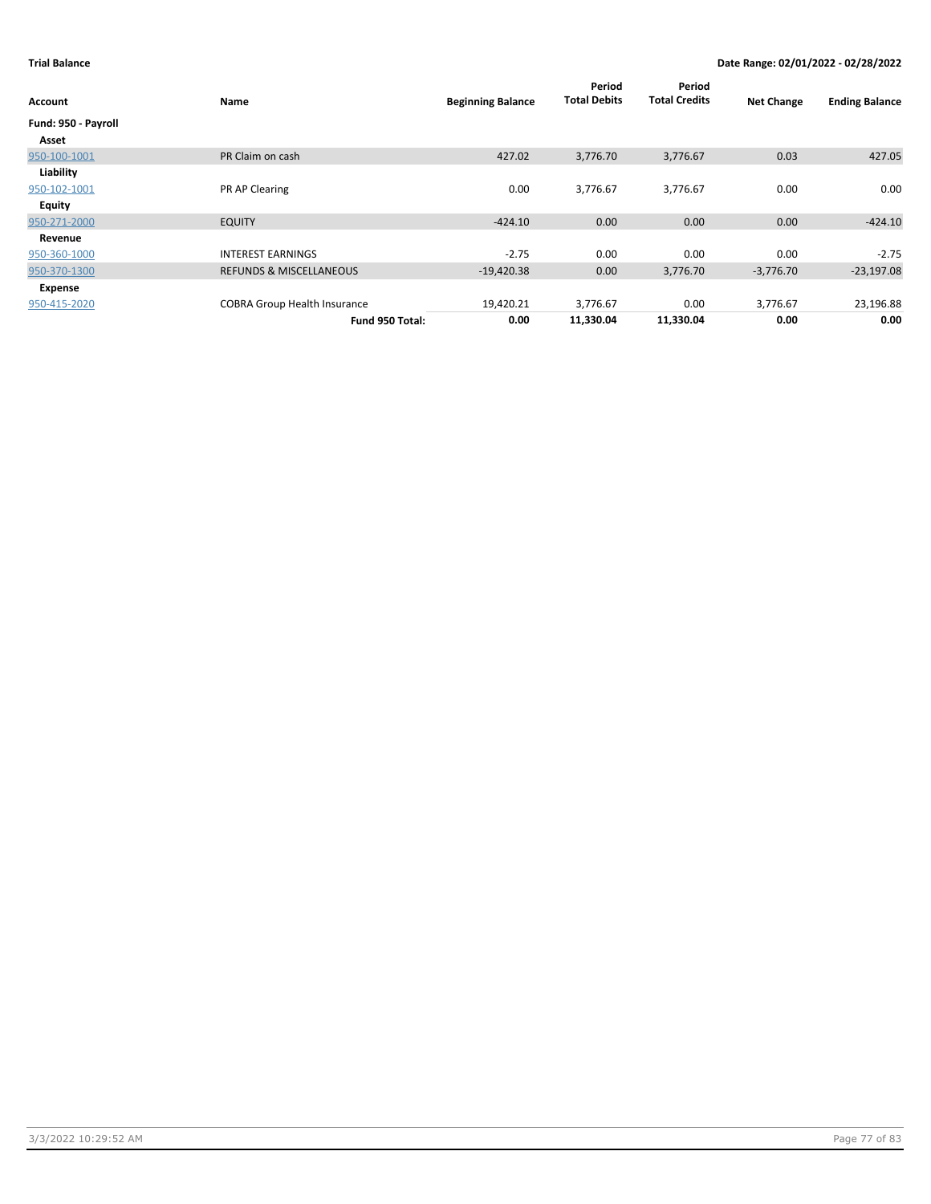**Trial Balance** **Date Range: 02/01/2022 - 02/28/2022**

| Account | Name | Beginning Balance | Period Total Debits | Period Total Credits | Net Change | Ending Balance |
|---|---|---|---|---|---|---|
| **Fund: 950 - Payroll** | | | | | | |
| **Asset** | | | | | | |
| 950-100-1001 | PR Claim on cash | 427.02 | 3,776.70 | 3,776.67 | 0.03 | 427.05 |
| **Liability** | | | | | | |
| 950-102-1001 | PR AP Clearing | 0.00 | 3,776.67 | 3,776.67 | 0.00 | 0.00 |
| **Equity** | | | | | | |
| 950-271-2000 | EQUITY | -424.10 | 0.00 | 0.00 | 0.00 | -424.10 |
| **Revenue** | | | | | | |
| 950-360-1000 | INTEREST EARNINGS | -2.75 | 0.00 | 0.00 | 0.00 | -2.75 |
| 950-370-1300 | REFUNDS & MISCELLANEOUS | -19,420.38 | 0.00 | 3,776.70 | -3,776.70 | -23,197.08 |
| **Expense** | | | | | | |
| 950-415-2020 | COBRA Group Health Insurance | 19,420.21 | 3,776.67 | 0.00 | 3,776.67 | 23,196.88 |
| | **Fund 950 Total:** | **0.00** | **11,330.04** | **11,330.04** | **0.00** | **0.00** |

3/3/2022 10:29:52 AM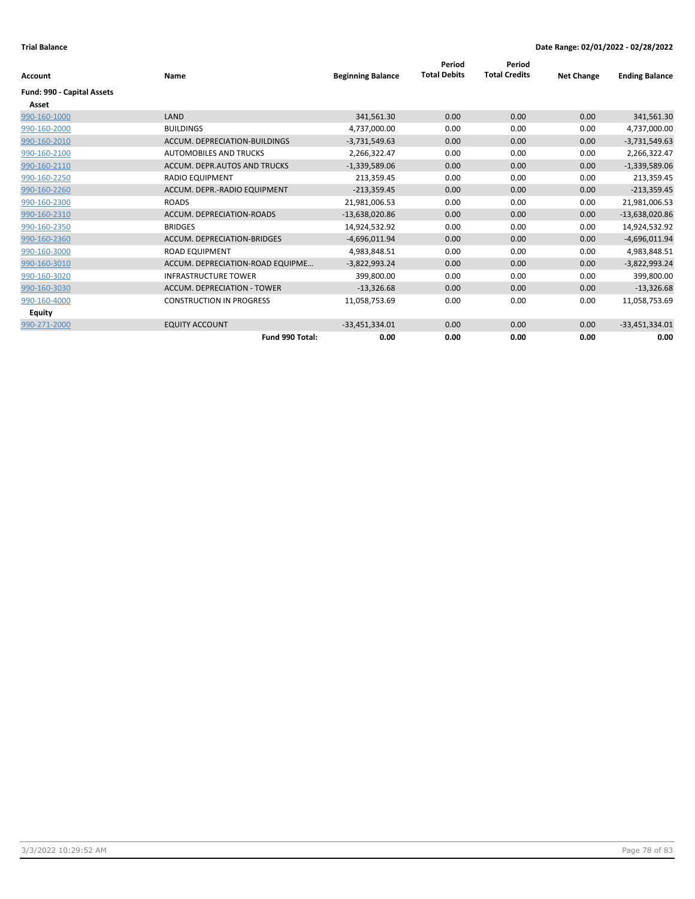**Trial Balance** **Date Range: 02/01/2022 - 02/28/2022**

| Account | Name | Beginning Balance | Period Total Debits | Period Total Credits | Net Change | Ending Balance |
|---|---|---|---|---|---|---|
| **Fund: 990 - Capital Assets** | | | | | | |
| **Asset** | | | | | | |
| 990-160-1000 | LAND | 341,561.30 | 0.00 | 0.00 | 0.00 | 341,561.30 |
| 990-160-2000 | BUILDINGS | 4,737,000.00 | 0.00 | 0.00 | 0.00 | 4,737,000.00 |
| 990-160-2010 | ACCUM. DEPRECIATION-BUILDINGS | -3,731,549.63 | 0.00 | 0.00 | 0.00 | -3,731,549.63 |
| 990-160-2100 | AUTOMOBILES AND TRUCKS | 2,266,322.47 | 0.00 | 0.00 | 0.00 | 2,266,322.47 |
| 990-160-2110 | ACCUM. DEPR.AUTOS AND TRUCKS | -1,339,589.06 | 0.00 | 0.00 | 0.00 | -1,339,589.06 |
| 990-160-2250 | RADIO EQUIPMENT | 213,359.45 | 0.00 | 0.00 | 0.00 | 213,359.45 |
| 990-160-2260 | ACCUM. DEPR.-RADIO EQUIPMENT | -213,359.45 | 0.00 | 0.00 | 0.00 | -213,359.45 |
| 990-160-2300 | ROADS | 21,981,006.53 | 0.00 | 0.00 | 0.00 | 21,981,006.53 |
| 990-160-2310 | ACCUM. DEPRECIATION-ROADS | -13,638,020.86 | 0.00 | 0.00 | 0.00 | -13,638,020.86 |
| 990-160-2350 | BRIDGES | 14,924,532.92 | 0.00 | 0.00 | 0.00 | 14,924,532.92 |
| 990-160-2360 | ACCUM. DEPRECIATION-BRIDGES | -4,696,011.94 | 0.00 | 0.00 | 0.00 | -4,696,011.94 |
| 990-160-3000 | ROAD EQUIPMENT | 4,983,848.51 | 0.00 | 0.00 | 0.00 | 4,983,848.51 |
| 990-160-3010 | ACCUM. DEPRECIATION-ROAD EQUIPME... | -3,822,993.24 | 0.00 | 0.00 | 0.00 | -3,822,993.24 |
| 990-160-3020 | INFRASTRUCTURE TOWER | 399,800.00 | 0.00 | 0.00 | 0.00 | 399,800.00 |
| 990-160-3030 | ACCUM. DEPRECIATION - TOWER | -13,326.68 | 0.00 | 0.00 | 0.00 | -13,326.68 |
| 990-160-4000 | CONSTRUCTION IN PROGRESS | 11,058,753.69 | 0.00 | 0.00 | 0.00 | 11,058,753.69 |
| **Equity** | | | | | | |
| 990-271-2000 | EQUITY ACCOUNT | -33,451,334.01 | 0.00 | 0.00 | 0.00 | -33,451,334.01 |
| | **Fund 990 Total:** | **0.00** | **0.00** | **0.00** | **0.00** | **0.00** |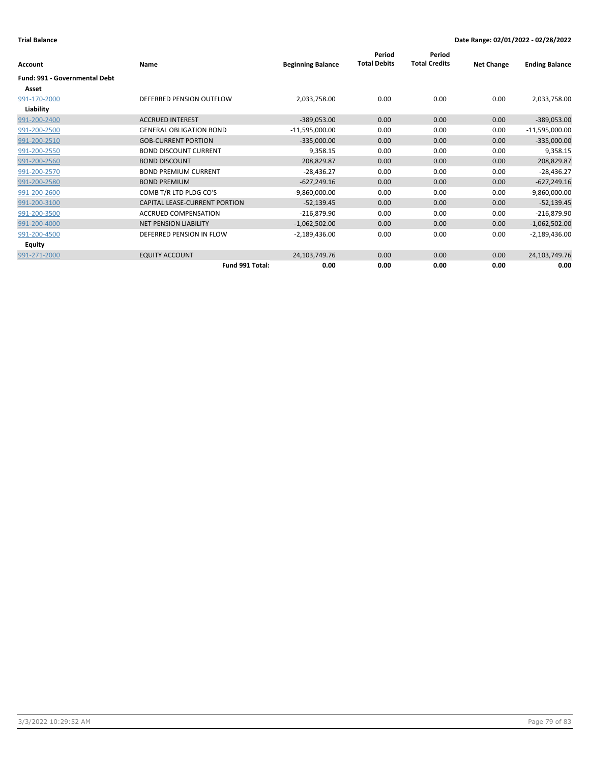**Trial Balance** **Date Range: 02/01/2022 - 02/28/2022**

| Account | Name | Beginning Balance | Period Total Debits | Period Total Credits | Net Change | Ending Balance |
|---|---|---|---|---|---|---|
| **Fund: 991 - Governmental Debt** | | | | | | |
| **Asset** | | | | | | |
| 991-170-2000 | DEFERRED PENSION OUTFLOW | 2,033,758.00 | 0.00 | 0.00 | 0.00 | 2,033,758.00 |
| **Liability** | | | | | | |
| 991-200-2400 | ACCRUED INTEREST | -389,053.00 | 0.00 | 0.00 | 0.00 | -389,053.00 |
| 991-200-2500 | GENERAL OBLIGATION BOND | -11,595,000.00 | 0.00 | 0.00 | 0.00 | -11,595,000.00 |
| 991-200-2510 | GOB-CURRENT PORTION | -335,000.00 | 0.00 | 0.00 | 0.00 | -335,000.00 |
| 991-200-2550 | BOND DISCOUNT CURRENT | 9,358.15 | 0.00 | 0.00 | 0.00 | 9,358.15 |
| 991-200-2560 | BOND DISCOUNT | 208,829.87 | 0.00 | 0.00 | 0.00 | 208,829.87 |
| 991-200-2570 | BOND PREMIUM CURRENT | -28,436.27 | 0.00 | 0.00 | 0.00 | -28,436.27 |
| 991-200-2580 | BOND PREMIUM | -627,249.16 | 0.00 | 0.00 | 0.00 | -627,249.16 |
| 991-200-2600 | COMB T/R LTD PLDG CO'S | -9,860,000.00 | 0.00 | 0.00 | 0.00 | -9,860,000.00 |
| 991-200-3100 | CAPITAL LEASE-CURRENT PORTION | -52,139.45 | 0.00 | 0.00 | 0.00 | -52,139.45 |
| 991-200-3500 | ACCRUED COMPENSATION | -216,879.90 | 0.00 | 0.00 | 0.00 | -216,879.90 |
| 991-200-4000 | NET PENSION LIABILITY | -1,062,502.00 | 0.00 | 0.00 | 0.00 | -1,062,502.00 |
| 991-200-4500 | DEFERRED PENSION IN FLOW | -2,189,436.00 | 0.00 | 0.00 | 0.00 | -2,189,436.00 |
| **Equity** | | | | | | |
| 991-271-2000 | EQUITY ACCOUNT | 24,103,749.76 | 0.00 | 0.00 | 0.00 | 24,103,749.76 |
| | **Fund 991 Total:** | **0.00** | **0.00** | **0.00** | **0.00** | **0.00** |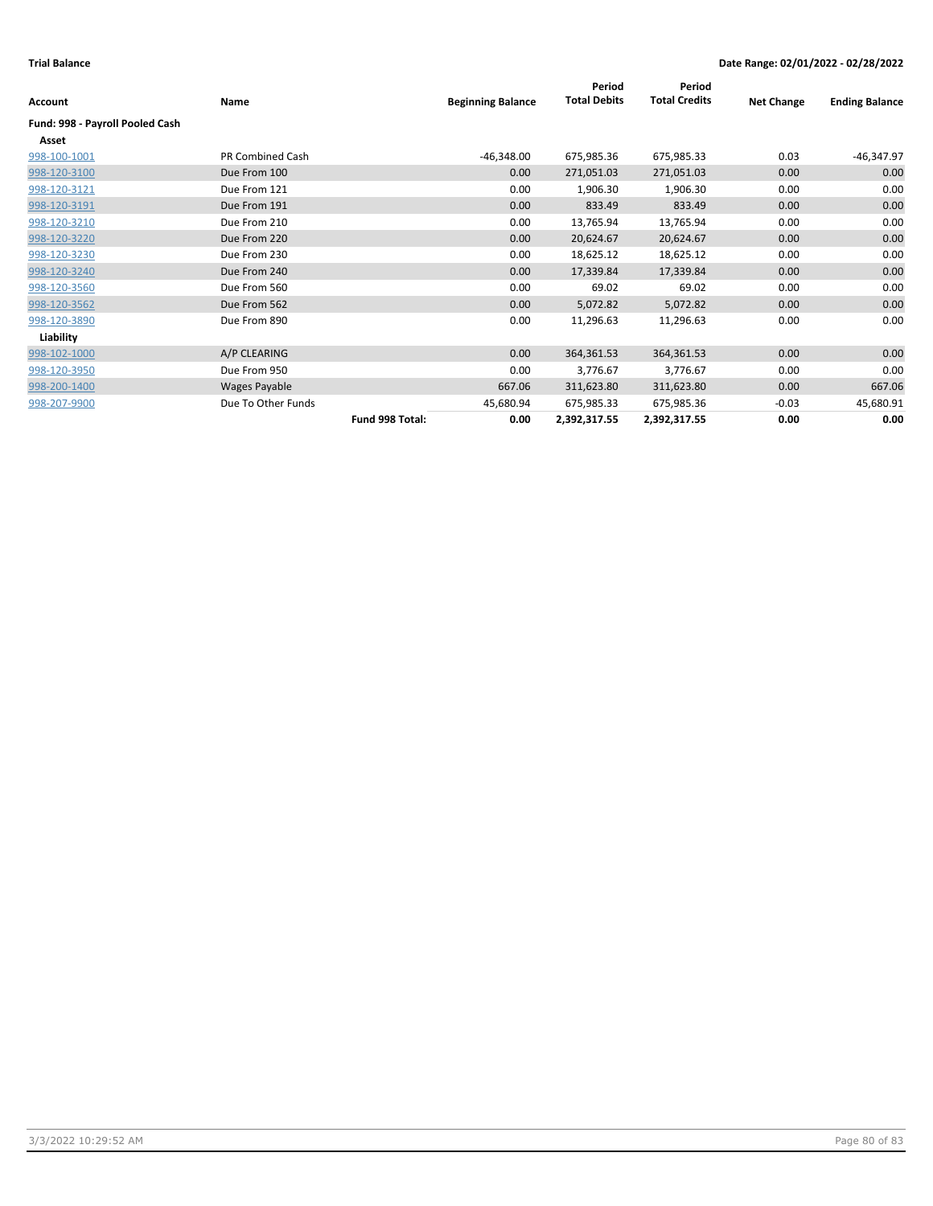**Trial Balance** | **Date Range: 02/01/2022 - 02/28/2022**

| Account | Name | | Beginning Balance | Period Total Debits | Period Total Credits | Net Change | Ending Balance |
|---|---|---|---|---|---|---|---|
| **Fund: 998 - Payroll Pooled Cash** | | | | | | | |
| **Asset** | | | | | | | |
| 998-100-1001 | PR Combined Cash | | -46,348.00 | 675,985.36 | 675,985.33 | 0.03 | -46,347.97 |
| 998-120-3100 | Due From 100 | | 0.00 | 271,051.03 | 271,051.03 | 0.00 | 0.00 |
| 998-120-3121 | Due From 121 | | 0.00 | 1,906.30 | 1,906.30 | 0.00 | 0.00 |
| 998-120-3191 | Due From 191 | | 0.00 | 833.49 | 833.49 | 0.00 | 0.00 |
| 998-120-3210 | Due From 210 | | 0.00 | 13,765.94 | 13,765.94 | 0.00 | 0.00 |
| 998-120-3220 | Due From 220 | | 0.00 | 20,624.67 | 20,624.67 | 0.00 | 0.00 |
| 998-120-3230 | Due From 230 | | 0.00 | 18,625.12 | 18,625.12 | 0.00 | 0.00 |
| 998-120-3240 | Due From 240 | | 0.00 | 17,339.84 | 17,339.84 | 0.00 | 0.00 |
| 998-120-3560 | Due From 560 | | 0.00 | 69.02 | 69.02 | 0.00 | 0.00 |
| 998-120-3562 | Due From 562 | | 0.00 | 5,072.82 | 5,072.82 | 0.00 | 0.00 |
| 998-120-3890 | Due From 890 | | 0.00 | 11,296.63 | 11,296.63 | 0.00 | 0.00 |
| **Liability** | | | | | | | |
| 998-102-1000 | A/P CLEARING | | 0.00 | 364,361.53 | 364,361.53 | 0.00 | 0.00 |
| 998-120-3950 | Due From 950 | | 0.00 | 3,776.67 | 3,776.67 | 0.00 | 0.00 |
| 998-200-1400 | Wages Payable | | 667.06 | 311,623.80 | 311,623.80 | 0.00 | 667.06 |
| 998-207-9900 | Due To Other Funds | | 45,680.94 | 675,985.33 | 675,985.36 | -0.03 | 45,680.91 |
| | | **Fund 998 Total:** | **0.00** | **2,392,317.55** | **2,392,317.55** | **0.00** | **0.00** |

3/3/2022 10:29:52 AM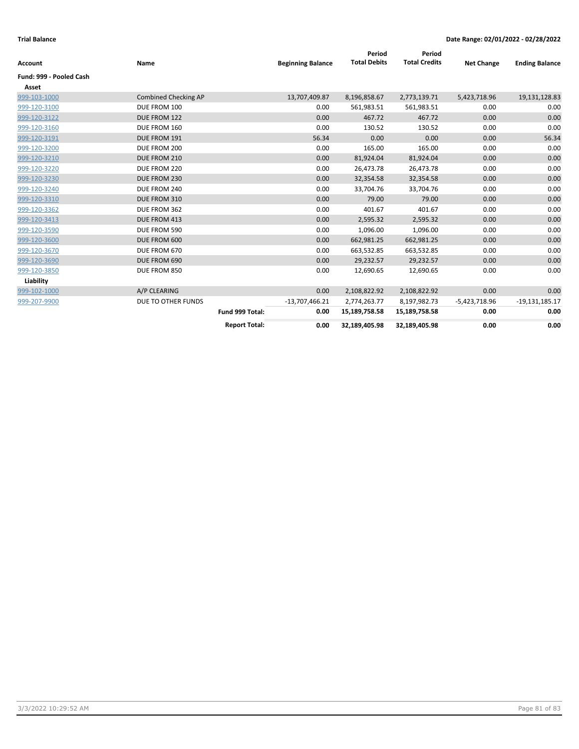**Trial Balance** — **Date Range: 02/01/2022 - 02/28/2022**

| Account | Name | Beginning Balance | Period Total Debits | Period Total Credits | Net Change | Ending Balance |
|---|---|---|---|---|---|---|
| **Fund: 999 - Pooled Cash** | | | | | | |
| **Asset** | | | | | | |
| 999-103-1000 | Combined Checking AP | 13,707,409.87 | 8,196,858.67 | 2,773,139.71 | 5,423,718.96 | 19,131,128.83 |
| 999-120-3100 | DUE FROM 100 | 0.00 | 561,983.51 | 561,983.51 | 0.00 | 0.00 |
| 999-120-3122 | DUE FROM 122 | 0.00 | 467.72 | 467.72 | 0.00 | 0.00 |
| 999-120-3160 | DUE FROM 160 | 0.00 | 130.52 | 130.52 | 0.00 | 0.00 |
| 999-120-3191 | DUE FROM 191 | 56.34 | 0.00 | 0.00 | 0.00 | 56.34 |
| 999-120-3200 | DUE FROM 200 | 0.00 | 165.00 | 165.00 | 0.00 | 0.00 |
| 999-120-3210 | DUE FROM 210 | 0.00 | 81,924.04 | 81,924.04 | 0.00 | 0.00 |
| 999-120-3220 | DUE FROM 220 | 0.00 | 26,473.78 | 26,473.78 | 0.00 | 0.00 |
| 999-120-3230 | DUE FROM 230 | 0.00 | 32,354.58 | 32,354.58 | 0.00 | 0.00 |
| 999-120-3240 | DUE FROM 240 | 0.00 | 33,704.76 | 33,704.76 | 0.00 | 0.00 |
| 999-120-3310 | DUE FROM 310 | 0.00 | 79.00 | 79.00 | 0.00 | 0.00 |
| 999-120-3362 | DUE FROM 362 | 0.00 | 401.67 | 401.67 | 0.00 | 0.00 |
| 999-120-3413 | DUE FROM 413 | 0.00 | 2,595.32 | 2,595.32 | 0.00 | 0.00 |
| 999-120-3590 | DUE FROM 590 | 0.00 | 1,096.00 | 1,096.00 | 0.00 | 0.00 |
| 999-120-3600 | DUE FROM 600 | 0.00 | 662,981.25 | 662,981.25 | 0.00 | 0.00 |
| 999-120-3670 | DUE FROM 670 | 0.00 | 663,532.85 | 663,532.85 | 0.00 | 0.00 |
| 999-120-3690 | DUE FROM 690 | 0.00 | 29,232.57 | 29,232.57 | 0.00 | 0.00 |
| 999-120-3850 | DUE FROM 850 | 0.00 | 12,690.65 | 12,690.65 | 0.00 | 0.00 |
| **Liability** | | | | | | |
| 999-102-1000 | A/P CLEARING | 0.00 | 2,108,822.92 | 2,108,822.92 | 0.00 | 0.00 |
| 999-207-9900 | DUE TO OTHER FUNDS | -13,707,466.21 | 2,774,263.77 | 8,197,982.73 | -5,423,718.96 | -19,131,185.17 |
| | **Fund 999 Total:** | **0.00** | **15,189,758.58** | **15,189,758.58** | **0.00** | **0.00** |
| | **Report Total:** | **0.00** | **32,189,405.98** | **32,189,405.98** | **0.00** | **0.00** |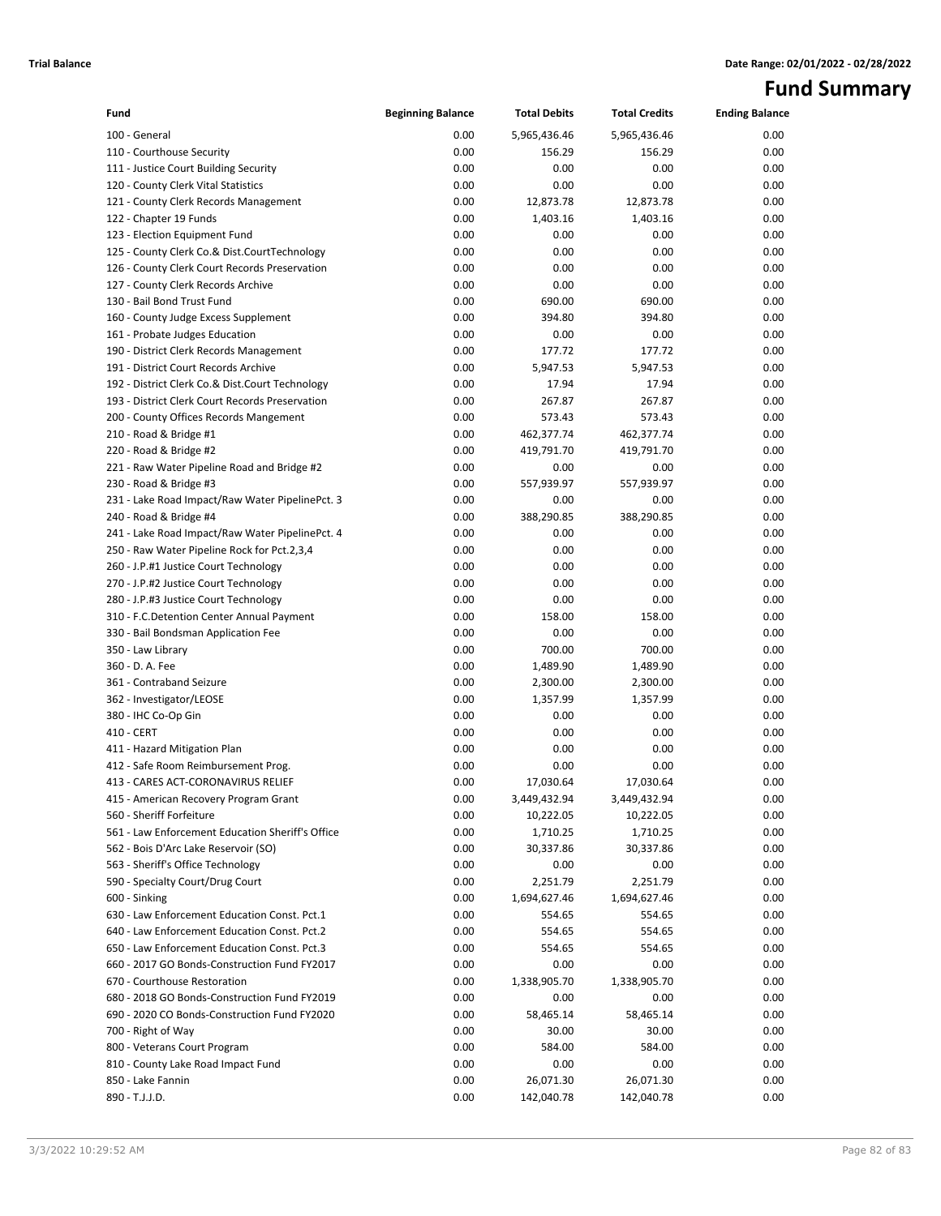**Trial Balance** **Date Range: 02/01/2022 - 02/28/2022**

# Fund Summary

| Fund | Beginning Balance | Total Debits | Total Credits | Ending Balance |
|---|---|---|---|---|
| 100 - General | 0.00 | 5,965,436.46 | 5,965,436.46 | 0.00 |
| 110 - Courthouse Security | 0.00 | 156.29 | 156.29 | 0.00 |
| 111 - Justice Court Building Security | 0.00 | 0.00 | 0.00 | 0.00 |
| 120 - County Clerk Vital Statistics | 0.00 | 0.00 | 0.00 | 0.00 |
| 121 - County Clerk Records Management | 0.00 | 12,873.78 | 12,873.78 | 0.00 |
| 122 - Chapter 19 Funds | 0.00 | 1,403.16 | 1,403.16 | 0.00 |
| 123 - Election Equipment Fund | 0.00 | 0.00 | 0.00 | 0.00 |
| 125 - County Clerk Co.& Dist.CourtTechnology | 0.00 | 0.00 | 0.00 | 0.00 |
| 126 - County Clerk Court Records Preservation | 0.00 | 0.00 | 0.00 | 0.00 |
| 127 - County Clerk Records Archive | 0.00 | 0.00 | 0.00 | 0.00 |
| 130 - Bail Bond Trust Fund | 0.00 | 690.00 | 690.00 | 0.00 |
| 160 - County Judge Excess Supplement | 0.00 | 394.80 | 394.80 | 0.00 |
| 161 - Probate Judges Education | 0.00 | 0.00 | 0.00 | 0.00 |
| 190 - District Clerk Records Management | 0.00 | 177.72 | 177.72 | 0.00 |
| 191 - District Court Records Archive | 0.00 | 5,947.53 | 5,947.53 | 0.00 |
| 192 - District Clerk Co.& Dist.Court Technology | 0.00 | 17.94 | 17.94 | 0.00 |
| 193 - District Clerk Court Records Preservation | 0.00 | 267.87 | 267.87 | 0.00 |
| 200 - County Offices Records Mangement | 0.00 | 573.43 | 573.43 | 0.00 |
| 210 - Road & Bridge #1 | 0.00 | 462,377.74 | 462,377.74 | 0.00 |
| 220 - Road & Bridge #2 | 0.00 | 419,791.70 | 419,791.70 | 0.00 |
| 221 - Raw Water Pipeline Road and Bridge #2 | 0.00 | 0.00 | 0.00 | 0.00 |
| 230 - Road & Bridge #3 | 0.00 | 557,939.97 | 557,939.97 | 0.00 |
| 231 - Lake Road Impact/Raw Water PipelinePct. 3 | 0.00 | 0.00 | 0.00 | 0.00 |
| 240 - Road & Bridge #4 | 0.00 | 388,290.85 | 388,290.85 | 0.00 |
| 241 - Lake Road Impact/Raw Water PipelinePct. 4 | 0.00 | 0.00 | 0.00 | 0.00 |
| 250 - Raw Water Pipeline Rock for Pct.2,3,4 | 0.00 | 0.00 | 0.00 | 0.00 |
| 260 - J.P.#1 Justice Court Technology | 0.00 | 0.00 | 0.00 | 0.00 |
| 270 - J.P.#2 Justice Court Technology | 0.00 | 0.00 | 0.00 | 0.00 |
| 280 - J.P.#3 Justice Court Technology | 0.00 | 0.00 | 0.00 | 0.00 |
| 310 - F.C.Detention Center Annual Payment | 0.00 | 158.00 | 158.00 | 0.00 |
| 330 - Bail Bondsman Application Fee | 0.00 | 0.00 | 0.00 | 0.00 |
| 350 - Law Library | 0.00 | 700.00 | 700.00 | 0.00 |
| 360 - D. A. Fee | 0.00 | 1,489.90 | 1,489.90 | 0.00 |
| 361 - Contraband Seizure | 0.00 | 2,300.00 | 2,300.00 | 0.00 |
| 362 - Investigator/LEOSE | 0.00 | 1,357.99 | 1,357.99 | 0.00 |
| 380 - IHC Co-Op Gin | 0.00 | 0.00 | 0.00 | 0.00 |
| 410 - CERT | 0.00 | 0.00 | 0.00 | 0.00 |
| 411 - Hazard Mitigation Plan | 0.00 | 0.00 | 0.00 | 0.00 |
| 412 - Safe Room Reimbursement Prog. | 0.00 | 0.00 | 0.00 | 0.00 |
| 413 - CARES ACT-CORONAVIRUS RELIEF | 0.00 | 17,030.64 | 17,030.64 | 0.00 |
| 415 - American Recovery Program Grant | 0.00 | 3,449,432.94 | 3,449,432.94 | 0.00 |
| 560 - Sheriff Forfeiture | 0.00 | 10,222.05 | 10,222.05 | 0.00 |
| 561 - Law Enforcement Education Sheriff's Office | 0.00 | 1,710.25 | 1,710.25 | 0.00 |
| 562 - Bois D'Arc Lake Reservoir (SO) | 0.00 | 30,337.86 | 30,337.86 | 0.00 |
| 563 - Sheriff's Office Technology | 0.00 | 0.00 | 0.00 | 0.00 |
| 590 - Specialty Court/Drug Court | 0.00 | 2,251.79 | 2,251.79 | 0.00 |
| 600 - Sinking | 0.00 | 1,694,627.46 | 1,694,627.46 | 0.00 |
| 630 - Law Enforcement Education Const. Pct.1 | 0.00 | 554.65 | 554.65 | 0.00 |
| 640 - Law Enforcement Education Const. Pct.2 | 0.00 | 554.65 | 554.65 | 0.00 |
| 650 - Law Enforcement Education Const. Pct.3 | 0.00 | 554.65 | 554.65 | 0.00 |
| 660 - 2017 GO Bonds-Construction Fund FY2017 | 0.00 | 0.00 | 0.00 | 0.00 |
| 670 - Courthouse Restoration | 0.00 | 1,338,905.70 | 1,338,905.70 | 0.00 |
| 680 - 2018 GO Bonds-Construction Fund FY2019 | 0.00 | 0.00 | 0.00 | 0.00 |
| 690 - 2020 CO Bonds-Construction Fund FY2020 | 0.00 | 58,465.14 | 58,465.14 | 0.00 |
| 700 - Right of Way | 0.00 | 30.00 | 30.00 | 0.00 |
| 800 - Veterans Court Program | 0.00 | 584.00 | 584.00 | 0.00 |
| 810 - County Lake Road Impact Fund | 0.00 | 0.00 | 0.00 | 0.00 |
| 850 - Lake Fannin | 0.00 | 26,071.30 | 26,071.30 | 0.00 |
| 890 - T.J.J.D. | 0.00 | 142,040.78 | 142,040.78 | 0.00 |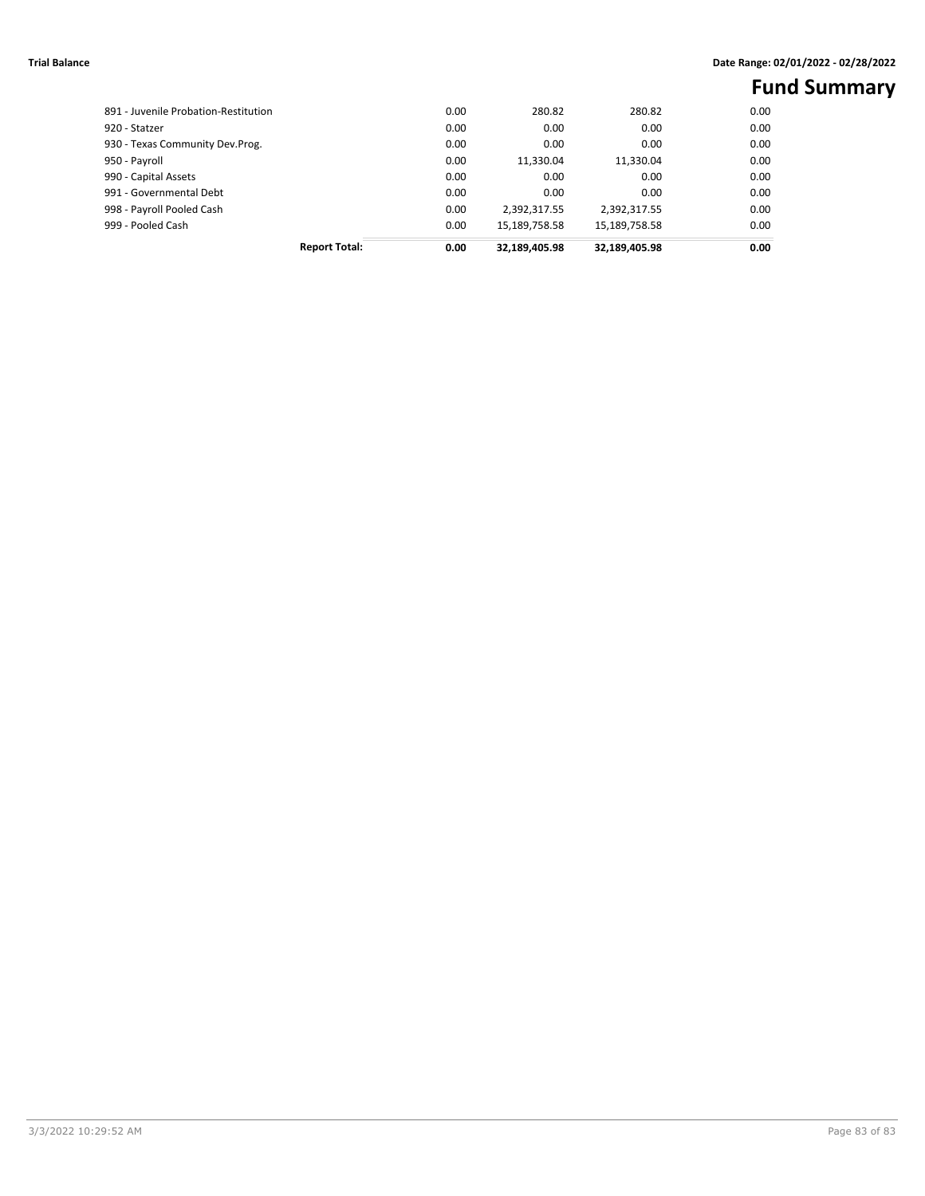# Fund Summary

| | | | | |
|---|---|---|---|---|
| 891 - Juvenile Probation-Restitution | 0.00 | 280.82 | 280.82 | 0.00 |
| 920 - Statzer | 0.00 | 0.00 | 0.00 | 0.00 |
| 930 - Texas Community Dev.Prog. | 0.00 | 0.00 | 0.00 | 0.00 |
| 950 - Payroll | 0.00 | 11,330.04 | 11,330.04 | 0.00 |
| 990 - Capital Assets | 0.00 | 0.00 | 0.00 | 0.00 |
| 991 - Governmental Debt | 0.00 | 0.00 | 0.00 | 0.00 |
| 998 - Payroll Pooled Cash | 0.00 | 2,392,317.55 | 2,392,317.55 | 0.00 |
| 999 - Pooled Cash | 0.00 | 15,189,758.58 | 15,189,758.58 | 0.00 |
| **Report Total:** | **0.00** | **32,189,405.98** | **32,189,405.98** | **0.00** |